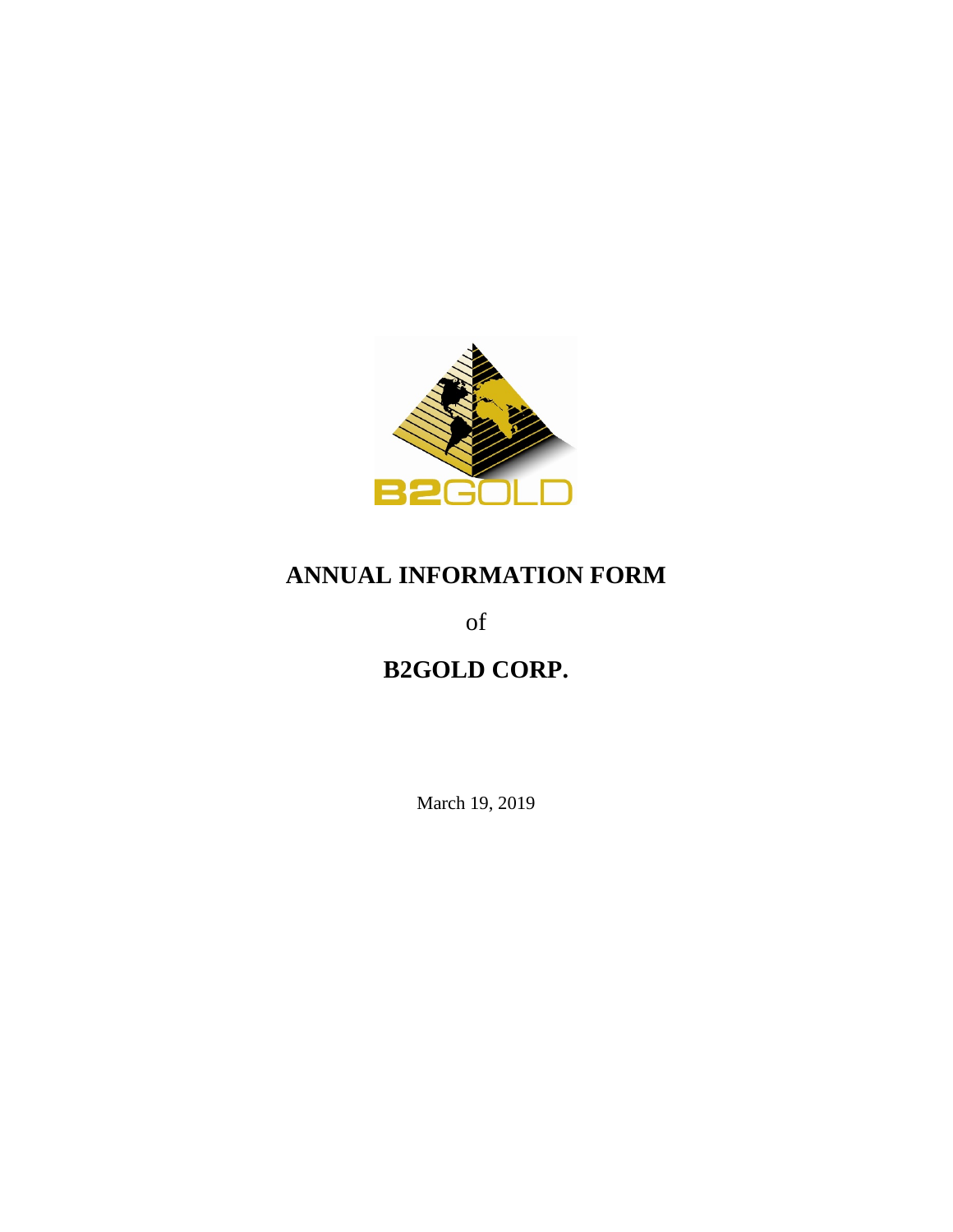# ANNUAL INFORMATION FORM

of

# B2GOLD CORP.

March 19, 2019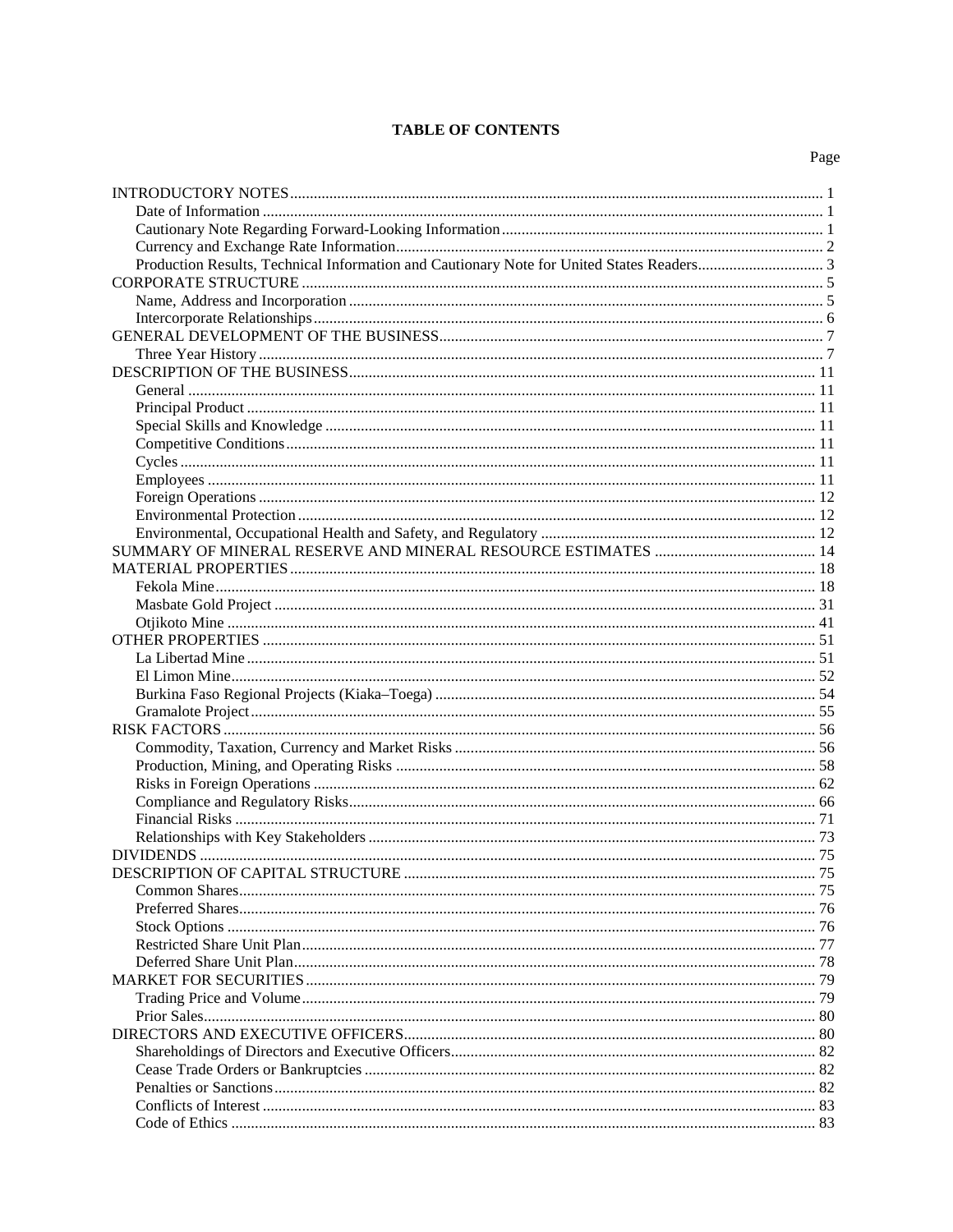# TABLE OF CONTENTS

| | Page |
|---|---|
| INTRODUCTORY NOTES | 1 |
| Date of Information | 1 |
| Cautionary Note Regarding Forward-Looking Information | 1 |
| Currency and Exchange Rate Information | 2 |
| Production Results, Technical Information and Cautionary Note for United States Readers | 3 |
| CORPORATE STRUCTURE | 5 |
| Name, Address and Incorporation | 5 |
| Intercorporate Relationships | 6 |
| GENERAL DEVELOPMENT OF THE BUSINESS | 7 |
| Three Year History | 7 |
| DESCRIPTION OF THE BUSINESS | 11 |
| General | 11 |
| Principal Product | 11 |
| Special Skills and Knowledge | 11 |
| Competitive Conditions | 11 |
| Cycles | 11 |
| Employees | 11 |
| Foreign Operations | 12 |
| Environmental Protection | 12 |
| Environmental, Occupational Health and Safety, and Regulatory | 12 |
| SUMMARY OF MINERAL RESERVE AND MINERAL RESOURCE ESTIMATES | 14 |
| MATERIAL PROPERTIES | 18 |
| Fekola Mine | 18 |
| Masbate Gold Project | 31 |
| Otjikoto Mine | 41 |
| OTHER PROPERTIES | 51 |
| La Libertad Mine | 51 |
| El Limon Mine | 52 |
| Burkina Faso Regional Projects (Kiaka–Toega) | 54 |
| Gramalote Project | 55 |
| RISK FACTORS | 56 |
| Commodity, Taxation, Currency and Market Risks | 56 |
| Production, Mining, and Operating Risks | 58 |
| Risks in Foreign Operations | 62 |
| Compliance and Regulatory Risks | 66 |
| Financial Risks | 71 |
| Relationships with Key Stakeholders | 73 |
| DIVIDENDS | 75 |
| DESCRIPTION OF CAPITAL STRUCTURE | 75 |
| Common Shares | 75 |
| Preferred Shares | 76 |
| Stock Options | 76 |
| Restricted Share Unit Plan | 77 |
| Deferred Share Unit Plan | 78 |
| MARKET FOR SECURITIES | 79 |
| Trading Price and Volume | 79 |
| Prior Sales | 80 |
| DIRECTORS AND EXECUTIVE OFFICERS | 80 |
| Shareholdings of Directors and Executive Officers | 82 |
| Cease Trade Orders or Bankruptcies | 82 |
| Penalties or Sanctions | 82 |
| Conflicts of Interest | 83 |
| Code of Ethics | 83 |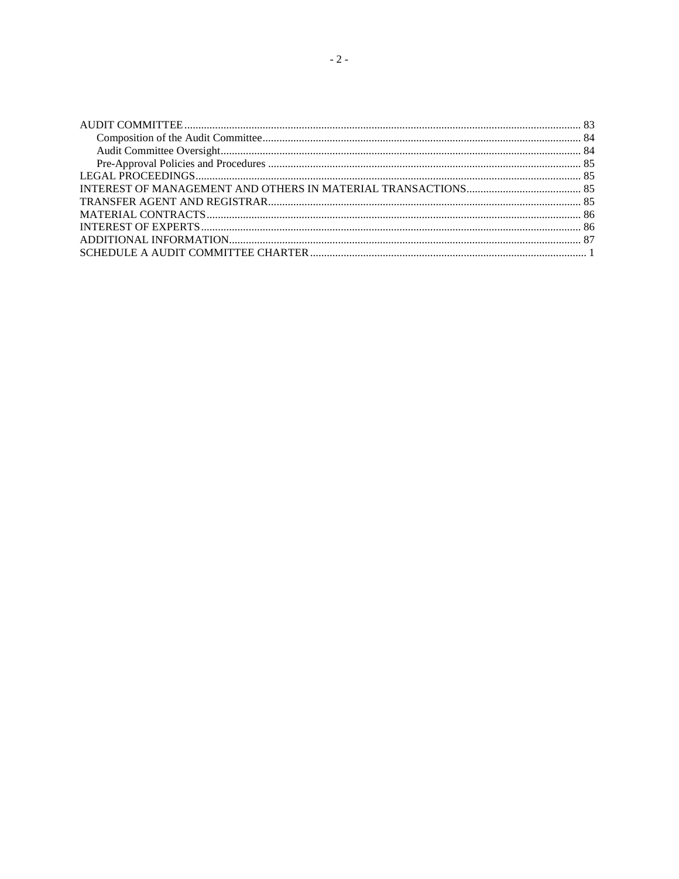AUDIT COMMITTEE ........................................................................................................ 83
    Composition of the Audit Committee ........................................................................ 84
    Audit Committee Oversight ........................................................................................ 84
    Pre-Approval Policies and Procedures ........................................................................ 85
LEGAL PROCEEDINGS ................................................................................................. 85
INTEREST OF MANAGEMENT AND OTHERS IN MATERIAL TRANSACTIONS ................... 85
TRANSFER AGENT AND REGISTRAR ............................................................................. 85
MATERIAL CONTRACTS ............................................................................................... 86
INTEREST OF EXPERTS ................................................................................................. 86
ADDITIONAL INFORMATION ......................................................................................... 87
SCHEDULE A AUDIT COMMITTEE CHARTER ................................................................. 1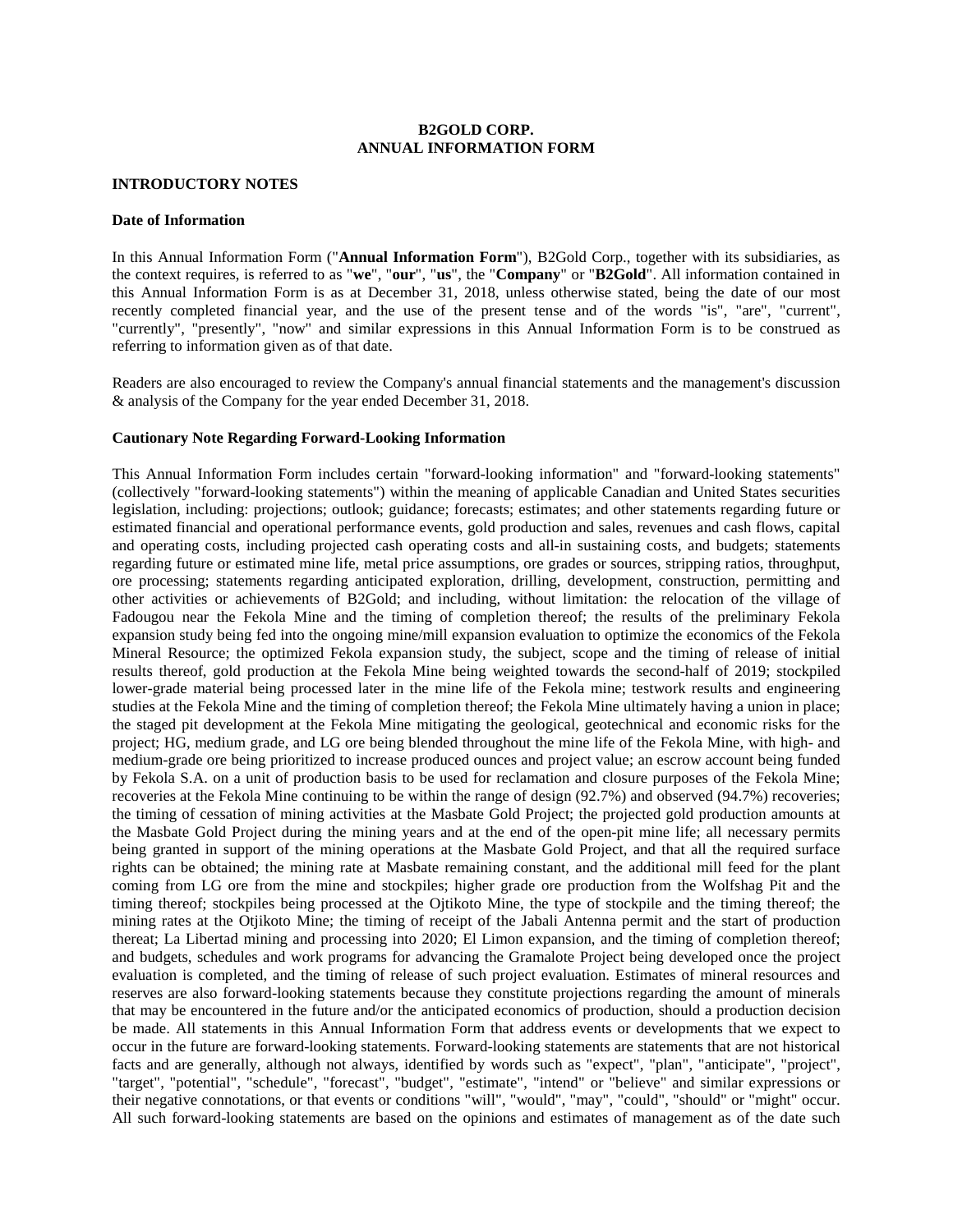# B2GOLD CORP.
# ANNUAL INFORMATION FORM

## INTRODUCTORY NOTES

### Date of Information

In this Annual Information Form ("**Annual Information Form**"), B2Gold Corp., together with its subsidiaries, as the context requires, is referred to as "**we**", "**our**", "**us**", the "**Company**" or "**B2Gold**". All information contained in this Annual Information Form is as at December 31, 2018, unless otherwise stated, being the date of our most recently completed financial year, and the use of the present tense and of the words "is", "are", "current", "currently", "presently", "now" and similar expressions in this Annual Information Form is to be construed as referring to information given as of that date.

Readers are also encouraged to review the Company's annual financial statements and the management's discussion & analysis of the Company for the year ended December 31, 2018.

### Cautionary Note Regarding Forward-Looking Information

This Annual Information Form includes certain "forward-looking information" and "forward-looking statements" (collectively "forward-looking statements") within the meaning of applicable Canadian and United States securities legislation, including: projections; outlook; guidance; forecasts; estimates; and other statements regarding future or estimated financial and operational performance events, gold production and sales, revenues and cash flows, capital and operating costs, including projected cash operating costs and all-in sustaining costs, and budgets; statements regarding future or estimated mine life, metal price assumptions, ore grades or sources, stripping ratios, throughput, ore processing; statements regarding anticipated exploration, drilling, development, construction, permitting and other activities or achievements of B2Gold; and including, without limitation: the relocation of the village of Fadougou near the Fekola Mine and the timing of completion thereof; the results of the preliminary Fekola expansion study being fed into the ongoing mine/mill expansion evaluation to optimize the economics of the Fekola Mineral Resource; the optimized Fekola expansion study, the subject, scope and the timing of release of initial results thereof, gold production at the Fekola Mine being weighted towards the second-half of 2019; stockpiled lower-grade material being processed later in the mine life of the Fekola mine; testwork results and engineering studies at the Fekola Mine and the timing of completion thereof; the Fekola Mine ultimately having a union in place; the staged pit development at the Fekola Mine mitigating the geological, geotechnical and economic risks for the project; HG, medium grade, and LG ore being blended throughout the mine life of the Fekola Mine, with high- and medium-grade ore being prioritized to increase produced ounces and project value; an escrow account being funded by Fekola S.A. on a unit of production basis to be used for reclamation and closure purposes of the Fekola Mine; recoveries at the Fekola Mine continuing to be within the range of design (92.7%) and observed (94.7%) recoveries; the timing of cessation of mining activities at the Masbate Gold Project; the projected gold production amounts at the Masbate Gold Project during the mining years and at the end of the open-pit mine life; all necessary permits being granted in support of the mining operations at the Masbate Gold Project, and that all the required surface rights can be obtained; the mining rate at Masbate remaining constant, and the additional mill feed for the plant coming from LG ore from the mine and stockpiles; higher grade ore production from the Wolfshag Pit and the timing thereof; stockpiles being processed at the Ojtikoto Mine, the type of stockpile and the timing thereof; the mining rates at the Otjikoto Mine; the timing of receipt of the Jabali Antenna permit and the start of production thereat; La Libertad mining and processing into 2020; El Limon expansion, and the timing of completion thereof; and budgets, schedules and work programs for advancing the Gramalote Project being developed once the project evaluation is completed, and the timing of release of such project evaluation. Estimates of mineral resources and reserves are also forward-looking statements because they constitute projections regarding the amount of minerals that may be encountered in the future and/or the anticipated economics of production, should a production decision be made. All statements in this Annual Information Form that address events or developments that we expect to occur in the future are forward-looking statements. Forward-looking statements are statements that are not historical facts and are generally, although not always, identified by words such as "expect", "plan", "anticipate", "project", "target", "potential", "schedule", "forecast", "budget", "estimate", "intend" or "believe" and similar expressions or their negative connotations, or that events or conditions "will", "would", "may", "could", "should" or "might" occur. All such forward-looking statements are based on the opinions and estimates of management as of the date such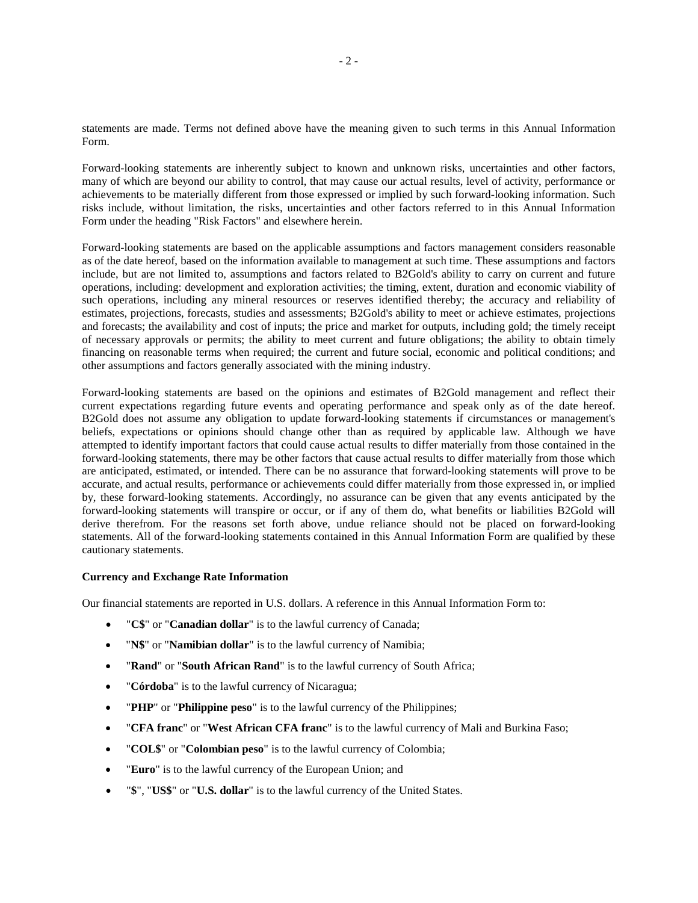statements are made. Terms not defined above have the meaning given to such terms in this Annual Information Form.

Forward-looking statements are inherently subject to known and unknown risks, uncertainties and other factors, many of which are beyond our ability to control, that may cause our actual results, level of activity, performance or achievements to be materially different from those expressed or implied by such forward-looking information. Such risks include, without limitation, the risks, uncertainties and other factors referred to in this Annual Information Form under the heading "Risk Factors" and elsewhere herein.

Forward-looking statements are based on the applicable assumptions and factors management considers reasonable as of the date hereof, based on the information available to management at such time. These assumptions and factors include, but are not limited to, assumptions and factors related to B2Gold's ability to carry on current and future operations, including: development and exploration activities; the timing, extent, duration and economic viability of such operations, including any mineral resources or reserves identified thereby; the accuracy and reliability of estimates, projections, forecasts, studies and assessments; B2Gold's ability to meet or achieve estimates, projections and forecasts; the availability and cost of inputs; the price and market for outputs, including gold; the timely receipt of necessary approvals or permits; the ability to meet current and future obligations; the ability to obtain timely financing on reasonable terms when required; the current and future social, economic and political conditions; and other assumptions and factors generally associated with the mining industry.

Forward-looking statements are based on the opinions and estimates of B2Gold management and reflect their current expectations regarding future events and operating performance and speak only as of the date hereof. B2Gold does not assume any obligation to update forward-looking statements if circumstances or management's beliefs, expectations or opinions should change other than as required by applicable law. Although we have attempted to identify important factors that could cause actual results to differ materially from those contained in the forward-looking statements, there may be other factors that cause actual results to differ materially from those which are anticipated, estimated, or intended. There can be no assurance that forward-looking statements will prove to be accurate, and actual results, performance or achievements could differ materially from those expressed in, or implied by, these forward-looking statements. Accordingly, no assurance can be given that any events anticipated by the forward-looking statements will transpire or occur, or if any of them do, what benefits or liabilities B2Gold will derive therefrom. For the reasons set forth above, undue reliance should not be placed on forward-looking statements. All of the forward-looking statements contained in this Annual Information Form are qualified by these cautionary statements.

**Currency and Exchange Rate Information**

Our financial statements are reported in U.S. dollars. A reference in this Annual Information Form to:

- "**C$**" or "**Canadian dollar**" is to the lawful currency of Canada;
- "**N$**" or "**Namibian dollar**" is to the lawful currency of Namibia;
- "**Rand**" or "**South African Rand**" is to the lawful currency of South Africa;
- "**Córdoba**" is to the lawful currency of Nicaragua;
- "**PHP**" or "**Philippine peso**" is to the lawful currency of the Philippines;
- "**CFA franc**" or "**West African CFA franc**" is to the lawful currency of Mali and Burkina Faso;
- "**COL$**" or "**Colombian peso**" is to the lawful currency of Colombia;
- "**Euro**" is to the lawful currency of the European Union; and
- "**$**", "**US$**" or "**U.S. dollar**" is to the lawful currency of the United States.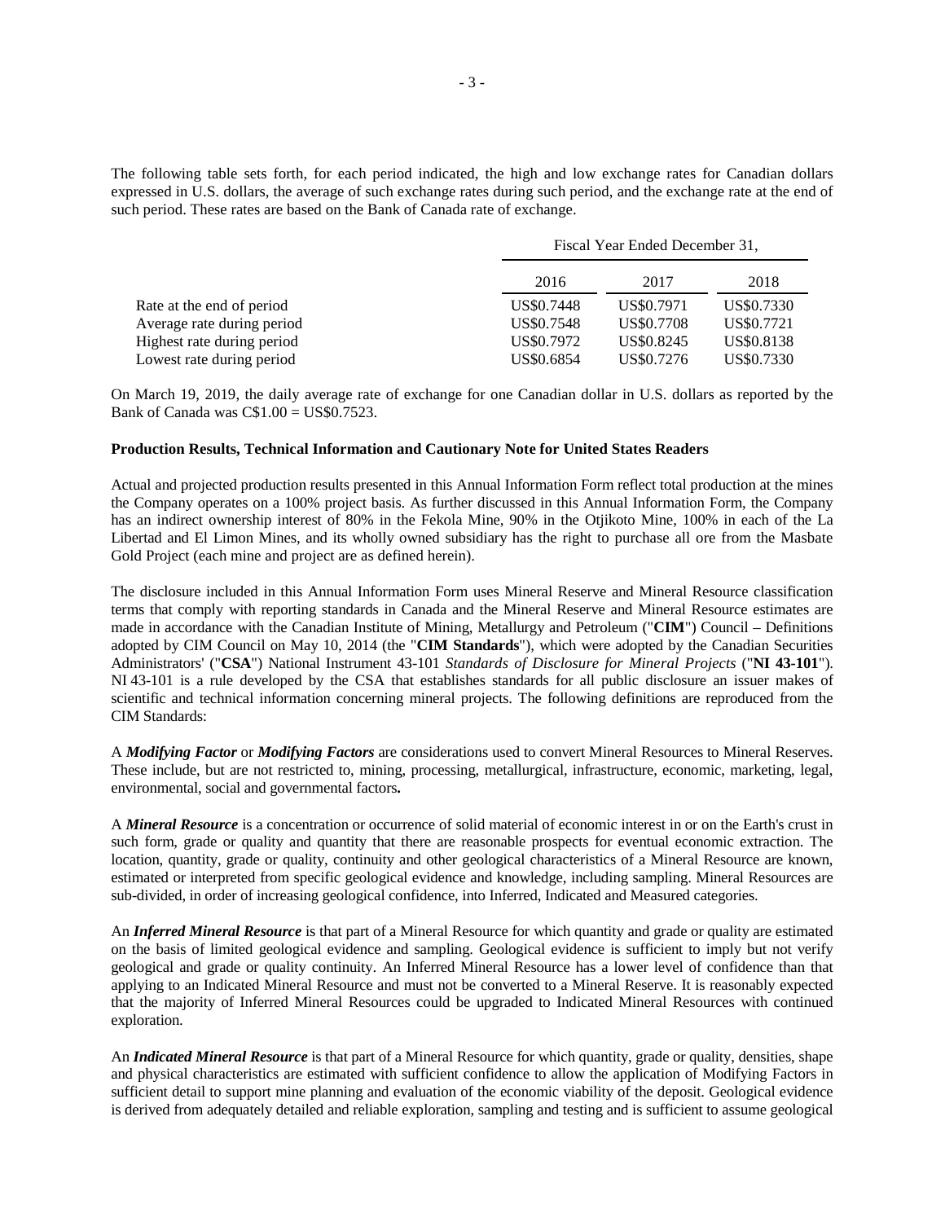The following table sets forth, for each period indicated, the high and low exchange rates for Canadian dollars expressed in U.S. dollars, the average of such exchange rates during such period, and the exchange rate at the end of such period. These rates are based on the Bank of Canada rate of exchange.

| | Fiscal Year Ended December 31, | | |
|---|---|---|---|
| | 2016 | 2017 | 2018 |
| Rate at the end of period | US$0.7448 | US$0.7971 | US$0.7330 |
| Average rate during period | US$0.7548 | US$0.7708 | US$0.7721 |
| Highest rate during period | US$0.7972 | US$0.8245 | US$0.8138 |
| Lowest rate during period | US$0.6854 | US$0.7276 | US$0.7330 |

On March 19, 2019, the daily average rate of exchange for one Canadian dollar in U.S. dollars as reported by the Bank of Canada was C$1.00 = US$0.7523.

**Production Results, Technical Information and Cautionary Note for United States Readers**

Actual and projected production results presented in this Annual Information Form reflect total production at the mines the Company operates on a 100% project basis. As further discussed in this Annual Information Form, the Company has an indirect ownership interest of 80% in the Fekola Mine, 90% in the Otjikoto Mine, 100% in each of the La Libertad and El Limon Mines, and its wholly owned subsidiary has the right to purchase all ore from the Masbate Gold Project (each mine and project are as defined herein).

The disclosure included in this Annual Information Form uses Mineral Reserve and Mineral Resource classification terms that comply with reporting standards in Canada and the Mineral Reserve and Mineral Resource estimates are made in accordance with the Canadian Institute of Mining, Metallurgy and Petroleum ("**CIM**") Council – Definitions adopted by CIM Council on May 10, 2014 (the "**CIM Standards**"), which were adopted by the Canadian Securities Administrators' ("**CSA**") National Instrument 43-101 *Standards of Disclosure for Mineral Projects* ("**NI 43-101**"). NI 43-101 is a rule developed by the CSA that establishes standards for all public disclosure an issuer makes of scientific and technical information concerning mineral projects. The following definitions are reproduced from the CIM Standards:

A ***Modifying Factor*** or ***Modifying Factors*** are considerations used to convert Mineral Resources to Mineral Reserves. These include, but are not restricted to, mining, processing, metallurgical, infrastructure, economic, marketing, legal, environmental, social and governmental factors**.**

A ***Mineral Resource*** is a concentration or occurrence of solid material of economic interest in or on the Earth's crust in such form, grade or quality and quantity that there are reasonable prospects for eventual economic extraction. The location, quantity, grade or quality, continuity and other geological characteristics of a Mineral Resource are known, estimated or interpreted from specific geological evidence and knowledge, including sampling. Mineral Resources are sub-divided, in order of increasing geological confidence, into Inferred, Indicated and Measured categories.

An ***Inferred Mineral Resource*** is that part of a Mineral Resource for which quantity and grade or quality are estimated on the basis of limited geological evidence and sampling. Geological evidence is sufficient to imply but not verify geological and grade or quality continuity. An Inferred Mineral Resource has a lower level of confidence than that applying to an Indicated Mineral Resource and must not be converted to a Mineral Reserve. It is reasonably expected that the majority of Inferred Mineral Resources could be upgraded to Indicated Mineral Resources with continued exploration.

An ***Indicated Mineral Resource*** is that part of a Mineral Resource for which quantity, grade or quality, densities, shape and physical characteristics are estimated with sufficient confidence to allow the application of Modifying Factors in sufficient detail to support mine planning and evaluation of the economic viability of the deposit. Geological evidence is derived from adequately detailed and reliable exploration, sampling and testing and is sufficient to assume geological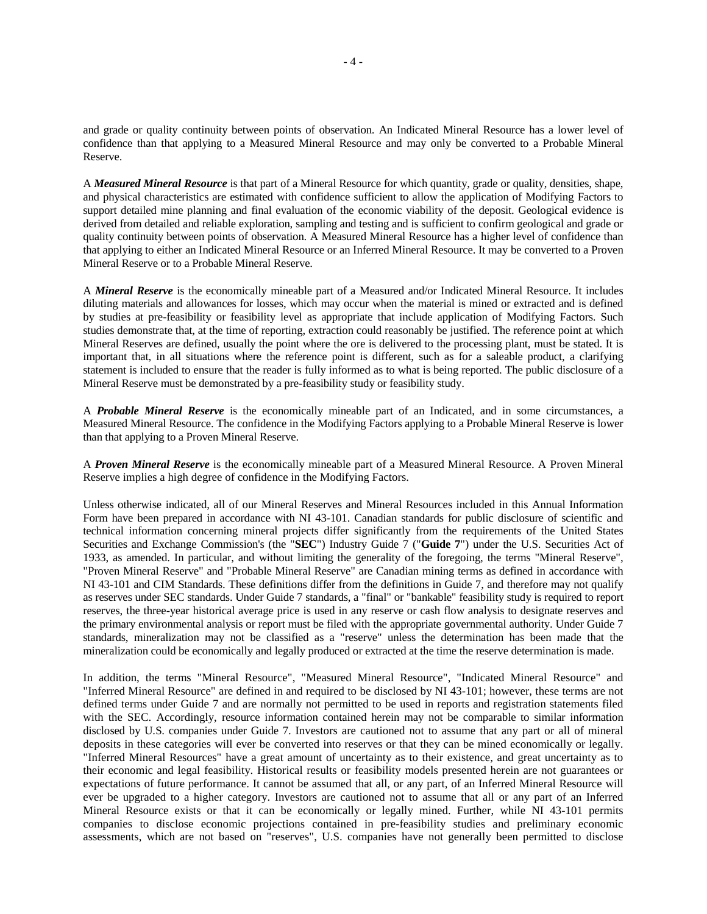and grade or quality continuity between points of observation. An Indicated Mineral Resource has a lower level of confidence than that applying to a Measured Mineral Resource and may only be converted to a Probable Mineral Reserve.

A ***Measured Mineral Resource*** is that part of a Mineral Resource for which quantity, grade or quality, densities, shape, and physical characteristics are estimated with confidence sufficient to allow the application of Modifying Factors to support detailed mine planning and final evaluation of the economic viability of the deposit. Geological evidence is derived from detailed and reliable exploration, sampling and testing and is sufficient to confirm geological and grade or quality continuity between points of observation. A Measured Mineral Resource has a higher level of confidence than that applying to either an Indicated Mineral Resource or an Inferred Mineral Resource. It may be converted to a Proven Mineral Reserve or to a Probable Mineral Reserve.

A ***Mineral Reserve*** is the economically mineable part of a Measured and/or Indicated Mineral Resource. It includes diluting materials and allowances for losses, which may occur when the material is mined or extracted and is defined by studies at pre-feasibility or feasibility level as appropriate that include application of Modifying Factors. Such studies demonstrate that, at the time of reporting, extraction could reasonably be justified. The reference point at which Mineral Reserves are defined, usually the point where the ore is delivered to the processing plant, must be stated. It is important that, in all situations where the reference point is different, such as for a saleable product, a clarifying statement is included to ensure that the reader is fully informed as to what is being reported. The public disclosure of a Mineral Reserve must be demonstrated by a pre-feasibility study or feasibility study.

A ***Probable Mineral Reserve*** is the economically mineable part of an Indicated, and in some circumstances, a Measured Mineral Resource. The confidence in the Modifying Factors applying to a Probable Mineral Reserve is lower than that applying to a Proven Mineral Reserve.

A ***Proven Mineral Reserve*** is the economically mineable part of a Measured Mineral Resource. A Proven Mineral Reserve implies a high degree of confidence in the Modifying Factors.

Unless otherwise indicated, all of our Mineral Reserves and Mineral Resources included in this Annual Information Form have been prepared in accordance with NI 43-101. Canadian standards for public disclosure of scientific and technical information concerning mineral projects differ significantly from the requirements of the United States Securities and Exchange Commission's (the "**SEC**") Industry Guide 7 ("**Guide 7**") under the U.S. Securities Act of 1933, as amended. In particular, and without limiting the generality of the foregoing, the terms "Mineral Reserve", "Proven Mineral Reserve" and "Probable Mineral Reserve" are Canadian mining terms as defined in accordance with NI 43-101 and CIM Standards. These definitions differ from the definitions in Guide 7, and therefore may not qualify as reserves under SEC standards. Under Guide 7 standards, a "final" or "bankable" feasibility study is required to report reserves, the three-year historical average price is used in any reserve or cash flow analysis to designate reserves and the primary environmental analysis or report must be filed with the appropriate governmental authority. Under Guide 7 standards, mineralization may not be classified as a "reserve" unless the determination has been made that the mineralization could be economically and legally produced or extracted at the time the reserve determination is made.

In addition, the terms "Mineral Resource", "Measured Mineral Resource", "Indicated Mineral Resource" and "Inferred Mineral Resource" are defined in and required to be disclosed by NI 43-101; however, these terms are not defined terms under Guide 7 and are normally not permitted to be used in reports and registration statements filed with the SEC. Accordingly, resource information contained herein may not be comparable to similar information disclosed by U.S. companies under Guide 7. Investors are cautioned not to assume that any part or all of mineral deposits in these categories will ever be converted into reserves or that they can be mined economically or legally. "Inferred Mineral Resources" have a great amount of uncertainty as to their existence, and great uncertainty as to their economic and legal feasibility. Historical results or feasibility models presented herein are not guarantees or expectations of future performance. It cannot be assumed that all, or any part, of an Inferred Mineral Resource will ever be upgraded to a higher category. Investors are cautioned not to assume that all or any part of an Inferred Mineral Resource exists or that it can be economically or legally mined. Further, while NI 43-101 permits companies to disclose economic projections contained in pre-feasibility studies and preliminary economic assessments, which are not based on "reserves", U.S. companies have not generally been permitted to disclose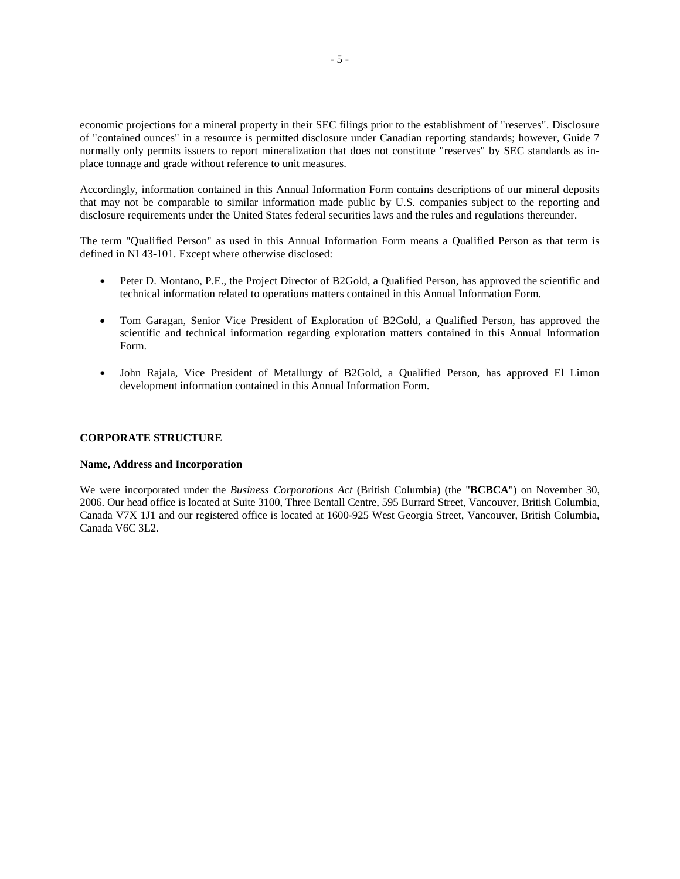economic projections for a mineral property in their SEC filings prior to the establishment of "reserves". Disclosure of "contained ounces" in a resource is permitted disclosure under Canadian reporting standards; however, Guide 7 normally only permits issuers to report mineralization that does not constitute "reserves" by SEC standards as in-place tonnage and grade without reference to unit measures.

Accordingly, information contained in this Annual Information Form contains descriptions of our mineral deposits that may not be comparable to similar information made public by U.S. companies subject to the reporting and disclosure requirements under the United States federal securities laws and the rules and regulations thereunder.

The term "Qualified Person" as used in this Annual Information Form means a Qualified Person as that term is defined in NI 43-101. Except where otherwise disclosed:

- Peter D. Montano, P.E., the Project Director of B2Gold, a Qualified Person, has approved the scientific and technical information related to operations matters contained in this Annual Information Form.
- Tom Garagan, Senior Vice President of Exploration of B2Gold, a Qualified Person, has approved the scientific and technical information regarding exploration matters contained in this Annual Information Form.
- John Rajala, Vice President of Metallurgy of B2Gold, a Qualified Person, has approved El Limon development information contained in this Annual Information Form.

## CORPORATE STRUCTURE

### Name, Address and Incorporation

We were incorporated under the *Business Corporations Act* (British Columbia) (the "**BCBCA**") on November 30, 2006. Our head office is located at Suite 3100, Three Bentall Centre, 595 Burrard Street, Vancouver, British Columbia, Canada V7X 1J1 and our registered office is located at 1600-925 West Georgia Street, Vancouver, British Columbia, Canada V6C 3L2.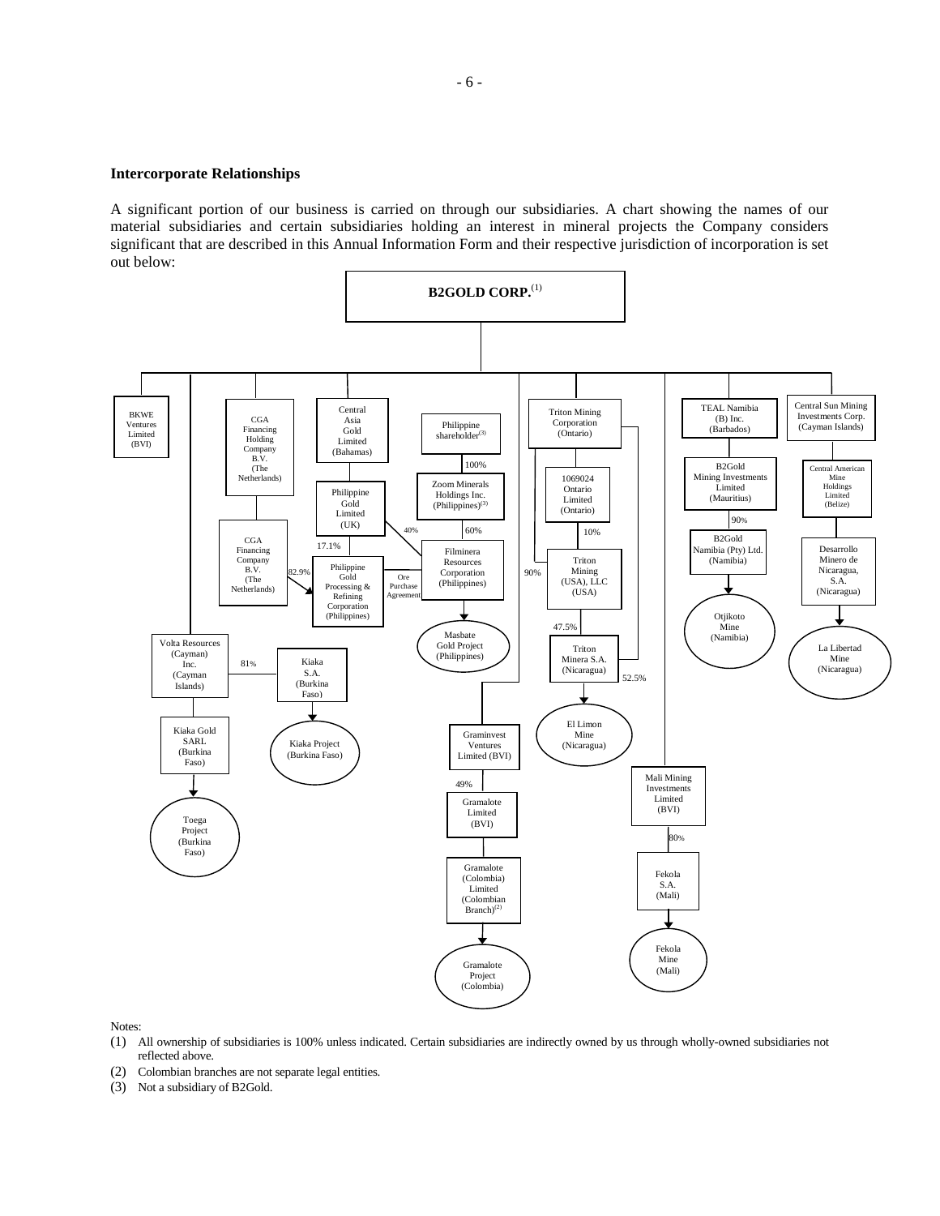## Intercorporate Relationships

A significant portion of our business is carried on through our subsidiaries. A chart showing the names of our material subsidiaries and certain subsidiaries holding an interest in mineral projects the Company considers significant that are described in this Annual Information Form and their respective jurisdiction of incorporation is set out below:

B2GOLD CORP.[(1)]

- BKWE Ventures Limited (BVI)
- Volta Resources (Cayman) Inc. (Cayman Islands)
  - 81% Kiaka S.A. (Burkina Faso)
    - Kiaka Project (Burkina Faso)
  - Kiaka Gold SARL (Burkina Faso)
    - Toega Project (Burkina Faso)
- CGA Financing Holding Company B.V. (The Netherlands)
  - CGA Financing Company B.V. (The Netherlands)
    - 82.9% Philippine Gold Processing & Refining Corporation (Philippines)
- Central Asia Gold Limited (Bahamas)
  - Philippine Gold Limited (UK)
    - 17.1% Philippine Gold Processing & Refining Corporation (Philippines)
    - 40% Filminera Resources Corporation (Philippines)
- Philippine shareholder[(3)]
  - 100% Zoom Minerals Holdings Inc. (Philippines)[(3)]
    - 60% Filminera Resources Corporation (Philippines)
      - Masbate Gold Project (Philippines)
- Philippine Gold Processing & Refining Corporation (Philippines) — Ore Purchase Agreement — Filminera Resources Corporation (Philippines)
- Graminvest Ventures Limited (BVI)
  - 49% Gramalote Limited (BVI)
    - Gramalote (Colombia) Limited (Colombian Branch)[(2)]
      - Gramalote Project (Colombia)
- Triton Mining Corporation (Ontario)
  - 1069024 Ontario Limited (Ontario)
    - 10% Triton Mining (USA), LLC (USA)
  - 90% Triton Mining (USA), LLC (USA)
    - 47.5% Triton Minera S.A. (Nicaragua)
  - 52.5% Triton Minera S.A. (Nicaragua)
    - El Limon Mine (Nicaragua)
- Mali Mining Investments Limited (BVI)
  - 80% Fekola S.A. (Mali)
    - Fekola Mine (Mali)
- TEAL Namibia (B) Inc. (Barbados)
  - B2Gold Mining Investments Limited (Mauritius)
    - 90% B2Gold Namibia (Pty) Ltd. (Namibia)
      - Otjikoto Mine (Namibia)
- Central Sun Mining Investments Corp. (Cayman Islands)
  - Central American Mine Holdings Limited (Belize)
    - Desarrollo Minero de Nicaragua, S.A. (Nicaragua)
      - La Libertad Mine (Nicaragua)

Notes:

(1) All ownership of subsidiaries is 100% unless indicated. Certain subsidiaries are indirectly owned by us through wholly-owned subsidiaries not reflected above.

(2) Colombian branches are not separate legal entities.

(3) Not a subsidiary of B2Gold.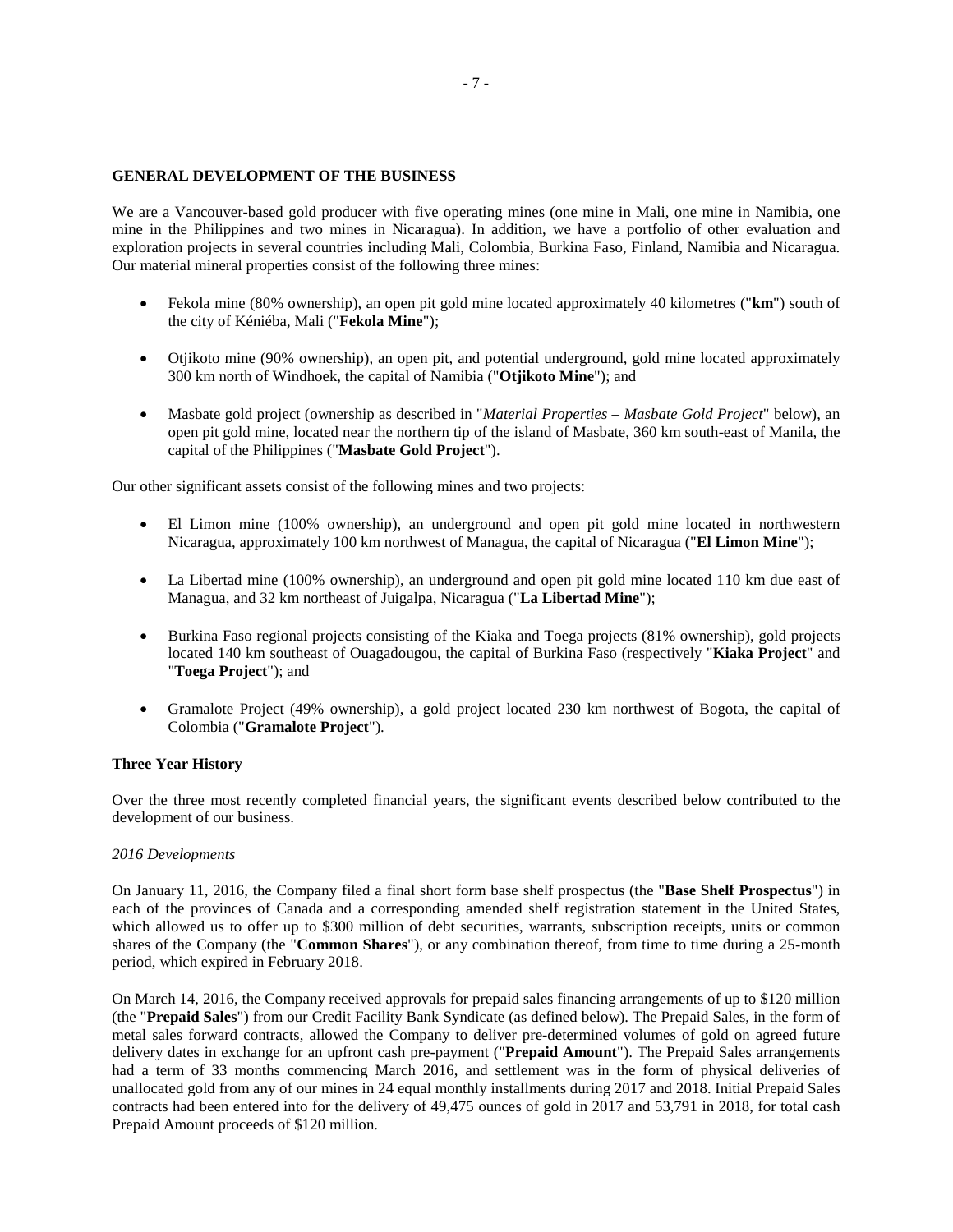## GENERAL DEVELOPMENT OF THE BUSINESS

We are a Vancouver-based gold producer with five operating mines (one mine in Mali, one mine in Namibia, one mine in the Philippines and two mines in Nicaragua). In addition, we have a portfolio of other evaluation and exploration projects in several countries including Mali, Colombia, Burkina Faso, Finland, Namibia and Nicaragua. Our material mineral properties consist of the following three mines:

- Fekola mine (80% ownership), an open pit gold mine located approximately 40 kilometres ("**km**") south of the city of Kéniéba, Mali ("**Fekola Mine**");
- Otjikoto mine (90% ownership), an open pit, and potential underground, gold mine located approximately 300 km north of Windhoek, the capital of Namibia ("**Otjikoto Mine**"); and
- Masbate gold project (ownership as described in "*Material Properties – Masbate Gold Project*" below), an open pit gold mine, located near the northern tip of the island of Masbate, 360 km south-east of Manila, the capital of the Philippines ("**Masbate Gold Project**").

Our other significant assets consist of the following mines and two projects:

- El Limon mine (100% ownership), an underground and open pit gold mine located in northwestern Nicaragua, approximately 100 km northwest of Managua, the capital of Nicaragua ("**El Limon Mine**");
- La Libertad mine (100% ownership), an underground and open pit gold mine located 110 km due east of Managua, and 32 km northeast of Juigalpa, Nicaragua ("**La Libertad Mine**");
- Burkina Faso regional projects consisting of the Kiaka and Toega projects (81% ownership), gold projects located 140 km southeast of Ouagadougou, the capital of Burkina Faso (respectively "**Kiaka Project**" and "**Toega Project**"); and
- Gramalote Project (49% ownership), a gold project located 230 km northwest of Bogota, the capital of Colombia ("**Gramalote Project**").

### Three Year History

Over the three most recently completed financial years, the significant events described below contributed to the development of our business.

*2016 Developments*

On January 11, 2016, the Company filed a final short form base shelf prospectus (the "**Base Shelf Prospectus**") in each of the provinces of Canada and a corresponding amended shelf registration statement in the United States, which allowed us to offer up to $300 million of debt securities, warrants, subscription receipts, units or common shares of the Company (the "**Common Shares**"), or any combination thereof, from time to time during a 25-month period, which expired in February 2018.

On March 14, 2016, the Company received approvals for prepaid sales financing arrangements of up to $120 million (the "**Prepaid Sales**") from our Credit Facility Bank Syndicate (as defined below). The Prepaid Sales, in the form of metal sales forward contracts, allowed the Company to deliver pre-determined volumes of gold on agreed future delivery dates in exchange for an upfront cash pre-payment ("**Prepaid Amount**"). The Prepaid Sales arrangements had a term of 33 months commencing March 2016, and settlement was in the form of physical deliveries of unallocated gold from any of our mines in 24 equal monthly installments during 2017 and 2018. Initial Prepaid Sales contracts had been entered into for the delivery of 49,475 ounces of gold in 2017 and 53,791 in 2018, for total cash Prepaid Amount proceeds of $120 million.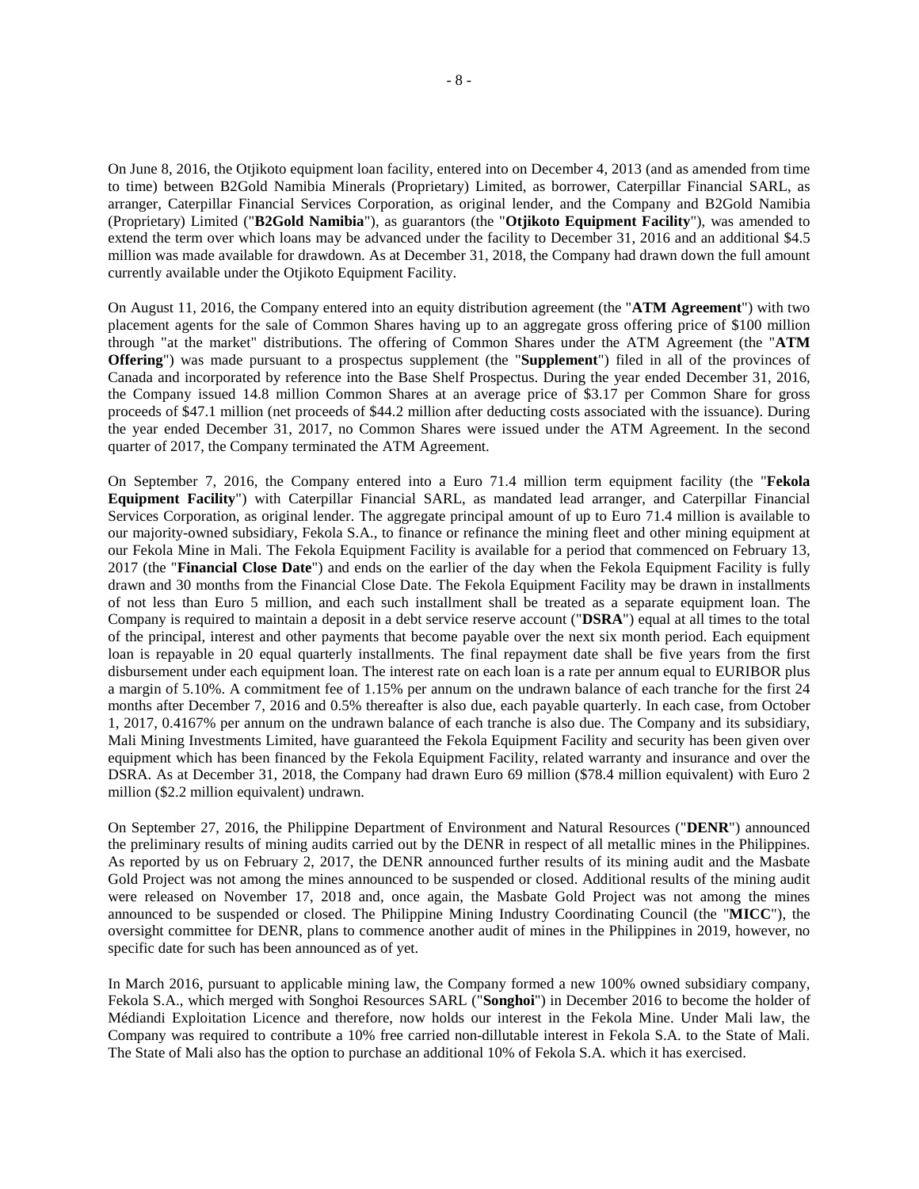On June 8, 2016, the Otjikoto equipment loan facility, entered into on December 4, 2013 (and as amended from time to time) between B2Gold Namibia Minerals (Proprietary) Limited, as borrower, Caterpillar Financial SARL, as arranger, Caterpillar Financial Services Corporation, as original lender, and the Company and B2Gold Namibia (Proprietary) Limited ("**B2Gold Namibia**"), as guarantors (the "**Otjikoto Equipment Facility**"), was amended to extend the term over which loans may be advanced under the facility to December 31, 2016 and an additional $4.5 million was made available for drawdown. As at December 31, 2018, the Company had drawn down the full amount currently available under the Otjikoto Equipment Facility.

On August 11, 2016, the Company entered into an equity distribution agreement (the "**ATM Agreement**") with two placement agents for the sale of Common Shares having up to an aggregate gross offering price of $100 million through "at the market" distributions. The offering of Common Shares under the ATM Agreement (the "**ATM Offering**") was made pursuant to a prospectus supplement (the "**Supplement**") filed in all of the provinces of Canada and incorporated by reference into the Base Shelf Prospectus. During the year ended December 31, 2016, the Company issued 14.8 million Common Shares at an average price of $3.17 per Common Share for gross proceeds of $47.1 million (net proceeds of $44.2 million after deducting costs associated with the issuance). During the year ended December 31, 2017, no Common Shares were issued under the ATM Agreement. In the second quarter of 2017, the Company terminated the ATM Agreement.

On September 7, 2016, the Company entered into a Euro 71.4 million term equipment facility (the "**Fekola Equipment Facility**") with Caterpillar Financial SARL, as mandated lead arranger, and Caterpillar Financial Services Corporation, as original lender. The aggregate principal amount of up to Euro 71.4 million is available to our majority-owned subsidiary, Fekola S.A., to finance or refinance the mining fleet and other mining equipment at our Fekola Mine in Mali. The Fekola Equipment Facility is available for a period that commenced on February 13, 2017 (the "**Financial Close Date**") and ends on the earlier of the day when the Fekola Equipment Facility is fully drawn and 30 months from the Financial Close Date. The Fekola Equipment Facility may be drawn in installments of not less than Euro 5 million, and each such installment shall be treated as a separate equipment loan. The Company is required to maintain a deposit in a debt service reserve account ("**DSRA**") equal at all times to the total of the principal, interest and other payments that become payable over the next six month period. Each equipment loan is repayable in 20 equal quarterly installments. The final repayment date shall be five years from the first disbursement under each equipment loan. The interest rate on each loan is a rate per annum equal to EURIBOR plus a margin of 5.10%. A commitment fee of 1.15% per annum on the undrawn balance of each tranche for the first 24 months after December 7, 2016 and 0.5% thereafter is also due, each payable quarterly. In each case, from October 1, 2017, 0.4167% per annum on the undrawn balance of each tranche is also due. The Company and its subsidiary, Mali Mining Investments Limited, have guaranteed the Fekola Equipment Facility and security has been given over equipment which has been financed by the Fekola Equipment Facility, related warranty and insurance and over the DSRA. As at December 31, 2018, the Company had drawn Euro 69 million ($78.4 million equivalent) with Euro 2 million ($2.2 million equivalent) undrawn.

On September 27, 2016, the Philippine Department of Environment and Natural Resources ("**DENR**") announced the preliminary results of mining audits carried out by the DENR in respect of all metallic mines in the Philippines. As reported by us on February 2, 2017, the DENR announced further results of its mining audit and the Masbate Gold Project was not among the mines announced to be suspended or closed. Additional results of the mining audit were released on November 17, 2018 and, once again, the Masbate Gold Project was not among the mines announced to be suspended or closed. The Philippine Mining Industry Coordinating Council (the "**MICC**"), the oversight committee for DENR, plans to commence another audit of mines in the Philippines in 2019, however, no specific date for such has been announced as of yet.

In March 2016, pursuant to applicable mining law, the Company formed a new 100% owned subsidiary company, Fekola S.A., which merged with Songhoi Resources SARL ("**Songhoi**") in December 2016 to become the holder of Médiandi Exploitation Licence and therefore, now holds our interest in the Fekola Mine. Under Mali law, the Company was required to contribute a 10% free carried non-dillutable interest in Fekola S.A. to the State of Mali. The State of Mali also has the option to purchase an additional 10% of Fekola S.A. which it has exercised.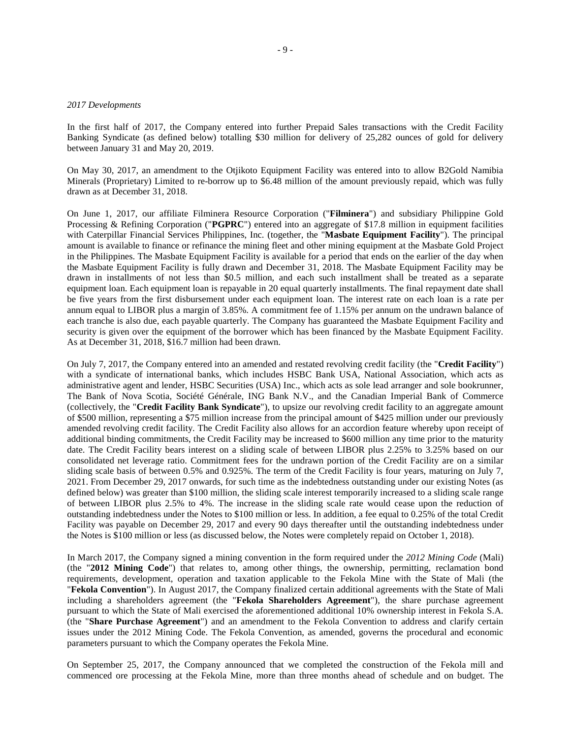*2017 Developments*

In the first half of 2017, the Company entered into further Prepaid Sales transactions with the Credit Facility Banking Syndicate (as defined below) totalling $30 million for delivery of 25,282 ounces of gold for delivery between January 31 and May 20, 2019.

On May 30, 2017, an amendment to the Otjikoto Equipment Facility was entered into to allow B2Gold Namibia Minerals (Proprietary) Limited to re-borrow up to $6.48 million of the amount previously repaid, which was fully drawn as at December 31, 2018.

On June 1, 2017, our affiliate Filminera Resource Corporation ("**Filminera**") and subsidiary Philippine Gold Processing & Refining Corporation ("**PGPRC**") entered into an aggregate of $17.8 million in equipment facilities with Caterpillar Financial Services Philippines, Inc. (together, the "**Masbate Equipment Facility**"). The principal amount is available to finance or refinance the mining fleet and other mining equipment at the Masbate Gold Project in the Philippines. The Masbate Equipment Facility is available for a period that ends on the earlier of the day when the Masbate Equipment Facility is fully drawn and December 31, 2018. The Masbate Equipment Facility may be drawn in installments of not less than $0.5 million, and each such installment shall be treated as a separate equipment loan. Each equipment loan is repayable in 20 equal quarterly installments. The final repayment date shall be five years from the first disbursement under each equipment loan. The interest rate on each loan is a rate per annum equal to LIBOR plus a margin of 3.85%. A commitment fee of 1.15% per annum on the undrawn balance of each tranche is also due, each payable quarterly. The Company has guaranteed the Masbate Equipment Facility and security is given over the equipment of the borrower which has been financed by the Masbate Equipment Facility. As at December 31, 2018, $16.7 million had been drawn.

On July 7, 2017, the Company entered into an amended and restated revolving credit facility (the "**Credit Facility**") with a syndicate of international banks, which includes HSBC Bank USA, National Association, which acts as administrative agent and lender, HSBC Securities (USA) Inc., which acts as sole lead arranger and sole bookrunner, The Bank of Nova Scotia, Société Générale, ING Bank N.V., and the Canadian Imperial Bank of Commerce (collectively, the "**Credit Facility Bank Syndicate**"), to upsize our revolving credit facility to an aggregate amount of $500 million, representing a $75 million increase from the principal amount of $425 million under our previously amended revolving credit facility. The Credit Facility also allows for an accordion feature whereby upon receipt of additional binding commitments, the Credit Facility may be increased to $600 million any time prior to the maturity date. The Credit Facility bears interest on a sliding scale of between LIBOR plus 2.25% to 3.25% based on our consolidated net leverage ratio. Commitment fees for the undrawn portion of the Credit Facility are on a similar sliding scale basis of between 0.5% and 0.925%. The term of the Credit Facility is four years, maturing on July 7, 2021. From December 29, 2017 onwards, for such time as the indebtedness outstanding under our existing Notes (as defined below) was greater than $100 million, the sliding scale interest temporarily increased to a sliding scale range of between LIBOR plus 2.5% to 4%. The increase in the sliding scale rate would cease upon the reduction of outstanding indebtedness under the Notes to $100 million or less. In addition, a fee equal to 0.25% of the total Credit Facility was payable on December 29, 2017 and every 90 days thereafter until the outstanding indebtedness under the Notes is $100 million or less (as discussed below, the Notes were completely repaid on October 1, 2018).

In March 2017, the Company signed a mining convention in the form required under the *2012 Mining Code* (Mali) (the "**2012 Mining Code**") that relates to, among other things, the ownership, permitting, reclamation bond requirements, development, operation and taxation applicable to the Fekola Mine with the State of Mali (the "**Fekola Convention**"). In August 2017, the Company finalized certain additional agreements with the State of Mali including a shareholders agreement (the "**Fekola Shareholders Agreement**"), the share purchase agreement pursuant to which the State of Mali exercised the aforementioned additional 10% ownership interest in Fekola S.A. (the "**Share Purchase Agreement**") and an amendment to the Fekola Convention to address and clarify certain issues under the 2012 Mining Code. The Fekola Convention, as amended, governs the procedural and economic parameters pursuant to which the Company operates the Fekola Mine.

On September 25, 2017, the Company announced that we completed the construction of the Fekola mill and commenced ore processing at the Fekola Mine, more than three months ahead of schedule and on budget. The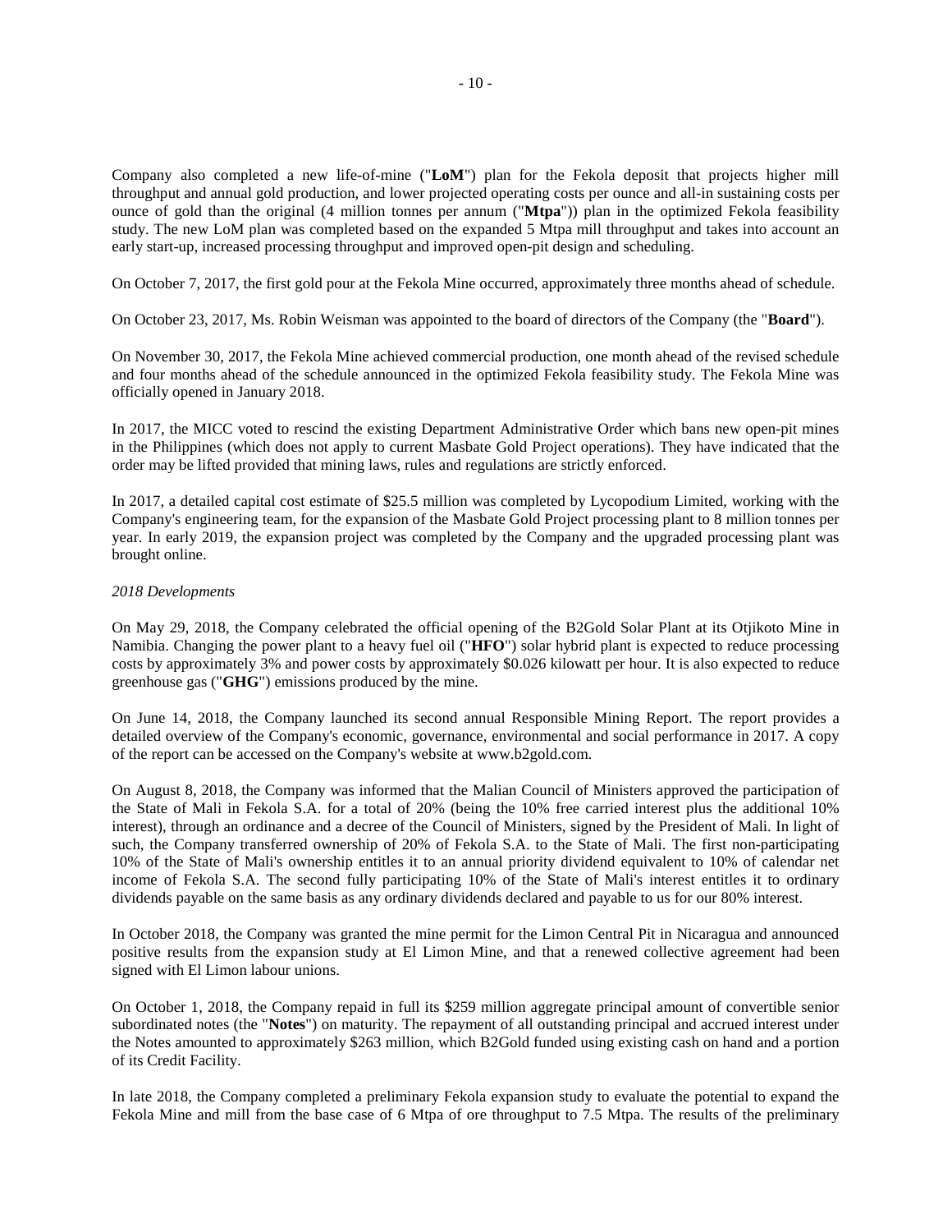Company also completed a new life-of-mine ("**LoM**") plan for the Fekola deposit that projects higher mill throughput and annual gold production, and lower projected operating costs per ounce and all-in sustaining costs per ounce of gold than the original (4 million tonnes per annum ("**Mtpa**")) plan in the optimized Fekola feasibility study. The new LoM plan was completed based on the expanded 5 Mtpa mill throughput and takes into account an early start-up, increased processing throughput and improved open-pit design and scheduling.

On October 7, 2017, the first gold pour at the Fekola Mine occurred, approximately three months ahead of schedule.

On October 23, 2017, Ms. Robin Weisman was appointed to the board of directors of the Company (the "**Board**").

On November 30, 2017, the Fekola Mine achieved commercial production, one month ahead of the revised schedule and four months ahead of the schedule announced in the optimized Fekola feasibility study. The Fekola Mine was officially opened in January 2018.

In 2017, the MICC voted to rescind the existing Department Administrative Order which bans new open-pit mines in the Philippines (which does not apply to current Masbate Gold Project operations). They have indicated that the order may be lifted provided that mining laws, rules and regulations are strictly enforced.

In 2017, a detailed capital cost estimate of $25.5 million was completed by Lycopodium Limited, working with the Company's engineering team, for the expansion of the Masbate Gold Project processing plant to 8 million tonnes per year. In early 2019, the expansion project was completed by the Company and the upgraded processing plant was brought online.

*2018 Developments*

On May 29, 2018, the Company celebrated the official opening of the B2Gold Solar Plant at its Otjikoto Mine in Namibia. Changing the power plant to a heavy fuel oil ("**HFO**") solar hybrid plant is expected to reduce processing costs by approximately 3% and power costs by approximately $0.026 kilowatt per hour. It is also expected to reduce greenhouse gas ("**GHG**") emissions produced by the mine.

On June 14, 2018, the Company launched its second annual Responsible Mining Report. The report provides a detailed overview of the Company's economic, governance, environmental and social performance in 2017. A copy of the report can be accessed on the Company's website at www.b2gold.com.

On August 8, 2018, the Company was informed that the Malian Council of Ministers approved the participation of the State of Mali in Fekola S.A. for a total of 20% (being the 10% free carried interest plus the additional 10% interest), through an ordinance and a decree of the Council of Ministers, signed by the President of Mali. In light of such, the Company transferred ownership of 20% of Fekola S.A. to the State of Mali. The first non-participating 10% of the State of Mali's ownership entitles it to an annual priority dividend equivalent to 10% of calendar net income of Fekola S.A. The second fully participating 10% of the State of Mali's interest entitles it to ordinary dividends payable on the same basis as any ordinary dividends declared and payable to us for our 80% interest.

In October 2018, the Company was granted the mine permit for the Limon Central Pit in Nicaragua and announced positive results from the expansion study at El Limon Mine, and that a renewed collective agreement had been signed with El Limon labour unions.

On October 1, 2018, the Company repaid in full its $259 million aggregate principal amount of convertible senior subordinated notes (the "**Notes**") on maturity. The repayment of all outstanding principal and accrued interest under the Notes amounted to approximately $263 million, which B2Gold funded using existing cash on hand and a portion of its Credit Facility.

In late 2018, the Company completed a preliminary Fekola expansion study to evaluate the potential to expand the Fekola Mine and mill from the base case of 6 Mtpa of ore throughput to 7.5 Mtpa. The results of the preliminary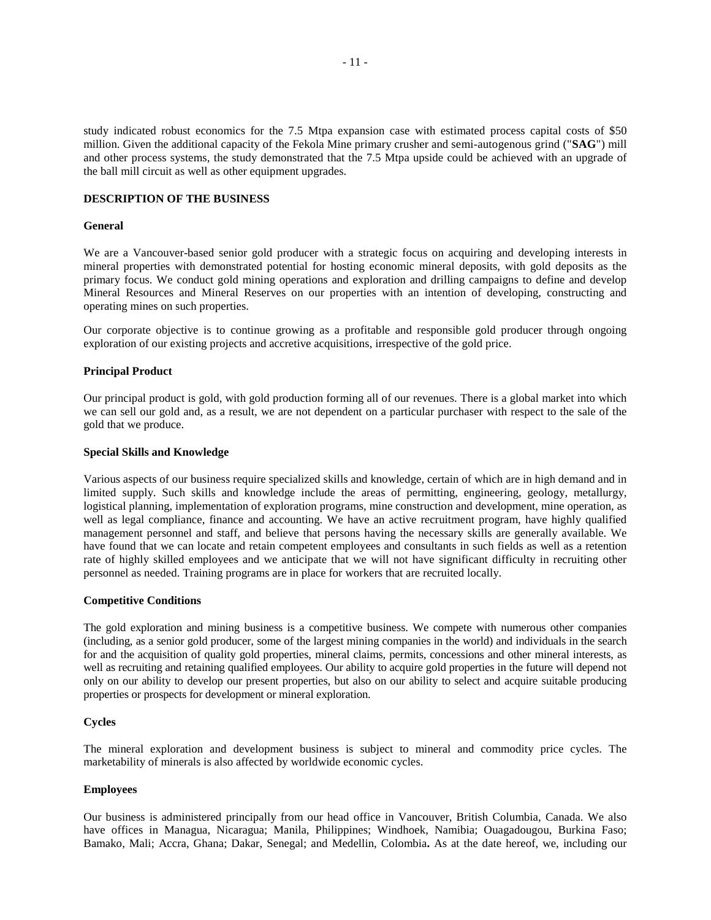study indicated robust economics for the 7.5 Mtpa expansion case with estimated process capital costs of $50 million. Given the additional capacity of the Fekola Mine primary crusher and semi-autogenous grind ("**SAG**") mill and other process systems, the study demonstrated that the 7.5 Mtpa upside could be achieved with an upgrade of the ball mill circuit as well as other equipment upgrades.

## DESCRIPTION OF THE BUSINESS

### General

We are a Vancouver-based senior gold producer with a strategic focus on acquiring and developing interests in mineral properties with demonstrated potential for hosting economic mineral deposits, with gold deposits as the primary focus. We conduct gold mining operations and exploration and drilling campaigns to define and develop Mineral Resources and Mineral Reserves on our properties with an intention of developing, constructing and operating mines on such properties.

Our corporate objective is to continue growing as a profitable and responsible gold producer through ongoing exploration of our existing projects and accretive acquisitions, irrespective of the gold price.

### Principal Product

Our principal product is gold, with gold production forming all of our revenues. There is a global market into which we can sell our gold and, as a result, we are not dependent on a particular purchaser with respect to the sale of the gold that we produce.

### Special Skills and Knowledge

Various aspects of our business require specialized skills and knowledge, certain of which are in high demand and in limited supply. Such skills and knowledge include the areas of permitting, engineering, geology, metallurgy, logistical planning, implementation of exploration programs, mine construction and development, mine operation, as well as legal compliance, finance and accounting. We have an active recruitment program, have highly qualified management personnel and staff, and believe that persons having the necessary skills are generally available. We have found that we can locate and retain competent employees and consultants in such fields as well as a retention rate of highly skilled employees and we anticipate that we will not have significant difficulty in recruiting other personnel as needed. Training programs are in place for workers that are recruited locally.

### Competitive Conditions

The gold exploration and mining business is a competitive business. We compete with numerous other companies (including, as a senior gold producer, some of the largest mining companies in the world) and individuals in the search for and the acquisition of quality gold properties, mineral claims, permits, concessions and other mineral interests, as well as recruiting and retaining qualified employees. Our ability to acquire gold properties in the future will depend not only on our ability to develop our present properties, but also on our ability to select and acquire suitable producing properties or prospects for development or mineral exploration.

### Cycles

The mineral exploration and development business is subject to mineral and commodity price cycles. The marketability of minerals is also affected by worldwide economic cycles.

### Employees

Our business is administered principally from our head office in Vancouver, British Columbia, Canada. We also have offices in Managua, Nicaragua; Manila, Philippines; Windhoek, Namibia; Ouagadougou, Burkina Faso; Bamako, Mali; Accra, Ghana; Dakar, Senegal; and Medellin, Colombia**.** As at the date hereof, we, including our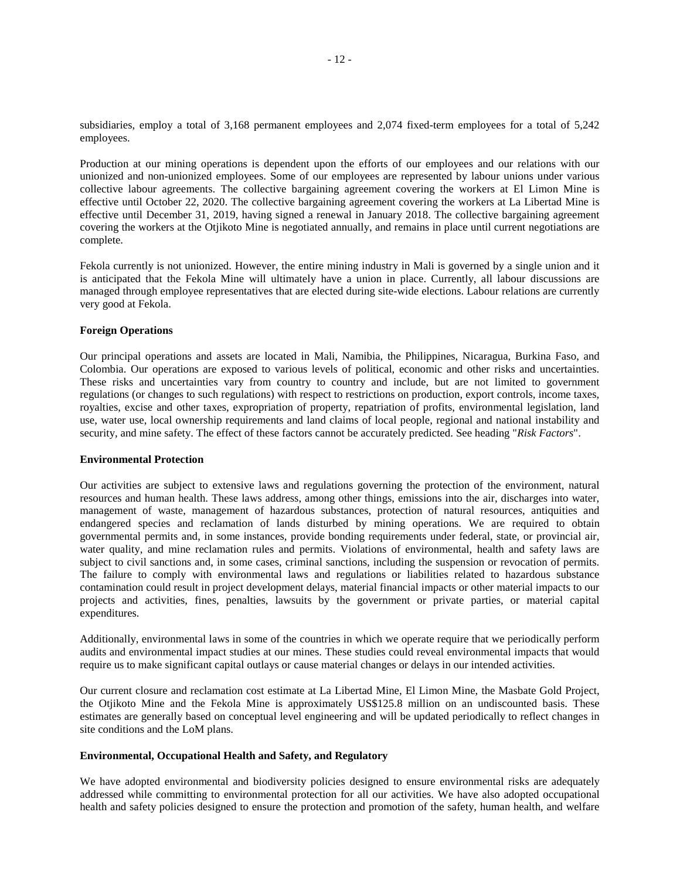subsidiaries, employ a total of 3,168 permanent employees and 2,074 fixed-term employees for a total of 5,242 employees.

Production at our mining operations is dependent upon the efforts of our employees and our relations with our unionized and non-unionized employees. Some of our employees are represented by labour unions under various collective labour agreements. The collective bargaining agreement covering the workers at El Limon Mine is effective until October 22, 2020. The collective bargaining agreement covering the workers at La Libertad Mine is effective until December 31, 2019, having signed a renewal in January 2018. The collective bargaining agreement covering the workers at the Otjikoto Mine is negotiated annually, and remains in place until current negotiations are complete.

Fekola currently is not unionized. However, the entire mining industry in Mali is governed by a single union and it is anticipated that the Fekola Mine will ultimately have a union in place. Currently, all labour discussions are managed through employee representatives that are elected during site-wide elections. Labour relations are currently very good at Fekola.

**Foreign Operations**

Our principal operations and assets are located in Mali, Namibia, the Philippines, Nicaragua, Burkina Faso, and Colombia. Our operations are exposed to various levels of political, economic and other risks and uncertainties. These risks and uncertainties vary from country to country and include, but are not limited to government regulations (or changes to such regulations) with respect to restrictions on production, export controls, income taxes, royalties, excise and other taxes, expropriation of property, repatriation of profits, environmental legislation, land use, water use, local ownership requirements and land claims of local people, regional and national instability and security, and mine safety. The effect of these factors cannot be accurately predicted. See heading "*Risk Factors*".

**Environmental Protection**

Our activities are subject to extensive laws and regulations governing the protection of the environment, natural resources and human health. These laws address, among other things, emissions into the air, discharges into water, management of waste, management of hazardous substances, protection of natural resources, antiquities and endangered species and reclamation of lands disturbed by mining operations. We are required to obtain governmental permits and, in some instances, provide bonding requirements under federal, state, or provincial air, water quality, and mine reclamation rules and permits. Violations of environmental, health and safety laws are subject to civil sanctions and, in some cases, criminal sanctions, including the suspension or revocation of permits. The failure to comply with environmental laws and regulations or liabilities related to hazardous substance contamination could result in project development delays, material financial impacts or other material impacts to our projects and activities, fines, penalties, lawsuits by the government or private parties, or material capital expenditures.

Additionally, environmental laws in some of the countries in which we operate require that we periodically perform audits and environmental impact studies at our mines. These studies could reveal environmental impacts that would require us to make significant capital outlays or cause material changes or delays in our intended activities.

Our current closure and reclamation cost estimate at La Libertad Mine, El Limon Mine, the Masbate Gold Project, the Otjikoto Mine and the Fekola Mine is approximately US$125.8 million on an undiscounted basis. These estimates are generally based on conceptual level engineering and will be updated periodically to reflect changes in site conditions and the LoM plans.

**Environmental, Occupational Health and Safety, and Regulatory**

We have adopted environmental and biodiversity policies designed to ensure environmental risks are adequately addressed while committing to environmental protection for all our activities. We have also adopted occupational health and safety policies designed to ensure the protection and promotion of the safety, human health, and welfare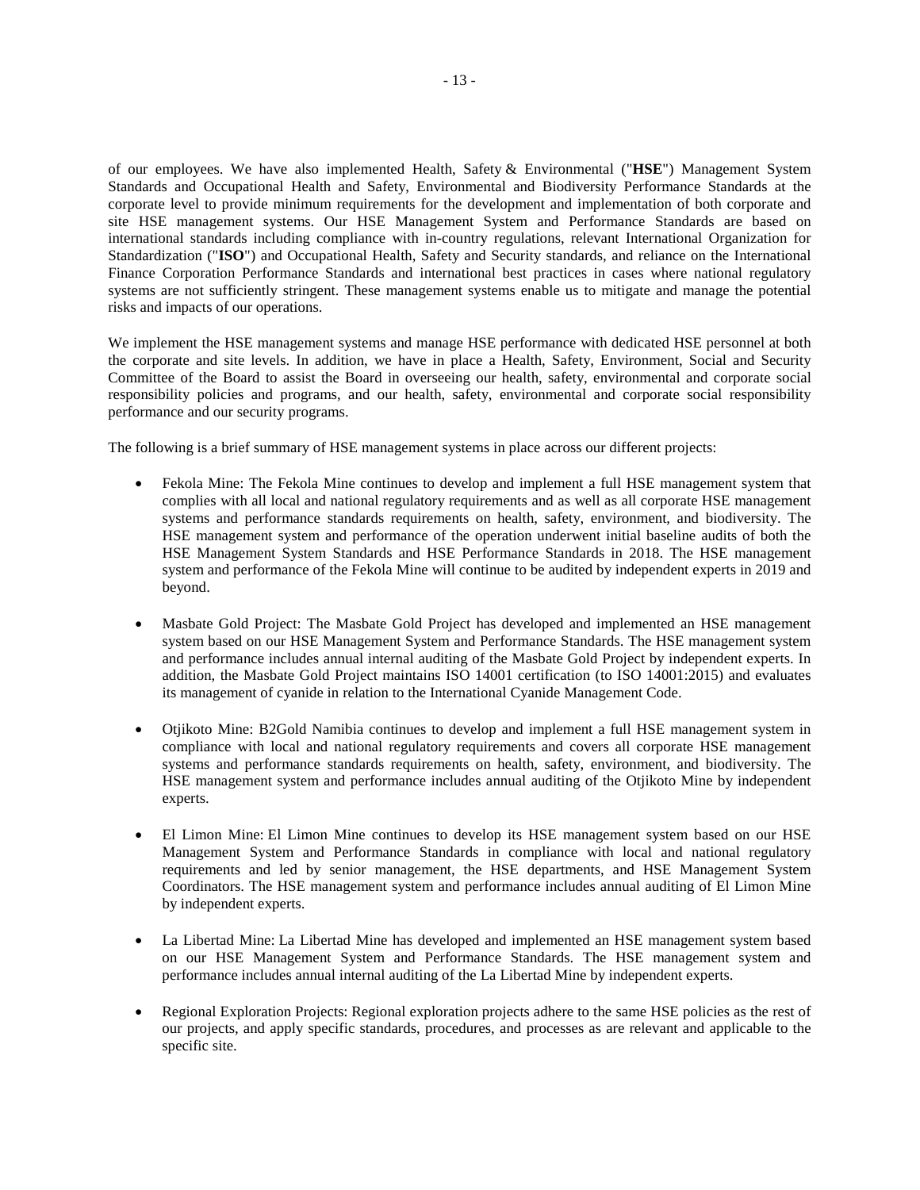of our employees. We have also implemented Health, Safety & Environmental ("**HSE**") Management System Standards and Occupational Health and Safety, Environmental and Biodiversity Performance Standards at the corporate level to provide minimum requirements for the development and implementation of both corporate and site HSE management systems. Our HSE Management System and Performance Standards are based on international standards including compliance with in-country regulations, relevant International Organization for Standardization ("**ISO**") and Occupational Health, Safety and Security standards, and reliance on the International Finance Corporation Performance Standards and international best practices in cases where national regulatory systems are not sufficiently stringent. These management systems enable us to mitigate and manage the potential risks and impacts of our operations.

We implement the HSE management systems and manage HSE performance with dedicated HSE personnel at both the corporate and site levels. In addition, we have in place a Health, Safety, Environment, Social and Security Committee of the Board to assist the Board in overseeing our health, safety, environmental and corporate social responsibility policies and programs, and our health, safety, environmental and corporate social responsibility performance and our security programs.

The following is a brief summary of HSE management systems in place across our different projects:

- Fekola Mine: The Fekola Mine continues to develop and implement a full HSE management system that complies with all local and national regulatory requirements and as well as all corporate HSE management systems and performance standards requirements on health, safety, environment, and biodiversity. The HSE management system and performance of the operation underwent initial baseline audits of both the HSE Management System Standards and HSE Performance Standards in 2018. The HSE management system and performance of the Fekola Mine will continue to be audited by independent experts in 2019 and beyond.

- Masbate Gold Project: The Masbate Gold Project has developed and implemented an HSE management system based on our HSE Management System and Performance Standards. The HSE management system and performance includes annual internal auditing of the Masbate Gold Project by independent experts. In addition, the Masbate Gold Project maintains ISO 14001 certification (to ISO 14001:2015) and evaluates its management of cyanide in relation to the International Cyanide Management Code.

- Otjikoto Mine: B2Gold Namibia continues to develop and implement a full HSE management system in compliance with local and national regulatory requirements and covers all corporate HSE management systems and performance standards requirements on health, safety, environment, and biodiversity. The HSE management system and performance includes annual auditing of the Otjikoto Mine by independent experts.

- El Limon Mine: El Limon Mine continues to develop its HSE management system based on our HSE Management System and Performance Standards in compliance with local and national regulatory requirements and led by senior management, the HSE departments, and HSE Management System Coordinators. The HSE management system and performance includes annual auditing of El Limon Mine by independent experts.

- La Libertad Mine: La Libertad Mine has developed and implemented an HSE management system based on our HSE Management System and Performance Standards. The HSE management system and performance includes annual internal auditing of the La Libertad Mine by independent experts.

- Regional Exploration Projects: Regional exploration projects adhere to the same HSE policies as the rest of our projects, and apply specific standards, procedures, and processes as are relevant and applicable to the specific site.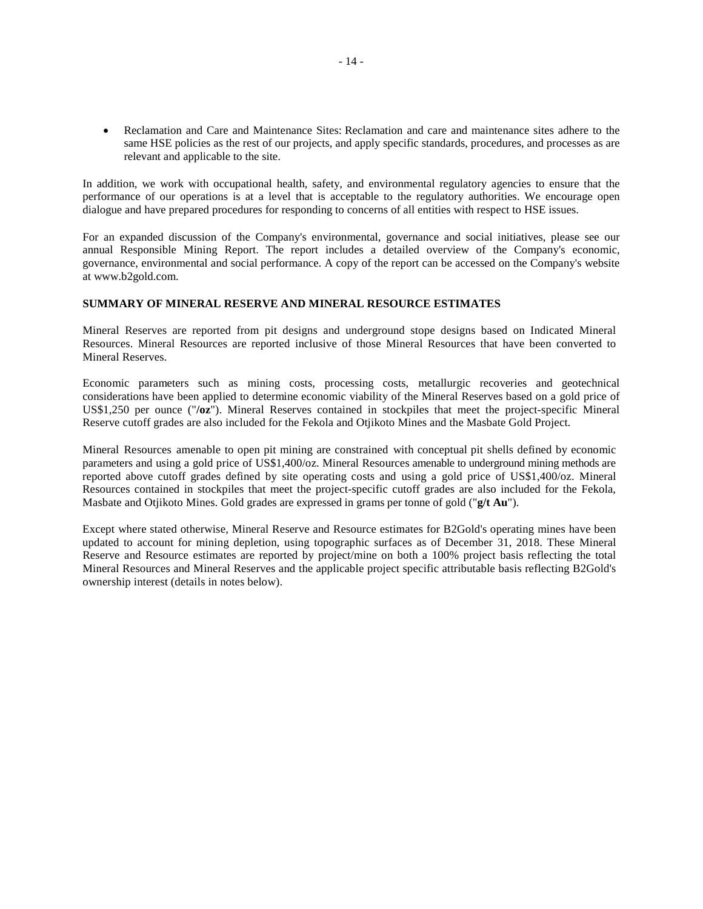- Reclamation and Care and Maintenance Sites: Reclamation and care and maintenance sites adhere to the same HSE policies as the rest of our projects, and apply specific standards, procedures, and processes as are relevant and applicable to the site.

In addition, we work with occupational health, safety, and environmental regulatory agencies to ensure that the performance of our operations is at a level that is acceptable to the regulatory authorities. We encourage open dialogue and have prepared procedures for responding to concerns of all entities with respect to HSE issues.

For an expanded discussion of the Company's environmental, governance and social initiatives, please see our annual Responsible Mining Report. The report includes a detailed overview of the Company's economic, governance, environmental and social performance. A copy of the report can be accessed on the Company's website at www.b2gold.com.

## SUMMARY OF MINERAL RESERVE AND MINERAL RESOURCE ESTIMATES

Mineral Reserves are reported from pit designs and underground stope designs based on Indicated Mineral Resources. Mineral Resources are reported inclusive of those Mineral Resources that have been converted to Mineral Reserves.

Economic parameters such as mining costs, processing costs, metallurgic recoveries and geotechnical considerations have been applied to determine economic viability of the Mineral Reserves based on a gold price of US$1,250 per ounce ("**/oz**"). Mineral Reserves contained in stockpiles that meet the project-specific Mineral Reserve cutoff grades are also included for the Fekola and Otjikoto Mines and the Masbate Gold Project.

Mineral Resources amenable to open pit mining are constrained with conceptual pit shells defined by economic parameters and using a gold price of US$1,400/oz. Mineral Resources amenable to underground mining methods are reported above cutoff grades defined by site operating costs and using a gold price of US$1,400/oz. Mineral Resources contained in stockpiles that meet the project-specific cutoff grades are also included for the Fekola, Masbate and Otjikoto Mines. Gold grades are expressed in grams per tonne of gold ("**g/t Au**").

Except where stated otherwise, Mineral Reserve and Resource estimates for B2Gold's operating mines have been updated to account for mining depletion, using topographic surfaces as of December 31, 2018. These Mineral Reserve and Resource estimates are reported by project/mine on both a 100% project basis reflecting the total Mineral Resources and Mineral Reserves and the applicable project specific attributable basis reflecting B2Gold's ownership interest (details in notes below).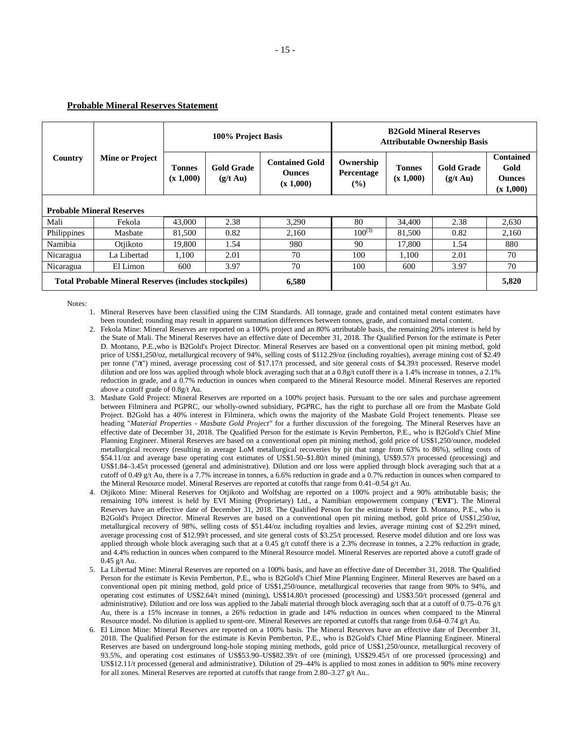**Probable Mineral Reserves Statement**

| Country | Mine or Project | 100% Project Basis | | | B2Gold Mineral Reserves Attributable Ownership Basis | | | |
|---|---|---|---|---|---|---|---|---|
| | | Tonnes (x 1,000) | Gold Grade (g/t Au) | Contained Gold Ounces (x 1,000) | Ownership Percentage (%) | Tonnes (x 1,000) | Gold Grade (g/t Au) | Contained Gold Ounces (x 1,000) |
| **Probable Mineral Reserves** | | | | | | | | |
| Mali | Fekola | 43,000 | 2.38 | 3,290 | 80 | 34,400 | 2.38 | 2,630 |
| Philippines | Masbate | 81,500 | 0.82 | 2,160 | 100[(3)] | 81,500 | 0.82 | 2,160 |
| Namibia | Otjikoto | 19,800 | 1.54 | 980 | 90 | 17,800 | 1.54 | 880 |
| Nicaragua | La Libertad | 1,100 | 2.01 | 70 | 100 | 1,100 | 2.01 | 70 |
| Nicaragua | El Limon | 600 | 3.97 | 70 | 100 | 600 | 3.97 | 70 |
| **Total Probable Mineral Reserves (includes stockpiles)** | | | | **6,580** | | | | **5,820** |

Notes:

1. Mineral Reserves have been classified using the CIM Standards. All tonnage, grade and contained metal content estimates have been rounded; rounding may result in apparent summation differences between tonnes, grade, and contained metal content.
2. Fekola Mine: Mineral Reserves are reported on a 100% project and an 80% attributable basis, the remaining 20% interest is held by the State of Mali. The Mineral Reserves have an effective date of December 31, 2018. The Qualified Person for the estimate is Peter D. Montano, P.E.,who is B2Gold's Project Director. Mineral Reserves are based on a conventional open pit mining method, gold price of US$1,250/oz, metallurgical recovery of 94%, selling costs of $112.29/oz (including royalties), average mining cost of $2.49 per tonne ("/**t**") mined, average processing cost of $17.17/t processed, and site general costs of $4.39/t processed. Reserve model dilution and ore loss was applied through whole block averaging such that at a 0.8g/t cutoff there is a 1.4% increase in tonnes, a 2.1% reduction in grade, and a 0.7% reduction in ounces when compared to the Mineral Resource model. Mineral Reserves are reported above a cutoff grade of 0.8g/t Au.
3. Masbate Gold Project: Mineral Reserves are reported on a 100% project basis. Pursuant to the ore sales and purchase agreement between Filminera and PGPRC, our wholly-owned subsidiary, PGPRC, has the right to purchase all ore from the Masbate Gold Project. B2Gold has a 40% interest in Filminera, which owns the majority of the Masbate Gold Project tenements. Please see heading "*Material Properties - Masbate Gold Project"* for a further discussion of the foregoing. The Mineral Reserves have an effective date of December 31, 2018. The Qualified Person for the estimate is Kevin Pemberton, P.E., who is B2Gold's Chief Mine Planning Engineer. Mineral Reserves are based on a conventional open pit mining method, gold price of US$1,250/ounce, modeled metallurgical recovery (resulting in average LoM metallurgical recoveries by pit that range from 63% to 86%), selling costs of $54.11/oz and average base operating cost estimates of US$1.50–$1.80/t mined (mining), US$9.57/t processed (processing) and US$1.84–3.45/t processed (general and administrative). Dilution and ore loss were applied through block averaging such that at a cutoff of 0.49 g/t Au, there is a 7.7% increase in tonnes, a 6.6% reduction in grade and a 0.7% reduction in ounces when compared to the Mineral Resource model. Mineral Reserves are reported at cutoffs that range from 0.41–0.54 g/t Au.
4. Otjikoto Mine: Mineral Reserves for Otjikoto and Wolfshag are reported on a 100% project and a 90% attributable basis; the remaining 10% interest is held by EVI Mining (Proprietary) Ltd., a Namibian empowerment company ("**EVI**"). The Mineral Reserves have an effective date of December 31, 2018. The Qualified Person for the estimate is Peter D. Montano, P.E., who is B2Gold's Project Director. Mineral Reserves are based on a conventional open pit mining method, gold price of US$1,250/oz, metallurgical recovery of 98%, selling costs of $51.44/oz including royalties and levies, average mining cost of $2.29/t mined, average processing cost of $12.99/t processed, and site general costs of $3.25/t processed. Reserve model dilution and ore loss was applied through whole block averaging such that at a 0.45 g/t cutoff there is a 2.3% decrease in tonnes, a 2.2% reduction in grade, and 4.4% reduction in ounces when compared to the Mineral Resource model. Mineral Reserves are reported above a cutoff grade of 0.45 g/t Au.
5. La Libertad Mine: Mineral Reserves are reported on a 100% basis, and have an effective date of December 31, 2018. The Qualified Person for the estimate is Kevin Pemberton, P.E., who is B2Gold's Chief Mine Planning Engineer. Mineral Reserves are based on a conventional open pit mining method, gold price of US$1,250/ounce, metallurgical recoveries that range from 90% to 94%, and operating cost estimates of US$2.64/t mined (mining), US$14.80/t processed (processing) and US$3.50/t processed (general and administrative). Dilution and ore loss was applied to the Jabali material through block averaging such that at a cutoff of 0.75–0.76 g/t Au, there is a 15% increase in tonnes, a 26% reduction in grade and 14% reduction in ounces when compared to the Mineral Resource model. No dilution is applied to spent-ore. Mineral Reserves are reported at cutoffs that range from 0.64–0.74 g/t Au.
6. El Limon Mine: Mineral Reserves are reported on a 100% basis. The Mineral Reserves have an effective date of December 31, 2018. The Qualified Person for the estimate is Kevin Pemberton, P.E., who is B2Gold's Chief Mine Planning Engineer. Mineral Reserves are based on underground long-hole stoping mining methods, gold price of US$1,250/ounce, metallurgical recovery of 93.5%, and operating cost estimates of US$53.90–US$82.39/t of ore (mining), US$29.45/t of ore processed (processing) and US$12.11/t processed (general and administrative). Dilution of 29–44% is applied to most zones in addition to 90% mine recovery for all zones. Mineral Reserves are reported at cutoffs that range from 2.80–3.27 g/t Au..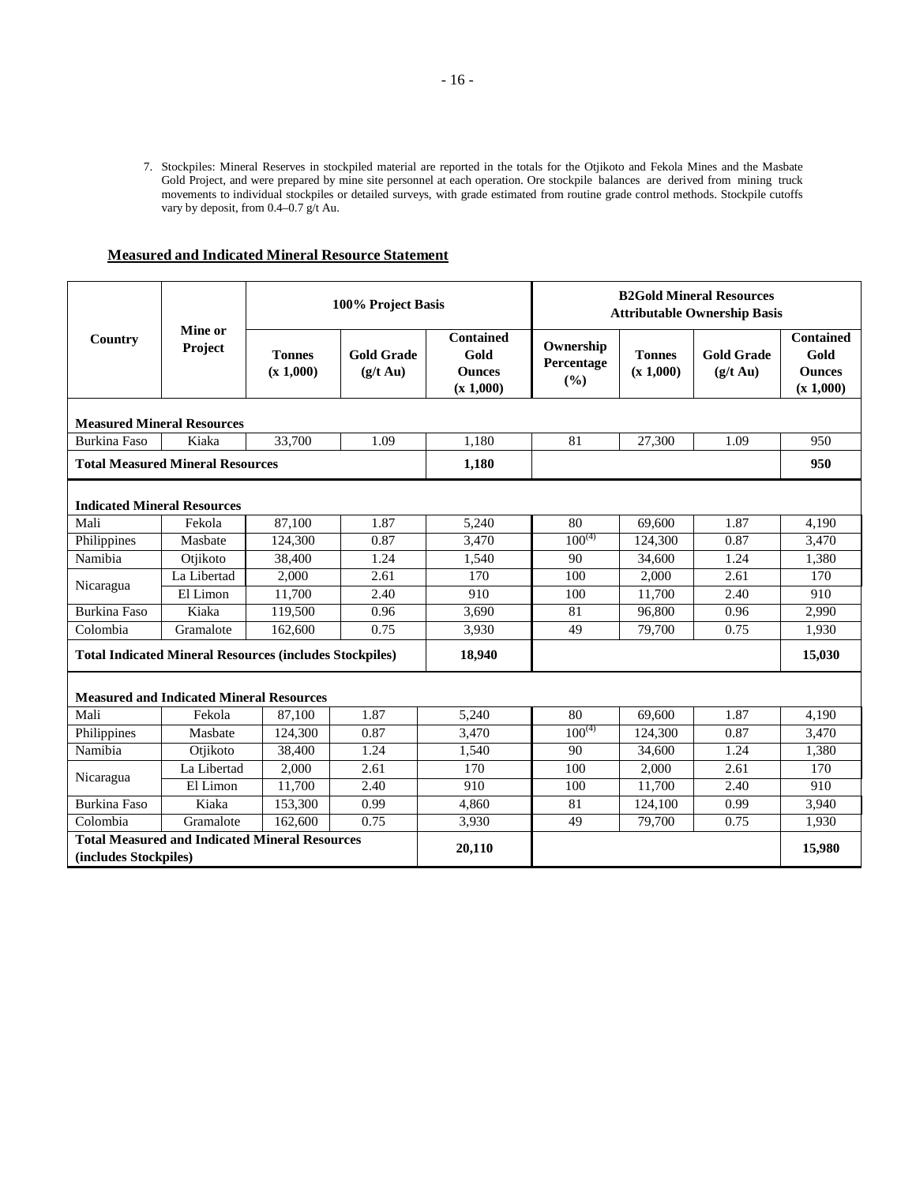7. Stockpiles: Mineral Reserves in stockpiled material are reported in the totals for the Otjikoto and Fekola Mines and the Masbate Gold Project, and were prepared by mine site personnel at each operation. Ore stockpile balances are derived from mining truck movements to individual stockpiles or detailed surveys, with grade estimated from routine grade control methods. Stockpile cutoffs vary by deposit, from 0.4–0.7 g/t Au.

**Measured and Indicated Mineral Resource Statement**

| Country | Mine or Project | 100% Project Basis | | | B2Gold Mineral Resources Attributable Ownership Basis | | | |
|---|---|---|---|---|---|---|---|---|
| | | Tonnes (x 1,000) | Gold Grade (g/t Au) | Contained Gold Ounces (x 1,000) | Ownership Percentage (%) | Tonnes (x 1,000) | Gold Grade (g/t Au) | Contained Gold Ounces (x 1,000) |
| **Measured Mineral Resources** | | | | | | | | |
| Burkina Faso | Kiaka | 33,700 | 1.09 | 1,180 | 81 | 27,300 | 1.09 | 950 |
| **Total Measured Mineral Resources** | | | | **1,180** | | | | **950** |
| **Indicated Mineral Resources** | | | | | | | | |
| Mali | Fekola | 87,100 | 1.87 | 5,240 | 80 | 69,600 | 1.87 | 4,190 |
| Philippines | Masbate | 124,300 | 0.87 | 3,470 | 100(4) | 124,300 | 0.87 | 3,470 |
| Namibia | Otjikoto | 38,400 | 1.24 | 1,540 | 90 | 34,600 | 1.24 | 1,380 |
| Nicaragua | La Libertad | 2,000 | 2.61 | 170 | 100 | 2,000 | 2.61 | 170 |
| | El Limon | 11,700 | 2.40 | 910 | 100 | 11,700 | 2.40 | 910 |
| Burkina Faso | Kiaka | 119,500 | 0.96 | 3,690 | 81 | 96,800 | 0.96 | 2,990 |
| Colombia | Gramalote | 162,600 | 0.75 | 3,930 | 49 | 79,700 | 0.75 | 1,930 |
| **Total Indicated Mineral Resources (includes Stockpiles)** | | | | **18,940** | | | | **15,030** |
| **Measured and Indicated Mineral Resources** | | | | | | | | |
| Mali | Fekola | 87,100 | 1.87 | 5,240 | 80 | 69,600 | 1.87 | 4,190 |
| Philippines | Masbate | 124,300 | 0.87 | 3,470 | 100(4) | 124,300 | 0.87 | 3,470 |
| Namibia | Otjikoto | 38,400 | 1.24 | 1,540 | 90 | 34,600 | 1.24 | 1,380 |
| Nicaragua | La Libertad | 2,000 | 2.61 | 170 | 100 | 2,000 | 2.61 | 170 |
| | El Limon | 11,700 | 2.40 | 910 | 100 | 11,700 | 2.40 | 910 |
| Burkina Faso | Kiaka | 153,300 | 0.99 | 4,860 | 81 | 124,100 | 0.99 | 3,940 |
| Colombia | Gramalote | 162,600 | 0.75 | 3,930 | 49 | 79,700 | 0.75 | 1,930 |
| **Total Measured and Indicated Mineral Resources (includes Stockpiles)** | | | | **20,110** | | | | **15,980** |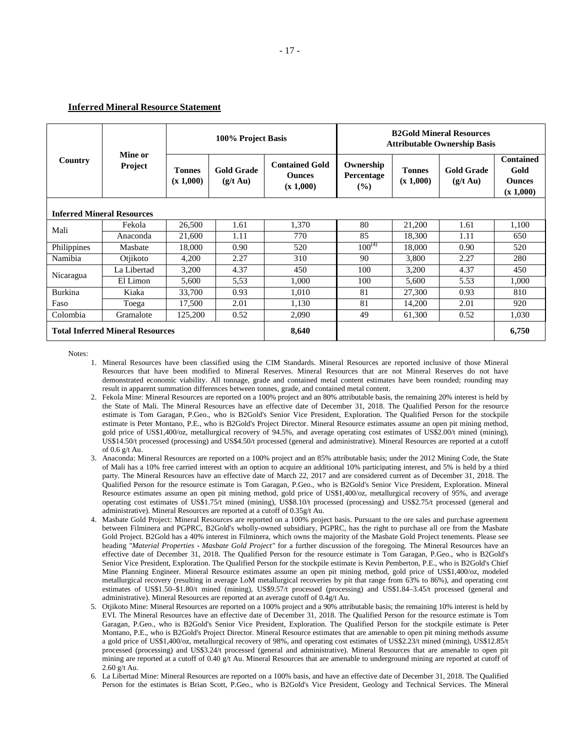**Inferred Mineral Resource Statement**

| Country | Mine or Project | 100% Project Basis | | | B2Gold Mineral Resources Attributable Ownership Basis | | | |
|---|---|---|---|---|---|---|---|---|
| | | Tonnes (x 1,000) | Gold Grade (g/t Au) | Contained Gold Ounces (x 1,000) | Ownership Percentage (%) | Tonnes (x 1,000) | Gold Grade (g/t Au) | Contained Gold Ounces (x 1,000) |
| **Inferred Mineral Resources** | | | | | | | | |
| Mali | Fekola | 26,500 | 1.61 | 1,370 | 80 | 21,200 | 1.61 | 1,100 |
| | Anaconda | 21,600 | 1.11 | 770 | 85 | 18,300 | 1.11 | 650 |
| Philippines | Masbate | 18,000 | 0.90 | 520 | 100(4) | 18,000 | 0.90 | 520 |
| Namibia | Otjikoto | 4,200 | 2.27 | 310 | 90 | 3,800 | 2.27 | 280 |
| Nicaragua | La Libertad | 3,200 | 4.37 | 450 | 100 | 3,200 | 4.37 | 450 |
| | El Limon | 5,600 | 5,53 | 1,000 | 100 | 5,600 | 5.53 | 1,000 |
| Burkina Faso | Kiaka | 33,700 | 0.93 | 1,010 | 81 | 27,300 | 0.93 | 810 |
| | Toega | 17,500 | 2.01 | 1,130 | 81 | 14,200 | 2.01 | 920 |
| Colombia | Gramalote | 125,200 | 0.52 | 2,090 | 49 | 61,300 | 0.52 | 1,030 |
| **Total Inferred Mineral Resources** | | | | **8,640** | | | | **6,750** |

Notes:

1. Mineral Resources have been classified using the CIM Standards. Mineral Resources are reported inclusive of those Mineral Resources that have been modified to Mineral Reserves. Mineral Resources that are not Mineral Reserves do not have demonstrated economic viability. All tonnage, grade and contained metal content estimates have been rounded; rounding may result in apparent summation differences between tonnes, grade, and contained metal content.
2. Fekola Mine: Mineral Resources are reported on a 100% project and an 80% attributable basis, the remaining 20% interest is held by the State of Mali. The Mineral Resources have an effective date of December 31, 2018. The Qualified Person for the resource estimate is Tom Garagan, P.Geo., who is B2Gold's Senior Vice President, Exploration. The Qualified Person for the stockpile estimate is Peter Montano, P.E., who is B2Gold's Project Director. Mineral Resource estimates assume an open pit mining method, gold price of US$1,400/oz, metallurgical recovery of 94.5%, and average operating cost estimates of US$2.00/t mined (mining), US$14.50/t processed (processing) and US$4.50/t processed (general and administrative). Mineral Resources are reported at a cutoff of 0.6 g/t Au.
3. Anaconda: Mineral Resources are reported on a 100% project and an 85% attributable basis; under the 2012 Mining Code, the State of Mali has a 10% free carried interest with an option to acquire an additional 10% participating interest, and 5% is held by a third party. The Mineral Resources have an effective date of March 22, 2017 and are considered current as of December 31, 2018. The Qualified Person for the resource estimate is Tom Garagan, P.Geo., who is B2Gold's Senior Vice President, Exploration. Mineral Resource estimates assume an open pit mining method, gold price of US$1,400/oz, metallurgical recovery of 95%, and average operating cost estimates of US$1.75/t mined (mining), US$8.10/t processed (processing) and US$2.75/t processed (general and administrative). Mineral Resources are reported at a cutoff of 0.35g/t Au.
4. Masbate Gold Project: Mineral Resources are reported on a 100% project basis. Pursuant to the ore sales and purchase agreement between Filminera and PGPRC, B2Gold's wholly-owned subsidiary, PGPRC, has the right to purchase all ore from the Masbate Gold Project. B2Gold has a 40% interest in Filminera, which owns the majority of the Masbate Gold Project tenements. Please see heading "*Material Properties - Masbate Gold Project*" for a further discussion of the foregoing. The Mineral Resources have an effective date of December 31, 2018. The Qualified Person for the resource estimate is Tom Garagan, P.Geo., who is B2Gold's Senior Vice President, Exploration. The Qualified Person for the stockpile estimate is Kevin Pemberton, P.E., who is B2Gold's Chief Mine Planning Engineer. Mineral Resource estimates assume an open pit mining method, gold price of US$1,400/oz, modeled metallurgical recovery (resulting in average LoM metallurgical recoveries by pit that range from 63% to 86%), and operating cost estimates of US$1.50–$1.80/t mined (mining), US$9.57/t processed (processing) and US$1.84–3.45/t processed (general and administrative). Mineral Resources are reported at an average cutoff of 0.4g/t Au.
5. Otjikoto Mine: Mineral Resources are reported on a 100% project and a 90% attributable basis; the remaining 10% interest is held by EVI. The Mineral Resources have an effective date of December 31, 2018. The Qualified Person for the resource estimate is Tom Garagan, P.Geo., who is B2Gold's Senior Vice President, Exploration. The Qualified Person for the stockpile estimate is Peter Montano, P.E., who is B2Gold's Project Director. Mineral Resource estimates that are amenable to open pit mining methods assume a gold price of US$1,400/oz, metallurgical recovery of 98%, and operating cost estimates of US$2.23/t mined (mining), US$12.85/t processed (processing) and US$3.24/t processed (general and administrative). Mineral Resources that are amenable to open pit mining are reported at a cutoff of 0.40 g/t Au. Mineral Resources that are amenable to underground mining are reported at cutoff of 2.60 g/t Au.
6. La Libertad Mine: Mineral Resources are reported on a 100% basis, and have an effective date of December 31, 2018. The Qualified Person for the estimates is Brian Scott, P.Geo., who is B2Gold's Vice President, Geology and Technical Services. The Mineral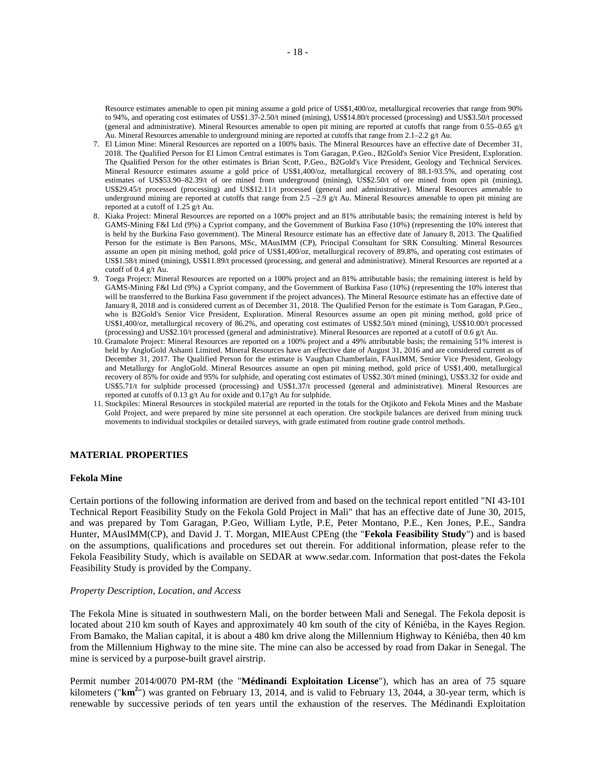Resource estimates amenable to open pit mining assume a gold price of US$1,400/oz, metallurgical recoveries that range from 90% to 94%, and operating cost estimates of US$1.37-2.50/t mined (mining), US$14.80/t processed (processing) and US$3.50/t processed (general and administrative). Mineral Resources amenable to open pit mining are reported at cutoffs that range from 0.55–0.65 g/t Au. Mineral Resources amenable to underground mining are reported at cutoffs that range from 2.1–2.2 g/t Au.

7. El Limon Mine: Mineral Resources are reported on a 100% basis. The Mineral Resources have an effective date of December 31, 2018. The Qualified Person for El Limon Central estimates is Tom Garagan, P.Geo., B2Gold's Senior Vice President, Exploration. The Qualified Person for the other estimates is Brian Scott, P.Geo., B2Gold's Vice President, Geology and Technical Services. Mineral Resource estimates assume a gold price of US$1,400/oz, metallurgical recovery of 88.1-93.5%, and operating cost estimates of US$53.90–82.39/t of ore mined from underground (mining), US$2.50/t of ore mined from open pit (mining), US$29.45/t processed (processing) and US$12.11/t processed (general and administrative). Mineral Resources amenable to underground mining are reported at cutoffs that range from 2.5 –2.9 g/t Au. Mineral Resources amenable to open pit mining are reported at a cutoff of 1.25 g/t Au.
8. Kiaka Project: Mineral Resources are reported on a 100% project and an 81% attributable basis; the remaining interest is held by GAMS-Mining F&I Ltd (9%) a Cypriot company, and the Government of Burkina Faso (10%) (representing the 10% interest that is held by the Burkina Faso government). The Mineral Resource estimate has an effective date of January 8, 2013. The Qualified Person for the estimate is Ben Parsons, MSc, MAusIMM (CP), Principal Consultant for SRK Consulting. Mineral Resources assume an open pit mining method, gold price of US$1,400/oz, metallurgical recovery of 89.8%, and operating cost estimates of US$1.58/t mined (mining), US$11.89/t processed (processing, and general and administrative). Mineral Resources are reported at a cutoff of 0.4 g/t Au.
9. Toega Project: Mineral Resources are reported on a 100% project and an 81% attributable basis; the remaining interest is held by GAMS-Mining F&I Ltd (9%) a Cypriot company, and the Government of Burkina Faso (10%) (representing the 10% interest that will be transferred to the Burkina Faso government if the project advances). The Mineral Resource estimate has an effective date of January 8, 2018 and is considered current as of December 31, 2018. The Qualified Person for the estimate is Tom Garagan, P.Geo., who is B2Gold's Senior Vice President, Exploration. Mineral Resources assume an open pit mining method, gold price of US$1,400/oz, metallurgical recovery of 86.2%, and operating cost estimates of US$2.50/t mined (mining), US$10.00/t processed (processing) and US$2.10/t processed (general and administrative). Mineral Resources are reported at a cutoff of 0.6 g/t Au.
10. Gramalote Project: Mineral Resources are reported on a 100% project and a 49% attributable basis; the remaining 51% interest is held by AngloGold Ashanti Limited. Mineral Resources have an effective date of August 31, 2016 and are considered current as of December 31, 2017. The Qualified Person for the estimate is Vaughan Chamberlain, FAusIMM, Senior Vice President, Geology and Metallurgy for AngloGold. Mineral Resources assume an open pit mining method, gold price of US$1,400, metallurgical recovery of 85% for oxide and 95% for sulphide, and operating cost estimates of US$2.30/t mined (mining), US$3.32 for oxide and US$5.71/t for sulphide processed (processing) and US$1.37/t processed (general and administrative). Mineral Resources are reported at cutoffs of 0.13 g/t Au for oxide and 0.17g/t Au for sulphide.
11. Stockpiles: Mineral Resources in stockpiled material are reported in the totals for the Otjikoto and Fekola Mines and the Masbate Gold Project, and were prepared by mine site personnel at each operation. Ore stockpile balances are derived from mining truck movements to individual stockpiles or detailed surveys, with grade estimated from routine grade control methods.

## MATERIAL PROPERTIES

### Fekola Mine

Certain portions of the following information are derived from and based on the technical report entitled "NI 43-101 Technical Report Feasibility Study on the Fekola Gold Project in Mali" that has an effective date of June 30, 2015, and was prepared by Tom Garagan, P.Geo, William Lytle, P.E, Peter Montano, P.E., Ken Jones, P.E., Sandra Hunter, MAusIMM(CP), and David J. T. Morgan, MIEAust CPEng (the "**Fekola Feasibility Study**") and is based on the assumptions, qualifications and procedures set out therein. For additional information, please refer to the Fekola Feasibility Study, which is available on SEDAR at www.sedar.com. Information that post-dates the Fekola Feasibility Study is provided by the Company.

*Property Description, Location, and Access*

The Fekola Mine is situated in southwestern Mali, on the border between Mali and Senegal. The Fekola deposit is located about 210 km south of Kayes and approximately 40 km south of the city of Kéniéba, in the Kayes Region. From Bamako, the Malian capital, it is about a 480 km drive along the Millennium Highway to Kéniéba, then 40 km from the Millennium Highway to the mine site. The mine can also be accessed by road from Dakar in Senegal. The mine is serviced by a purpose-built gravel airstrip.

Permit number 2014/0070 PM-RM (the "**Médinandi Exploitation License**"), which has an area of 75 square kilometers ("**km$^2$**") was granted on February 13, 2014, and is valid to February 13, 2044, a 30-year term, which is renewable by successive periods of ten years until the exhaustion of the reserves. The Médinandi Exploitation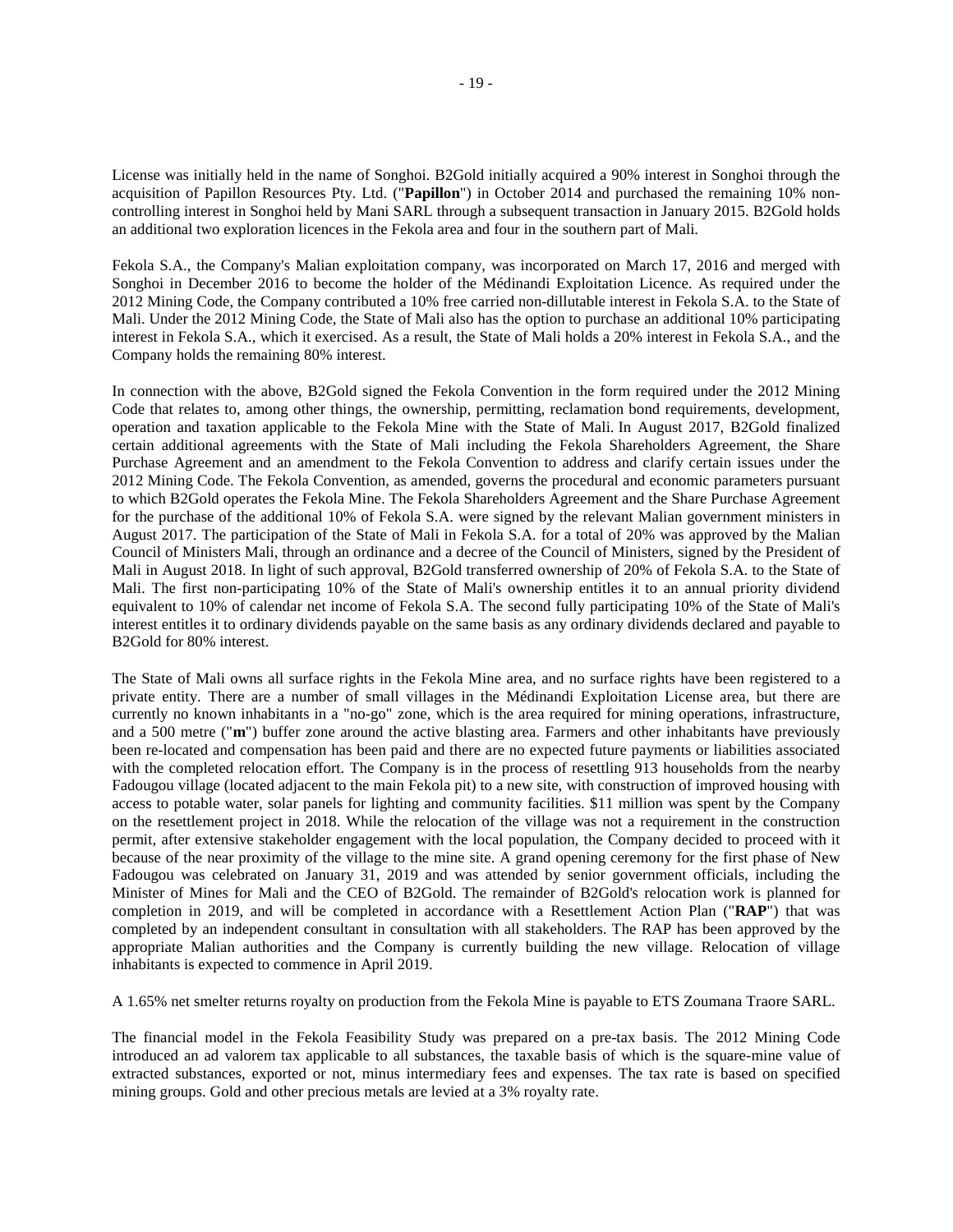License was initially held in the name of Songhoi. B2Gold initially acquired a 90% interest in Songhoi through the acquisition of Papillon Resources Pty. Ltd. ("**Papillon**") in October 2014 and purchased the remaining 10% non-controlling interest in Songhoi held by Mani SARL through a subsequent transaction in January 2015. B2Gold holds an additional two exploration licences in the Fekola area and four in the southern part of Mali.

Fekola S.A., the Company's Malian exploitation company, was incorporated on March 17, 2016 and merged with Songhoi in December 2016 to become the holder of the Médinandi Exploitation Licence. As required under the 2012 Mining Code, the Company contributed a 10% free carried non-dillutable interest in Fekola S.A. to the State of Mali. Under the 2012 Mining Code, the State of Mali also has the option to purchase an additional 10% participating interest in Fekola S.A., which it exercised. As a result, the State of Mali holds a 20% interest in Fekola S.A., and the Company holds the remaining 80% interest.

In connection with the above, B2Gold signed the Fekola Convention in the form required under the 2012 Mining Code that relates to, among other things, the ownership, permitting, reclamation bond requirements, development, operation and taxation applicable to the Fekola Mine with the State of Mali. In August 2017, B2Gold finalized certain additional agreements with the State of Mali including the Fekola Shareholders Agreement, the Share Purchase Agreement and an amendment to the Fekola Convention to address and clarify certain issues under the 2012 Mining Code. The Fekola Convention, as amended, governs the procedural and economic parameters pursuant to which B2Gold operates the Fekola Mine. The Fekola Shareholders Agreement and the Share Purchase Agreement for the purchase of the additional 10% of Fekola S.A. were signed by the relevant Malian government ministers in August 2017. The participation of the State of Mali in Fekola S.A. for a total of 20% was approved by the Malian Council of Ministers Mali, through an ordinance and a decree of the Council of Ministers, signed by the President of Mali in August 2018. In light of such approval, B2Gold transferred ownership of 20% of Fekola S.A. to the State of Mali. The first non-participating 10% of the State of Mali's ownership entitles it to an annual priority dividend equivalent to 10% of calendar net income of Fekola S.A. The second fully participating 10% of the State of Mali's interest entitles it to ordinary dividends payable on the same basis as any ordinary dividends declared and payable to B2Gold for 80% interest.

The State of Mali owns all surface rights in the Fekola Mine area, and no surface rights have been registered to a private entity. There are a number of small villages in the Médinandi Exploitation License area, but there are currently no known inhabitants in a "no-go" zone, which is the area required for mining operations, infrastructure, and a 500 metre ("**m**") buffer zone around the active blasting area. Farmers and other inhabitants have previously been re-located and compensation has been paid and there are no expected future payments or liabilities associated with the completed relocation effort. The Company is in the process of resettling 913 households from the nearby Fadougou village (located adjacent to the main Fekola pit) to a new site, with construction of improved housing with access to potable water, solar panels for lighting and community facilities. $11 million was spent by the Company on the resettlement project in 2018. While the relocation of the village was not a requirement in the construction permit, after extensive stakeholder engagement with the local population, the Company decided to proceed with it because of the near proximity of the village to the mine site. A grand opening ceremony for the first phase of New Fadougou was celebrated on January 31, 2019 and was attended by senior government officials, including the Minister of Mines for Mali and the CEO of B2Gold. The remainder of B2Gold's relocation work is planned for completion in 2019, and will be completed in accordance with a Resettlement Action Plan ("**RAP**") that was completed by an independent consultant in consultation with all stakeholders. The RAP has been approved by the appropriate Malian authorities and the Company is currently building the new village. Relocation of village inhabitants is expected to commence in April 2019.

A 1.65% net smelter returns royalty on production from the Fekola Mine is payable to ETS Zoumana Traore SARL.

The financial model in the Fekola Feasibility Study was prepared on a pre-tax basis. The 2012 Mining Code introduced an ad valorem tax applicable to all substances, the taxable basis of which is the square-mine value of extracted substances, exported or not, minus intermediary fees and expenses. The tax rate is based on specified mining groups. Gold and other precious metals are levied at a 3% royalty rate.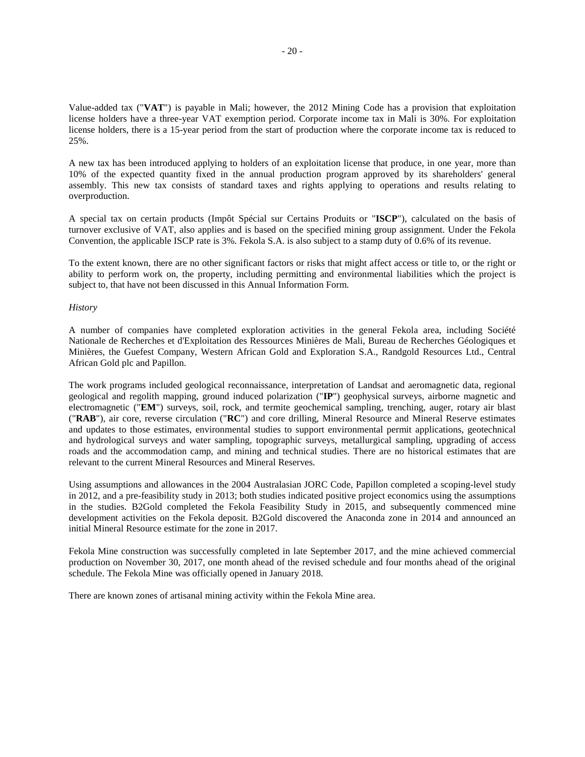Value-added tax ("**VAT**") is payable in Mali; however, the 2012 Mining Code has a provision that exploitation license holders have a three-year VAT exemption period. Corporate income tax in Mali is 30%. For exploitation license holders, there is a 15-year period from the start of production where the corporate income tax is reduced to 25%.

A new tax has been introduced applying to holders of an exploitation license that produce, in one year, more than 10% of the expected quantity fixed in the annual production program approved by its shareholders' general assembly. This new tax consists of standard taxes and rights applying to operations and results relating to overproduction.

A special tax on certain products (Impôt Spécial sur Certains Produits or "**ISCP**"), calculated on the basis of turnover exclusive of VAT, also applies and is based on the specified mining group assignment. Under the Fekola Convention, the applicable ISCP rate is 3%. Fekola S.A. is also subject to a stamp duty of 0.6% of its revenue.

To the extent known, there are no other significant factors or risks that might affect access or title to, or the right or ability to perform work on, the property, including permitting and environmental liabilities which the project is subject to, that have not been discussed in this Annual Information Form.

*History*

A number of companies have completed exploration activities in the general Fekola area, including Société Nationale de Recherches et d'Exploitation des Ressources Minières de Mali, Bureau de Recherches Géologiques et Minières, the Guefest Company, Western African Gold and Exploration S.A., Randgold Resources Ltd., Central African Gold plc and Papillon.

The work programs included geological reconnaissance, interpretation of Landsat and aeromagnetic data, regional geological and regolith mapping, ground induced polarization ("**IP**") geophysical surveys, airborne magnetic and electromagnetic ("**EM**") surveys, soil, rock, and termite geochemical sampling, trenching, auger, rotary air blast ("**RAB**"), air core, reverse circulation ("**RC**") and core drilling, Mineral Resource and Mineral Reserve estimates and updates to those estimates, environmental studies to support environmental permit applications, geotechnical and hydrological surveys and water sampling, topographic surveys, metallurgical sampling, upgrading of access roads and the accommodation camp, and mining and technical studies. There are no historical estimates that are relevant to the current Mineral Resources and Mineral Reserves.

Using assumptions and allowances in the 2004 Australasian JORC Code, Papillon completed a scoping-level study in 2012, and a pre-feasibility study in 2013; both studies indicated positive project economics using the assumptions in the studies. B2Gold completed the Fekola Feasibility Study in 2015, and subsequently commenced mine development activities on the Fekola deposit. B2Gold discovered the Anaconda zone in 2014 and announced an initial Mineral Resource estimate for the zone in 2017.

Fekola Mine construction was successfully completed in late September 2017, and the mine achieved commercial production on November 30, 2017, one month ahead of the revised schedule and four months ahead of the original schedule. The Fekola Mine was officially opened in January 2018.

There are known zones of artisanal mining activity within the Fekola Mine area.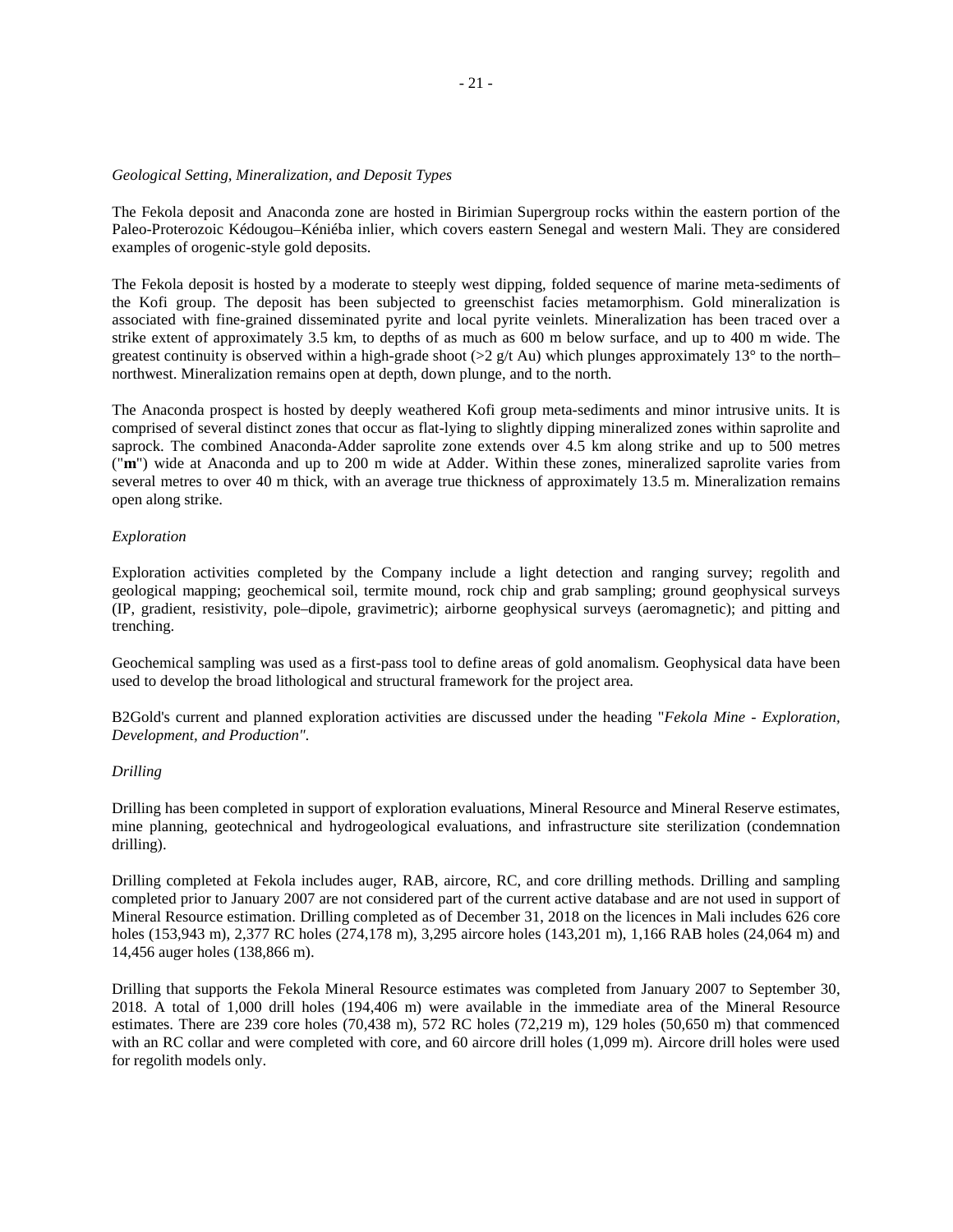*Geological Setting, Mineralization, and Deposit Types*

The Fekola deposit and Anaconda zone are hosted in Birimian Supergroup rocks within the eastern portion of the Paleo-Proterozoic Kédougou–Kéniéba inlier, which covers eastern Senegal and western Mali. They are considered examples of orogenic-style gold deposits.

The Fekola deposit is hosted by a moderate to steeply west dipping, folded sequence of marine meta-sediments of the Kofi group. The deposit has been subjected to greenschist facies metamorphism. Gold mineralization is associated with fine-grained disseminated pyrite and local pyrite veinlets. Mineralization has been traced over a strike extent of approximately 3.5 km, to depths of as much as 600 m below surface, and up to 400 m wide. The greatest continuity is observed within a high-grade shoot (>2 g/t Au) which plunges approximately 13° to the north–northwest. Mineralization remains open at depth, down plunge, and to the north.

The Anaconda prospect is hosted by deeply weathered Kofi group meta-sediments and minor intrusive units. It is comprised of several distinct zones that occur as flat-lying to slightly dipping mineralized zones within saprolite and saprock. The combined Anaconda-Adder saprolite zone extends over 4.5 km along strike and up to 500 metres ("**m**") wide at Anaconda and up to 200 m wide at Adder. Within these zones, mineralized saprolite varies from several metres to over 40 m thick, with an average true thickness of approximately 13.5 m. Mineralization remains open along strike.

*Exploration*

Exploration activities completed by the Company include a light detection and ranging survey; regolith and geological mapping; geochemical soil, termite mound, rock chip and grab sampling; ground geophysical surveys (IP, gradient, resistivity, pole–dipole, gravimetric); airborne geophysical surveys (aeromagnetic); and pitting and trenching.

Geochemical sampling was used as a first-pass tool to define areas of gold anomalism. Geophysical data have been used to develop the broad lithological and structural framework for the project area.

B2Gold's current and planned exploration activities are discussed under the heading "*Fekola Mine - Exploration, Development, and Production*".

*Drilling*

Drilling has been completed in support of exploration evaluations, Mineral Resource and Mineral Reserve estimates, mine planning, geotechnical and hydrogeological evaluations, and infrastructure site sterilization (condemnation drilling).

Drilling completed at Fekola includes auger, RAB, aircore, RC, and core drilling methods. Drilling and sampling completed prior to January 2007 are not considered part of the current active database and are not used in support of Mineral Resource estimation. Drilling completed as of December 31, 2018 on the licences in Mali includes 626 core holes (153,943 m), 2,377 RC holes (274,178 m), 3,295 aircore holes (143,201 m), 1,166 RAB holes (24,064 m) and 14,456 auger holes (138,866 m).

Drilling that supports the Fekola Mineral Resource estimates was completed from January 2007 to September 30, 2018. A total of 1,000 drill holes (194,406 m) were available in the immediate area of the Mineral Resource estimates. There are 239 core holes (70,438 m), 572 RC holes (72,219 m), 129 holes (50,650 m) that commenced with an RC collar and were completed with core, and 60 aircore drill holes (1,099 m). Aircore drill holes were used for regolith models only.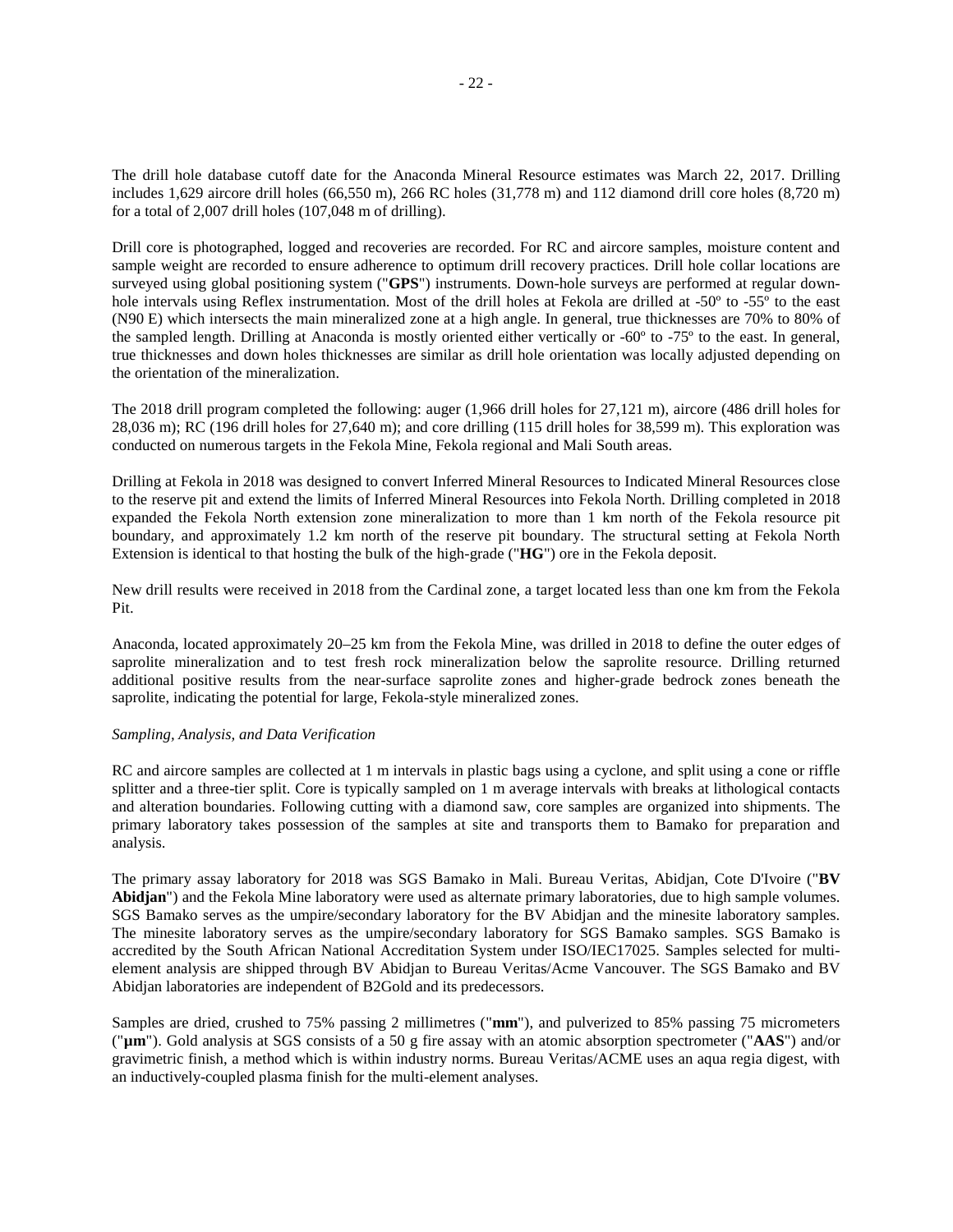The drill hole database cutoff date for the Anaconda Mineral Resource estimates was March 22, 2017. Drilling includes 1,629 aircore drill holes (66,550 m), 266 RC holes (31,778 m) and 112 diamond drill core holes (8,720 m) for a total of 2,007 drill holes (107,048 m of drilling).

Drill core is photographed, logged and recoveries are recorded. For RC and aircore samples, moisture content and sample weight are recorded to ensure adherence to optimum drill recovery practices. Drill hole collar locations are surveyed using global positioning system ("**GPS**") instruments. Down-hole surveys are performed at regular down-hole intervals using Reflex instrumentation. Most of the drill holes at Fekola are drilled at -50º to -55º to the east (N90 E) which intersects the main mineralized zone at a high angle. In general, true thicknesses are 70% to 80% of the sampled length. Drilling at Anaconda is mostly oriented either vertically or -60º to -75º to the east. In general, true thicknesses and down holes thicknesses are similar as drill hole orientation was locally adjusted depending on the orientation of the mineralization.

The 2018 drill program completed the following: auger (1,966 drill holes for 27,121 m), aircore (486 drill holes for 28,036 m); RC (196 drill holes for 27,640 m); and core drilling (115 drill holes for 38,599 m). This exploration was conducted on numerous targets in the Fekola Mine, Fekola regional and Mali South areas.

Drilling at Fekola in 2018 was designed to convert Inferred Mineral Resources to Indicated Mineral Resources close to the reserve pit and extend the limits of Inferred Mineral Resources into Fekola North. Drilling completed in 2018 expanded the Fekola North extension zone mineralization to more than 1 km north of the Fekola resource pit boundary, and approximately 1.2 km north of the reserve pit boundary. The structural setting at Fekola North Extension is identical to that hosting the bulk of the high-grade ("**HG**") ore in the Fekola deposit.

New drill results were received in 2018 from the Cardinal zone, a target located less than one km from the Fekola Pit.

Anaconda, located approximately 20–25 km from the Fekola Mine, was drilled in 2018 to define the outer edges of saprolite mineralization and to test fresh rock mineralization below the saprolite resource. Drilling returned additional positive results from the near-surface saprolite zones and higher-grade bedrock zones beneath the saprolite, indicating the potential for large, Fekola-style mineralized zones.

*Sampling, Analysis, and Data Verification*

RC and aircore samples are collected at 1 m intervals in plastic bags using a cyclone, and split using a cone or riffle splitter and a three-tier split. Core is typically sampled on 1 m average intervals with breaks at lithological contacts and alteration boundaries. Following cutting with a diamond saw, core samples are organized into shipments. The primary laboratory takes possession of the samples at site and transports them to Bamako for preparation and analysis.

The primary assay laboratory for 2018 was SGS Bamako in Mali. Bureau Veritas, Abidjan, Cote D'Ivoire ("**BV Abidjan**") and the Fekola Mine laboratory were used as alternate primary laboratories, due to high sample volumes. SGS Bamako serves as the umpire/secondary laboratory for the BV Abidjan and the minesite laboratory samples. The minesite laboratory serves as the umpire/secondary laboratory for SGS Bamako samples. SGS Bamako is accredited by the South African National Accreditation System under ISO/IEC17025. Samples selected for multi-element analysis are shipped through BV Abidjan to Bureau Veritas/Acme Vancouver. The SGS Bamako and BV Abidjan laboratories are independent of B2Gold and its predecessors.

Samples are dried, crushed to 75% passing 2 millimetres ("**mm**"), and pulverized to 85% passing 75 micrometers ("**µm**"). Gold analysis at SGS consists of a 50 g fire assay with an atomic absorption spectrometer ("**AAS**") and/or gravimetric finish, a method which is within industry norms. Bureau Veritas/ACME uses an aqua regia digest, with an inductively-coupled plasma finish for the multi-element analyses.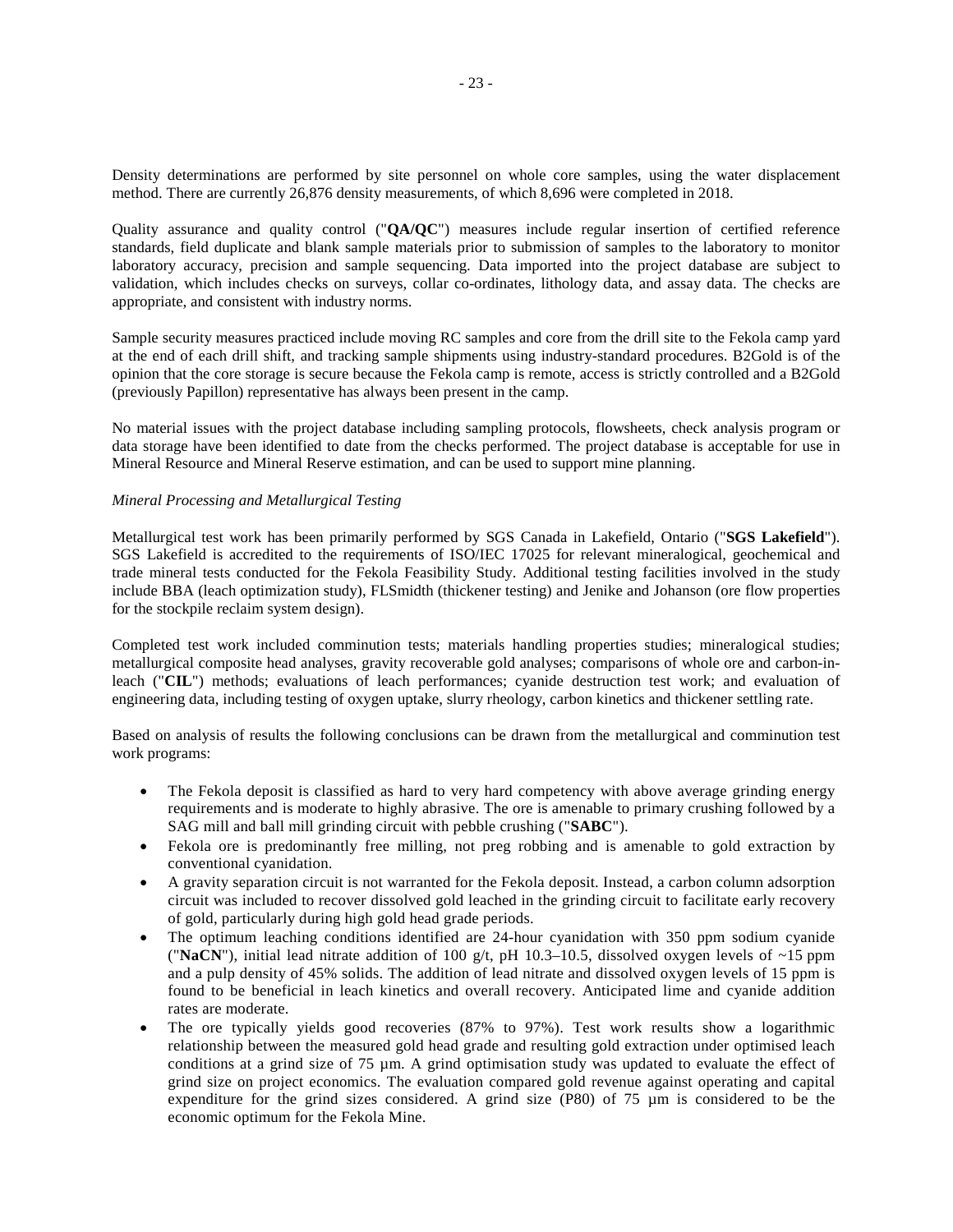Density determinations are performed by site personnel on whole core samples, using the water displacement method. There are currently 26,876 density measurements, of which 8,696 were completed in 2018.

Quality assurance and quality control ("**QA/QC**") measures include regular insertion of certified reference standards, field duplicate and blank sample materials prior to submission of samples to the laboratory to monitor laboratory accuracy, precision and sample sequencing. Data imported into the project database are subject to validation, which includes checks on surveys, collar co-ordinates, lithology data, and assay data. The checks are appropriate, and consistent with industry norms.

Sample security measures practiced include moving RC samples and core from the drill site to the Fekola camp yard at the end of each drill shift, and tracking sample shipments using industry-standard procedures. B2Gold is of the opinion that the core storage is secure because the Fekola camp is remote, access is strictly controlled and a B2Gold (previously Papillon) representative has always been present in the camp.

No material issues with the project database including sampling protocols, flowsheets, check analysis program or data storage have been identified to date from the checks performed. The project database is acceptable for use in Mineral Resource and Mineral Reserve estimation, and can be used to support mine planning.

*Mineral Processing and Metallurgical Testing*

Metallurgical test work has been primarily performed by SGS Canada in Lakefield, Ontario ("**SGS Lakefield**"). SGS Lakefield is accredited to the requirements of ISO/IEC 17025 for relevant mineralogical, geochemical and trade mineral tests conducted for the Fekola Feasibility Study. Additional testing facilities involved in the study include BBA (leach optimization study), FLSmidth (thickener testing) and Jenike and Johanson (ore flow properties for the stockpile reclaim system design).

Completed test work included comminution tests; materials handling properties studies; mineralogical studies; metallurgical composite head analyses, gravity recoverable gold analyses; comparisons of whole ore and carbon-in-leach ("**CIL**") methods; evaluations of leach performances; cyanide destruction test work; and evaluation of engineering data, including testing of oxygen uptake, slurry rheology, carbon kinetics and thickener settling rate.

Based on analysis of results the following conclusions can be drawn from the metallurgical and comminution test work programs:

- The Fekola deposit is classified as hard to very hard competency with above average grinding energy requirements and is moderate to highly abrasive. The ore is amenable to primary crushing followed by a SAG mill and ball mill grinding circuit with pebble crushing ("**SABC**").
- Fekola ore is predominantly free milling, not preg robbing and is amenable to gold extraction by conventional cyanidation.
- A gravity separation circuit is not warranted for the Fekola deposit. Instead, a carbon column adsorption circuit was included to recover dissolved gold leached in the grinding circuit to facilitate early recovery of gold, particularly during high gold head grade periods.
- The optimum leaching conditions identified are 24-hour cyanidation with 350 ppm sodium cyanide ("**NaCN**"), initial lead nitrate addition of 100 g/t, pH 10.3–10.5, dissolved oxygen levels of ~15 ppm and a pulp density of 45% solids. The addition of lead nitrate and dissolved oxygen levels of 15 ppm is found to be beneficial in leach kinetics and overall recovery. Anticipated lime and cyanide addition rates are moderate.
- The ore typically yields good recoveries (87% to 97%). Test work results show a logarithmic relationship between the measured gold head grade and resulting gold extraction under optimised leach conditions at a grind size of 75 µm. A grind optimisation study was updated to evaluate the effect of grind size on project economics. The evaluation compared gold revenue against operating and capital expenditure for the grind sizes considered. A grind size (P80) of 75 µm is considered to be the economic optimum for the Fekola Mine.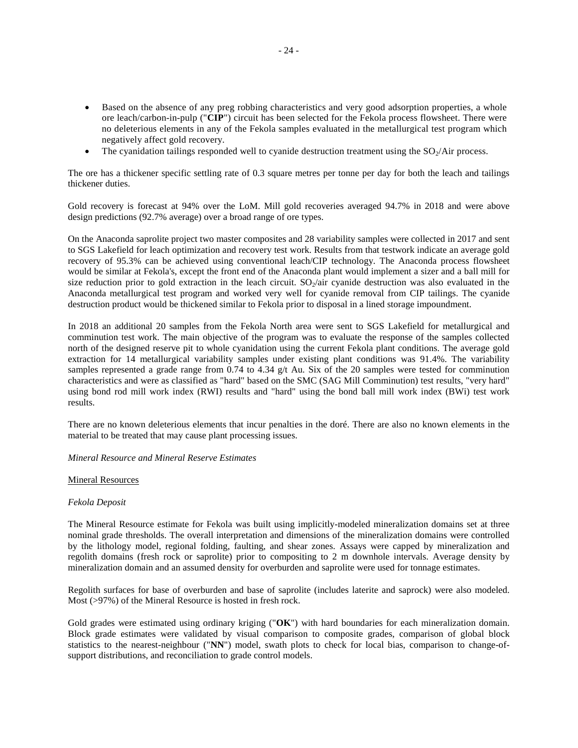- Based on the absence of any preg robbing characteristics and very good adsorption properties, a whole ore leach/carbon-in-pulp ("**CIP**") circuit has been selected for the Fekola process flowsheet. There were no deleterious elements in any of the Fekola samples evaluated in the metallurgical test program which negatively affect gold recovery.
- The cyanidation tailings responded well to cyanide destruction treatment using the $SO_2$/Air process.

The ore has a thickener specific settling rate of 0.3 square metres per tonne per day for both the leach and tailings thickener duties.

Gold recovery is forecast at 94% over the LoM. Mill gold recoveries averaged 94.7% in 2018 and were above design predictions (92.7% average) over a broad range of ore types.

On the Anaconda saprolite project two master composites and 28 variability samples were collected in 2017 and sent to SGS Lakefield for leach optimization and recovery test work. Results from that testwork indicate an average gold recovery of 95.3% can be achieved using conventional leach/CIP technology. The Anaconda process flowsheet would be similar at Fekola's, except the front end of the Anaconda plant would implement a sizer and a ball mill for size reduction prior to gold extraction in the leach circuit. $SO_2$/air cyanide destruction was also evaluated in the Anaconda metallurgical test program and worked very well for cyanide removal from CIP tailings. The cyanide destruction product would be thickened similar to Fekola prior to disposal in a lined storage impoundment.

In 2018 an additional 20 samples from the Fekola North area were sent to SGS Lakefield for metallurgical and comminution test work. The main objective of the program was to evaluate the response of the samples collected north of the designed reserve pit to whole cyanidation using the current Fekola plant conditions. The average gold extraction for 14 metallurgical variability samples under existing plant conditions was 91.4%. The variability samples represented a grade range from 0.74 to 4.34 g/t Au. Six of the 20 samples were tested for comminution characteristics and were as classified as "hard" based on the SMC (SAG Mill Comminution) test results, "very hard" using bond rod mill work index (RWI) results and "hard" using the bond ball mill work index (BWi) test work results.

There are no known deleterious elements that incur penalties in the doré. There are also no known elements in the material to be treated that may cause plant processing issues.

*Mineral Resource and Mineral Reserve Estimates*

<u>Mineral Resources</u>

*Fekola Deposit*

The Mineral Resource estimate for Fekola was built using implicitly-modeled mineralization domains set at three nominal grade thresholds. The overall interpretation and dimensions of the mineralization domains were controlled by the lithology model, regional folding, faulting, and shear zones. Assays were capped by mineralization and regolith domains (fresh rock or saprolite) prior to compositing to 2 m downhole intervals. Average density by mineralization domain and an assumed density for overburden and saprolite were used for tonnage estimates.

Regolith surfaces for base of overburden and base of saprolite (includes laterite and saprock) were also modeled. Most (>97%) of the Mineral Resource is hosted in fresh rock.

Gold grades were estimated using ordinary kriging ("**OK**") with hard boundaries for each mineralization domain. Block grade estimates were validated by visual comparison to composite grades, comparison of global block statistics to the nearest-neighbour ("**NN**") model, swath plots to check for local bias, comparison to change-of-support distributions, and reconciliation to grade control models.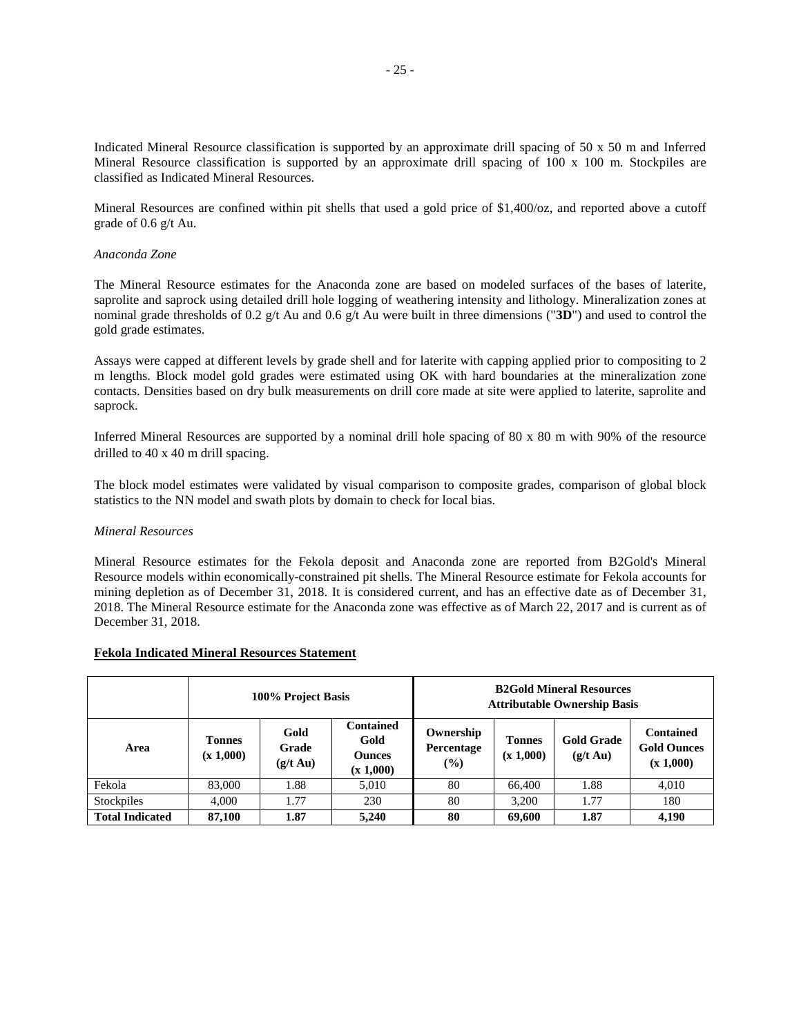Indicated Mineral Resource classification is supported by an approximate drill spacing of 50 x 50 m and Inferred Mineral Resource classification is supported by an approximate drill spacing of 100 x 100 m. Stockpiles are classified as Indicated Mineral Resources.

Mineral Resources are confined within pit shells that used a gold price of $1,400/oz, and reported above a cutoff grade of 0.6 g/t Au.

*Anaconda Zone*

The Mineral Resource estimates for the Anaconda zone are based on modeled surfaces of the bases of laterite, saprolite and saprock using detailed drill hole logging of weathering intensity and lithology. Mineralization zones at nominal grade thresholds of 0.2 g/t Au and 0.6 g/t Au were built in three dimensions ("**3D**") and used to control the gold grade estimates.

Assays were capped at different levels by grade shell and for laterite with capping applied prior to compositing to 2 m lengths. Block model gold grades were estimated using OK with hard boundaries at the mineralization zone contacts. Densities based on dry bulk measurements on drill core made at site were applied to laterite, saprolite and saprock.

Inferred Mineral Resources are supported by a nominal drill hole spacing of 80 x 80 m with 90% of the resource drilled to 40 x 40 m drill spacing.

The block model estimates were validated by visual comparison to composite grades, comparison of global block statistics to the NN model and swath plots by domain to check for local bias.

*Mineral Resources*

Mineral Resource estimates for the Fekola deposit and Anaconda zone are reported from B2Gold's Mineral Resource models within economically-constrained pit shells. The Mineral Resource estimate for Fekola accounts for mining depletion as of December 31, 2018. It is considered current, and has an effective date as of December 31, 2018. The Mineral Resource estimate for the Anaconda zone was effective as of March 22, 2017 and is current as of December 31, 2018.

**Fekola Indicated Mineral Resources Statement**

| | 100% Project Basis | | | B2Gold Mineral Resources Attributable Ownership Basis | | | |
|---|---|---|---|---|---|---|---|
| **Area** | **Tonnes (x 1,000)** | **Gold Grade (g/t Au)** | **Contained Gold Ounces (x 1,000)** | **Ownership Percentage (%)** | **Tonnes (x 1,000)** | **Gold Grade (g/t Au)** | **Contained Gold Ounces (x 1,000)** |
| Fekola | 83,000 | 1.88 | 5,010 | 80 | 66,400 | 1.88 | 4,010 |
| Stockpiles | 4,000 | 1.77 | 230 | 80 | 3,200 | 1.77 | 180 |
| **Total Indicated** | **87,100** | **1.87** | **5,240** | **80** | **69,600** | **1.87** | **4,190** |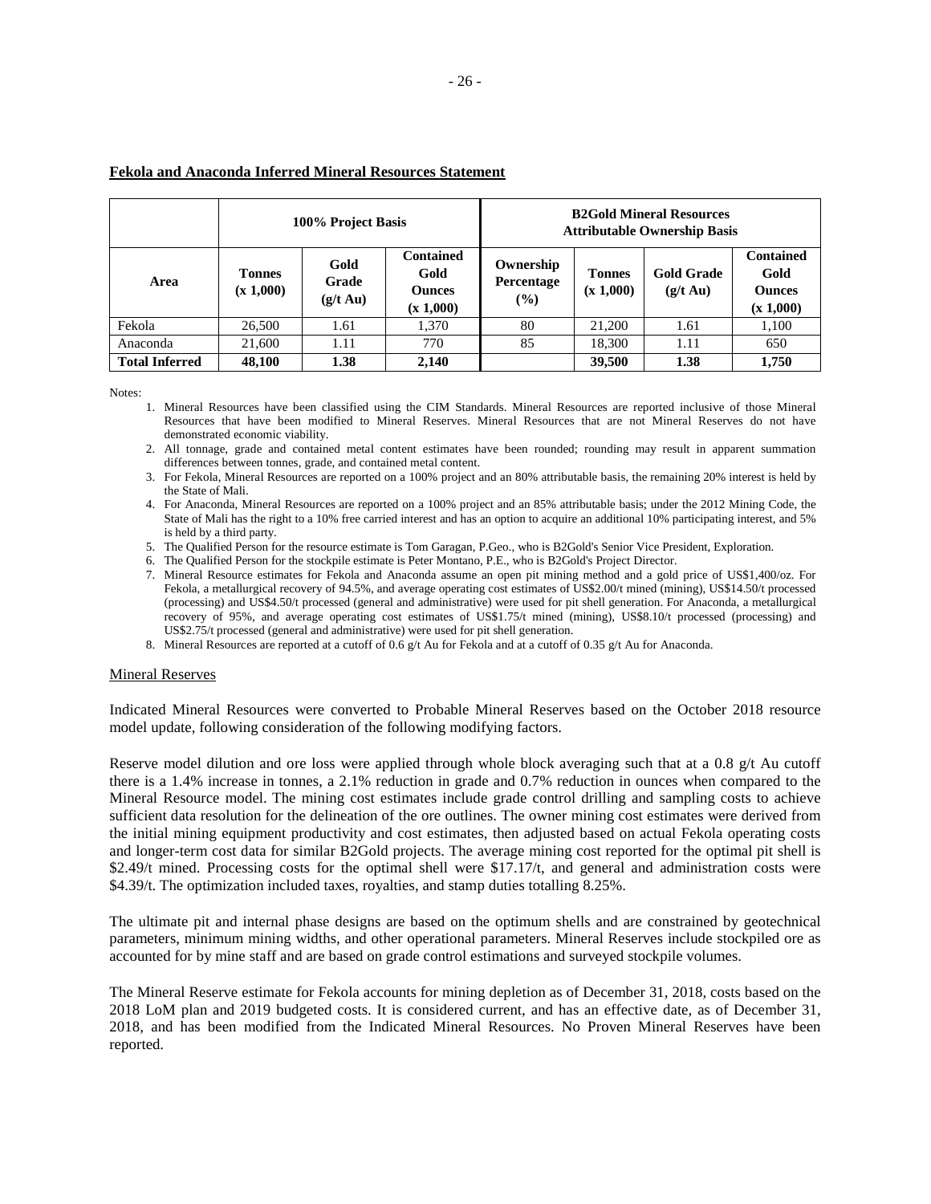**Fekola and Anaconda Inferred Mineral Resources Statement**

| | 100% Project Basis | | | B2Gold Mineral Resources Attributable Ownership Basis | | | |
|---|---|---|---|---|---|---|---|
| **Area** | **Tonnes (x 1,000)** | **Gold Grade (g/t Au)** | **Contained Gold Ounces (x 1,000)** | **Ownership Percentage (%)** | **Tonnes (x 1,000)** | **Gold Grade (g/t Au)** | **Contained Gold Ounces (x 1,000)** |
| Fekola | 26,500 | 1.61 | 1,370 | 80 | 21,200 | 1.61 | 1,100 |
| Anaconda | 21,600 | 1.11 | 770 | 85 | 18,300 | 1.11 | 650 |
| **Total Inferred** | **48,100** | **1.38** | **2,140** | | **39,500** | **1.38** | **1,750** |

Notes:

1. Mineral Resources have been classified using the CIM Standards. Mineral Resources are reported inclusive of those Mineral Resources that have been modified to Mineral Reserves. Mineral Resources that are not Mineral Reserves do not have demonstrated economic viability.
2. All tonnage, grade and contained metal content estimates have been rounded; rounding may result in apparent summation differences between tonnes, grade, and contained metal content.
3. For Fekola, Mineral Resources are reported on a 100% project and an 80% attributable basis, the remaining 20% interest is held by the State of Mali.
4. For Anaconda, Mineral Resources are reported on a 100% project and an 85% attributable basis; under the 2012 Mining Code, the State of Mali has the right to a 10% free carried interest and has an option to acquire an additional 10% participating interest, and 5% is held by a third party.
5. The Qualified Person for the resource estimate is Tom Garagan, P.Geo., who is B2Gold's Senior Vice President, Exploration.
6. The Qualified Person for the stockpile estimate is Peter Montano, P.E., who is B2Gold's Project Director.
7. Mineral Resource estimates for Fekola and Anaconda assume an open pit mining method and a gold price of US$1,400/oz. For Fekola, a metallurgical recovery of 94.5%, and average operating cost estimates of US$2.00/t mined (mining), US$14.50/t processed (processing) and US$4.50/t processed (general and administrative) were used for pit shell generation. For Anaconda, a metallurgical recovery of 95%, and average operating cost estimates of US$1.75/t mined (mining), US$8.10/t processed (processing) and US$2.75/t processed (general and administrative) were used for pit shell generation.
8. Mineral Resources are reported at a cutoff of 0.6 g/t Au for Fekola and at a cutoff of 0.35 g/t Au for Anaconda.

Mineral Reserves

Indicated Mineral Resources were converted to Probable Mineral Reserves based on the October 2018 resource model update, following consideration of the following modifying factors.

Reserve model dilution and ore loss were applied through whole block averaging such that at a 0.8 g/t Au cutoff there is a 1.4% increase in tonnes, a 2.1% reduction in grade and 0.7% reduction in ounces when compared to the Mineral Resource model. The mining cost estimates include grade control drilling and sampling costs to achieve sufficient data resolution for the delineation of the ore outlines. The owner mining cost estimates were derived from the initial mining equipment productivity and cost estimates, then adjusted based on actual Fekola operating costs and longer-term cost data for similar B2Gold projects. The average mining cost reported for the optimal pit shell is $2.49/t mined. Processing costs for the optimal shell were $17.17/t, and general and administration costs were $4.39/t. The optimization included taxes, royalties, and stamp duties totalling 8.25%.

The ultimate pit and internal phase designs are based on the optimum shells and are constrained by geotechnical parameters, minimum mining widths, and other operational parameters. Mineral Reserves include stockpiled ore as accounted for by mine staff and are based on grade control estimations and surveyed stockpile volumes.

The Mineral Reserve estimate for Fekola accounts for mining depletion as of December 31, 2018, costs based on the 2018 LoM plan and 2019 budgeted costs. It is considered current, and has an effective date, as of December 31, 2018, and has been modified from the Indicated Mineral Resources. No Proven Mineral Reserves have been reported.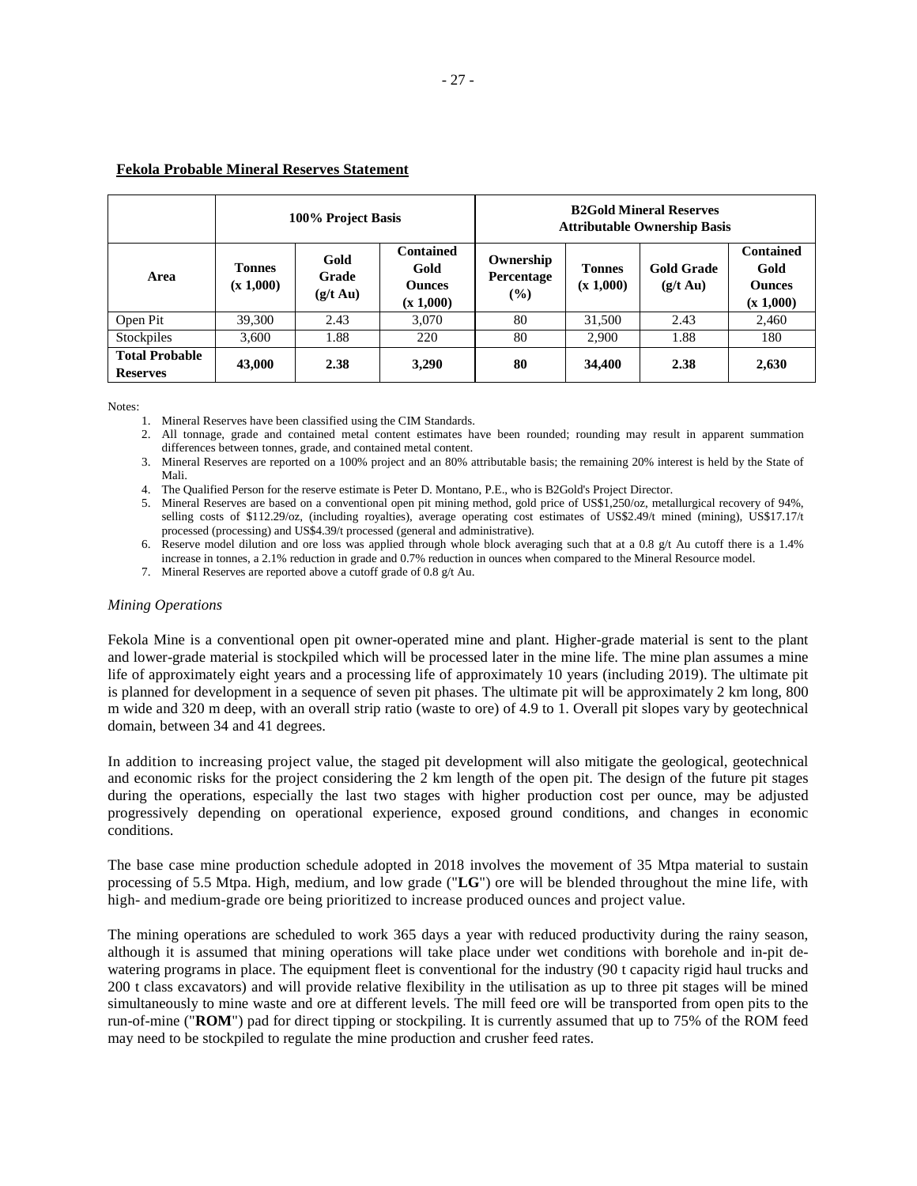**Fekola Probable Mineral Reserves Statement**

| | 100% Project Basis | | | B2Gold Mineral Reserves Attributable Ownership Basis | | | |
|---|---|---|---|---|---|---|---|
| Area | Tonnes (x 1,000) | Gold Grade (g/t Au) | Contained Gold Ounces (x 1,000) | Ownership Percentage (%) | Tonnes (x 1,000) | Gold Grade (g/t Au) | Contained Gold Ounces (x 1,000) |
| Open Pit | 39,300 | 2.43 | 3,070 | 80 | 31,500 | 2.43 | 2,460 |
| Stockpiles | 3,600 | 1.88 | 220 | 80 | 2,900 | 1.88 | 180 |
| **Total Probable Reserves** | **43,000** | **2.38** | **3,290** | **80** | **34,400** | **2.38** | **2,630** |

Notes:

1. Mineral Reserves have been classified using the CIM Standards.
2. All tonnage, grade and contained metal content estimates have been rounded; rounding may result in apparent summation differences between tonnes, grade, and contained metal content.
3. Mineral Reserves are reported on a 100% project and an 80% attributable basis; the remaining 20% interest is held by the State of Mali.
4. The Qualified Person for the reserve estimate is Peter D. Montano, P.E., who is B2Gold's Project Director.
5. Mineral Reserves are based on a conventional open pit mining method, gold price of US$1,250/oz, metallurgical recovery of 94%, selling costs of $112.29/oz, (including royalties), average operating cost estimates of US$2.49/t mined (mining), US$17.17/t processed (processing) and US$4.39/t processed (general and administrative).
6. Reserve model dilution and ore loss was applied through whole block averaging such that at a 0.8 g/t Au cutoff there is a 1.4% increase in tonnes, a 2.1% reduction in grade and 0.7% reduction in ounces when compared to the Mineral Resource model.
7. Mineral Reserves are reported above a cutoff grade of 0.8 g/t Au.

*Mining Operations*

Fekola Mine is a conventional open pit owner-operated mine and plant. Higher-grade material is sent to the plant and lower-grade material is stockpiled which will be processed later in the mine life. The mine plan assumes a mine life of approximately eight years and a processing life of approximately 10 years (including 2019). The ultimate pit is planned for development in a sequence of seven pit phases. The ultimate pit will be approximately 2 km long, 800 m wide and 320 m deep, with an overall strip ratio (waste to ore) of 4.9 to 1. Overall pit slopes vary by geotechnical domain, between 34 and 41 degrees.

In addition to increasing project value, the staged pit development will also mitigate the geological, geotechnical and economic risks for the project considering the 2 km length of the open pit. The design of the future pit stages during the operations, especially the last two stages with higher production cost per ounce, may be adjusted progressively depending on operational experience, exposed ground conditions, and changes in economic conditions.

The base case mine production schedule adopted in 2018 involves the movement of 35 Mtpa material to sustain processing of 5.5 Mtpa. High, medium, and low grade ("**LG**") ore will be blended throughout the mine life, with high- and medium-grade ore being prioritized to increase produced ounces and project value.

The mining operations are scheduled to work 365 days a year with reduced productivity during the rainy season, although it is assumed that mining operations will take place under wet conditions with borehole and in-pit de-watering programs in place. The equipment fleet is conventional for the industry (90 t capacity rigid haul trucks and 200 t class excavators) and will provide relative flexibility in the utilisation as up to three pit stages will be mined simultaneously to mine waste and ore at different levels. The mill feed ore will be transported from open pits to the run-of-mine ("**ROM**") pad for direct tipping or stockpiling. It is currently assumed that up to 75% of the ROM feed may need to be stockpiled to regulate the mine production and crusher feed rates.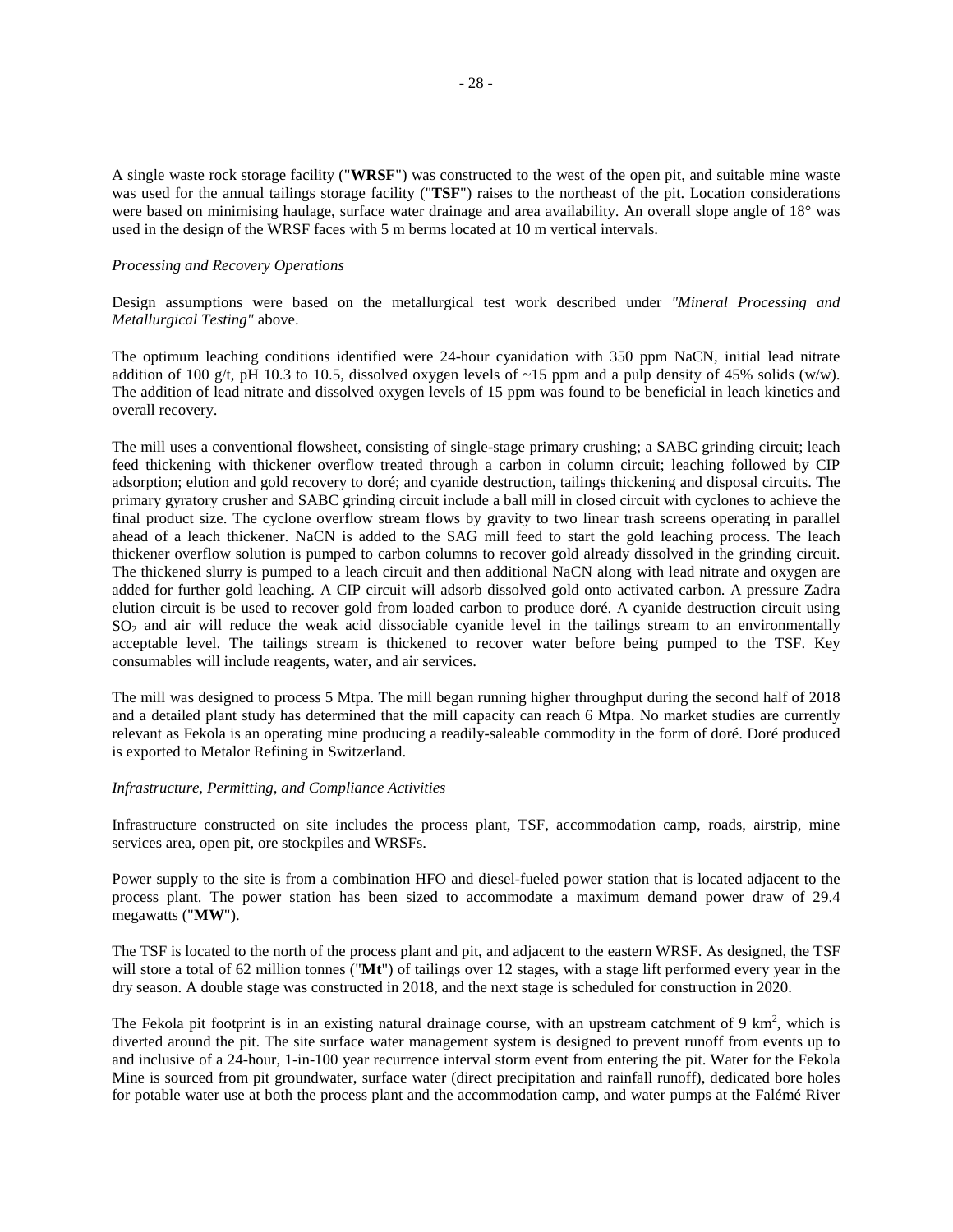A single waste rock storage facility ("**WRSF**") was constructed to the west of the open pit, and suitable mine waste was used for the annual tailings storage facility ("**TSF**") raises to the northeast of the pit. Location considerations were based on minimising haulage, surface water drainage and area availability. An overall slope angle of 18° was used in the design of the WRSF faces with 5 m berms located at 10 m vertical intervals.

*Processing and Recovery Operations*

Design assumptions were based on the metallurgical test work described under *"Mineral Processing and Metallurgical Testing"* above.

The optimum leaching conditions identified were 24-hour cyanidation with 350 ppm NaCN, initial lead nitrate addition of 100 g/t, pH 10.3 to 10.5, dissolved oxygen levels of ~15 ppm and a pulp density of 45% solids (w/w). The addition of lead nitrate and dissolved oxygen levels of 15 ppm was found to be beneficial in leach kinetics and overall recovery.

The mill uses a conventional flowsheet, consisting of single-stage primary crushing; a SABC grinding circuit; leach feed thickening with thickener overflow treated through a carbon in column circuit; leaching followed by CIP adsorption; elution and gold recovery to doré; and cyanide destruction, tailings thickening and disposal circuits. The primary gyratory crusher and SABC grinding circuit include a ball mill in closed circuit with cyclones to achieve the final product size. The cyclone overflow stream flows by gravity to two linear trash screens operating in parallel ahead of a leach thickener. NaCN is added to the SAG mill feed to start the gold leaching process. The leach thickener overflow solution is pumped to carbon columns to recover gold already dissolved in the grinding circuit. The thickened slurry is pumped to a leach circuit and then additional NaCN along with lead nitrate and oxygen are added for further gold leaching. A CIP circuit will adsorb dissolved gold onto activated carbon. A pressure Zadra elution circuit is be used to recover gold from loaded carbon to produce doré. A cyanide destruction circuit using $SO_2$ and air will reduce the weak acid dissociable cyanide level in the tailings stream to an environmentally acceptable level. The tailings stream is thickened to recover water before being pumped to the TSF. Key consumables will include reagents, water, and air services.

The mill was designed to process 5 Mtpa. The mill began running higher throughput during the second half of 2018 and a detailed plant study has determined that the mill capacity can reach 6 Mtpa. No market studies are currently relevant as Fekola is an operating mine producing a readily-saleable commodity in the form of doré. Doré produced is exported to Metalor Refining in Switzerland.

*Infrastructure, Permitting, and Compliance Activities*

Infrastructure constructed on site includes the process plant, TSF, accommodation camp, roads, airstrip, mine services area, open pit, ore stockpiles and WRSFs.

Power supply to the site is from a combination HFO and diesel-fueled power station that is located adjacent to the process plant. The power station has been sized to accommodate a maximum demand power draw of 29.4 megawatts ("**MW**").

The TSF is located to the north of the process plant and pit, and adjacent to the eastern WRSF. As designed, the TSF will store a total of 62 million tonnes ("**Mt**") of tailings over 12 stages, with a stage lift performed every year in the dry season. A double stage was constructed in 2018, and the next stage is scheduled for construction in 2020.

The Fekola pit footprint is in an existing natural drainage course, with an upstream catchment of 9 km$^2$, which is diverted around the pit. The site surface water management system is designed to prevent runoff from events up to and inclusive of a 24-hour, 1-in-100 year recurrence interval storm event from entering the pit. Water for the Fekola Mine is sourced from pit groundwater, surface water (direct precipitation and rainfall runoff), dedicated bore holes for potable water use at both the process plant and the accommodation camp, and water pumps at the Falémé River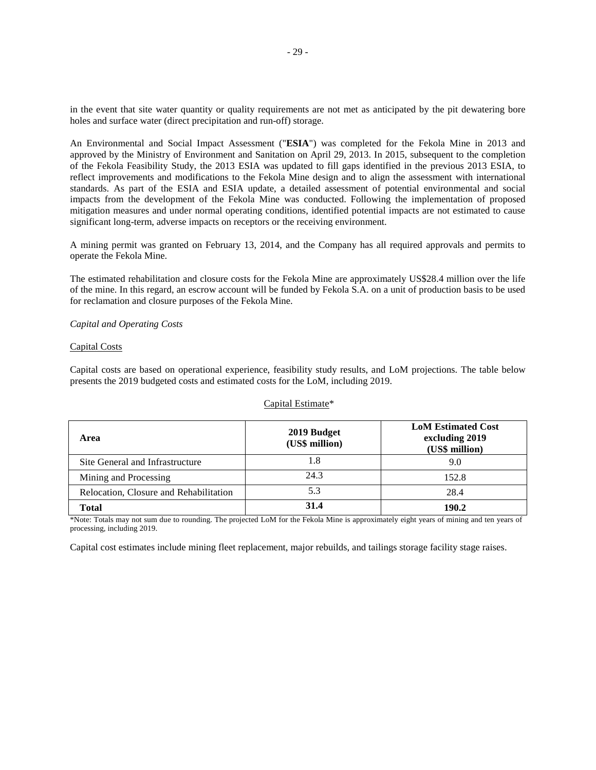in the event that site water quantity or quality requirements are not met as anticipated by the pit dewatering bore holes and surface water (direct precipitation and run-off) storage.

An Environmental and Social Impact Assessment ("**ESIA**") was completed for the Fekola Mine in 2013 and approved by the Ministry of Environment and Sanitation on April 29, 2013. In 2015, subsequent to the completion of the Fekola Feasibility Study, the 2013 ESIA was updated to fill gaps identified in the previous 2013 ESIA, to reflect improvements and modifications to the Fekola Mine design and to align the assessment with international standards. As part of the ESIA and ESIA update, a detailed assessment of potential environmental and social impacts from the development of the Fekola Mine was conducted. Following the implementation of proposed mitigation measures and under normal operating conditions, identified potential impacts are not estimated to cause significant long-term, adverse impacts on receptors or the receiving environment.

A mining permit was granted on February 13, 2014, and the Company has all required approvals and permits to operate the Fekola Mine.

The estimated rehabilitation and closure costs for the Fekola Mine are approximately US$28.4 million over the life of the mine. In this regard, an escrow account will be funded by Fekola S.A. on a unit of production basis to be used for reclamation and closure purposes of the Fekola Mine.

*Capital and Operating Costs*

Capital Costs

Capital costs are based on operational experience, feasibility study results, and LoM projections. The table below presents the 2019 budgeted costs and estimated costs for the LoM, including 2019.

Capital Estimate*

| Area | 2019 Budget (US$ million) | LoM Estimated Cost excluding 2019 (US$ million) |
|---|---|---|
| Site General and Infrastructure | 1.8 | 9.0 |
| Mining and Processing | 24.3 | 152.8 |
| Relocation, Closure and Rehabilitation | 5.3 | 28.4 |
| **Total** | **31.4** | **190.2** |

*Note: Totals may not sum due to rounding. The projected LoM for the Fekola Mine is approximately eight years of mining and ten years of processing, including 2019.

Capital cost estimates include mining fleet replacement, major rebuilds, and tailings storage facility stage raises.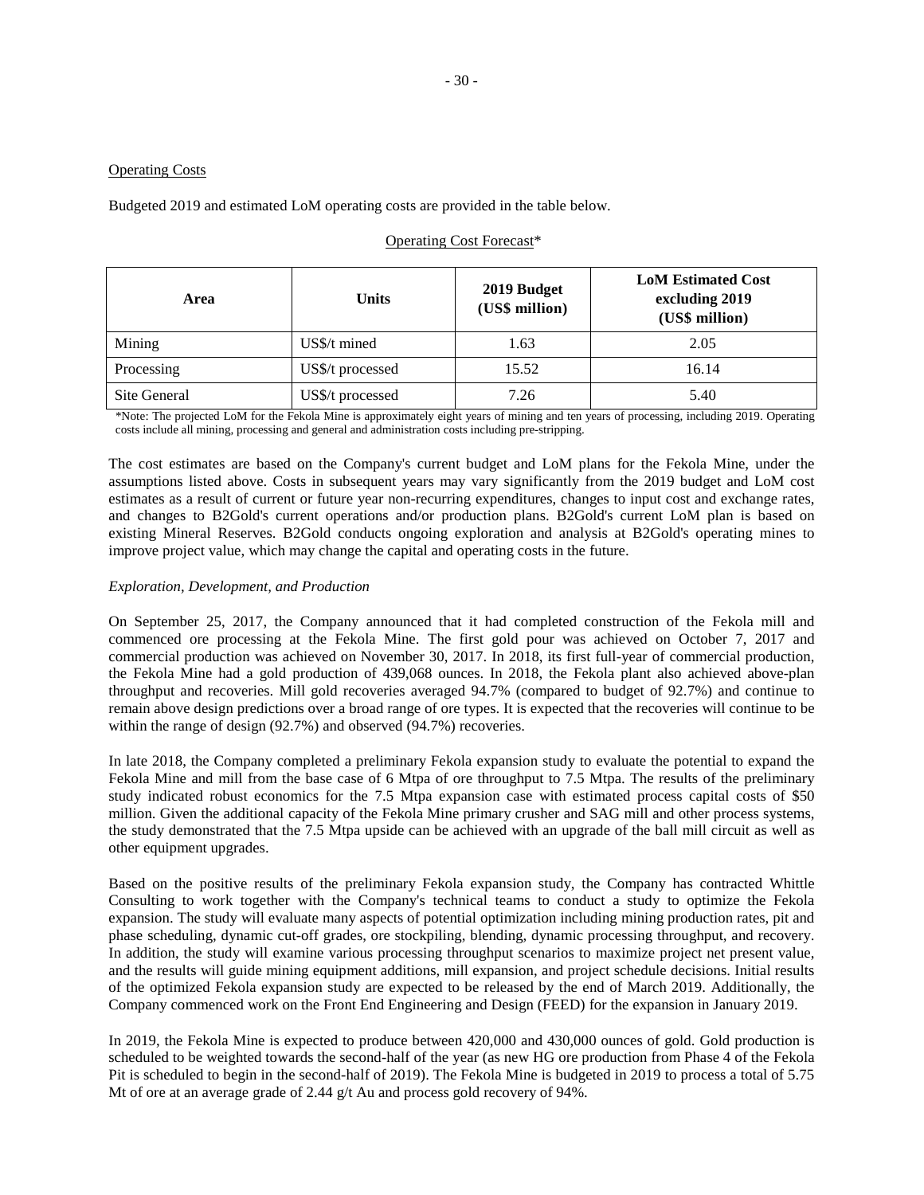Operating Costs

Budgeted 2019 and estimated LoM operating costs are provided in the table below.

Operating Cost Forecast*

| Area | Units | 2019 Budget (US$ million) | LoM Estimated Cost excluding 2019 (US$ million) |
|---|---|---|---|
| Mining | US$/t mined | 1.63 | 2.05 |
| Processing | US$/t processed | 15.52 | 16.14 |
| Site General | US$/t processed | 7.26 | 5.40 |

*Note: The projected LoM for the Fekola Mine is approximately eight years of mining and ten years of processing, including 2019. Operating costs include all mining, processing and general and administration costs including pre-stripping.

The cost estimates are based on the Company's current budget and LoM plans for the Fekola Mine, under the assumptions listed above. Costs in subsequent years may vary significantly from the 2019 budget and LoM cost estimates as a result of current or future year non-recurring expenditures, changes to input cost and exchange rates, and changes to B2Gold's current operations and/or production plans. B2Gold's current LoM plan is based on existing Mineral Reserves. B2Gold conducts ongoing exploration and analysis at B2Gold's operating mines to improve project value, which may change the capital and operating costs in the future.

*Exploration, Development, and Production*

On September 25, 2017, the Company announced that it had completed construction of the Fekola mill and commenced ore processing at the Fekola Mine. The first gold pour was achieved on October 7, 2017 and commercial production was achieved on November 30, 2017. In 2018, its first full-year of commercial production, the Fekola Mine had a gold production of 439,068 ounces. In 2018, the Fekola plant also achieved above-plan throughput and recoveries. Mill gold recoveries averaged 94.7% (compared to budget of 92.7%) and continue to remain above design predictions over a broad range of ore types. It is expected that the recoveries will continue to be within the range of design (92.7%) and observed (94.7%) recoveries.

In late 2018, the Company completed a preliminary Fekola expansion study to evaluate the potential to expand the Fekola Mine and mill from the base case of 6 Mtpa of ore throughput to 7.5 Mtpa. The results of the preliminary study indicated robust economics for the 7.5 Mtpa expansion case with estimated process capital costs of $50 million. Given the additional capacity of the Fekola Mine primary crusher and SAG mill and other process systems, the study demonstrated that the 7.5 Mtpa upside can be achieved with an upgrade of the ball mill circuit as well as other equipment upgrades.

Based on the positive results of the preliminary Fekola expansion study, the Company has contracted Whittle Consulting to work together with the Company's technical teams to conduct a study to optimize the Fekola expansion. The study will evaluate many aspects of potential optimization including mining production rates, pit and phase scheduling, dynamic cut-off grades, ore stockpiling, blending, dynamic processing throughput, and recovery. In addition, the study will examine various processing throughput scenarios to maximize project net present value, and the results will guide mining equipment additions, mill expansion, and project schedule decisions. Initial results of the optimized Fekola expansion study are expected to be released by the end of March 2019. Additionally, the Company commenced work on the Front End Engineering and Design (FEED) for the expansion in January 2019.

In 2019, the Fekola Mine is expected to produce between 420,000 and 430,000 ounces of gold. Gold production is scheduled to be weighted towards the second-half of the year (as new HG ore production from Phase 4 of the Fekola Pit is scheduled to begin in the second-half of 2019). The Fekola Mine is budgeted in 2019 to process a total of 5.75 Mt of ore at an average grade of 2.44 g/t Au and process gold recovery of 94%.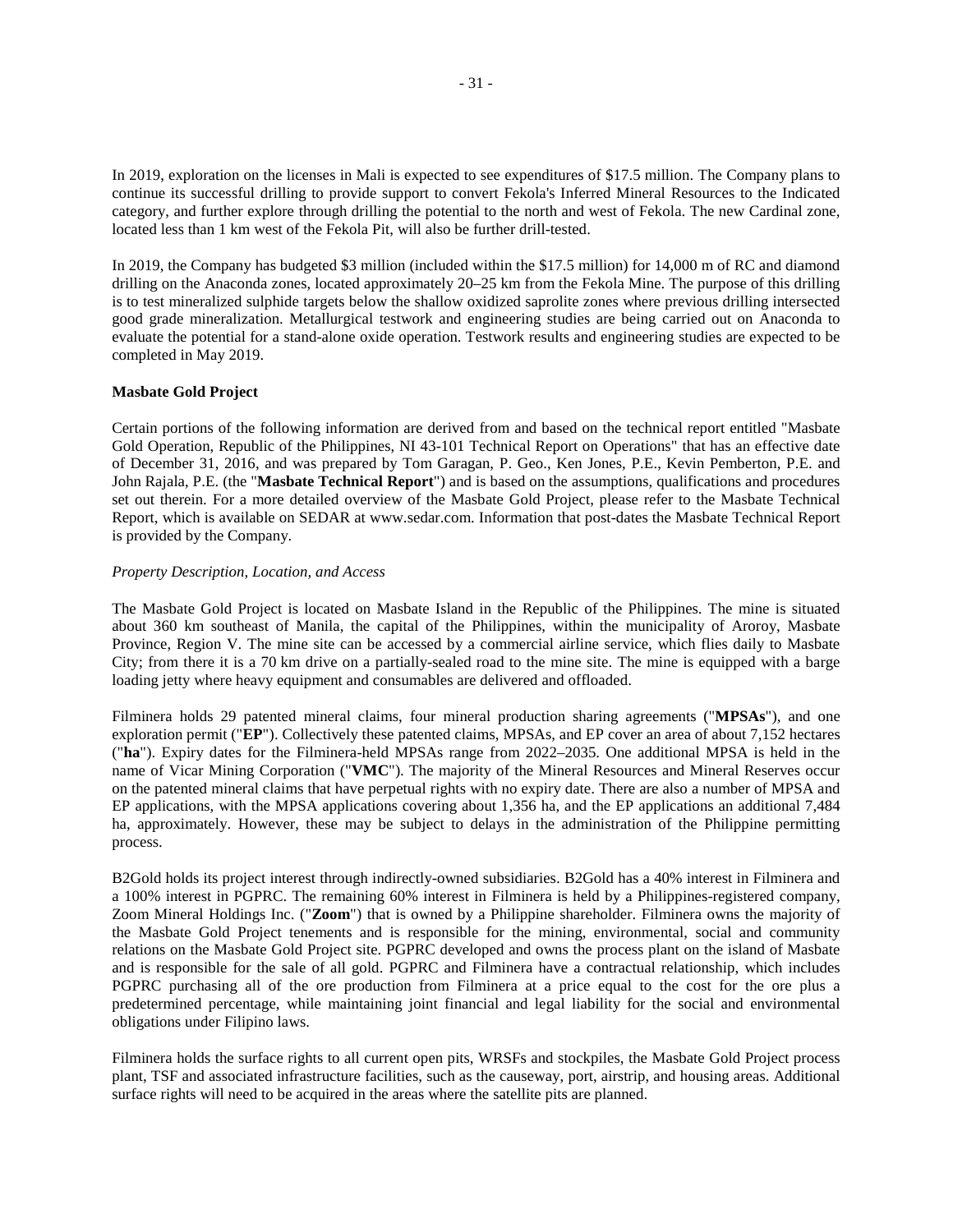In 2019, exploration on the licenses in Mali is expected to see expenditures of $17.5 million. The Company plans to continue its successful drilling to provide support to convert Fekola's Inferred Mineral Resources to the Indicated category, and further explore through drilling the potential to the north and west of Fekola. The new Cardinal zone, located less than 1 km west of the Fekola Pit, will also be further drill-tested.

In 2019, the Company has budgeted $3 million (included within the $17.5 million) for 14,000 m of RC and diamond drilling on the Anaconda zones, located approximately 20–25 km from the Fekola Mine. The purpose of this drilling is to test mineralized sulphide targets below the shallow oxidized saprolite zones where previous drilling intersected good grade mineralization. Metallurgical testwork and engineering studies are being carried out on Anaconda to evaluate the potential for a stand-alone oxide operation. Testwork results and engineering studies are expected to be completed in May 2019.

**Masbate Gold Project**

Certain portions of the following information are derived from and based on the technical report entitled "Masbate Gold Operation, Republic of the Philippines, NI 43-101 Technical Report on Operations" that has an effective date of December 31, 2016, and was prepared by Tom Garagan, P. Geo., Ken Jones, P.E., Kevin Pemberton, P.E. and John Rajala, P.E. (the "**Masbate Technical Report**") and is based on the assumptions, qualifications and procedures set out therein. For a more detailed overview of the Masbate Gold Project, please refer to the Masbate Technical Report, which is available on SEDAR at www.sedar.com. Information that post-dates the Masbate Technical Report is provided by the Company.

*Property Description, Location, and Access*

The Masbate Gold Project is located on Masbate Island in the Republic of the Philippines. The mine is situated about 360 km southeast of Manila, the capital of the Philippines, within the municipality of Aroroy, Masbate Province, Region V. The mine site can be accessed by a commercial airline service, which flies daily to Masbate City; from there it is a 70 km drive on a partially-sealed road to the mine site. The mine is equipped with a barge loading jetty where heavy equipment and consumables are delivered and offloaded.

Filminera holds 29 patented mineral claims, four mineral production sharing agreements ("**MPSAs**"), and one exploration permit ("**EP**"). Collectively these patented claims, MPSAs, and EP cover an area of about 7,152 hectares ("**ha**"). Expiry dates for the Filminera-held MPSAs range from 2022–2035. One additional MPSA is held in the name of Vicar Mining Corporation ("**VMC**"). The majority of the Mineral Resources and Mineral Reserves occur on the patented mineral claims that have perpetual rights with no expiry date. There are also a number of MPSA and EP applications, with the MPSA applications covering about 1,356 ha, and the EP applications an additional 7,484 ha, approximately. However, these may be subject to delays in the administration of the Philippine permitting process.

B2Gold holds its project interest through indirectly-owned subsidiaries. B2Gold has a 40% interest in Filminera and a 100% interest in PGPRC. The remaining 60% interest in Filminera is held by a Philippines-registered company, Zoom Mineral Holdings Inc. ("**Zoom**") that is owned by a Philippine shareholder. Filminera owns the majority of the Masbate Gold Project tenements and is responsible for the mining, environmental, social and community relations on the Masbate Gold Project site. PGPRC developed and owns the process plant on the island of Masbate and is responsible for the sale of all gold. PGPRC and Filminera have a contractual relationship, which includes PGPRC purchasing all of the ore production from Filminera at a price equal to the cost for the ore plus a predetermined percentage, while maintaining joint financial and legal liability for the social and environmental obligations under Filipino laws.

Filminera holds the surface rights to all current open pits, WRSFs and stockpiles, the Masbate Gold Project process plant, TSF and associated infrastructure facilities, such as the causeway, port, airstrip, and housing areas. Additional surface rights will need to be acquired in the areas where the satellite pits are planned.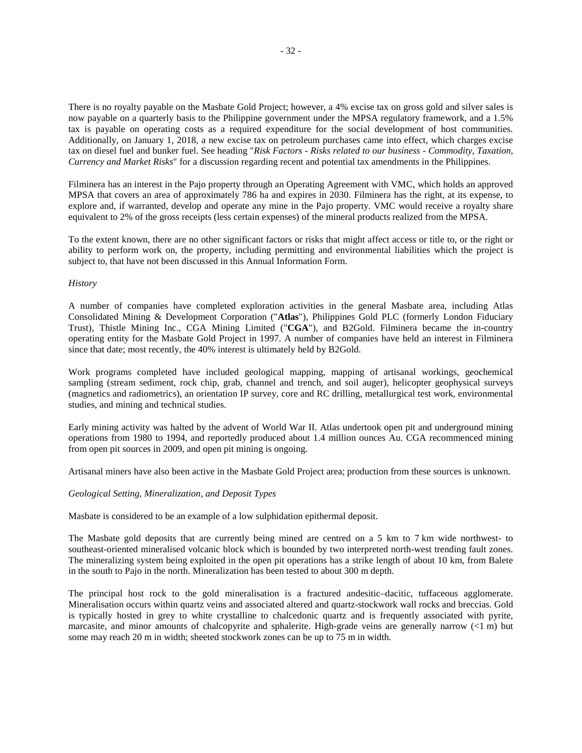There is no royalty payable on the Masbate Gold Project; however, a 4% excise tax on gross gold and silver sales is now payable on a quarterly basis to the Philippine government under the MPSA regulatory framework, and a 1.5% tax is payable on operating costs as a required expenditure for the social development of host communities. Additionally, on January 1, 2018, a new excise tax on petroleum purchases came into effect, which charges excise tax on diesel fuel and bunker fuel. See heading "*Risk Factors - Risks related to our business - Commodity, Taxation, Currency and Market Risks*" for a discussion regarding recent and potential tax amendments in the Philippines.

Filminera has an interest in the Pajo property through an Operating Agreement with VMC, which holds an approved MPSA that covers an area of approximately 786 ha and expires in 2030. Filminera has the right, at its expense, to explore and, if warranted, develop and operate any mine in the Pajo property. VMC would receive a royalty share equivalent to 2% of the gross receipts (less certain expenses) of the mineral products realized from the MPSA.

To the extent known, there are no other significant factors or risks that might affect access or title to, or the right or ability to perform work on, the property, including permitting and environmental liabilities which the project is subject to, that have not been discussed in this Annual Information Form.

*History*

A number of companies have completed exploration activities in the general Masbate area, including Atlas Consolidated Mining & Development Corporation ("**Atlas**"), Philippines Gold PLC (formerly London Fiduciary Trust), Thistle Mining Inc., CGA Mining Limited ("**CGA**"), and B2Gold. Filminera became the in-country operating entity for the Masbate Gold Project in 1997. A number of companies have held an interest in Filminera since that date; most recently, the 40% interest is ultimately held by B2Gold.

Work programs completed have included geological mapping, mapping of artisanal workings, geochemical sampling (stream sediment, rock chip, grab, channel and trench, and soil auger), helicopter geophysical surveys (magnetics and radiometrics), an orientation IP survey, core and RC drilling, metallurgical test work, environmental studies, and mining and technical studies.

Early mining activity was halted by the advent of World War II. Atlas undertook open pit and underground mining operations from 1980 to 1994, and reportedly produced about 1.4 million ounces Au. CGA recommenced mining from open pit sources in 2009, and open pit mining is ongoing.

Artisanal miners have also been active in the Masbate Gold Project area; production from these sources is unknown.

*Geological Setting, Mineralization, and Deposit Types*

Masbate is considered to be an example of a low sulphidation epithermal deposit.

The Masbate gold deposits that are currently being mined are centred on a 5 km to 7 km wide northwest- to southeast-oriented mineralised volcanic block which is bounded by two interpreted north-west trending fault zones. The mineralizing system being exploited in the open pit operations has a strike length of about 10 km, from Balete in the south to Pajo in the north. Mineralization has been tested to about 300 m depth.

The principal host rock to the gold mineralisation is a fractured andesitic–dacitic, tuffaceous agglomerate. Mineralisation occurs within quartz veins and associated altered and quartz-stockwork wall rocks and breccias. Gold is typically hosted in grey to white crystalline to chalcedonic quartz and is frequently associated with pyrite, marcasite, and minor amounts of chalcopyrite and sphalerite. High-grade veins are generally narrow (<1 m) but some may reach 20 m in width; sheeted stockwork zones can be up to 75 m in width.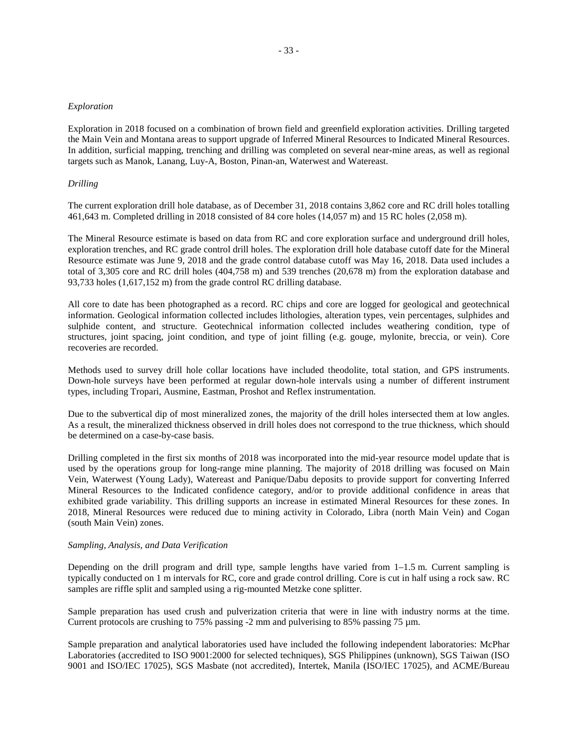*Exploration*

Exploration in 2018 focused on a combination of brown field and greenfield exploration activities. Drilling targeted the Main Vein and Montana areas to support upgrade of Inferred Mineral Resources to Indicated Mineral Resources. In addition, surficial mapping, trenching and drilling was completed on several near-mine areas, as well as regional targets such as Manok, Lanang, Luy-A, Boston, Pinan-an, Waterwest and Watereast.

*Drilling*

The current exploration drill hole database, as of December 31, 2018 contains 3,862 core and RC drill holes totalling 461,643 m. Completed drilling in 2018 consisted of 84 core holes (14,057 m) and 15 RC holes (2,058 m).

The Mineral Resource estimate is based on data from RC and core exploration surface and underground drill holes, exploration trenches, and RC grade control drill holes. The exploration drill hole database cutoff date for the Mineral Resource estimate was June 9, 2018 and the grade control database cutoff was May 16, 2018. Data used includes a total of 3,305 core and RC drill holes (404,758 m) and 539 trenches (20,678 m) from the exploration database and 93,733 holes (1,617,152 m) from the grade control RC drilling database.

All core to date has been photographed as a record. RC chips and core are logged for geological and geotechnical information. Geological information collected includes lithologies, alteration types, vein percentages, sulphides and sulphide content, and structure. Geotechnical information collected includes weathering condition, type of structures, joint spacing, joint condition, and type of joint filling (e.g. gouge, mylonite, breccia, or vein). Core recoveries are recorded.

Methods used to survey drill hole collar locations have included theodolite, total station, and GPS instruments. Down-hole surveys have been performed at regular down-hole intervals using a number of different instrument types, including Tropari, Ausmine, Eastman, Proshot and Reflex instrumentation.

Due to the subvertical dip of most mineralized zones, the majority of the drill holes intersected them at low angles. As a result, the mineralized thickness observed in drill holes does not correspond to the true thickness, which should be determined on a case-by-case basis.

Drilling completed in the first six months of 2018 was incorporated into the mid-year resource model update that is used by the operations group for long-range mine planning. The majority of 2018 drilling was focused on Main Vein, Waterwest (Young Lady), Watereast and Panique/Dabu deposits to provide support for converting Inferred Mineral Resources to the Indicated confidence category, and/or to provide additional confidence in areas that exhibited grade variability. This drilling supports an increase in estimated Mineral Resources for these zones. In 2018, Mineral Resources were reduced due to mining activity in Colorado, Libra (north Main Vein) and Cogan (south Main Vein) zones.

*Sampling, Analysis, and Data Verification*

Depending on the drill program and drill type, sample lengths have varied from 1–1.5 m. Current sampling is typically conducted on 1 m intervals for RC, core and grade control drilling. Core is cut in half using a rock saw. RC samples are riffle split and sampled using a rig-mounted Metzke cone splitter.

Sample preparation has used crush and pulverization criteria that were in line with industry norms at the time. Current protocols are crushing to 75% passing -2 mm and pulverising to 85% passing 75 µm.

Sample preparation and analytical laboratories used have included the following independent laboratories: McPhar Laboratories (accredited to ISO 9001:2000 for selected techniques), SGS Philippines (unknown), SGS Taiwan (ISO 9001 and ISO/IEC 17025), SGS Masbate (not accredited), Intertek, Manila (ISO/IEC 17025), and ACME/Bureau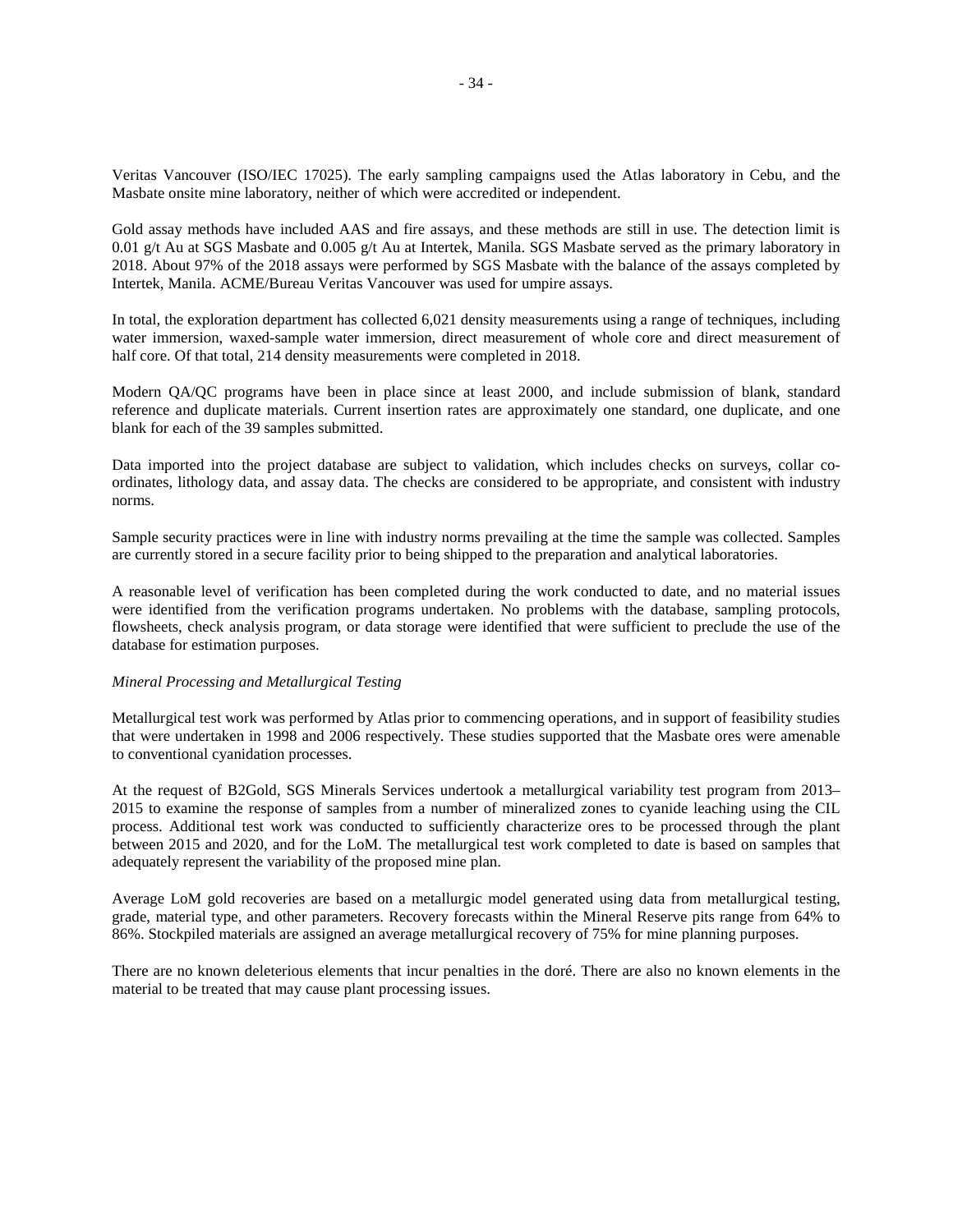Veritas Vancouver (ISO/IEC 17025). The early sampling campaigns used the Atlas laboratory in Cebu, and the Masbate onsite mine laboratory, neither of which were accredited or independent.

Gold assay methods have included AAS and fire assays, and these methods are still in use. The detection limit is 0.01 g/t Au at SGS Masbate and 0.005 g/t Au at Intertek, Manila. SGS Masbate served as the primary laboratory in 2018. About 97% of the 2018 assays were performed by SGS Masbate with the balance of the assays completed by Intertek, Manila. ACME/Bureau Veritas Vancouver was used for umpire assays.

In total, the exploration department has collected 6,021 density measurements using a range of techniques, including water immersion, waxed-sample water immersion, direct measurement of whole core and direct measurement of half core. Of that total, 214 density measurements were completed in 2018.

Modern QA/QC programs have been in place since at least 2000, and include submission of blank, standard reference and duplicate materials. Current insertion rates are approximately one standard, one duplicate, and one blank for each of the 39 samples submitted.

Data imported into the project database are subject to validation, which includes checks on surveys, collar co-ordinates, lithology data, and assay data. The checks are considered to be appropriate, and consistent with industry norms.

Sample security practices were in line with industry norms prevailing at the time the sample was collected. Samples are currently stored in a secure facility prior to being shipped to the preparation and analytical laboratories.

A reasonable level of verification has been completed during the work conducted to date, and no material issues were identified from the verification programs undertaken. No problems with the database, sampling protocols, flowsheets, check analysis program, or data storage were identified that were sufficient to preclude the use of the database for estimation purposes.

*Mineral Processing and Metallurgical Testing*

Metallurgical test work was performed by Atlas prior to commencing operations, and in support of feasibility studies that were undertaken in 1998 and 2006 respectively. These studies supported that the Masbate ores were amenable to conventional cyanidation processes.

At the request of B2Gold, SGS Minerals Services undertook a metallurgical variability test program from 2013–2015 to examine the response of samples from a number of mineralized zones to cyanide leaching using the CIL process. Additional test work was conducted to sufficiently characterize ores to be processed through the plant between 2015 and 2020, and for the LoM. The metallurgical test work completed to date is based on samples that adequately represent the variability of the proposed mine plan.

Average LoM gold recoveries are based on a metallurgic model generated using data from metallurgical testing, grade, material type, and other parameters. Recovery forecasts within the Mineral Reserve pits range from 64% to 86%. Stockpiled materials are assigned an average metallurgical recovery of 75% for mine planning purposes.

There are no known deleterious elements that incur penalties in the doré. There are also no known elements in the material to be treated that may cause plant processing issues.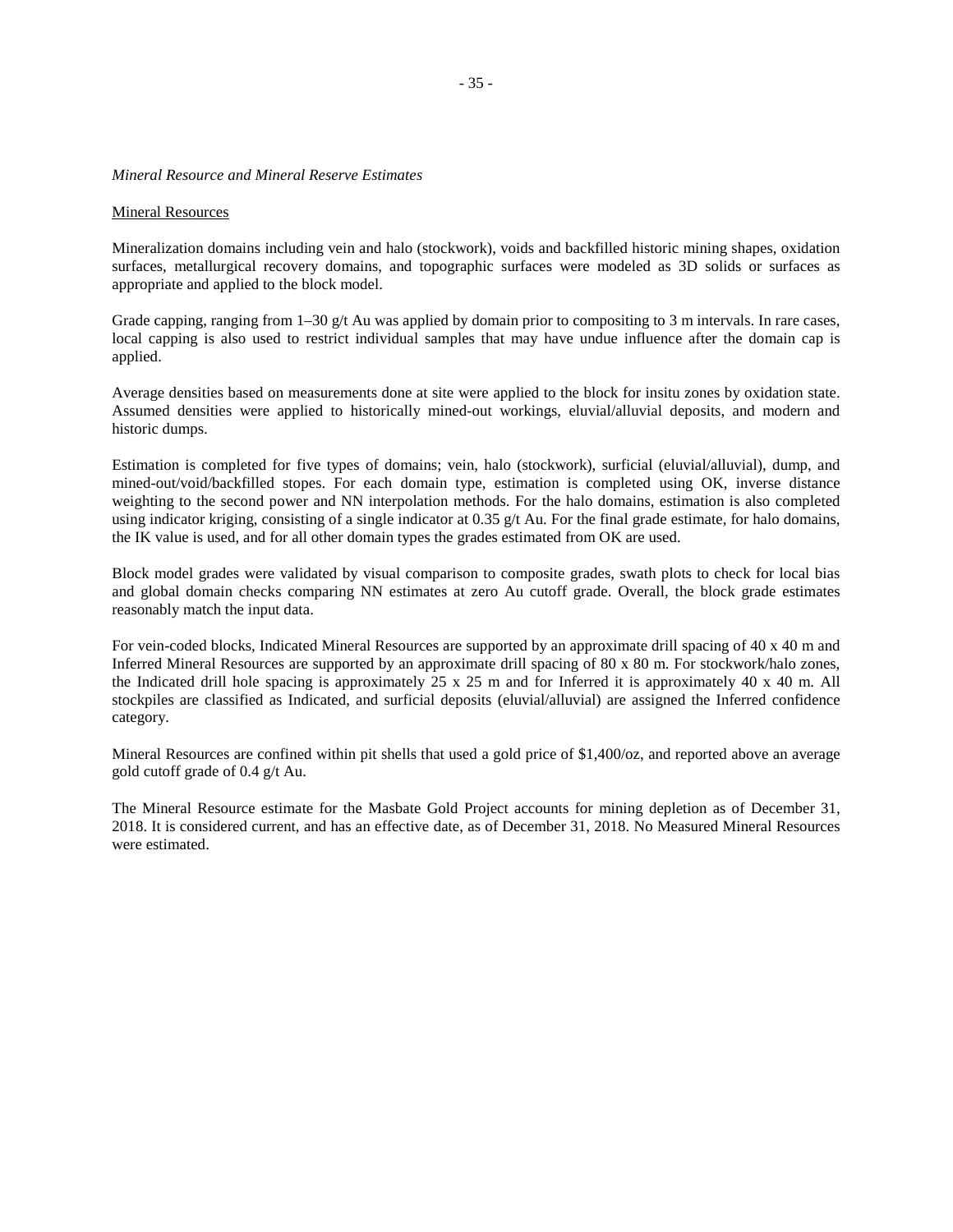*Mineral Resource and Mineral Reserve Estimates*

Mineral Resources

Mineralization domains including vein and halo (stockwork), voids and backfilled historic mining shapes, oxidation surfaces, metallurgical recovery domains, and topographic surfaces were modeled as 3D solids or surfaces as appropriate and applied to the block model.

Grade capping, ranging from 1–30 g/t Au was applied by domain prior to compositing to 3 m intervals. In rare cases, local capping is also used to restrict individual samples that may have undue influence after the domain cap is applied.

Average densities based on measurements done at site were applied to the block for insitu zones by oxidation state. Assumed densities were applied to historically mined-out workings, eluvial/alluvial deposits, and modern and historic dumps.

Estimation is completed for five types of domains; vein, halo (stockwork), surficial (eluvial/alluvial), dump, and mined-out/void/backfilled stopes. For each domain type, estimation is completed using OK, inverse distance weighting to the second power and NN interpolation methods. For the halo domains, estimation is also completed using indicator kriging, consisting of a single indicator at 0.35 g/t Au. For the final grade estimate, for halo domains, the IK value is used, and for all other domain types the grades estimated from OK are used.

Block model grades were validated by visual comparison to composite grades, swath plots to check for local bias and global domain checks comparing NN estimates at zero Au cutoff grade. Overall, the block grade estimates reasonably match the input data.

For vein-coded blocks, Indicated Mineral Resources are supported by an approximate drill spacing of 40 x 40 m and Inferred Mineral Resources are supported by an approximate drill spacing of 80 x 80 m. For stockwork/halo zones, the Indicated drill hole spacing is approximately 25 x 25 m and for Inferred it is approximately 40 x 40 m. All stockpiles are classified as Indicated, and surficial deposits (eluvial/alluvial) are assigned the Inferred confidence category.

Mineral Resources are confined within pit shells that used a gold price of $1,400/oz, and reported above an average gold cutoff grade of 0.4 g/t Au.

The Mineral Resource estimate for the Masbate Gold Project accounts for mining depletion as of December 31, 2018. It is considered current, and has an effective date, as of December 31, 2018. No Measured Mineral Resources were estimated.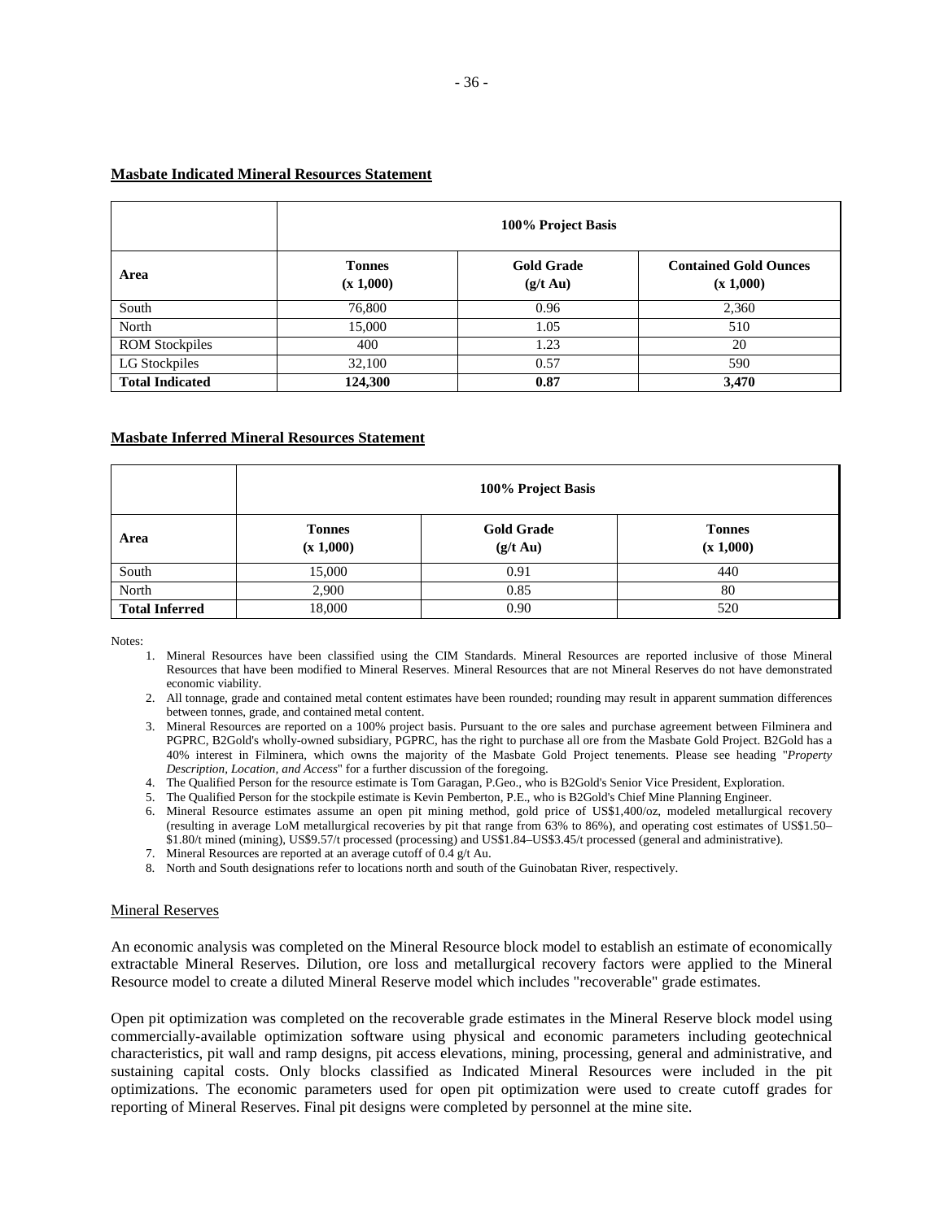**<u>Masbate Indicated Mineral Resources Statement</u>**

| | 100% Project Basis | | |
|---|---|---|---|
| **Area** | **Tonnes (x 1,000)** | **Gold Grade (g/t Au)** | **Contained Gold Ounces (x 1,000)** |
| South | 76,800 | 0.96 | 2,360 |
| North | 15,000 | 1.05 | 510 |
| ROM Stockpiles | 400 | 1.23 | 20 |
| LG Stockpiles | 32,100 | 0.57 | 590 |
| **Total Indicated** | **124,300** | **0.87** | **3,470** |

**<u>Masbate Inferred Mineral Resources Statement</u>**

| | 100% Project Basis | | |
|---|---|---|---|
| **Area** | **Tonnes (x 1,000)** | **Gold Grade (g/t Au)** | **Tonnes (x 1,000)** |
| South | 15,000 | 0.91 | 440 |
| North | 2,900 | 0.85 | 80 |
| **Total Inferred** | 18,000 | 0.90 | 520 |

Notes:

1. Mineral Resources have been classified using the CIM Standards. Mineral Resources are reported inclusive of those Mineral Resources that have been modified to Mineral Reserves. Mineral Resources that are not Mineral Reserves do not have demonstrated economic viability.
2. All tonnage, grade and contained metal content estimates have been rounded; rounding may result in apparent summation differences between tonnes, grade, and contained metal content.
3. Mineral Resources are reported on a 100% project basis. Pursuant to the ore sales and purchase agreement between Filminera and PGPRC, B2Gold's wholly-owned subsidiary, PGPRC, has the right to purchase all ore from the Masbate Gold Project. B2Gold has a 40% interest in Filminera, which owns the majority of the Masbate Gold Project tenements. Please see heading "*Property Description, Location, and Access*" for a further discussion of the foregoing.
4. The Qualified Person for the resource estimate is Tom Garagan, P.Geo., who is B2Gold's Senior Vice President, Exploration.
5. The Qualified Person for the stockpile estimate is Kevin Pemberton, P.E., who is B2Gold's Chief Mine Planning Engineer.
6. Mineral Resource estimates assume an open pit mining method, gold price of US$1,400/oz, modeled metallurgical recovery (resulting in average LoM metallurgical recoveries by pit that range from 63% to 86%), and operating cost estimates of US$1.50–$1.80/t mined (mining), US$9.57/t processed (processing) and US$1.84–US$3.45/t processed (general and administrative).
7. Mineral Resources are reported at an average cutoff of 0.4 g/t Au.
8. North and South designations refer to locations north and south of the Guinobatan River, respectively.

<u>Mineral Reserves</u>

An economic analysis was completed on the Mineral Resource block model to establish an estimate of economically extractable Mineral Reserves. Dilution, ore loss and metallurgical recovery factors were applied to the Mineral Resource model to create a diluted Mineral Reserve model which includes "recoverable" grade estimates.

Open pit optimization was completed on the recoverable grade estimates in the Mineral Reserve block model using commercially-available optimization software using physical and economic parameters including geotechnical characteristics, pit wall and ramp designs, pit access elevations, mining, processing, general and administrative, and sustaining capital costs. Only blocks classified as Indicated Mineral Resources were included in the pit optimizations. The economic parameters used for open pit optimization were used to create cutoff grades for reporting of Mineral Reserves. Final pit designs were completed by personnel at the mine site.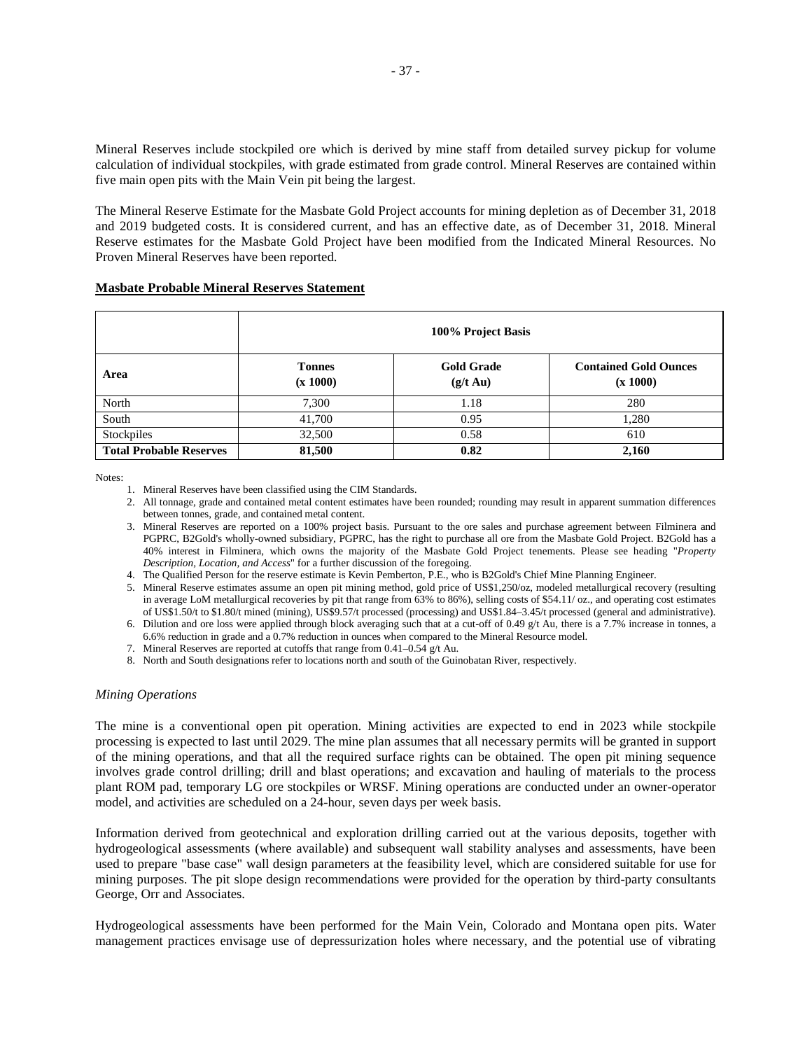Mineral Reserves include stockpiled ore which is derived by mine staff from detailed survey pickup for volume calculation of individual stockpiles, with grade estimated from grade control. Mineral Reserves are contained within five main open pits with the Main Vein pit being the largest.

The Mineral Reserve Estimate for the Masbate Gold Project accounts for mining depletion as of December 31, 2018 and 2019 budgeted costs. It is considered current, and has an effective date, as of December 31, 2018. Mineral Reserve estimates for the Masbate Gold Project have been modified from the Indicated Mineral Resources. No Proven Mineral Reserves have been reported.

**Masbate Probable Mineral Reserves Statement**

| | 100% Project Basis | | |
|---|---|---|---|
| **Area** | **Tonnes (x 1000)** | **Gold Grade (g/t Au)** | **Contained Gold Ounces (x 1000)** |
| North | 7,300 | 1.18 | 280 |
| South | 41,700 | 0.95 | 1,280 |
| Stockpiles | 32,500 | 0.58 | 610 |
| **Total Probable Reserves** | **81,500** | **0.82** | **2,160** |

Notes:

1. Mineral Reserves have been classified using the CIM Standards.
2. All tonnage, grade and contained metal content estimates have been rounded; rounding may result in apparent summation differences between tonnes, grade, and contained metal content.
3. Mineral Reserves are reported on a 100% project basis. Pursuant to the ore sales and purchase agreement between Filminera and PGPRC, B2Gold's wholly-owned subsidiary, PGPRC, has the right to purchase all ore from the Masbate Gold Project. B2Gold has a 40% interest in Filminera, which owns the majority of the Masbate Gold Project tenements. Please see heading "*Property Description, Location, and Access*" for a further discussion of the foregoing.
4. The Qualified Person for the reserve estimate is Kevin Pemberton, P.E., who is B2Gold's Chief Mine Planning Engineer.
5. Mineral Reserve estimates assume an open pit mining method, gold price of US$1,250/oz, modeled metallurgical recovery (resulting in average LoM metallurgical recoveries by pit that range from 63% to 86%), selling costs of $54.11/ oz., and operating cost estimates of US$1.50/t to $1.80/t mined (mining), US$9.57/t processed (processing) and US$1.84–3.45/t processed (general and administrative).
6. Dilution and ore loss were applied through block averaging such that at a cut-off of 0.49 g/t Au, there is a 7.7% increase in tonnes, a 6.6% reduction in grade and a 0.7% reduction in ounces when compared to the Mineral Resource model.
7. Mineral Reserves are reported at cutoffs that range from 0.41–0.54 g/t Au.
8. North and South designations refer to locations north and south of the Guinobatan River, respectively.

*Mining Operations*

The mine is a conventional open pit operation. Mining activities are expected to end in 2023 while stockpile processing is expected to last until 2029. The mine plan assumes that all necessary permits will be granted in support of the mining operations, and that all the required surface rights can be obtained. The open pit mining sequence involves grade control drilling; drill and blast operations; and excavation and hauling of materials to the process plant ROM pad, temporary LG ore stockpiles or WRSF. Mining operations are conducted under an owner-operator model, and activities are scheduled on a 24-hour, seven days per week basis.

Information derived from geotechnical and exploration drilling carried out at the various deposits, together with hydrogeological assessments (where available) and subsequent wall stability analyses and assessments, have been used to prepare "base case" wall design parameters at the feasibility level, which are considered suitable for use for mining purposes. The pit slope design recommendations were provided for the operation by third-party consultants George, Orr and Associates.

Hydrogeological assessments have been performed for the Main Vein, Colorado and Montana open pits. Water management practices envisage use of depressurization holes where necessary, and the potential use of vibrating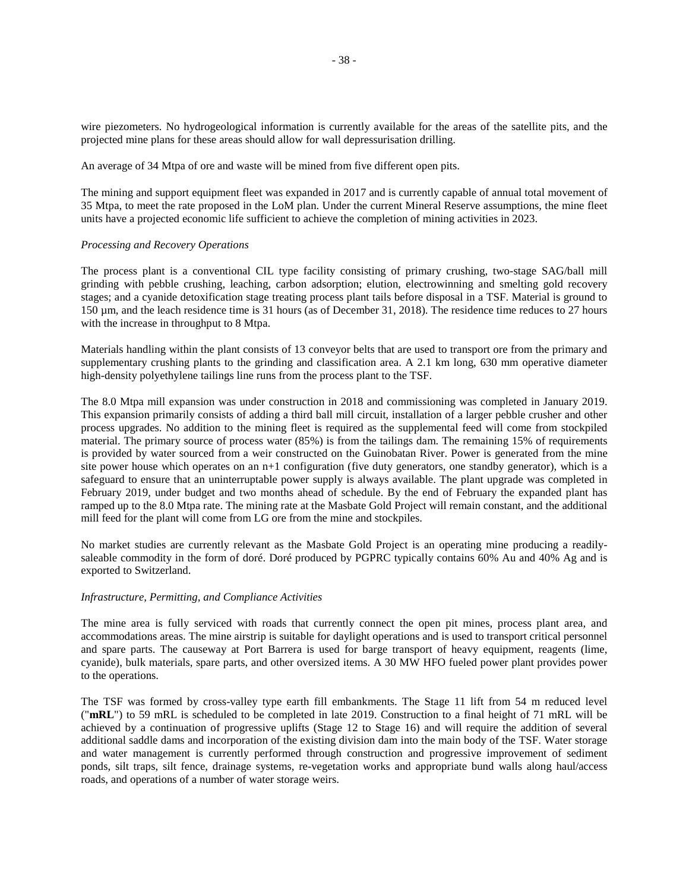wire piezometers. No hydrogeological information is currently available for the areas of the satellite pits, and the projected mine plans for these areas should allow for wall depressurisation drilling.

An average of 34 Mtpa of ore and waste will be mined from five different open pits.

The mining and support equipment fleet was expanded in 2017 and is currently capable of annual total movement of 35 Mtpa, to meet the rate proposed in the LoM plan. Under the current Mineral Reserve assumptions, the mine fleet units have a projected economic life sufficient to achieve the completion of mining activities in 2023.

*Processing and Recovery Operations*

The process plant is a conventional CIL type facility consisting of primary crushing, two-stage SAG/ball mill grinding with pebble crushing, leaching, carbon adsorption; elution, electrowinning and smelting gold recovery stages; and a cyanide detoxification stage treating process plant tails before disposal in a TSF. Material is ground to 150 µm, and the leach residence time is 31 hours (as of December 31, 2018). The residence time reduces to 27 hours with the increase in throughput to 8 Mtpa.

Materials handling within the plant consists of 13 conveyor belts that are used to transport ore from the primary and supplementary crushing plants to the grinding and classification area. A 2.1 km long, 630 mm operative diameter high-density polyethylene tailings line runs from the process plant to the TSF.

The 8.0 Mtpa mill expansion was under construction in 2018 and commissioning was completed in January 2019. This expansion primarily consists of adding a third ball mill circuit, installation of a larger pebble crusher and other process upgrades. No addition to the mining fleet is required as the supplemental feed will come from stockpiled material. The primary source of process water (85%) is from the tailings dam. The remaining 15% of requirements is provided by water sourced from a weir constructed on the Guinobatan River. Power is generated from the mine site power house which operates on an n+1 configuration (five duty generators, one standby generator), which is a safeguard to ensure that an uninterruptable power supply is always available. The plant upgrade was completed in February 2019, under budget and two months ahead of schedule. By the end of February the expanded plant has ramped up to the 8.0 Mtpa rate. The mining rate at the Masbate Gold Project will remain constant, and the additional mill feed for the plant will come from LG ore from the mine and stockpiles.

No market studies are currently relevant as the Masbate Gold Project is an operating mine producing a readily-saleable commodity in the form of doré. Doré produced by PGPRC typically contains 60% Au and 40% Ag and is exported to Switzerland.

*Infrastructure, Permitting, and Compliance Activities*

The mine area is fully serviced with roads that currently connect the open pit mines, process plant area, and accommodations areas. The mine airstrip is suitable for daylight operations and is used to transport critical personnel and spare parts. The causeway at Port Barrera is used for barge transport of heavy equipment, reagents (lime, cyanide), bulk materials, spare parts, and other oversized items. A 30 MW HFO fueled power plant provides power to the operations.

The TSF was formed by cross-valley type earth fill embankments. The Stage 11 lift from 54 m reduced level ("**mRL**") to 59 mRL is scheduled to be completed in late 2019. Construction to a final height of 71 mRL will be achieved by a continuation of progressive uplifts (Stage 12 to Stage 16) and will require the addition of several additional saddle dams and incorporation of the existing division dam into the main body of the TSF. Water storage and water management is currently performed through construction and progressive improvement of sediment ponds, silt traps, silt fence, drainage systems, re-vegetation works and appropriate bund walls along haul/access roads, and operations of a number of water storage weirs.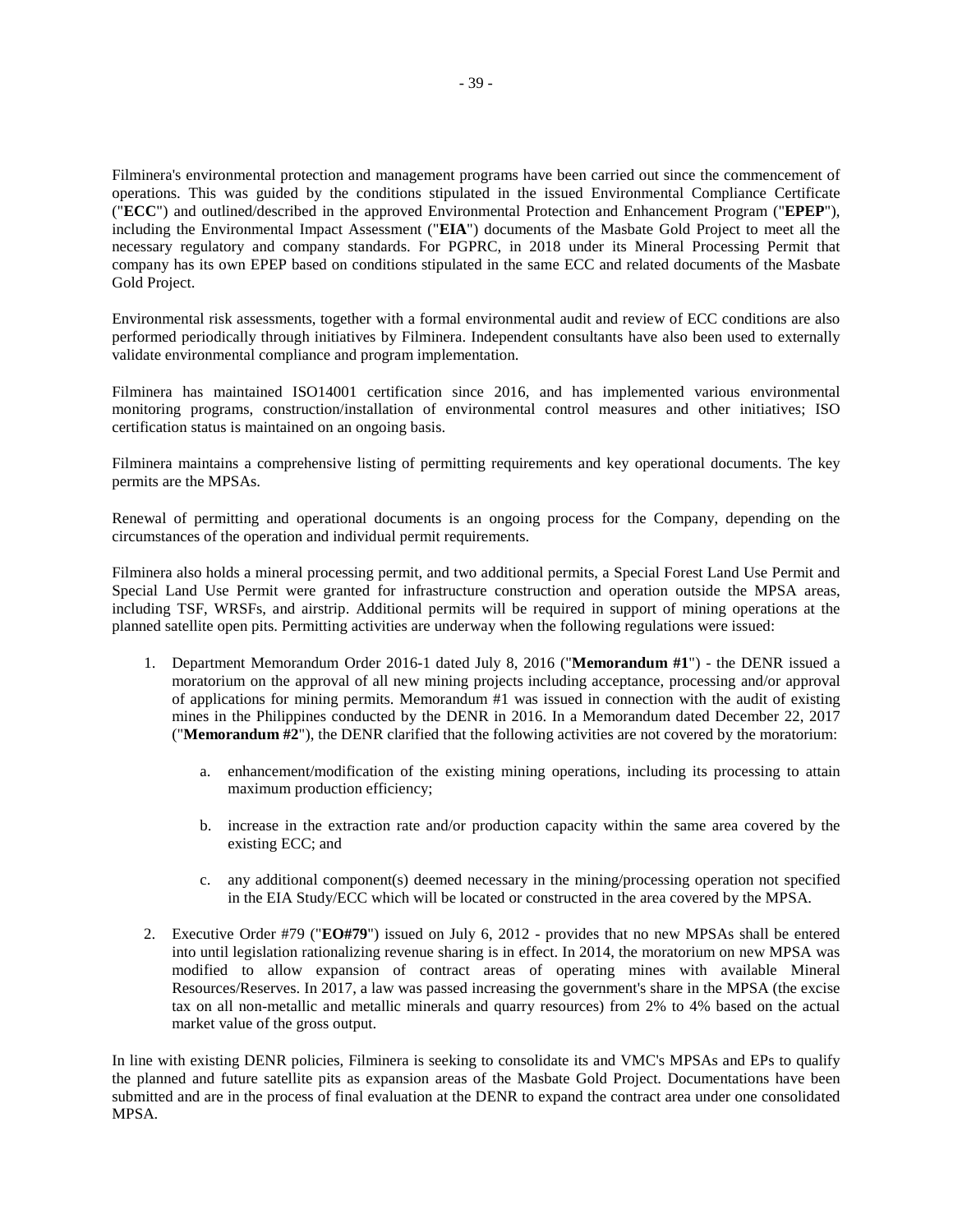Filminera's environmental protection and management programs have been carried out since the commencement of operations. This was guided by the conditions stipulated in the issued Environmental Compliance Certificate ("**ECC**") and outlined/described in the approved Environmental Protection and Enhancement Program ("**EPEP**"), including the Environmental Impact Assessment ("**EIA**") documents of the Masbate Gold Project to meet all the necessary regulatory and company standards. For PGPRC, in 2018 under its Mineral Processing Permit that company has its own EPEP based on conditions stipulated in the same ECC and related documents of the Masbate Gold Project.

Environmental risk assessments, together with a formal environmental audit and review of ECC conditions are also performed periodically through initiatives by Filminera. Independent consultants have also been used to externally validate environmental compliance and program implementation.

Filminera has maintained ISO14001 certification since 2016, and has implemented various environmental monitoring programs, construction/installation of environmental control measures and other initiatives; ISO certification status is maintained on an ongoing basis.

Filminera maintains a comprehensive listing of permitting requirements and key operational documents. The key permits are the MPSAs.

Renewal of permitting and operational documents is an ongoing process for the Company, depending on the circumstances of the operation and individual permit requirements.

Filminera also holds a mineral processing permit, and two additional permits, a Special Forest Land Use Permit and Special Land Use Permit were granted for infrastructure construction and operation outside the MPSA areas, including TSF, WRSFs, and airstrip. Additional permits will be required in support of mining operations at the planned satellite open pits. Permitting activities are underway when the following regulations were issued:

1. Department Memorandum Order 2016-1 dated July 8, 2016 ("**Memorandum #1**") - the DENR issued a moratorium on the approval of all new mining projects including acceptance, processing and/or approval of applications for mining permits. Memorandum #1 was issued in connection with the audit of existing mines in the Philippines conducted by the DENR in 2016. In a Memorandum dated December 22, 2017 ("**Memorandum #2**"), the DENR clarified that the following activities are not covered by the moratorium:

    a. enhancement/modification of the existing mining operations, including its processing to attain maximum production efficiency;

    b. increase in the extraction rate and/or production capacity within the same area covered by the existing ECC; and

    c. any additional component(s) deemed necessary in the mining/processing operation not specified in the EIA Study/ECC which will be located or constructed in the area covered by the MPSA.

2. Executive Order #79 ("**EO#79**") issued on July 6, 2012 - provides that no new MPSAs shall be entered into until legislation rationalizing revenue sharing is in effect. In 2014, the moratorium on new MPSA was modified to allow expansion of contract areas of operating mines with available Mineral Resources/Reserves. In 2017, a law was passed increasing the government's share in the MPSA (the excise tax on all non-metallic and metallic minerals and quarry resources) from 2% to 4% based on the actual market value of the gross output.

In line with existing DENR policies, Filminera is seeking to consolidate its and VMC's MPSAs and EPs to qualify the planned and future satellite pits as expansion areas of the Masbate Gold Project. Documentations have been submitted and are in the process of final evaluation at the DENR to expand the contract area under one consolidated MPSA.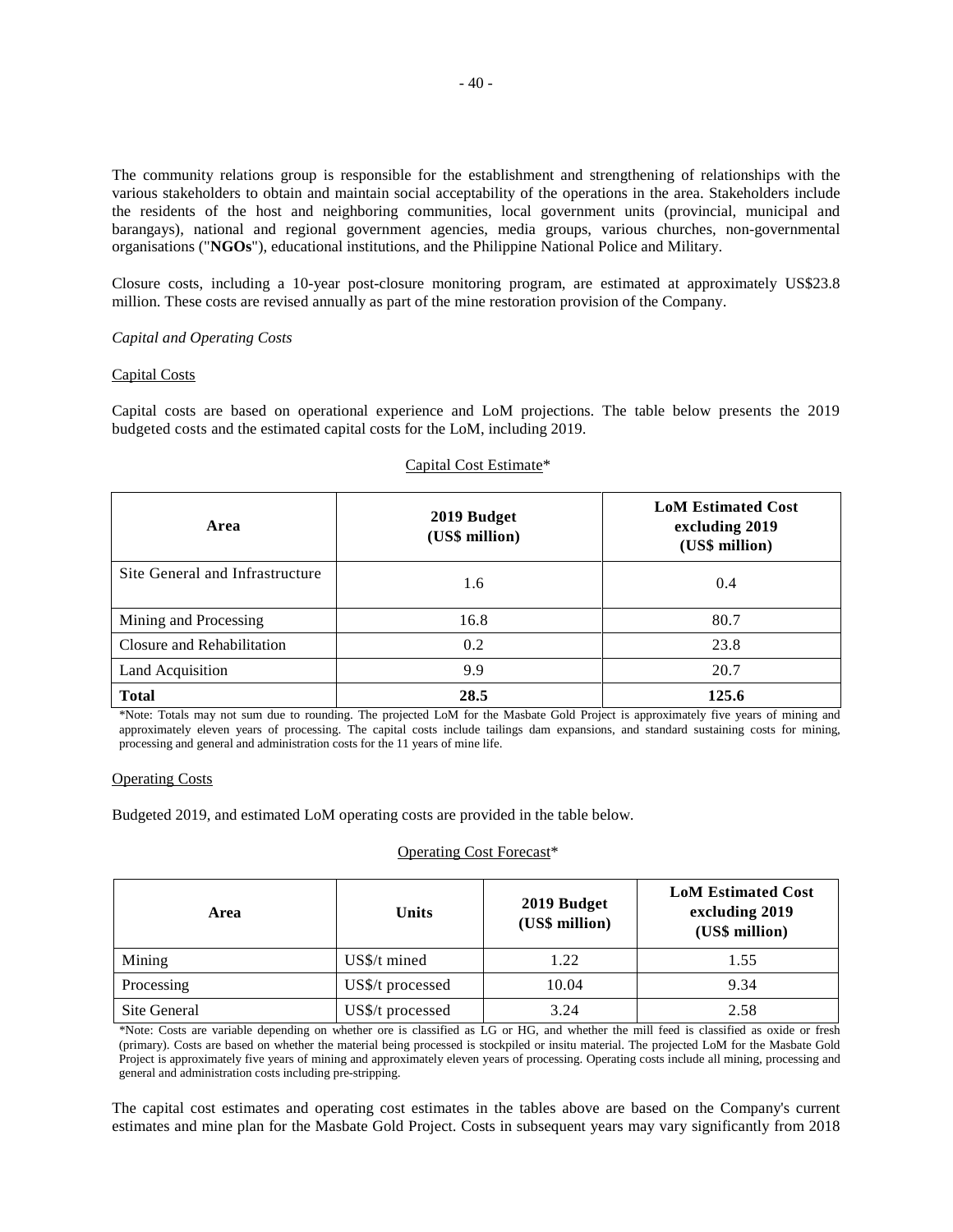The community relations group is responsible for the establishment and strengthening of relationships with the various stakeholders to obtain and maintain social acceptability of the operations in the area. Stakeholders include the residents of the host and neighboring communities, local government units (provincial, municipal and barangays), national and regional government agencies, media groups, various churches, non-governmental organisations ("**NGOs**"), educational institutions, and the Philippine National Police and Military.

Closure costs, including a 10-year post-closure monitoring program, are estimated at approximately US$23.8 million. These costs are revised annually as part of the mine restoration provision of the Company.

*Capital and Operating Costs*

Capital Costs

Capital costs are based on operational experience and LoM projections. The table below presents the 2019 budgeted costs and the estimated capital costs for the LoM, including 2019.

Capital Cost Estimate*

| Area | 2019 Budget (US$ million) | LoM Estimated Cost excluding 2019 (US$ million) |
|---|---|---|
| Site General and Infrastructure | 1.6 | 0.4 |
| Mining and Processing | 16.8 | 80.7 |
| Closure and Rehabilitation | 0.2 | 23.8 |
| Land Acquisition | 9.9 | 20.7 |
| **Total** | **28.5** | **125.6** |

*Note: Totals may not sum due to rounding. The projected LoM for the Masbate Gold Project is approximately five years of mining and approximately eleven years of processing. The capital costs include tailings dam expansions, and standard sustaining costs for mining, processing and general and administration costs for the 11 years of mine life.

Operating Costs

Budgeted 2019, and estimated LoM operating costs are provided in the table below.

Operating Cost Forecast*

| Area | Units | 2019 Budget (US$ million) | LoM Estimated Cost excluding 2019 (US$ million) |
|---|---|---|---|
| Mining | US$/t mined | 1.22 | 1.55 |
| Processing | US$/t processed | 10.04 | 9.34 |
| Site General | US$/t processed | 3.24 | 2.58 |

*Note: Costs are variable depending on whether ore is classified as LG or HG, and whether the mill feed is classified as oxide or fresh (primary). Costs are based on whether the material being processed is stockpiled or insitu material. The projected LoM for the Masbate Gold Project is approximately five years of mining and approximately eleven years of processing. Operating costs include all mining, processing and general and administration costs including pre-stripping.

The capital cost estimates and operating cost estimates in the tables above are based on the Company's current estimates and mine plan for the Masbate Gold Project. Costs in subsequent years may vary significantly from 2018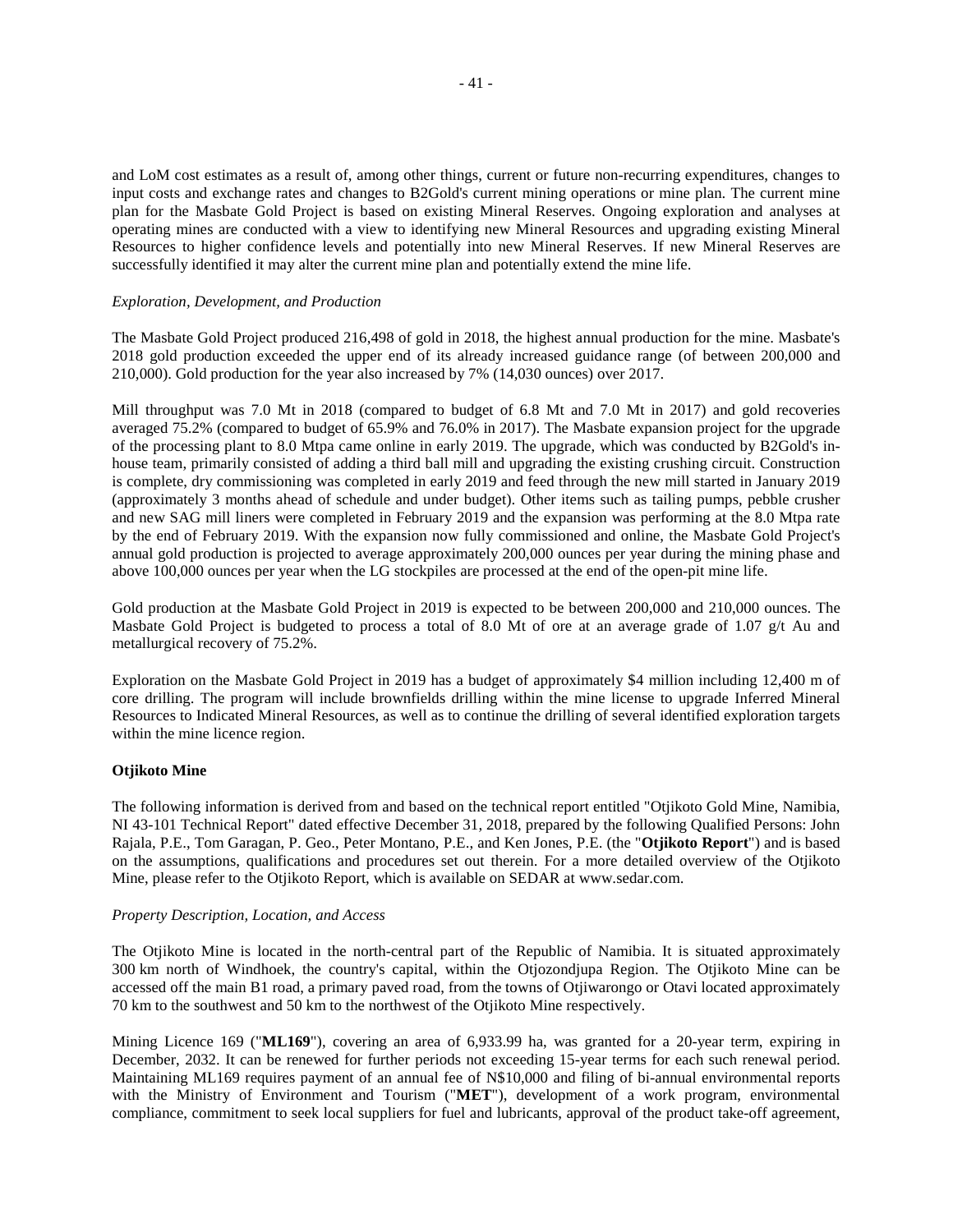and LoM cost estimates as a result of, among other things, current or future non-recurring expenditures, changes to input costs and exchange rates and changes to B2Gold's current mining operations or mine plan. The current mine plan for the Masbate Gold Project is based on existing Mineral Reserves. Ongoing exploration and analyses at operating mines are conducted with a view to identifying new Mineral Resources and upgrading existing Mineral Resources to higher confidence levels and potentially into new Mineral Reserves. If new Mineral Reserves are successfully identified it may alter the current mine plan and potentially extend the mine life.

*Exploration, Development, and Production*

The Masbate Gold Project produced 216,498 of gold in 2018, the highest annual production for the mine. Masbate's 2018 gold production exceeded the upper end of its already increased guidance range (of between 200,000 and 210,000). Gold production for the year also increased by 7% (14,030 ounces) over 2017.

Mill throughput was 7.0 Mt in 2018 (compared to budget of 6.8 Mt and 7.0 Mt in 2017) and gold recoveries averaged 75.2% (compared to budget of 65.9% and 76.0% in 2017). The Masbate expansion project for the upgrade of the processing plant to 8.0 Mtpa came online in early 2019. The upgrade, which was conducted by B2Gold's in-house team, primarily consisted of adding a third ball mill and upgrading the existing crushing circuit. Construction is complete, dry commissioning was completed in early 2019 and feed through the new mill started in January 2019 (approximately 3 months ahead of schedule and under budget). Other items such as tailing pumps, pebble crusher and new SAG mill liners were completed in February 2019 and the expansion was performing at the 8.0 Mtpa rate by the end of February 2019. With the expansion now fully commissioned and online, the Masbate Gold Project's annual gold production is projected to average approximately 200,000 ounces per year during the mining phase and above 100,000 ounces per year when the LG stockpiles are processed at the end of the open-pit mine life.

Gold production at the Masbate Gold Project in 2019 is expected to be between 200,000 and 210,000 ounces. The Masbate Gold Project is budgeted to process a total of 8.0 Mt of ore at an average grade of 1.07 g/t Au and metallurgical recovery of 75.2%.

Exploration on the Masbate Gold Project in 2019 has a budget of approximately $4 million including 12,400 m of core drilling. The program will include brownfields drilling within the mine license to upgrade Inferred Mineral Resources to Indicated Mineral Resources, as well as to continue the drilling of several identified exploration targets within the mine licence region.

**Otjikoto Mine**

The following information is derived from and based on the technical report entitled "Otjikoto Gold Mine, Namibia, NI 43-101 Technical Report" dated effective December 31, 2018, prepared by the following Qualified Persons: John Rajala, P.E., Tom Garagan, P. Geo., Peter Montano, P.E., and Ken Jones, P.E. (the "**Otjikoto Report**") and is based on the assumptions, qualifications and procedures set out therein. For a more detailed overview of the Otjikoto Mine, please refer to the Otjikoto Report, which is available on SEDAR at www.sedar.com.

*Property Description, Location, and Access*

The Otjikoto Mine is located in the north-central part of the Republic of Namibia. It is situated approximately 300 km north of Windhoek, the country's capital, within the Otjozondjupa Region. The Otjikoto Mine can be accessed off the main B1 road, a primary paved road, from the towns of Otjiwarongo or Otavi located approximately 70 km to the southwest and 50 km to the northwest of the Otjikoto Mine respectively.

Mining Licence 169 ("**ML169**"), covering an area of 6,933.99 ha, was granted for a 20-year term, expiring in December, 2032. It can be renewed for further periods not exceeding 15-year terms for each such renewal period. Maintaining ML169 requires payment of an annual fee of N$10,000 and filing of bi-annual environmental reports with the Ministry of Environment and Tourism ("**MET**"), development of a work program, environmental compliance, commitment to seek local suppliers for fuel and lubricants, approval of the product take-off agreement,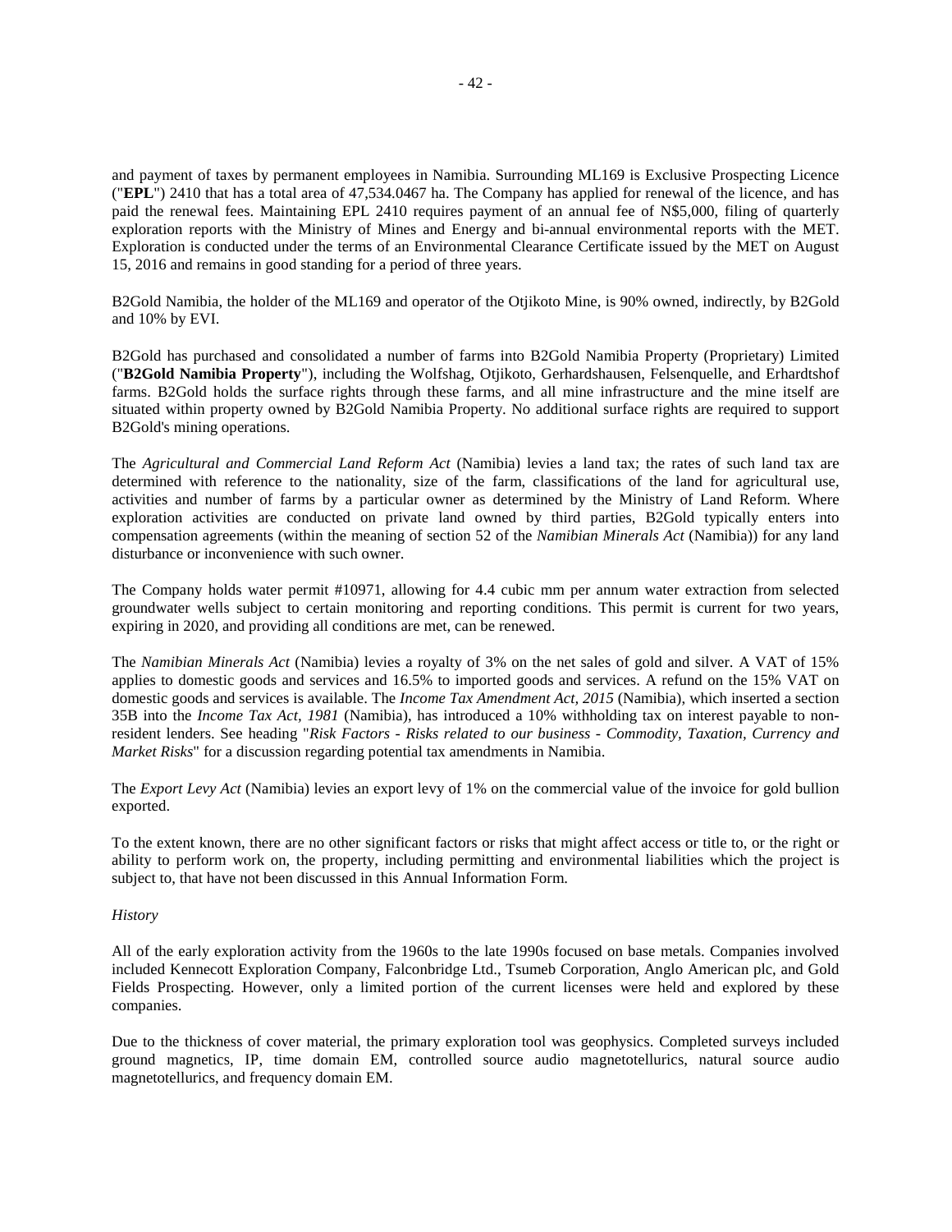and payment of taxes by permanent employees in Namibia. Surrounding ML169 is Exclusive Prospecting Licence ("**EPL**") 2410 that has a total area of 47,534.0467 ha. The Company has applied for renewal of the licence, and has paid the renewal fees. Maintaining EPL 2410 requires payment of an annual fee of N$5,000, filing of quarterly exploration reports with the Ministry of Mines and Energy and bi-annual environmental reports with the MET. Exploration is conducted under the terms of an Environmental Clearance Certificate issued by the MET on August 15, 2016 and remains in good standing for a period of three years.

B2Gold Namibia, the holder of the ML169 and operator of the Otjikoto Mine, is 90% owned, indirectly, by B2Gold and 10% by EVI.

B2Gold has purchased and consolidated a number of farms into B2Gold Namibia Property (Proprietary) Limited ("**B2Gold Namibia Property**"), including the Wolfshag, Otjikoto, Gerhardshausen, Felsenquelle, and Erhardtshof farms. B2Gold holds the surface rights through these farms, and all mine infrastructure and the mine itself are situated within property owned by B2Gold Namibia Property. No additional surface rights are required to support B2Gold's mining operations.

The *Agricultural and Commercial Land Reform Act* (Namibia) levies a land tax; the rates of such land tax are determined with reference to the nationality, size of the farm, classifications of the land for agricultural use, activities and number of farms by a particular owner as determined by the Ministry of Land Reform. Where exploration activities are conducted on private land owned by third parties, B2Gold typically enters into compensation agreements (within the meaning of section 52 of the *Namibian Minerals Act* (Namibia)) for any land disturbance or inconvenience with such owner.

The Company holds water permit #10971, allowing for 4.4 cubic mm per annum water extraction from selected groundwater wells subject to certain monitoring and reporting conditions. This permit is current for two years, expiring in 2020, and providing all conditions are met, can be renewed.

The *Namibian Minerals Act* (Namibia) levies a royalty of 3% on the net sales of gold and silver. A VAT of 15% applies to domestic goods and services and 16.5% to imported goods and services. A refund on the 15% VAT on domestic goods and services is available. The *Income Tax Amendment Act, 2015* (Namibia), which inserted a section 35B into the *Income Tax Act, 1981* (Namibia), has introduced a 10% withholding tax on interest payable to non-resident lenders. See heading "*Risk Factors - Risks related to our business - Commodity, Taxation, Currency and Market Risks*" for a discussion regarding potential tax amendments in Namibia.

The *Export Levy Act* (Namibia) levies an export levy of 1% on the commercial value of the invoice for gold bullion exported.

To the extent known, there are no other significant factors or risks that might affect access or title to, or the right or ability to perform work on, the property, including permitting and environmental liabilities which the project is subject to, that have not been discussed in this Annual Information Form.

*History*

All of the early exploration activity from the 1960s to the late 1990s focused on base metals. Companies involved included Kennecott Exploration Company, Falconbridge Ltd., Tsumeb Corporation, Anglo American plc, and Gold Fields Prospecting. However, only a limited portion of the current licenses were held and explored by these companies.

Due to the thickness of cover material, the primary exploration tool was geophysics. Completed surveys included ground magnetics, IP, time domain EM, controlled source audio magnetotellurics, natural source audio magnetotellurics, and frequency domain EM.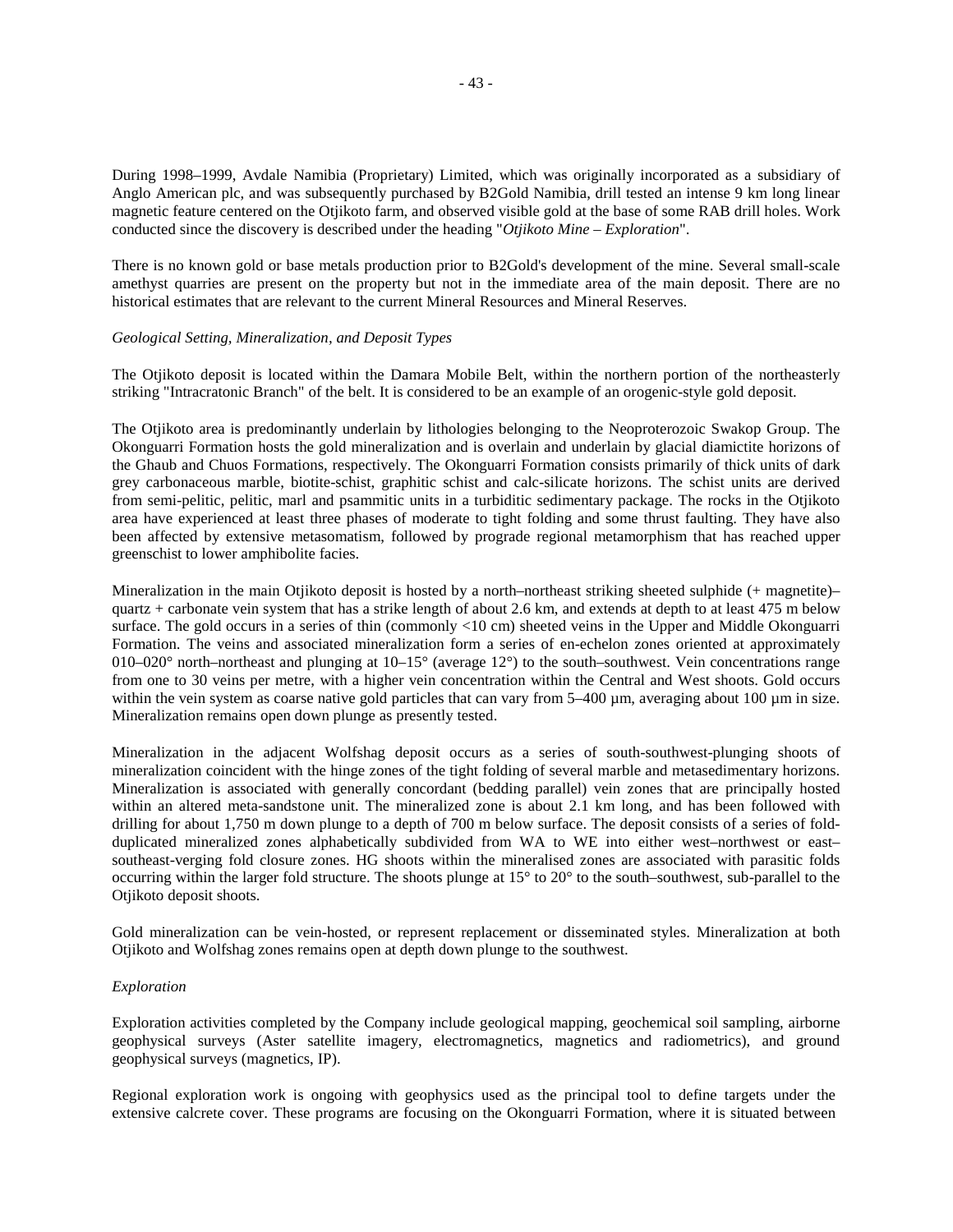During 1998–1999, Avdale Namibia (Proprietary) Limited, which was originally incorporated as a subsidiary of Anglo American plc, and was subsequently purchased by B2Gold Namibia, drill tested an intense 9 km long linear magnetic feature centered on the Otjikoto farm, and observed visible gold at the base of some RAB drill holes. Work conducted since the discovery is described under the heading "*Otjikoto Mine – Exploration*".

There is no known gold or base metals production prior to B2Gold's development of the mine. Several small-scale amethyst quarries are present on the property but not in the immediate area of the main deposit. There are no historical estimates that are relevant to the current Mineral Resources and Mineral Reserves.

*Geological Setting, Mineralization, and Deposit Types*

The Otjikoto deposit is located within the Damara Mobile Belt, within the northern portion of the northeasterly striking "Intracratonic Branch" of the belt. It is considered to be an example of an orogenic-style gold deposit.

The Otjikoto area is predominantly underlain by lithologies belonging to the Neoproterozoic Swakop Group. The Okonguarri Formation hosts the gold mineralization and is overlain and underlain by glacial diamictite horizons of the Ghaub and Chuos Formations, respectively. The Okonguarri Formation consists primarily of thick units of dark grey carbonaceous marble, biotite-schist, graphitic schist and calc-silicate horizons. The schist units are derived from semi-pelitic, pelitic, marl and psammitic units in a turbiditic sedimentary package. The rocks in the Otjikoto area have experienced at least three phases of moderate to tight folding and some thrust faulting. They have also been affected by extensive metasomatism, followed by prograde regional metamorphism that has reached upper greenschist to lower amphibolite facies.

Mineralization in the main Otjikoto deposit is hosted by a north–northeast striking sheeted sulphide (+ magnetite)–quartz + carbonate vein system that has a strike length of about 2.6 km, and extends at depth to at least 475 m below surface. The gold occurs in a series of thin (commonly <10 cm) sheeted veins in the Upper and Middle Okonguarri Formation. The veins and associated mineralization form a series of en-echelon zones oriented at approximately 010–020° north–northeast and plunging at 10–15° (average 12°) to the south–southwest. Vein concentrations range from one to 30 veins per metre, with a higher vein concentration within the Central and West shoots. Gold occurs within the vein system as coarse native gold particles that can vary from 5–400 µm, averaging about 100 µm in size. Mineralization remains open down plunge as presently tested.

Mineralization in the adjacent Wolfshag deposit occurs as a series of south-southwest-plunging shoots of mineralization coincident with the hinge zones of the tight folding of several marble and metasedimentary horizons. Mineralization is associated with generally concordant (bedding parallel) vein zones that are principally hosted within an altered meta-sandstone unit. The mineralized zone is about 2.1 km long, and has been followed with drilling for about 1,750 m down plunge to a depth of 700 m below surface. The deposit consists of a series of fold-duplicated mineralized zones alphabetically subdivided from WA to WE into either west–northwest or east–southeast-verging fold closure zones. HG shoots within the mineralised zones are associated with parasitic folds occurring within the larger fold structure. The shoots plunge at 15° to 20° to the south–southwest, sub-parallel to the Otjikoto deposit shoots.

Gold mineralization can be vein-hosted, or represent replacement or disseminated styles. Mineralization at both Otjikoto and Wolfshag zones remains open at depth down plunge to the southwest.

*Exploration*

Exploration activities completed by the Company include geological mapping, geochemical soil sampling, airborne geophysical surveys (Aster satellite imagery, electromagnetics, magnetics and radiometrics), and ground geophysical surveys (magnetics, IP).

Regional exploration work is ongoing with geophysics used as the principal tool to define targets under the extensive calcrete cover. These programs are focusing on the Okonguarri Formation, where it is situated between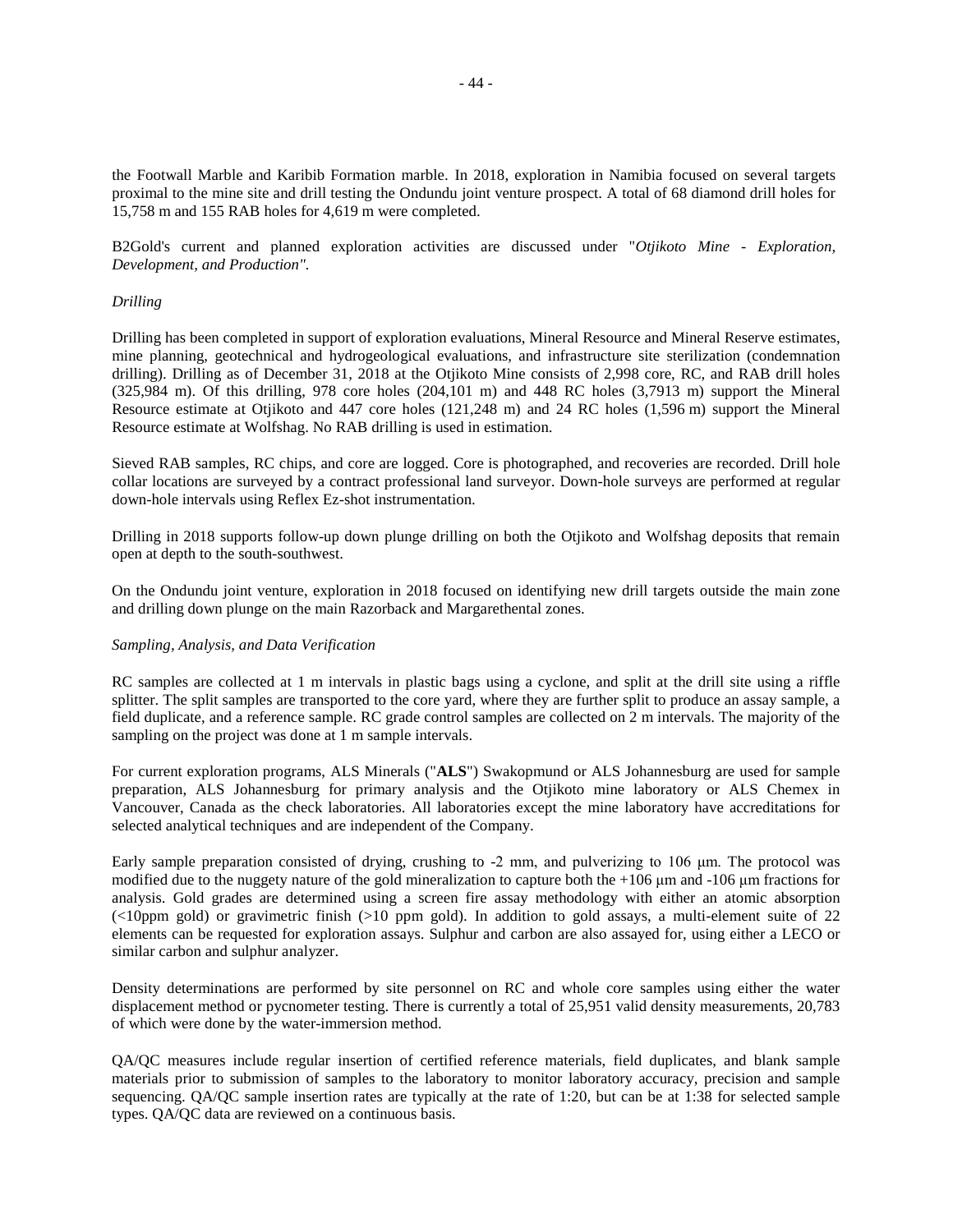the Footwall Marble and Karibib Formation marble. In 2018, exploration in Namibia focused on several targets proximal to the mine site and drill testing the Ondundu joint venture prospect. A total of 68 diamond drill holes for 15,758 m and 155 RAB holes for 4,619 m were completed.

B2Gold's current and planned exploration activities are discussed under "*Otjikoto Mine - Exploration, Development, and Production".*

*Drilling*

Drilling has been completed in support of exploration evaluations, Mineral Resource and Mineral Reserve estimates, mine planning, geotechnical and hydrogeological evaluations, and infrastructure site sterilization (condemnation drilling). Drilling as of December 31, 2018 at the Otjikoto Mine consists of 2,998 core, RC, and RAB drill holes (325,984 m). Of this drilling, 978 core holes (204,101 m) and 448 RC holes (3,7913 m) support the Mineral Resource estimate at Otjikoto and 447 core holes (121,248 m) and 24 RC holes (1,596 m) support the Mineral Resource estimate at Wolfshag. No RAB drilling is used in estimation.

Sieved RAB samples, RC chips, and core are logged. Core is photographed, and recoveries are recorded. Drill hole collar locations are surveyed by a contract professional land surveyor. Down-hole surveys are performed at regular down-hole intervals using Reflex Ez-shot instrumentation.

Drilling in 2018 supports follow-up down plunge drilling on both the Otjikoto and Wolfshag deposits that remain open at depth to the south-southwest.

On the Ondundu joint venture, exploration in 2018 focused on identifying new drill targets outside the main zone and drilling down plunge on the main Razorback and Margarethental zones.

*Sampling, Analysis, and Data Verification*

RC samples are collected at 1 m intervals in plastic bags using a cyclone, and split at the drill site using a riffle splitter. The split samples are transported to the core yard, where they are further split to produce an assay sample, a field duplicate, and a reference sample. RC grade control samples are collected on 2 m intervals. The majority of the sampling on the project was done at 1 m sample intervals.

For current exploration programs, ALS Minerals ("**ALS**") Swakopmund or ALS Johannesburg are used for sample preparation, ALS Johannesburg for primary analysis and the Otjikoto mine laboratory or ALS Chemex in Vancouver, Canada as the check laboratories. All laboratories except the mine laboratory have accreditations for selected analytical techniques and are independent of the Company.

Early sample preparation consisted of drying, crushing to -2 mm, and pulverizing to 106 μm. The protocol was modified due to the nuggety nature of the gold mineralization to capture both the +106 μm and -106 μm fractions for analysis. Gold grades are determined using a screen fire assay methodology with either an atomic absorption (<10ppm gold) or gravimetric finish (>10 ppm gold). In addition to gold assays, a multi-element suite of 22 elements can be requested for exploration assays. Sulphur and carbon are also assayed for, using either a LECO or similar carbon and sulphur analyzer.

Density determinations are performed by site personnel on RC and whole core samples using either the water displacement method or pycnometer testing. There is currently a total of 25,951 valid density measurements, 20,783 of which were done by the water-immersion method.

QA/QC measures include regular insertion of certified reference materials, field duplicates, and blank sample materials prior to submission of samples to the laboratory to monitor laboratory accuracy, precision and sample sequencing. QA/QC sample insertion rates are typically at the rate of 1:20, but can be at 1:38 for selected sample types. QA/QC data are reviewed on a continuous basis.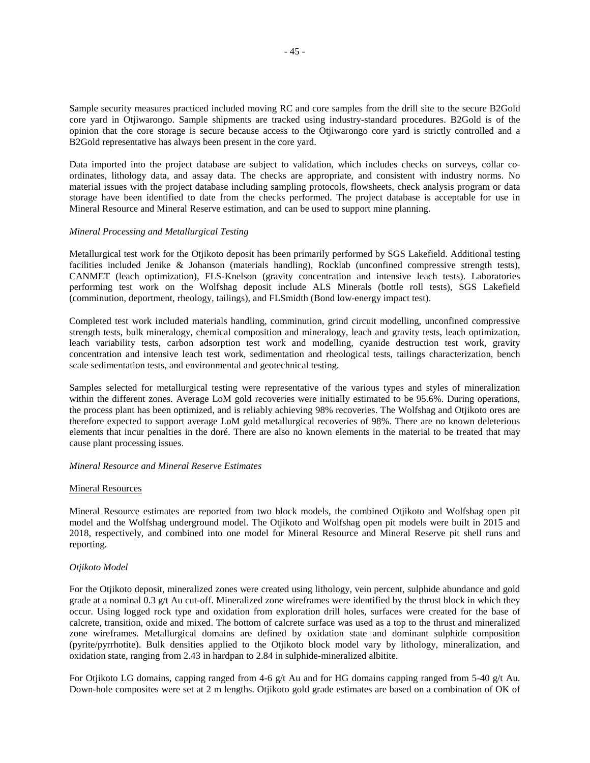Sample security measures practiced included moving RC and core samples from the drill site to the secure B2Gold core yard in Otjiwarongo. Sample shipments are tracked using industry-standard procedures. B2Gold is of the opinion that the core storage is secure because access to the Otjiwarongo core yard is strictly controlled and a B2Gold representative has always been present in the core yard.

Data imported into the project database are subject to validation, which includes checks on surveys, collar co-ordinates, lithology data, and assay data. The checks are appropriate, and consistent with industry norms. No material issues with the project database including sampling protocols, flowsheets, check analysis program or data storage have been identified to date from the checks performed. The project database is acceptable for use in Mineral Resource and Mineral Reserve estimation, and can be used to support mine planning.

*Mineral Processing and Metallurgical Testing*

Metallurgical test work for the Otjikoto deposit has been primarily performed by SGS Lakefield. Additional testing facilities included Jenike & Johanson (materials handling), Rocklab (unconfined compressive strength tests), CANMET (leach optimization), FLS-Knelson (gravity concentration and intensive leach tests). Laboratories performing test work on the Wolfshag deposit include ALS Minerals (bottle roll tests), SGS Lakefield (comminution, deportment, rheology, tailings), and FLSmidth (Bond low-energy impact test).

Completed test work included materials handling, comminution, grind circuit modelling, unconfined compressive strength tests, bulk mineralogy, chemical composition and mineralogy, leach and gravity tests, leach optimization, leach variability tests, carbon adsorption test work and modelling, cyanide destruction test work, gravity concentration and intensive leach test work, sedimentation and rheological tests, tailings characterization, bench scale sedimentation tests, and environmental and geotechnical testing.

Samples selected for metallurgical testing were representative of the various types and styles of mineralization within the different zones. Average LoM gold recoveries were initially estimated to be 95.6%. During operations, the process plant has been optimized, and is reliably achieving 98% recoveries. The Wolfshag and Otjikoto ores are therefore expected to support average LoM gold metallurgical recoveries of 98%. There are no known deleterious elements that incur penalties in the doré. There are also no known elements in the material to be treated that may cause plant processing issues.

*Mineral Resource and Mineral Reserve Estimates*

Mineral Resources

Mineral Resource estimates are reported from two block models, the combined Otjikoto and Wolfshag open pit model and the Wolfshag underground model. The Otjikoto and Wolfshag open pit models were built in 2015 and 2018, respectively, and combined into one model for Mineral Resource and Mineral Reserve pit shell runs and reporting.

*Otjikoto Model*

For the Otjikoto deposit, mineralized zones were created using lithology, vein percent, sulphide abundance and gold grade at a nominal 0.3 g/t Au cut-off. Mineralized zone wireframes were identified by the thrust block in which they occur. Using logged rock type and oxidation from exploration drill holes, surfaces were created for the base of calcrete, transition, oxide and mixed. The bottom of calcrete surface was used as a top to the thrust and mineralized zone wireframes. Metallurgical domains are defined by oxidation state and dominant sulphide composition (pyrite/pyrrhotite). Bulk densities applied to the Otjikoto block model vary by lithology, mineralization, and oxidation state, ranging from 2.43 in hardpan to 2.84 in sulphide-mineralized albitite.

For Otjikoto LG domains, capping ranged from 4-6 g/t Au and for HG domains capping ranged from 5-40 g/t Au. Down-hole composites were set at 2 m lengths. Otjikoto gold grade estimates are based on a combination of OK of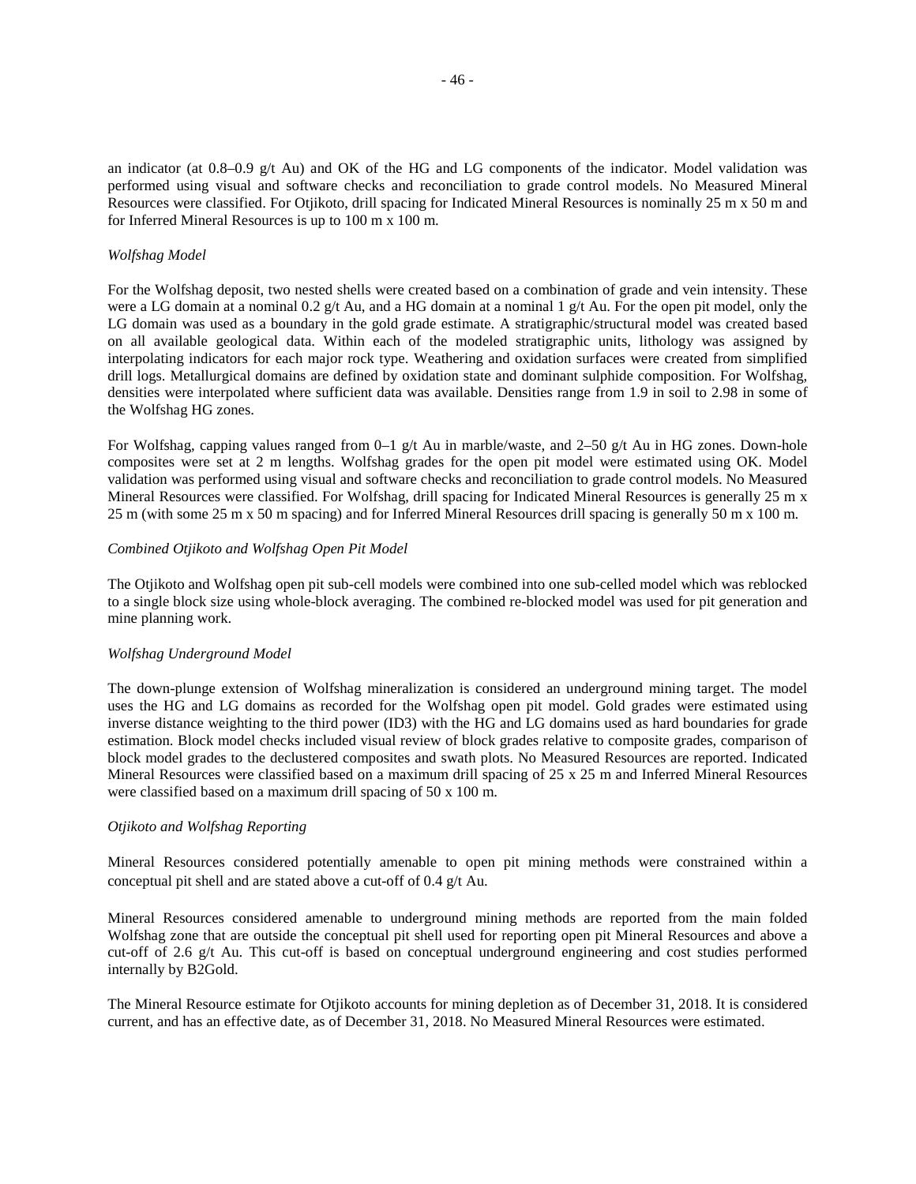an indicator (at 0.8–0.9 g/t Au) and OK of the HG and LG components of the indicator. Model validation was performed using visual and software checks and reconciliation to grade control models. No Measured Mineral Resources were classified. For Otjikoto, drill spacing for Indicated Mineral Resources is nominally 25 m x 50 m and for Inferred Mineral Resources is up to 100 m x 100 m.

*Wolfshag Model*

For the Wolfshag deposit, two nested shells were created based on a combination of grade and vein intensity. These were a LG domain at a nominal 0.2 g/t Au, and a HG domain at a nominal 1 g/t Au. For the open pit model, only the LG domain was used as a boundary in the gold grade estimate. A stratigraphic/structural model was created based on all available geological data. Within each of the modeled stratigraphic units, lithology was assigned by interpolating indicators for each major rock type. Weathering and oxidation surfaces were created from simplified drill logs. Metallurgical domains are defined by oxidation state and dominant sulphide composition. For Wolfshag, densities were interpolated where sufficient data was available. Densities range from 1.9 in soil to 2.98 in some of the Wolfshag HG zones.

For Wolfshag, capping values ranged from 0–1 g/t Au in marble/waste, and 2–50 g/t Au in HG zones. Down-hole composites were set at 2 m lengths. Wolfshag grades for the open pit model were estimated using OK. Model validation was performed using visual and software checks and reconciliation to grade control models. No Measured Mineral Resources were classified. For Wolfshag, drill spacing for Indicated Mineral Resources is generally 25 m x 25 m (with some 25 m x 50 m spacing) and for Inferred Mineral Resources drill spacing is generally 50 m x 100 m.

*Combined Otjikoto and Wolfshag Open Pit Model*

The Otjikoto and Wolfshag open pit sub-cell models were combined into one sub-celled model which was reblocked to a single block size using whole-block averaging. The combined re-blocked model was used for pit generation and mine planning work.

*Wolfshag Underground Model*

The down-plunge extension of Wolfshag mineralization is considered an underground mining target. The model uses the HG and LG domains as recorded for the Wolfshag open pit model. Gold grades were estimated using inverse distance weighting to the third power (ID3) with the HG and LG domains used as hard boundaries for grade estimation. Block model checks included visual review of block grades relative to composite grades, comparison of block model grades to the declustered composites and swath plots. No Measured Resources are reported. Indicated Mineral Resources were classified based on a maximum drill spacing of 25 x 25 m and Inferred Mineral Resources were classified based on a maximum drill spacing of 50 x 100 m.

*Otjikoto and Wolfshag Reporting*

Mineral Resources considered potentially amenable to open pit mining methods were constrained within a conceptual pit shell and are stated above a cut-off of 0.4 g/t Au.

Mineral Resources considered amenable to underground mining methods are reported from the main folded Wolfshag zone that are outside the conceptual pit shell used for reporting open pit Mineral Resources and above a cut-off of 2.6 g/t Au. This cut-off is based on conceptual underground engineering and cost studies performed internally by B2Gold.

The Mineral Resource estimate for Otjikoto accounts for mining depletion as of December 31, 2018. It is considered current, and has an effective date, as of December 31, 2018. No Measured Mineral Resources were estimated.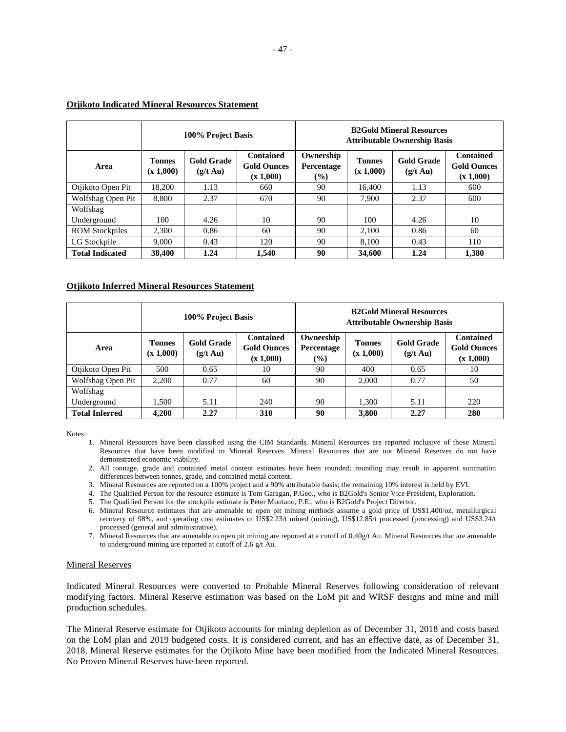**Otjikoto Indicated Mineral Resources Statement**

| | 100% Project Basis | | | B2Gold Mineral Resources Attributable Ownership Basis | | | |
|---|---|---|---|---|---|---|---|
| Area | Tonnes (x 1,000) | Gold Grade (g/t Au) | Contained Gold Ounces (x 1,000) | Ownership Percentage (%) | Tonnes (x 1,000) | Gold Grade (g/t Au) | Contained Gold Ounces (x 1,000) |
| Otjikoto Open Pit | 18,200 | 1.13 | 660 | 90 | 16,400 | 1.13 | 600 |
| Wolfshag Open Pit | 8,800 | 2.37 | 670 | 90 | 7,900 | 2.37 | 600 |
| Wolfshag Underground | 100 | 4.26 | 10 | 90 | 100 | 4.26 | 10 |
| ROM Stockpiles | 2,300 | 0.86 | 60 | 90 | 2,100 | 0.86 | 60 |
| LG Stockpile | 9,000 | 0.43 | 120 | 90 | 8,100 | 0.43 | 110 |
| **Total Indicated** | **38,400** | **1.24** | **1,540** | **90** | **34,600** | **1.24** | **1,380** |

**Otjikoto Inferred Mineral Resources Statement**

| | 100% Project Basis | | | B2Gold Mineral Resources Attributable Ownership Basis | | | |
|---|---|---|---|---|---|---|---|
| Area | Tonnes (x 1,000) | Gold Grade (g/t Au) | Contained Gold Ounces (x 1,000) | Ownership Percentage (%) | Tonnes (x 1,000) | Gold Grade (g/t Au) | Contained Gold Ounces (x 1,000) |
| Otjikoto Open Pit | 500 | 0.65 | 10 | 90 | 400 | 0.65 | 10 |
| Wolfshag Open Pit | 2,200 | 0.77 | 60 | 90 | 2,000 | 0.77 | 50 |
| Wolfshag Underground | 1,500 | 5.11 | 240 | 90 | 1,300 | 5.11 | 220 |
| **Total Inferred** | **4,200** | **2.27** | **310** | **90** | **3,800** | **2.27** | **280** |

Notes:

1. Mineral Resources have been classified using the CIM Standards. Mineral Resources are reported inclusive of those Mineral Resources that have been modified to Mineral Reserves. Mineral Resources that are not Mineral Reserves do not have demonstrated economic viability.
2. All tonnage, grade and contained metal content estimates have been rounded; rounding may result in apparent summation differences between tonnes, grade, and contained metal content.
3. Mineral Resources are reported on a 100% project and a 90% attributable basis; the remaining 10% interest is held by EVI.
4. The Qualified Person for the resource estimate is Tom Garagan, P.Geo., who is B2Gold's Senior Vice President, Exploration.
5. The Qualified Person for the stockpile estimate is Peter Montano, P.E., who is B2Gold's Project Director.
6. Mineral Resource estimates that are amenable to open pit mining methods assume a gold price of US$1,400/oz, metallurgical recovery of 98%, and operating cost estimates of US$2.23/t mined (mining), US$12.85/t processed (processing) and US$3.24/t processed (general and administrative).
7. Mineral Resources that are amenable to open pit mining are reported at a cutoff of 0.40g/t Au. Mineral Resources that are amenable to underground mining are reported at cutoff of 2.6 g/t Au.

Mineral Reserves

Indicated Mineral Resources were converted to Probable Mineral Reserves following consideration of relevant modifying factors. Mineral Reserve estimation was based on the LoM pit and WRSF designs and mine and mill production schedules.

The Mineral Reserve estimate for Otjikoto accounts for mining depletion as of December 31, 2018 and costs based on the LoM plan and 2019 budgeted costs. It is considered current, and has an effective date, as of December 31, 2018. Mineral Reserve estimates for the Otjikoto Mine have been modified from the Indicated Mineral Resources. No Proven Mineral Reserves have been reported.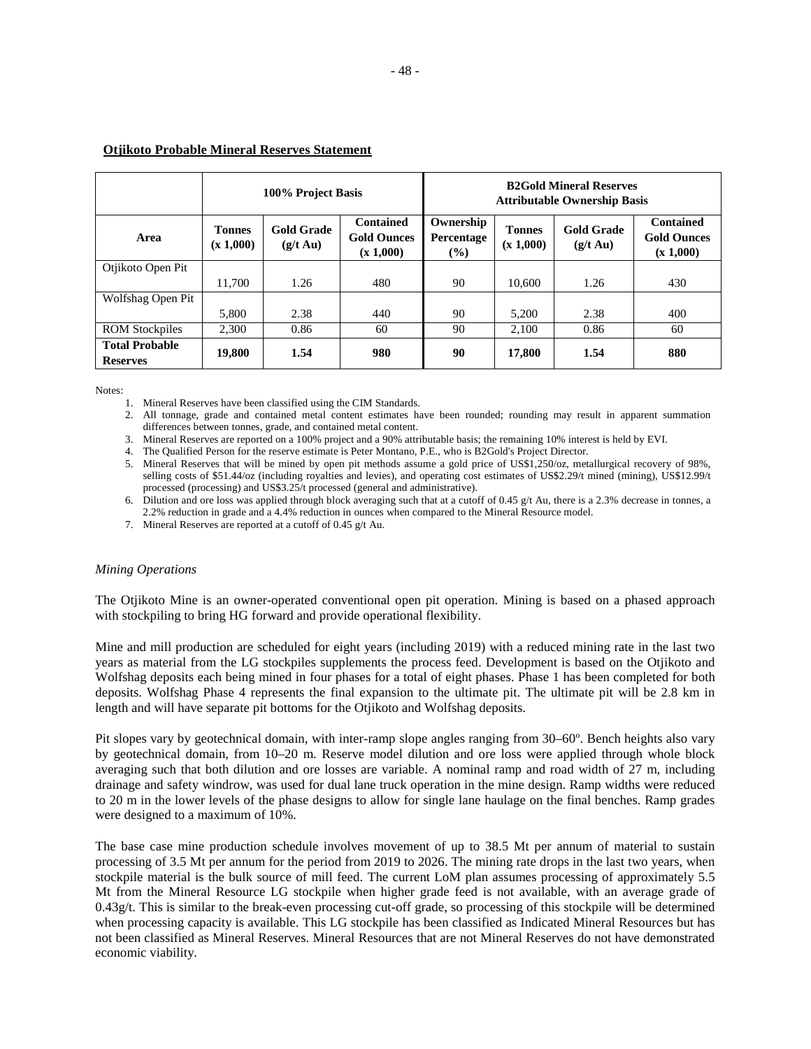**Otjikoto Probable Mineral Reserves Statement**

| | 100% Project Basis | | | B2Gold Mineral Reserves Attributable Ownership Basis | | | |
|---|---|---|---|---|---|---|---|
| **Area** | **Tonnes (x 1,000)** | **Gold Grade (g/t Au)** | **Contained Gold Ounces (x 1,000)** | **Ownership Percentage (%)** | **Tonnes (x 1,000)** | **Gold Grade (g/t Au)** | **Contained Gold Ounces (x 1,000)** |
| Otjikoto Open Pit | 11,700 | 1.26 | 480 | 90 | 10,600 | 1.26 | 430 |
| Wolfshag Open Pit | 5,800 | 2.38 | 440 | 90 | 5,200 | 2.38 | 400 |
| ROM Stockpiles | 2,300 | 0.86 | 60 | 90 | 2,100 | 0.86 | 60 |
| **Total Probable Reserves** | **19,800** | **1.54** | **980** | **90** | **17,800** | **1.54** | **880** |

Notes:

1. Mineral Reserves have been classified using the CIM Standards.
2. All tonnage, grade and contained metal content estimates have been rounded; rounding may result in apparent summation differences between tonnes, grade, and contained metal content.
3. Mineral Reserves are reported on a 100% project and a 90% attributable basis; the remaining 10% interest is held by EVI.
4. The Qualified Person for the reserve estimate is Peter Montano, P.E., who is B2Gold's Project Director.
5. Mineral Reserves that will be mined by open pit methods assume a gold price of US$1,250/oz, metallurgical recovery of 98%, selling costs of $51.44/oz (including royalties and levies), and operating cost estimates of US$2.29/t mined (mining), US$12.99/t processed (processing) and US$3.25/t processed (general and administrative).
6. Dilution and ore loss was applied through block averaging such that at a cutoff of 0.45 g/t Au, there is a 2.3% decrease in tonnes, a 2.2% reduction in grade and a 4.4% reduction in ounces when compared to the Mineral Resource model.
7. Mineral Reserves are reported at a cutoff of 0.45 g/t Au.

*Mining Operations*

The Otjikoto Mine is an owner-operated conventional open pit operation. Mining is based on a phased approach with stockpiling to bring HG forward and provide operational flexibility.

Mine and mill production are scheduled for eight years (including 2019) with a reduced mining rate in the last two years as material from the LG stockpiles supplements the process feed. Development is based on the Otjikoto and Wolfshag deposits each being mined in four phases for a total of eight phases. Phase 1 has been completed for both deposits. Wolfshag Phase 4 represents the final expansion to the ultimate pit. The ultimate pit will be 2.8 km in length and will have separate pit bottoms for the Otjikoto and Wolfshag deposits.

Pit slopes vary by geotechnical domain, with inter-ramp slope angles ranging from 30–60º. Bench heights also vary by geotechnical domain, from 10–20 m. Reserve model dilution and ore loss were applied through whole block averaging such that both dilution and ore losses are variable. A nominal ramp and road width of 27 m, including drainage and safety windrow, was used for dual lane truck operation in the mine design. Ramp widths were reduced to 20 m in the lower levels of the phase designs to allow for single lane haulage on the final benches. Ramp grades were designed to a maximum of 10%.

The base case mine production schedule involves movement of up to 38.5 Mt per annum of material to sustain processing of 3.5 Mt per annum for the period from 2019 to 2026. The mining rate drops in the last two years, when stockpile material is the bulk source of mill feed. The current LoM plan assumes processing of approximately 5.5 Mt from the Mineral Resource LG stockpile when higher grade feed is not available, with an average grade of 0.43g/t. This is similar to the break-even processing cut-off grade, so processing of this stockpile will be determined when processing capacity is available. This LG stockpile has been classified as Indicated Mineral Resources but has not been classified as Mineral Reserves. Mineral Resources that are not Mineral Reserves do not have demonstrated economic viability.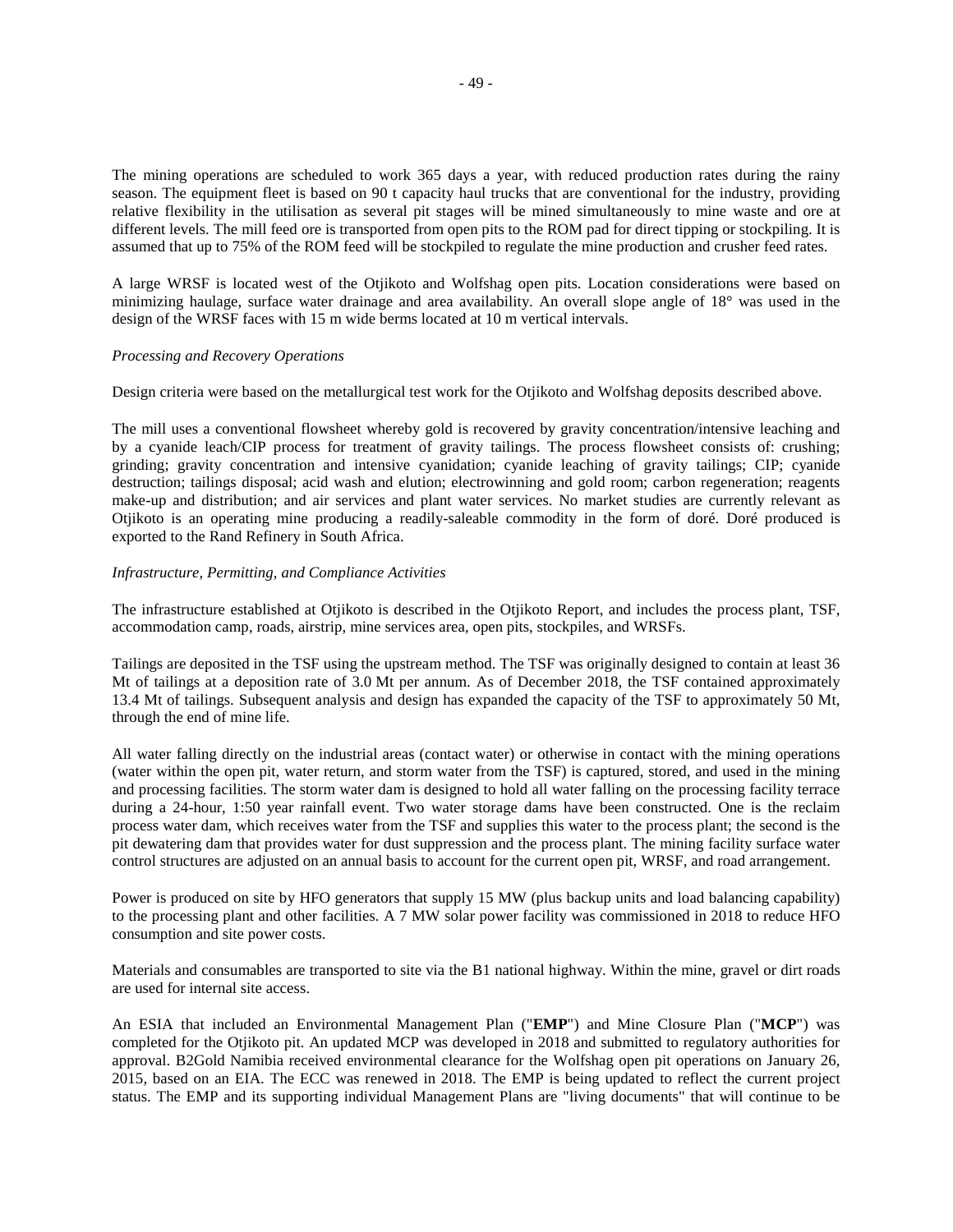The mining operations are scheduled to work 365 days a year, with reduced production rates during the rainy season. The equipment fleet is based on 90 t capacity haul trucks that are conventional for the industry, providing relative flexibility in the utilisation as several pit stages will be mined simultaneously to mine waste and ore at different levels. The mill feed ore is transported from open pits to the ROM pad for direct tipping or stockpiling. It is assumed that up to 75% of the ROM feed will be stockpiled to regulate the mine production and crusher feed rates.

A large WRSF is located west of the Otjikoto and Wolfshag open pits. Location considerations were based on minimizing haulage, surface water drainage and area availability. An overall slope angle of 18° was used in the design of the WRSF faces with 15 m wide berms located at 10 m vertical intervals.

*Processing and Recovery Operations*

Design criteria were based on the metallurgical test work for the Otjikoto and Wolfshag deposits described above.

The mill uses a conventional flowsheet whereby gold is recovered by gravity concentration/intensive leaching and by a cyanide leach/CIP process for treatment of gravity tailings. The process flowsheet consists of: crushing; grinding; gravity concentration and intensive cyanidation; cyanide leaching of gravity tailings; CIP; cyanide destruction; tailings disposal; acid wash and elution; electrowinning and gold room; carbon regeneration; reagents make-up and distribution; and air services and plant water services. No market studies are currently relevant as Otjikoto is an operating mine producing a readily-saleable commodity in the form of doré. Doré produced is exported to the Rand Refinery in South Africa.

*Infrastructure, Permitting, and Compliance Activities*

The infrastructure established at Otjikoto is described in the Otjikoto Report, and includes the process plant, TSF, accommodation camp, roads, airstrip, mine services area, open pits, stockpiles, and WRSFs.

Tailings are deposited in the TSF using the upstream method. The TSF was originally designed to contain at least 36 Mt of tailings at a deposition rate of 3.0 Mt per annum. As of December 2018, the TSF contained approximately 13.4 Mt of tailings. Subsequent analysis and design has expanded the capacity of the TSF to approximately 50 Mt, through the end of mine life.

All water falling directly on the industrial areas (contact water) or otherwise in contact with the mining operations (water within the open pit, water return, and storm water from the TSF) is captured, stored, and used in the mining and processing facilities. The storm water dam is designed to hold all water falling on the processing facility terrace during a 24-hour, 1:50 year rainfall event. Two water storage dams have been constructed. One is the reclaim process water dam, which receives water from the TSF and supplies this water to the process plant; the second is the pit dewatering dam that provides water for dust suppression and the process plant. The mining facility surface water control structures are adjusted on an annual basis to account for the current open pit, WRSF, and road arrangement.

Power is produced on site by HFO generators that supply 15 MW (plus backup units and load balancing capability) to the processing plant and other facilities. A 7 MW solar power facility was commissioned in 2018 to reduce HFO consumption and site power costs.

Materials and consumables are transported to site via the B1 national highway. Within the mine, gravel or dirt roads are used for internal site access.

An ESIA that included an Environmental Management Plan ("**EMP**") and Mine Closure Plan ("**MCP**") was completed for the Otjikoto pit. An updated MCP was developed in 2018 and submitted to regulatory authorities for approval. B2Gold Namibia received environmental clearance for the Wolfshag open pit operations on January 26, 2015, based on an EIA. The ECC was renewed in 2018. The EMP is being updated to reflect the current project status. The EMP and its supporting individual Management Plans are "living documents" that will continue to be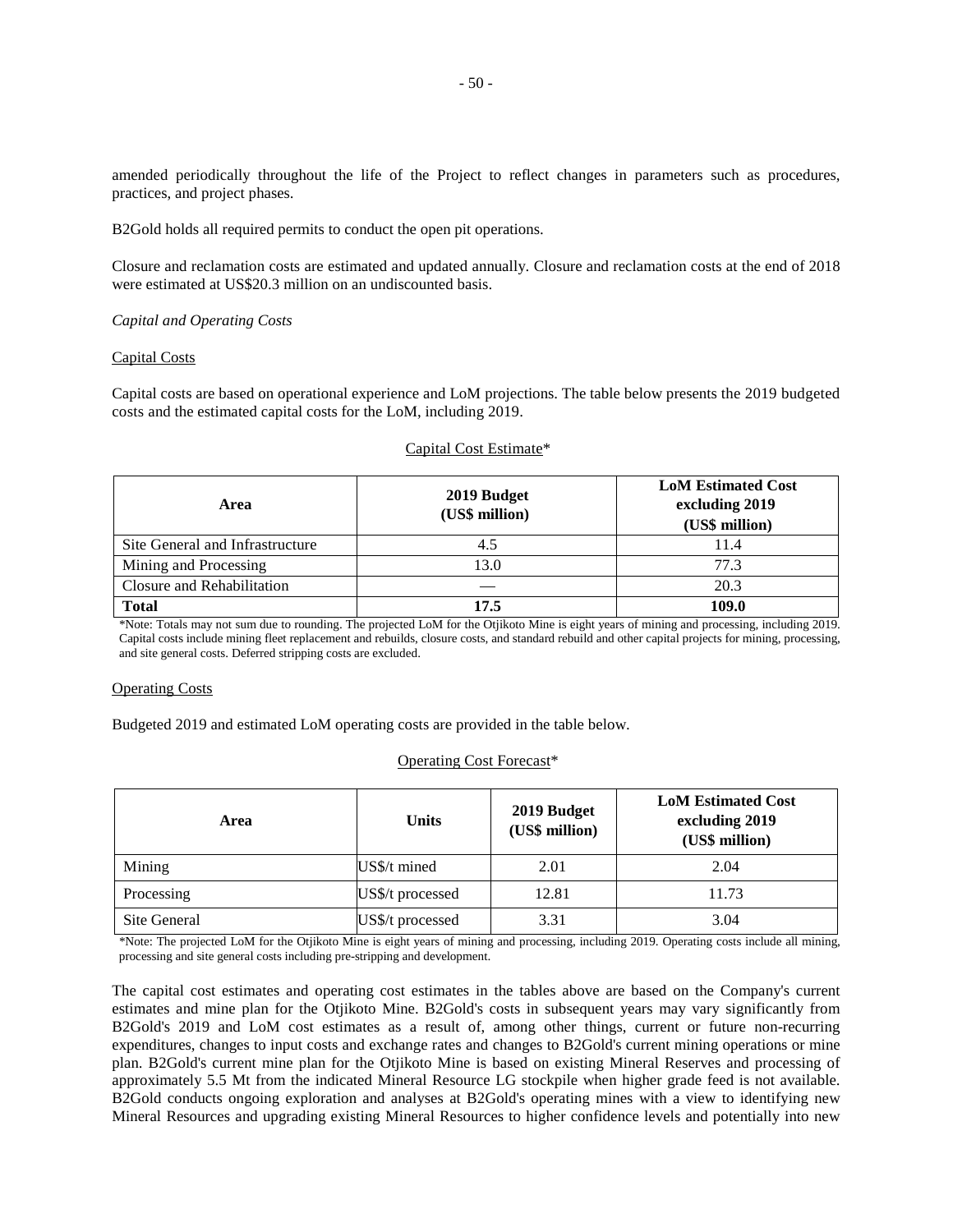amended periodically throughout the life of the Project to reflect changes in parameters such as procedures, practices, and project phases.

B2Gold holds all required permits to conduct the open pit operations.

Closure and reclamation costs are estimated and updated annually. Closure and reclamation costs at the end of 2018 were estimated at US$20.3 million on an undiscounted basis.

*Capital and Operating Costs*

Capital Costs

Capital costs are based on operational experience and LoM projections. The table below presents the 2019 budgeted costs and the estimated capital costs for the LoM, including 2019.

Capital Cost Estimate*

| Area | 2019 Budget (US$ million) | LoM Estimated Cost excluding 2019 (US$ million) |
|---|---|---|
| Site General and Infrastructure | 4.5 | 11.4 |
| Mining and Processing | 13.0 | 77.3 |
| Closure and Rehabilitation | — | 20.3 |
| **Total** | **17.5** | **109.0** |

*Note: Totals may not sum due to rounding. The projected LoM for the Otjikoto Mine is eight years of mining and processing, including 2019. Capital costs include mining fleet replacement and rebuilds, closure costs, and standard rebuild and other capital projects for mining, processing, and site general costs. Deferred stripping costs are excluded.

Operating Costs

Budgeted 2019 and estimated LoM operating costs are provided in the table below.

Operating Cost Forecast*

| Area | Units | 2019 Budget (US$ million) | LoM Estimated Cost excluding 2019 (US$ million) |
|---|---|---|---|
| Mining | US$/t mined | 2.01 | 2.04 |
| Processing | US$/t processed | 12.81 | 11.73 |
| Site General | US$/t processed | 3.31 | 3.04 |

*Note: The projected LoM for the Otjikoto Mine is eight years of mining and processing, including 2019. Operating costs include all mining, processing and site general costs including pre-stripping and development.

The capital cost estimates and operating cost estimates in the tables above are based on the Company's current estimates and mine plan for the Otjikoto Mine. B2Gold's costs in subsequent years may vary significantly from B2Gold's 2019 and LoM cost estimates as a result of, among other things, current or future non-recurring expenditures, changes to input costs and exchange rates and changes to B2Gold's current mining operations or mine plan. B2Gold's current mine plan for the Otjikoto Mine is based on existing Mineral Reserves and processing of approximately 5.5 Mt from the indicated Mineral Resource LG stockpile when higher grade feed is not available. B2Gold conducts ongoing exploration and analyses at B2Gold's operating mines with a view to identifying new Mineral Resources and upgrading existing Mineral Resources to higher confidence levels and potentially into new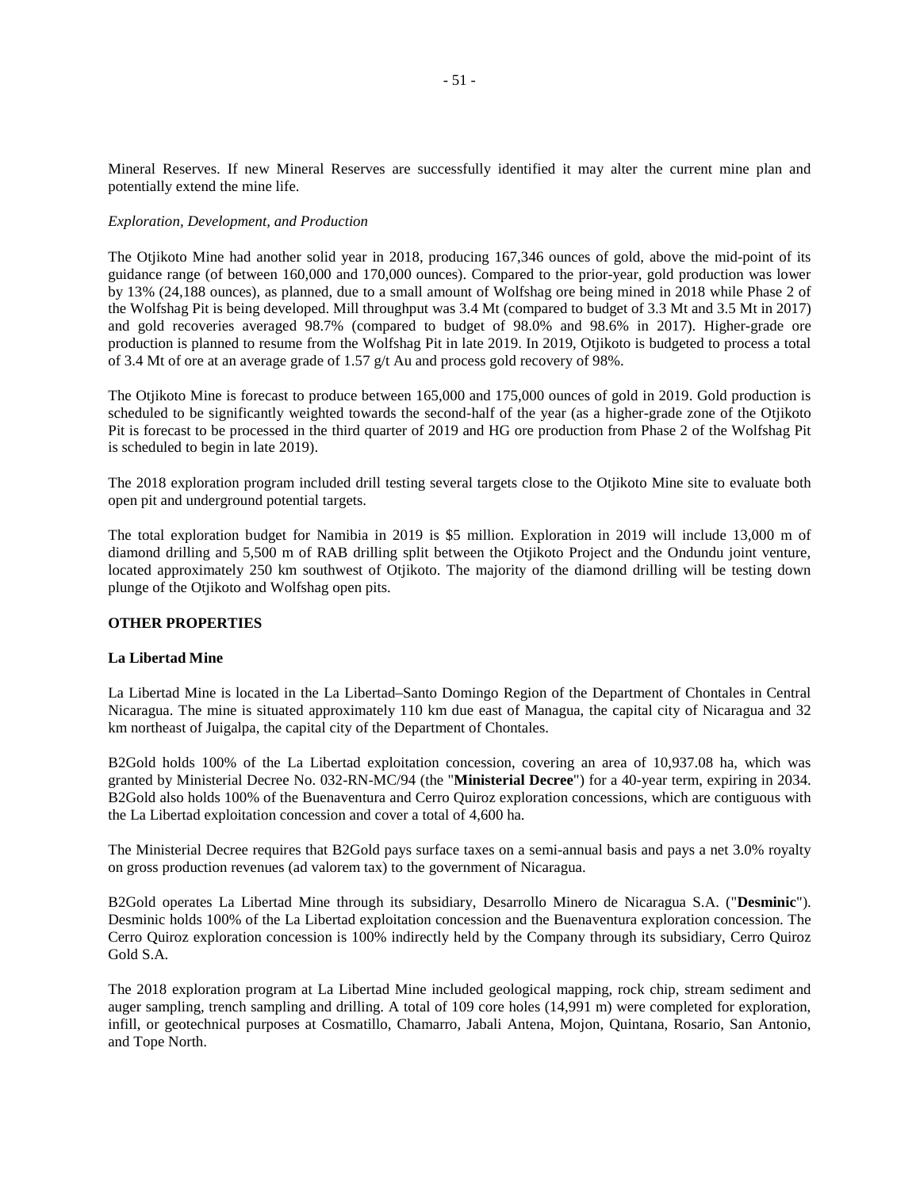Mineral Reserves. If new Mineral Reserves are successfully identified it may alter the current mine plan and potentially extend the mine life.

*Exploration, Development, and Production*

The Otjikoto Mine had another solid year in 2018, producing 167,346 ounces of gold, above the mid-point of its guidance range (of between 160,000 and 170,000 ounces). Compared to the prior-year, gold production was lower by 13% (24,188 ounces), as planned, due to a small amount of Wolfshag ore being mined in 2018 while Phase 2 of the Wolfshag Pit is being developed. Mill throughput was 3.4 Mt (compared to budget of 3.3 Mt and 3.5 Mt in 2017) and gold recoveries averaged 98.7% (compared to budget of 98.0% and 98.6% in 2017). Higher-grade ore production is planned to resume from the Wolfshag Pit in late 2019. In 2019, Otjikoto is budgeted to process a total of 3.4 Mt of ore at an average grade of 1.57 g/t Au and process gold recovery of 98%.

The Otjikoto Mine is forecast to produce between 165,000 and 175,000 ounces of gold in 2019. Gold production is scheduled to be significantly weighted towards the second-half of the year (as a higher-grade zone of the Otjikoto Pit is forecast to be processed in the third quarter of 2019 and HG ore production from Phase 2 of the Wolfshag Pit is scheduled to begin in late 2019).

The 2018 exploration program included drill testing several targets close to the Otjikoto Mine site to evaluate both open pit and underground potential targets.

The total exploration budget for Namibia in 2019 is $5 million. Exploration in 2019 will include 13,000 m of diamond drilling and 5,500 m of RAB drilling split between the Otjikoto Project and the Ondundu joint venture, located approximately 250 km southwest of Otjikoto. The majority of the diamond drilling will be testing down plunge of the Otjikoto and Wolfshag open pits.

## OTHER PROPERTIES

### La Libertad Mine

La Libertad Mine is located in the La Libertad–Santo Domingo Region of the Department of Chontales in Central Nicaragua. The mine is situated approximately 110 km due east of Managua, the capital city of Nicaragua and 32 km northeast of Juigalpa, the capital city of the Department of Chontales.

B2Gold holds 100% of the La Libertad exploitation concession, covering an area of 10,937.08 ha, which was granted by Ministerial Decree No. 032-RN-MC/94 (the "**Ministerial Decree**") for a 40-year term, expiring in 2034. B2Gold also holds 100% of the Buenaventura and Cerro Quiroz exploration concessions, which are contiguous with the La Libertad exploitation concession and cover a total of 4,600 ha.

The Ministerial Decree requires that B2Gold pays surface taxes on a semi-annual basis and pays a net 3.0% royalty on gross production revenues (ad valorem tax) to the government of Nicaragua.

B2Gold operates La Libertad Mine through its subsidiary, Desarrollo Minero de Nicaragua S.A. ("**Desminic**"). Desminic holds 100% of the La Libertad exploitation concession and the Buenaventura exploration concession. The Cerro Quiroz exploration concession is 100% indirectly held by the Company through its subsidiary, Cerro Quiroz Gold S.A.

The 2018 exploration program at La Libertad Mine included geological mapping, rock chip, stream sediment and auger sampling, trench sampling and drilling. A total of 109 core holes (14,991 m) were completed for exploration, infill, or geotechnical purposes at Cosmatillo, Chamarro, Jabali Antena, Mojon, Quintana, Rosario, San Antonio, and Tope North.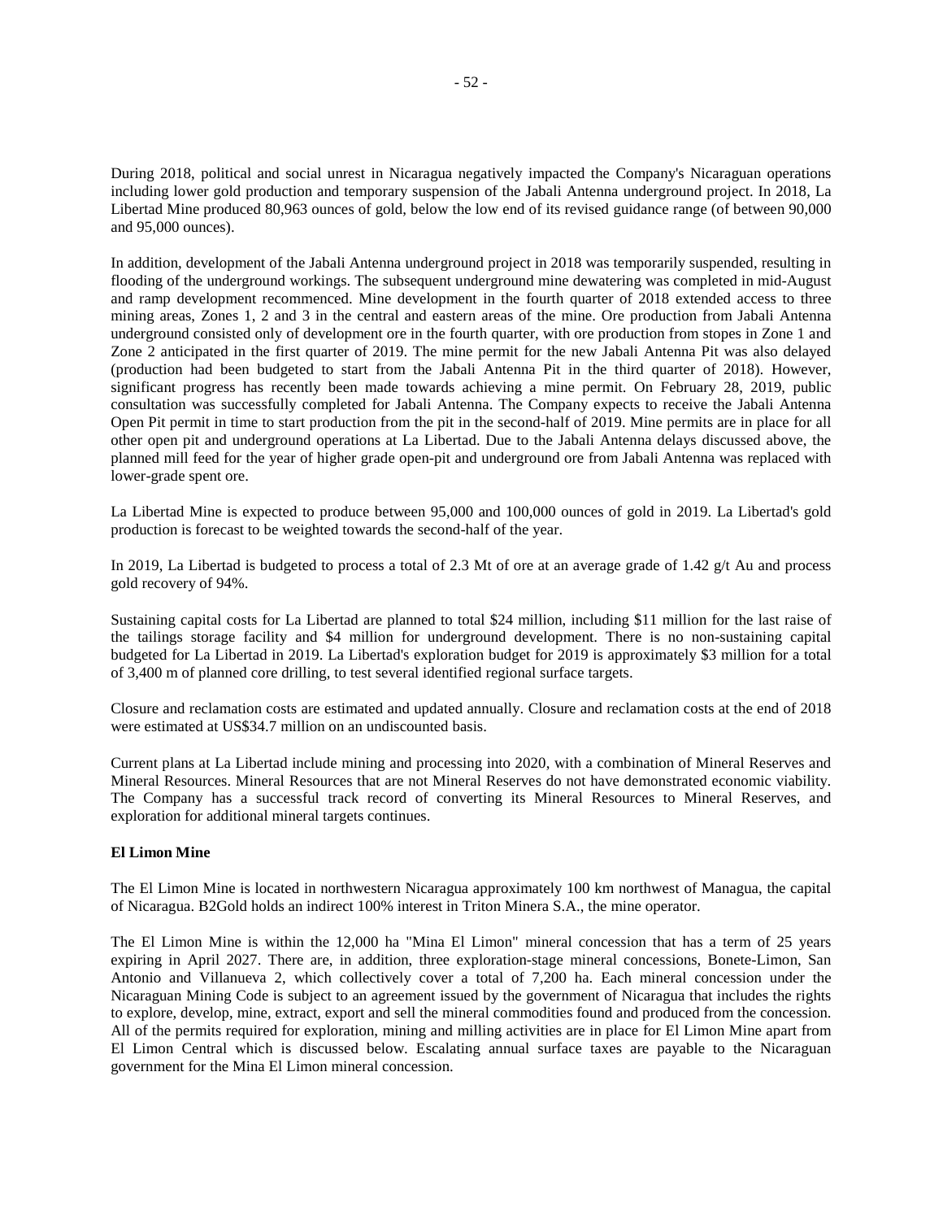During 2018, political and social unrest in Nicaragua negatively impacted the Company's Nicaraguan operations including lower gold production and temporary suspension of the Jabali Antenna underground project. In 2018, La Libertad Mine produced 80,963 ounces of gold, below the low end of its revised guidance range (of between 90,000 and 95,000 ounces).

In addition, development of the Jabali Antenna underground project in 2018 was temporarily suspended, resulting in flooding of the underground workings. The subsequent underground mine dewatering was completed in mid-August and ramp development recommenced. Mine development in the fourth quarter of 2018 extended access to three mining areas, Zones 1, 2 and 3 in the central and eastern areas of the mine. Ore production from Jabali Antenna underground consisted only of development ore in the fourth quarter, with ore production from stopes in Zone 1 and Zone 2 anticipated in the first quarter of 2019. The mine permit for the new Jabali Antenna Pit was also delayed (production had been budgeted to start from the Jabali Antenna Pit in the third quarter of 2018). However, significant progress has recently been made towards achieving a mine permit. On February 28, 2019, public consultation was successfully completed for Jabali Antenna. The Company expects to receive the Jabali Antenna Open Pit permit in time to start production from the pit in the second-half of 2019. Mine permits are in place for all other open pit and underground operations at La Libertad. Due to the Jabali Antenna delays discussed above, the planned mill feed for the year of higher grade open-pit and underground ore from Jabali Antenna was replaced with lower-grade spent ore.

La Libertad Mine is expected to produce between 95,000 and 100,000 ounces of gold in 2019. La Libertad's gold production is forecast to be weighted towards the second-half of the year.

In 2019, La Libertad is budgeted to process a total of 2.3 Mt of ore at an average grade of 1.42 g/t Au and process gold recovery of 94%.

Sustaining capital costs for La Libertad are planned to total $24 million, including $11 million for the last raise of the tailings storage facility and $4 million for underground development. There is no non-sustaining capital budgeted for La Libertad in 2019. La Libertad's exploration budget for 2019 is approximately $3 million for a total of 3,400 m of planned core drilling, to test several identified regional surface targets.

Closure and reclamation costs are estimated and updated annually. Closure and reclamation costs at the end of 2018 were estimated at US$34.7 million on an undiscounted basis.

Current plans at La Libertad include mining and processing into 2020, with a combination of Mineral Reserves and Mineral Resources. Mineral Resources that are not Mineral Reserves do not have demonstrated economic viability. The Company has a successful track record of converting its Mineral Resources to Mineral Reserves, and exploration for additional mineral targets continues.

**El Limon Mine**

The El Limon Mine is located in northwestern Nicaragua approximately 100 km northwest of Managua, the capital of Nicaragua. B2Gold holds an indirect 100% interest in Triton Minera S.A., the mine operator.

The El Limon Mine is within the 12,000 ha "Mina El Limon" mineral concession that has a term of 25 years expiring in April 2027. There are, in addition, three exploration-stage mineral concessions, Bonete-Limon, San Antonio and Villanueva 2, which collectively cover a total of 7,200 ha. Each mineral concession under the Nicaraguan Mining Code is subject to an agreement issued by the government of Nicaragua that includes the rights to explore, develop, mine, extract, export and sell the mineral commodities found and produced from the concession. All of the permits required for exploration, mining and milling activities are in place for El Limon Mine apart from El Limon Central which is discussed below. Escalating annual surface taxes are payable to the Nicaraguan government for the Mina El Limon mineral concession.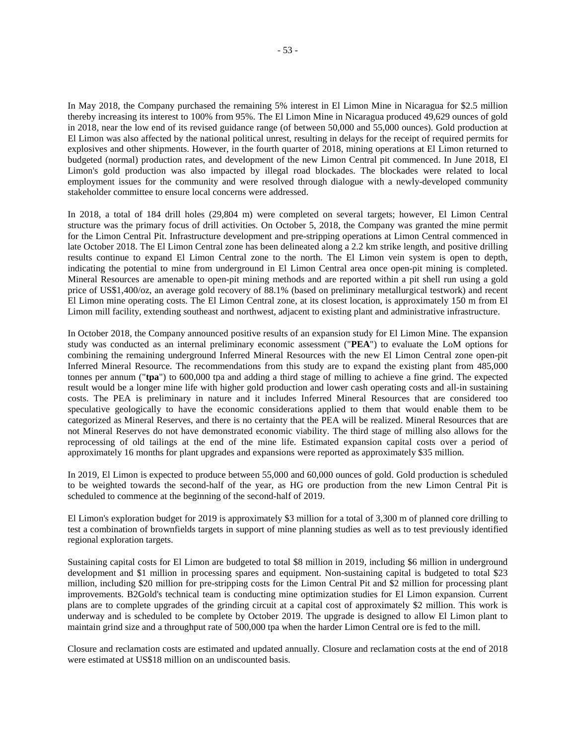In May 2018, the Company purchased the remaining 5% interest in El Limon Mine in Nicaragua for $2.5 million thereby increasing its interest to 100% from 95%. The El Limon Mine in Nicaragua produced 49,629 ounces of gold in 2018, near the low end of its revised guidance range (of between 50,000 and 55,000 ounces). Gold production at El Limon was also affected by the national political unrest, resulting in delays for the receipt of required permits for explosives and other shipments. However, in the fourth quarter of 2018, mining operations at El Limon returned to budgeted (normal) production rates, and development of the new Limon Central pit commenced. In June 2018, El Limon's gold production was also impacted by illegal road blockades. The blockades were related to local employment issues for the community and were resolved through dialogue with a newly-developed community stakeholder committee to ensure local concerns were addressed.

In 2018, a total of 184 drill holes (29,804 m) were completed on several targets; however, El Limon Central structure was the primary focus of drill activities. On October 5, 2018, the Company was granted the mine permit for the Limon Central Pit. Infrastructure development and pre-stripping operations at Limon Central commenced in late October 2018. The El Limon Central zone has been delineated along a 2.2 km strike length, and positive drilling results continue to expand El Limon Central zone to the north. The El Limon vein system is open to depth, indicating the potential to mine from underground in El Limon Central area once open-pit mining is completed. Mineral Resources are amenable to open-pit mining methods and are reported within a pit shell run using a gold price of US$1,400/oz, an average gold recovery of 88.1% (based on preliminary metallurgical testwork) and recent El Limon mine operating costs. The El Limon Central zone, at its closest location, is approximately 150 m from El Limon mill facility, extending southeast and northwest, adjacent to existing plant and administrative infrastructure.

In October 2018, the Company announced positive results of an expansion study for El Limon Mine. The expansion study was conducted as an internal preliminary economic assessment ("**PEA**") to evaluate the LoM options for combining the remaining underground Inferred Mineral Resources with the new El Limon Central zone open-pit Inferred Mineral Resource. The recommendations from this study are to expand the existing plant from 485,000 tonnes per annum ("**tpa**") to 600,000 tpa and adding a third stage of milling to achieve a fine grind. The expected result would be a longer mine life with higher gold production and lower cash operating costs and all-in sustaining costs. The PEA is preliminary in nature and it includes Inferred Mineral Resources that are considered too speculative geologically to have the economic considerations applied to them that would enable them to be categorized as Mineral Reserves, and there is no certainty that the PEA will be realized. Mineral Resources that are not Mineral Reserves do not have demonstrated economic viability. The third stage of milling also allows for the reprocessing of old tailings at the end of the mine life. Estimated expansion capital costs over a period of approximately 16 months for plant upgrades and expansions were reported as approximately $35 million.

In 2019, El Limon is expected to produce between 55,000 and 60,000 ounces of gold. Gold production is scheduled to be weighted towards the second-half of the year, as HG ore production from the new Limon Central Pit is scheduled to commence at the beginning of the second-half of 2019.

El Limon's exploration budget for 2019 is approximately $3 million for a total of 3,300 m of planned core drilling to test a combination of brownfields targets in support of mine planning studies as well as to test previously identified regional exploration targets.

Sustaining capital costs for El Limon are budgeted to total $8 million in 2019, including $6 million in underground development and $1 million in processing spares and equipment. Non-sustaining capital is budgeted to total $23 million, including $20 million for pre-stripping costs for the Limon Central Pit and $2 million for processing plant improvements. B2Gold's technical team is conducting mine optimization studies for El Limon expansion. Current plans are to complete upgrades of the grinding circuit at a capital cost of approximately $2 million. This work is underway and is scheduled to be complete by October 2019. The upgrade is designed to allow El Limon plant to maintain grind size and a throughput rate of 500,000 tpa when the harder Limon Central ore is fed to the mill.

Closure and reclamation costs are estimated and updated annually. Closure and reclamation costs at the end of 2018 were estimated at US$18 million on an undiscounted basis.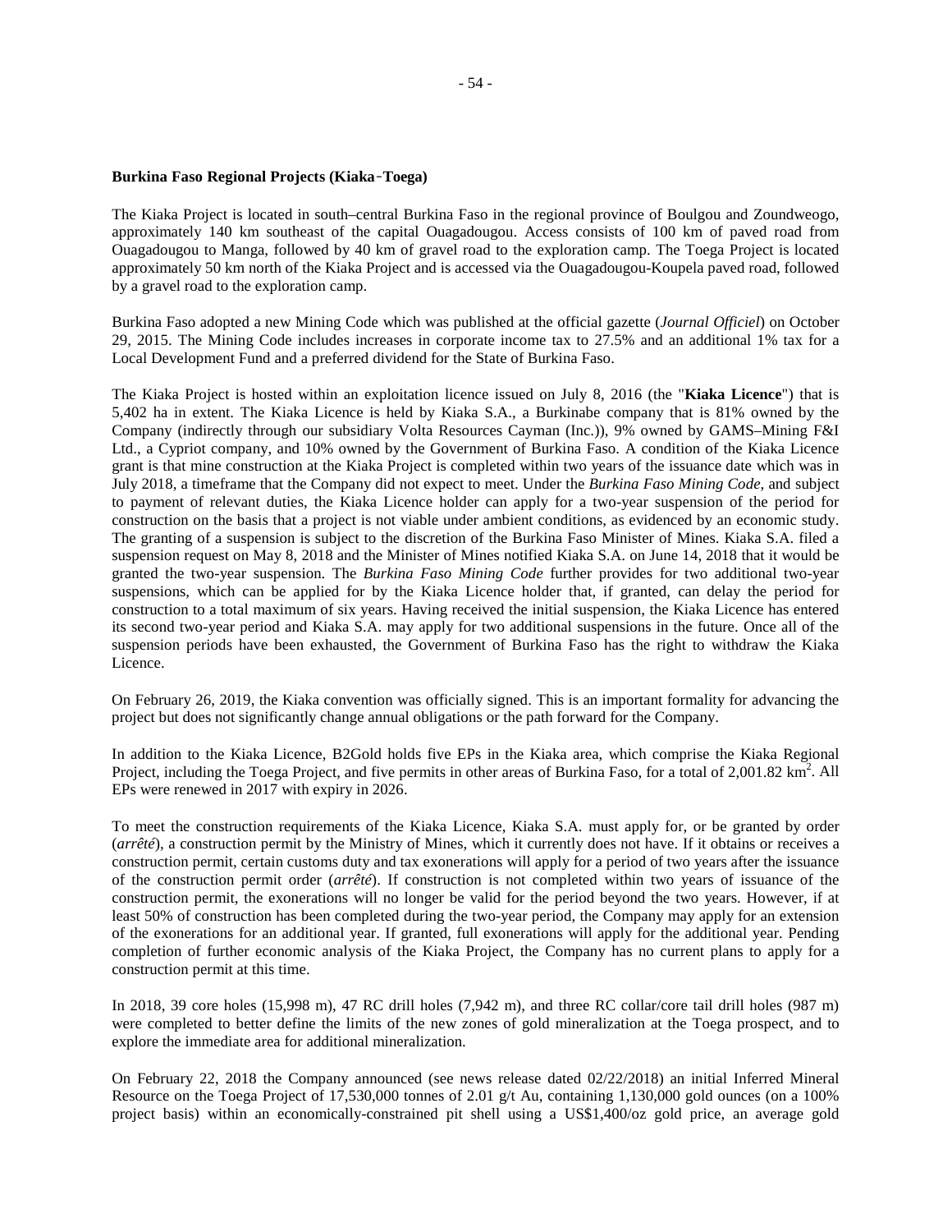**Burkina Faso Regional Projects (Kiaka‑Toega)**

The Kiaka Project is located in south–central Burkina Faso in the regional province of Boulgou and Zoundweogo, approximately 140 km southeast of the capital Ouagadougou. Access consists of 100 km of paved road from Ouagadougou to Manga, followed by 40 km of gravel road to the exploration camp. The Toega Project is located approximately 50 km north of the Kiaka Project and is accessed via the Ouagadougou-Koupela paved road, followed by a gravel road to the exploration camp.

Burkina Faso adopted a new Mining Code which was published at the official gazette (*Journal Officiel*) on October 29, 2015. The Mining Code includes increases in corporate income tax to 27.5% and an additional 1% tax for a Local Development Fund and a preferred dividend for the State of Burkina Faso.

The Kiaka Project is hosted within an exploitation licence issued on July 8, 2016 (the "**Kiaka Licence**") that is 5,402 ha in extent. The Kiaka Licence is held by Kiaka S.A., a Burkinabe company that is 81% owned by the Company (indirectly through our subsidiary Volta Resources Cayman (Inc.)), 9% owned by GAMS–Mining F&I Ltd., a Cypriot company, and 10% owned by the Government of Burkina Faso. A condition of the Kiaka Licence grant is that mine construction at the Kiaka Project is completed within two years of the issuance date which was in July 2018, a timeframe that the Company did not expect to meet. Under the *Burkina Faso Mining Code*, and subject to payment of relevant duties, the Kiaka Licence holder can apply for a two-year suspension of the period for construction on the basis that a project is not viable under ambient conditions, as evidenced by an economic study. The granting of a suspension is subject to the discretion of the Burkina Faso Minister of Mines. Kiaka S.A. filed a suspension request on May 8, 2018 and the Minister of Mines notified Kiaka S.A. on June 14, 2018 that it would be granted the two-year suspension. The *Burkina Faso Mining Code* further provides for two additional two-year suspensions, which can be applied for by the Kiaka Licence holder that, if granted, can delay the period for construction to a total maximum of six years. Having received the initial suspension, the Kiaka Licence has entered its second two-year period and Kiaka S.A. may apply for two additional suspensions in the future. Once all of the suspension periods have been exhausted, the Government of Burkina Faso has the right to withdraw the Kiaka Licence.

On February 26, 2019, the Kiaka convention was officially signed. This is an important formality for advancing the project but does not significantly change annual obligations or the path forward for the Company.

In addition to the Kiaka Licence, B2Gold holds five EPs in the Kiaka area, which comprise the Kiaka Regional Project, including the Toega Project, and five permits in other areas of Burkina Faso, for a total of 2,001.82 km$^2$. All EPs were renewed in 2017 with expiry in 2026.

To meet the construction requirements of the Kiaka Licence, Kiaka S.A. must apply for, or be granted by order (*arrêté*), a construction permit by the Ministry of Mines, which it currently does not have. If it obtains or receives a construction permit, certain customs duty and tax exonerations will apply for a period of two years after the issuance of the construction permit order (*arrêté*). If construction is not completed within two years of issuance of the construction permit, the exonerations will no longer be valid for the period beyond the two years. However, if at least 50% of construction has been completed during the two-year period, the Company may apply for an extension of the exonerations for an additional year. If granted, full exonerations will apply for the additional year. Pending completion of further economic analysis of the Kiaka Project, the Company has no current plans to apply for a construction permit at this time.

In 2018, 39 core holes (15,998 m), 47 RC drill holes (7,942 m), and three RC collar/core tail drill holes (987 m) were completed to better define the limits of the new zones of gold mineralization at the Toega prospect, and to explore the immediate area for additional mineralization.

On February 22, 2018 the Company announced (see news release dated 02/22/2018) an initial Inferred Mineral Resource on the Toega Project of 17,530,000 tonnes of 2.01 g/t Au, containing 1,130,000 gold ounces (on a 100% project basis) within an economically-constrained pit shell using a US$1,400/oz gold price, an average gold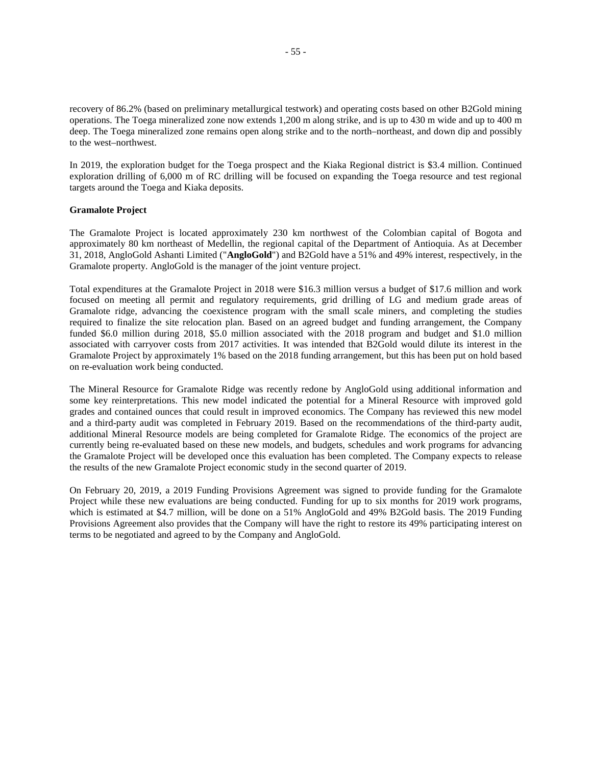recovery of 86.2% (based on preliminary metallurgical testwork) and operating costs based on other B2Gold mining operations. The Toega mineralized zone now extends 1,200 m along strike, and is up to 430 m wide and up to 400 m deep. The Toega mineralized zone remains open along strike and to the north–northeast, and down dip and possibly to the west–northwest.

In 2019, the exploration budget for the Toega prospect and the Kiaka Regional district is $3.4 million. Continued exploration drilling of 6,000 m of RC drilling will be focused on expanding the Toega resource and test regional targets around the Toega and Kiaka deposits.

**Gramalote Project**

The Gramalote Project is located approximately 230 km northwest of the Colombian capital of Bogota and approximately 80 km northeast of Medellin, the regional capital of the Department of Antioquia. As at December 31, 2018, AngloGold Ashanti Limited ("**AngloGold**") and B2Gold have a 51% and 49% interest, respectively, in the Gramalote property. AngloGold is the manager of the joint venture project.

Total expenditures at the Gramalote Project in 2018 were $16.3 million versus a budget of $17.6 million and work focused on meeting all permit and regulatory requirements, grid drilling of LG and medium grade areas of Gramalote ridge, advancing the coexistence program with the small scale miners, and completing the studies required to finalize the site relocation plan. Based on an agreed budget and funding arrangement, the Company funded $6.0 million during 2018, $5.0 million associated with the 2018 program and budget and $1.0 million associated with carryover costs from 2017 activities. It was intended that B2Gold would dilute its interest in the Gramalote Project by approximately 1% based on the 2018 funding arrangement, but this has been put on hold based on re-evaluation work being conducted.

The Mineral Resource for Gramalote Ridge was recently redone by AngloGold using additional information and some key reinterpretations. This new model indicated the potential for a Mineral Resource with improved gold grades and contained ounces that could result in improved economics. The Company has reviewed this new model and a third-party audit was completed in February 2019. Based on the recommendations of the third-party audit, additional Mineral Resource models are being completed for Gramalote Ridge. The economics of the project are currently being re-evaluated based on these new models, and budgets, schedules and work programs for advancing the Gramalote Project will be developed once this evaluation has been completed. The Company expects to release the results of the new Gramalote Project economic study in the second quarter of 2019.

On February 20, 2019, a 2019 Funding Provisions Agreement was signed to provide funding for the Gramalote Project while these new evaluations are being conducted. Funding for up to six months for 2019 work programs, which is estimated at $4.7 million, will be done on a 51% AngloGold and 49% B2Gold basis. The 2019 Funding Provisions Agreement also provides that the Company will have the right to restore its 49% participating interest on terms to be negotiated and agreed to by the Company and AngloGold.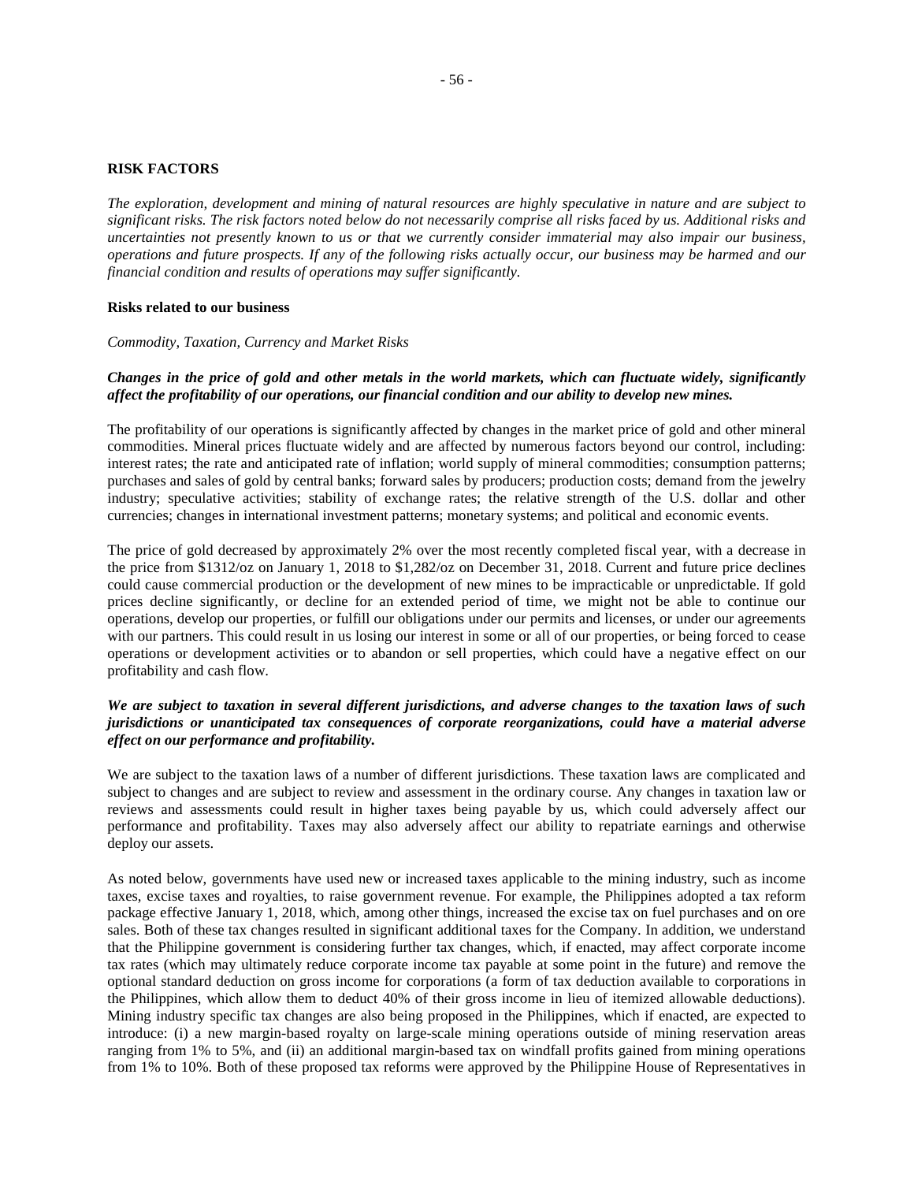## RISK FACTORS

*The exploration, development and mining of natural resources are highly speculative in nature and are subject to significant risks. The risk factors noted below do not necessarily comprise all risks faced by us. Additional risks and uncertainties not presently known to us or that we currently consider immaterial may also impair our business, operations and future prospects. If any of the following risks actually occur, our business may be harmed and our financial condition and results of operations may suffer significantly.*

### Risks related to our business

*Commodity, Taxation, Currency and Market Risks*

***Changes in the price of gold and other metals in the world markets, which can fluctuate widely, significantly affect the profitability of our operations, our financial condition and our ability to develop new mines.***

The profitability of our operations is significantly affected by changes in the market price of gold and other mineral commodities. Mineral prices fluctuate widely and are affected by numerous factors beyond our control, including: interest rates; the rate and anticipated rate of inflation; world supply of mineral commodities; consumption patterns; purchases and sales of gold by central banks; forward sales by producers; production costs; demand from the jewelry industry; speculative activities; stability of exchange rates; the relative strength of the U.S. dollar and other currencies; changes in international investment patterns; monetary systems; and political and economic events.

The price of gold decreased by approximately 2% over the most recently completed fiscal year, with a decrease in the price from $1312/oz on January 1, 2018 to $1,282/oz on December 31, 2018. Current and future price declines could cause commercial production or the development of new mines to be impracticable or unpredictable. If gold prices decline significantly, or decline for an extended period of time, we might not be able to continue our operations, develop our properties, or fulfill our obligations under our permits and licenses, or under our agreements with our partners. This could result in us losing our interest in some or all of our properties, or being forced to cease operations or development activities or to abandon or sell properties, which could have a negative effect on our profitability and cash flow.

***We are subject to taxation in several different jurisdictions, and adverse changes to the taxation laws of such jurisdictions or unanticipated tax consequences of corporate reorganizations, could have a material adverse effect on our performance and profitability.***

We are subject to the taxation laws of a number of different jurisdictions. These taxation laws are complicated and subject to changes and are subject to review and assessment in the ordinary course. Any changes in taxation law or reviews and assessments could result in higher taxes being payable by us, which could adversely affect our performance and profitability. Taxes may also adversely affect our ability to repatriate earnings and otherwise deploy our assets.

As noted below, governments have used new or increased taxes applicable to the mining industry, such as income taxes, excise taxes and royalties, to raise government revenue. For example, the Philippines adopted a tax reform package effective January 1, 2018, which, among other things, increased the excise tax on fuel purchases and on ore sales. Both of these tax changes resulted in significant additional taxes for the Company. In addition, we understand that the Philippine government is considering further tax changes, which, if enacted, may affect corporate income tax rates (which may ultimately reduce corporate income tax payable at some point in the future) and remove the optional standard deduction on gross income for corporations (a form of tax deduction available to corporations in the Philippines, which allow them to deduct 40% of their gross income in lieu of itemized allowable deductions). Mining industry specific tax changes are also being proposed in the Philippines, which if enacted, are expected to introduce: (i) a new margin-based royalty on large-scale mining operations outside of mining reservation areas ranging from 1% to 5%, and (ii) an additional margin-based tax on windfall profits gained from mining operations from 1% to 10%. Both of these proposed tax reforms were approved by the Philippine House of Representatives in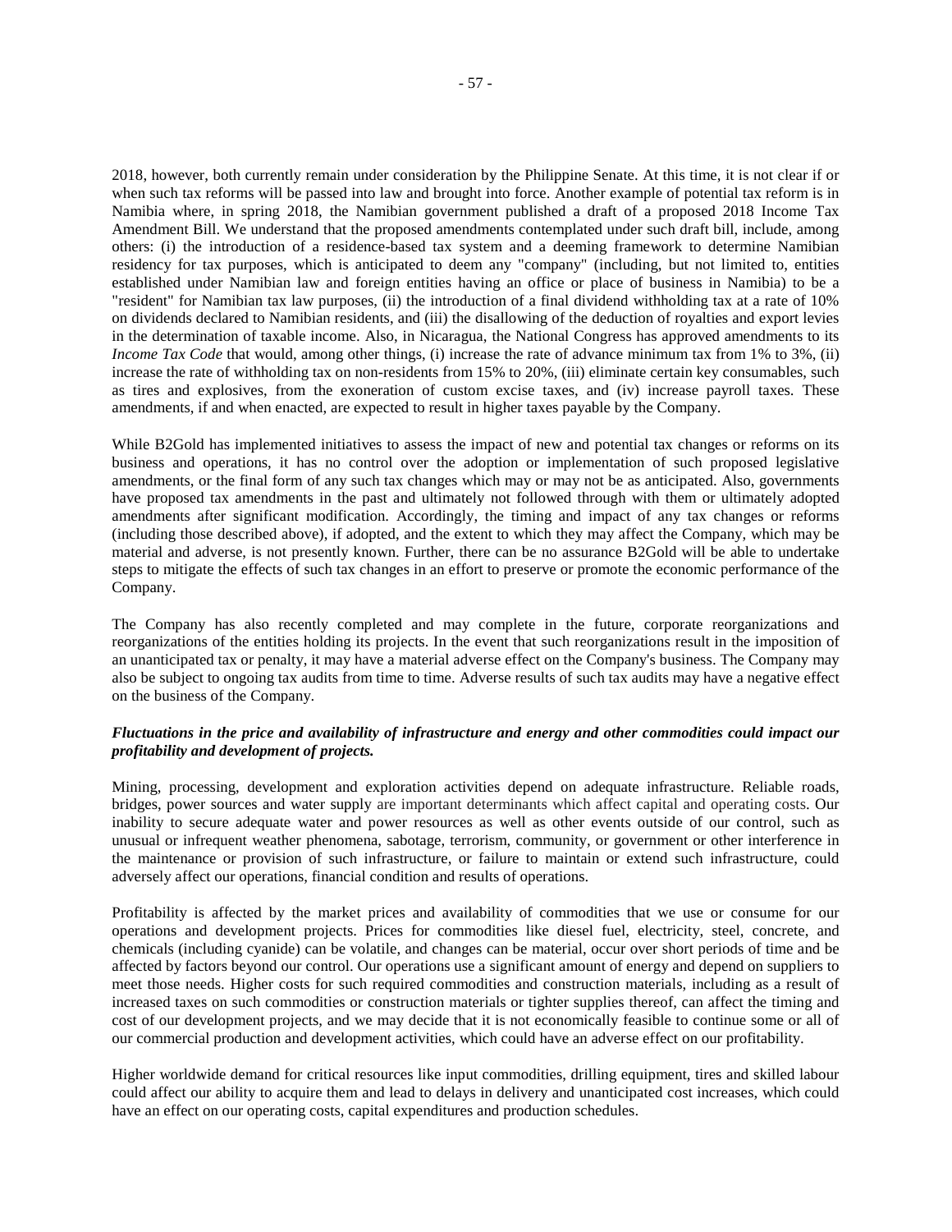2018, however, both currently remain under consideration by the Philippine Senate. At this time, it is not clear if or when such tax reforms will be passed into law and brought into force. Another example of potential tax reform is in Namibia where, in spring 2018, the Namibian government published a draft of a proposed 2018 Income Tax Amendment Bill. We understand that the proposed amendments contemplated under such draft bill, include, among others: (i) the introduction of a residence-based tax system and a deeming framework to determine Namibian residency for tax purposes, which is anticipated to deem any "company" (including, but not limited to, entities established under Namibian law and foreign entities having an office or place of business in Namibia) to be a "resident" for Namibian tax law purposes, (ii) the introduction of a final dividend withholding tax at a rate of 10% on dividends declared to Namibian residents, and (iii) the disallowing of the deduction of royalties and export levies in the determination of taxable income. Also, in Nicaragua, the National Congress has approved amendments to its *Income Tax Code* that would, among other things, (i) increase the rate of advance minimum tax from 1% to 3%, (ii) increase the rate of withholding tax on non-residents from 15% to 20%, (iii) eliminate certain key consumables, such as tires and explosives, from the exoneration of custom excise taxes, and (iv) increase payroll taxes. These amendments, if and when enacted, are expected to result in higher taxes payable by the Company.

While B2Gold has implemented initiatives to assess the impact of new and potential tax changes or reforms on its business and operations, it has no control over the adoption or implementation of such proposed legislative amendments, or the final form of any such tax changes which may or may not be as anticipated. Also, governments have proposed tax amendments in the past and ultimately not followed through with them or ultimately adopted amendments after significant modification. Accordingly, the timing and impact of any tax changes or reforms (including those described above), if adopted, and the extent to which they may affect the Company, which may be material and adverse, is not presently known. Further, there can be no assurance B2Gold will be able to undertake steps to mitigate the effects of such tax changes in an effort to preserve or promote the economic performance of the Company.

The Company has also recently completed and may complete in the future, corporate reorganizations and reorganizations of the entities holding its projects. In the event that such reorganizations result in the imposition of an unanticipated tax or penalty, it may have a material adverse effect on the Company's business. The Company may also be subject to ongoing tax audits from time to time. Adverse results of such tax audits may have a negative effect on the business of the Company.

***Fluctuations in the price and availability of infrastructure and energy and other commodities could impact our profitability and development of projects.***

Mining, processing, development and exploration activities depend on adequate infrastructure. Reliable roads, bridges, power sources and water supply are important determinants which affect capital and operating costs. Our inability to secure adequate water and power resources as well as other events outside of our control, such as unusual or infrequent weather phenomena, sabotage, terrorism, community, or government or other interference in the maintenance or provision of such infrastructure, or failure to maintain or extend such infrastructure, could adversely affect our operations, financial condition and results of operations.

Profitability is affected by the market prices and availability of commodities that we use or consume for our operations and development projects. Prices for commodities like diesel fuel, electricity, steel, concrete, and chemicals (including cyanide) can be volatile, and changes can be material, occur over short periods of time and be affected by factors beyond our control. Our operations use a significant amount of energy and depend on suppliers to meet those needs. Higher costs for such required commodities and construction materials, including as a result of increased taxes on such commodities or construction materials or tighter supplies thereof, can affect the timing and cost of our development projects, and we may decide that it is not economically feasible to continue some or all of our commercial production and development activities, which could have an adverse effect on our profitability.

Higher worldwide demand for critical resources like input commodities, drilling equipment, tires and skilled labour could affect our ability to acquire them and lead to delays in delivery and unanticipated cost increases, which could have an effect on our operating costs, capital expenditures and production schedules.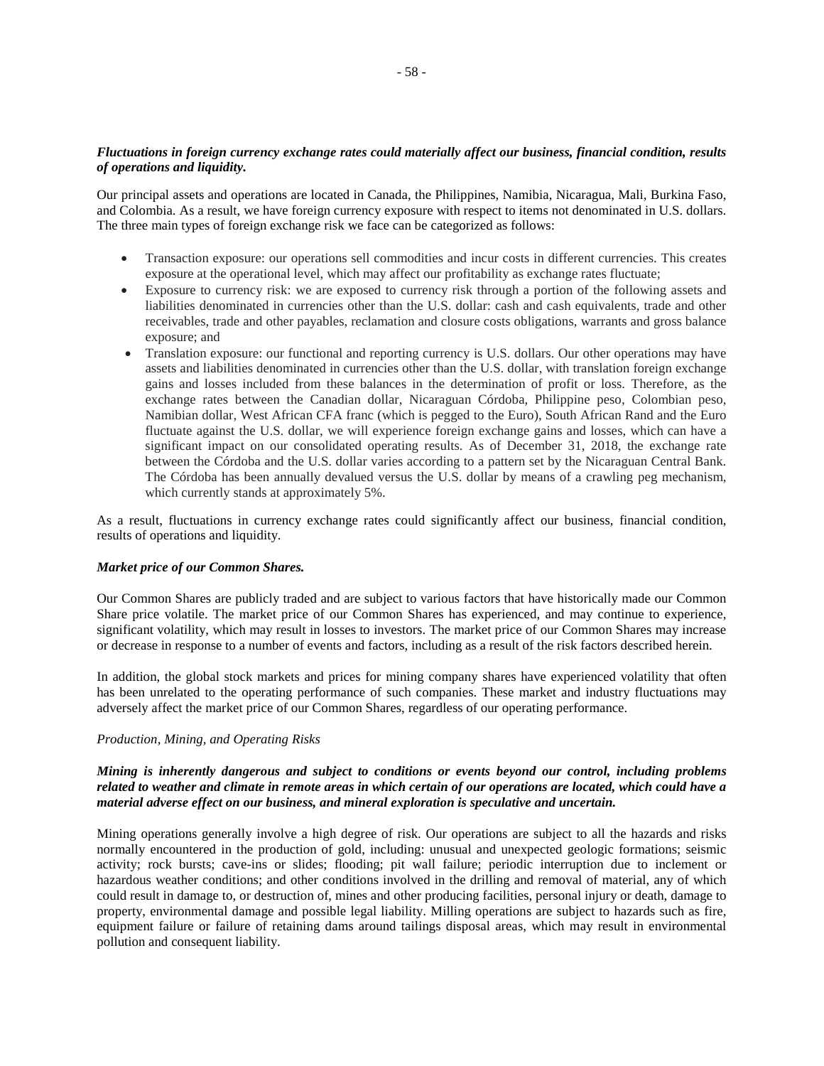***Fluctuations in foreign currency exchange rates could materially affect our business, financial condition, results of operations and liquidity.***

Our principal assets and operations are located in Canada, the Philippines, Namibia, Nicaragua, Mali, Burkina Faso, and Colombia. As a result, we have foreign currency exposure with respect to items not denominated in U.S. dollars. The three main types of foreign exchange risk we face can be categorized as follows:

- Transaction exposure: our operations sell commodities and incur costs in different currencies. This creates exposure at the operational level, which may affect our profitability as exchange rates fluctuate;
- Exposure to currency risk: we are exposed to currency risk through a portion of the following assets and liabilities denominated in currencies other than the U.S. dollar: cash and cash equivalents, trade and other receivables, trade and other payables, reclamation and closure costs obligations, warrants and gross balance exposure; and
- Translation exposure: our functional and reporting currency is U.S. dollars. Our other operations may have assets and liabilities denominated in currencies other than the U.S. dollar, with translation foreign exchange gains and losses included from these balances in the determination of profit or loss. Therefore, as the exchange rates between the Canadian dollar, Nicaraguan Córdoba, Philippine peso, Colombian peso, Namibian dollar, West African CFA franc (which is pegged to the Euro), South African Rand and the Euro fluctuate against the U.S. dollar, we will experience foreign exchange gains and losses, which can have a significant impact on our consolidated operating results. As of December 31, 2018, the exchange rate between the Córdoba and the U.S. dollar varies according to a pattern set by the Nicaraguan Central Bank. The Córdoba has been annually devalued versus the U.S. dollar by means of a crawling peg mechanism, which currently stands at approximately 5%.

As a result, fluctuations in currency exchange rates could significantly affect our business, financial condition, results of operations and liquidity.

***Market price of our Common Shares.***

Our Common Shares are publicly traded and are subject to various factors that have historically made our Common Share price volatile. The market price of our Common Shares has experienced, and may continue to experience, significant volatility, which may result in losses to investors. The market price of our Common Shares may increase or decrease in response to a number of events and factors, including as a result of the risk factors described herein.

In addition, the global stock markets and prices for mining company shares have experienced volatility that often has been unrelated to the operating performance of such companies. These market and industry fluctuations may adversely affect the market price of our Common Shares, regardless of our operating performance.

*Production, Mining, and Operating Risks*

***Mining is inherently dangerous and subject to conditions or events beyond our control, including problems related to weather and climate in remote areas in which certain of our operations are located, which could have a material adverse effect on our business, and mineral exploration is speculative and uncertain.***

Mining operations generally involve a high degree of risk. Our operations are subject to all the hazards and risks normally encountered in the production of gold, including: unusual and unexpected geologic formations; seismic activity; rock bursts; cave-ins or slides; flooding; pit wall failure; periodic interruption due to inclement or hazardous weather conditions; and other conditions involved in the drilling and removal of material, any of which could result in damage to, or destruction of, mines and other producing facilities, personal injury or death, damage to property, environmental damage and possible legal liability. Milling operations are subject to hazards such as fire, equipment failure or failure of retaining dams around tailings disposal areas, which may result in environmental pollution and consequent liability.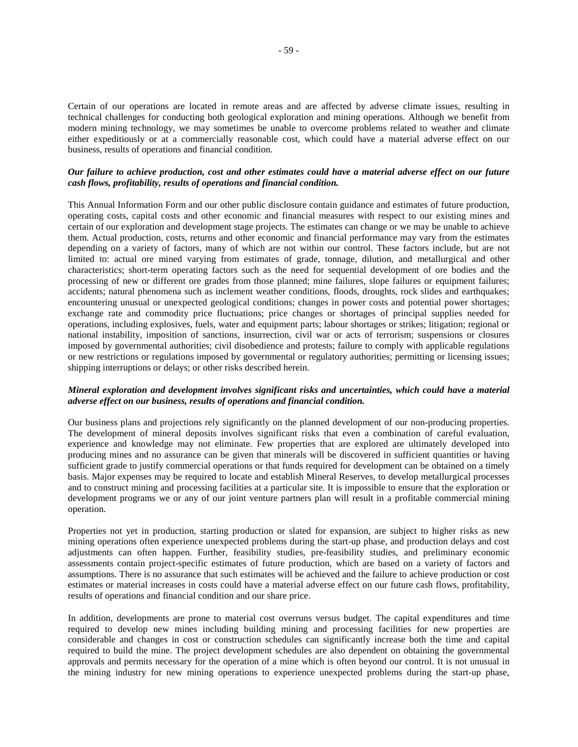Certain of our operations are located in remote areas and are affected by adverse climate issues, resulting in technical challenges for conducting both geological exploration and mining operations. Although we benefit from modern mining technology, we may sometimes be unable to overcome problems related to weather and climate either expeditiously or at a commercially reasonable cost, which could have a material adverse effect on our business, results of operations and financial condition.

***Our failure to achieve production, cost and other estimates could have a material adverse effect on our future cash flows, profitability, results of operations and financial condition.***

This Annual Information Form and our other public disclosure contain guidance and estimates of future production, operating costs, capital costs and other economic and financial measures with respect to our existing mines and certain of our exploration and development stage projects. The estimates can change or we may be unable to achieve them. Actual production, costs, returns and other economic and financial performance may vary from the estimates depending on a variety of factors, many of which are not within our control. These factors include, but are not limited to: actual ore mined varying from estimates of grade, tonnage, dilution, and metallurgical and other characteristics; short-term operating factors such as the need for sequential development of ore bodies and the processing of new or different ore grades from those planned; mine failures, slope failures or equipment failures; accidents; natural phenomena such as inclement weather conditions, floods, droughts, rock slides and earthquakes; encountering unusual or unexpected geological conditions; changes in power costs and potential power shortages; exchange rate and commodity price fluctuations; price changes or shortages of principal supplies needed for operations, including explosives, fuels, water and equipment parts; labour shortages or strikes; litigation; regional or national instability, imposition of sanctions, insurrection, civil war or acts of terrorism; suspensions or closures imposed by governmental authorities; civil disobedience and protests; failure to comply with applicable regulations or new restrictions or regulations imposed by governmental or regulatory authorities; permitting or licensing issues; shipping interruptions or delays; or other risks described herein.

***Mineral exploration and development involves significant risks and uncertainties, which could have a material adverse effect on our business, results of operations and financial condition.***

Our business plans and projections rely significantly on the planned development of our non-producing properties. The development of mineral deposits involves significant risks that even a combination of careful evaluation, experience and knowledge may not eliminate. Few properties that are explored are ultimately developed into producing mines and no assurance can be given that minerals will be discovered in sufficient quantities or having sufficient grade to justify commercial operations or that funds required for development can be obtained on a timely basis. Major expenses may be required to locate and establish Mineral Reserves, to develop metallurgical processes and to construct mining and processing facilities at a particular site. It is impossible to ensure that the exploration or development programs we or any of our joint venture partners plan will result in a profitable commercial mining operation.

Properties not yet in production, starting production or slated for expansion, are subject to higher risks as new mining operations often experience unexpected problems during the start-up phase, and production delays and cost adjustments can often happen. Further, feasibility studies, pre-feasibility studies, and preliminary economic assessments contain project-specific estimates of future production, which are based on a variety of factors and assumptions. There is no assurance that such estimates will be achieved and the failure to achieve production or cost estimates or material increases in costs could have a material adverse effect on our future cash flows, profitability, results of operations and financial condition and our share price.

In addition, developments are prone to material cost overruns versus budget. The capital expenditures and time required to develop new mines including building mining and processing facilities for new properties are considerable and changes in cost or construction schedules can significantly increase both the time and capital required to build the mine. The project development schedules are also dependent on obtaining the governmental approvals and permits necessary for the operation of a mine which is often beyond our control. It is not unusual in the mining industry for new mining operations to experience unexpected problems during the start-up phase,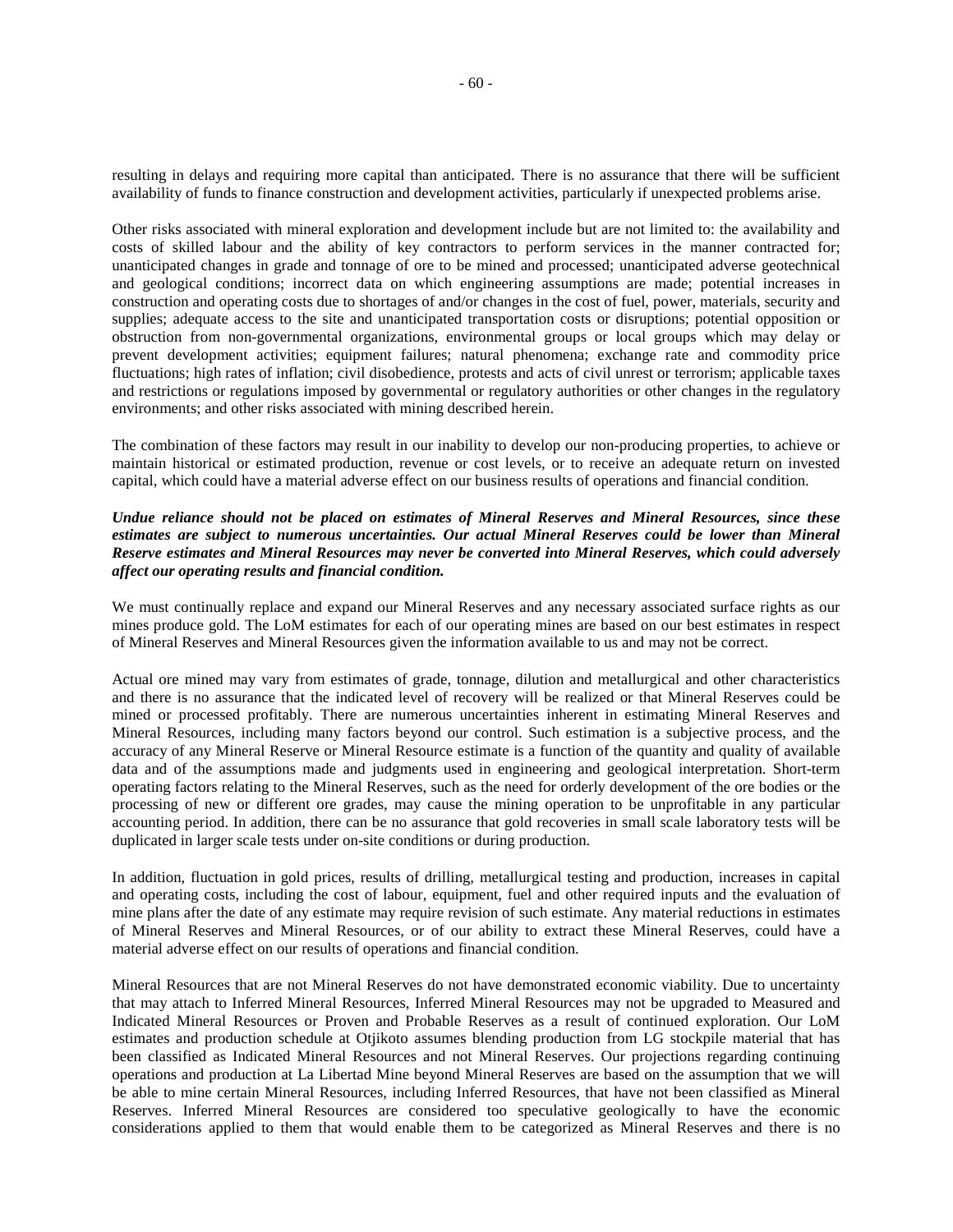resulting in delays and requiring more capital than anticipated. There is no assurance that there will be sufficient availability of funds to finance construction and development activities, particularly if unexpected problems arise.

Other risks associated with mineral exploration and development include but are not limited to: the availability and costs of skilled labour and the ability of key contractors to perform services in the manner contracted for; unanticipated changes in grade and tonnage of ore to be mined and processed; unanticipated adverse geotechnical and geological conditions; incorrect data on which engineering assumptions are made; potential increases in construction and operating costs due to shortages of and/or changes in the cost of fuel, power, materials, security and supplies; adequate access to the site and unanticipated transportation costs or disruptions; potential opposition or obstruction from non-governmental organizations, environmental groups or local groups which may delay or prevent development activities; equipment failures; natural phenomena; exchange rate and commodity price fluctuations; high rates of inflation; civil disobedience, protests and acts of civil unrest or terrorism; applicable taxes and restrictions or regulations imposed by governmental or regulatory authorities or other changes in the regulatory environments; and other risks associated with mining described herein.

The combination of these factors may result in our inability to develop our non-producing properties, to achieve or maintain historical or estimated production, revenue or cost levels, or to receive an adequate return on invested capital, which could have a material adverse effect on our business results of operations and financial condition.

***Undue reliance should not be placed on estimates of Mineral Reserves and Mineral Resources, since these estimates are subject to numerous uncertainties. Our actual Mineral Reserves could be lower than Mineral Reserve estimates and Mineral Resources may never be converted into Mineral Reserves, which could adversely affect our operating results and financial condition.***

We must continually replace and expand our Mineral Reserves and any necessary associated surface rights as our mines produce gold. The LoM estimates for each of our operating mines are based on our best estimates in respect of Mineral Reserves and Mineral Resources given the information available to us and may not be correct.

Actual ore mined may vary from estimates of grade, tonnage, dilution and metallurgical and other characteristics and there is no assurance that the indicated level of recovery will be realized or that Mineral Reserves could be mined or processed profitably. There are numerous uncertainties inherent in estimating Mineral Reserves and Mineral Resources, including many factors beyond our control. Such estimation is a subjective process, and the accuracy of any Mineral Reserve or Mineral Resource estimate is a function of the quantity and quality of available data and of the assumptions made and judgments used in engineering and geological interpretation. Short-term operating factors relating to the Mineral Reserves, such as the need for orderly development of the ore bodies or the processing of new or different ore grades, may cause the mining operation to be unprofitable in any particular accounting period. In addition, there can be no assurance that gold recoveries in small scale laboratory tests will be duplicated in larger scale tests under on-site conditions or during production.

In addition, fluctuation in gold prices, results of drilling, metallurgical testing and production, increases in capital and operating costs, including the cost of labour, equipment, fuel and other required inputs and the evaluation of mine plans after the date of any estimate may require revision of such estimate. Any material reductions in estimates of Mineral Reserves and Mineral Resources, or of our ability to extract these Mineral Reserves, could have a material adverse effect on our results of operations and financial condition.

Mineral Resources that are not Mineral Reserves do not have demonstrated economic viability. Due to uncertainty that may attach to Inferred Mineral Resources, Inferred Mineral Resources may not be upgraded to Measured and Indicated Mineral Resources or Proven and Probable Reserves as a result of continued exploration. Our LoM estimates and production schedule at Otjikoto assumes blending production from LG stockpile material that has been classified as Indicated Mineral Resources and not Mineral Reserves. Our projections regarding continuing operations and production at La Libertad Mine beyond Mineral Reserves are based on the assumption that we will be able to mine certain Mineral Resources, including Inferred Resources, that have not been classified as Mineral Reserves. Inferred Mineral Resources are considered too speculative geologically to have the economic considerations applied to them that would enable them to be categorized as Mineral Reserves and there is no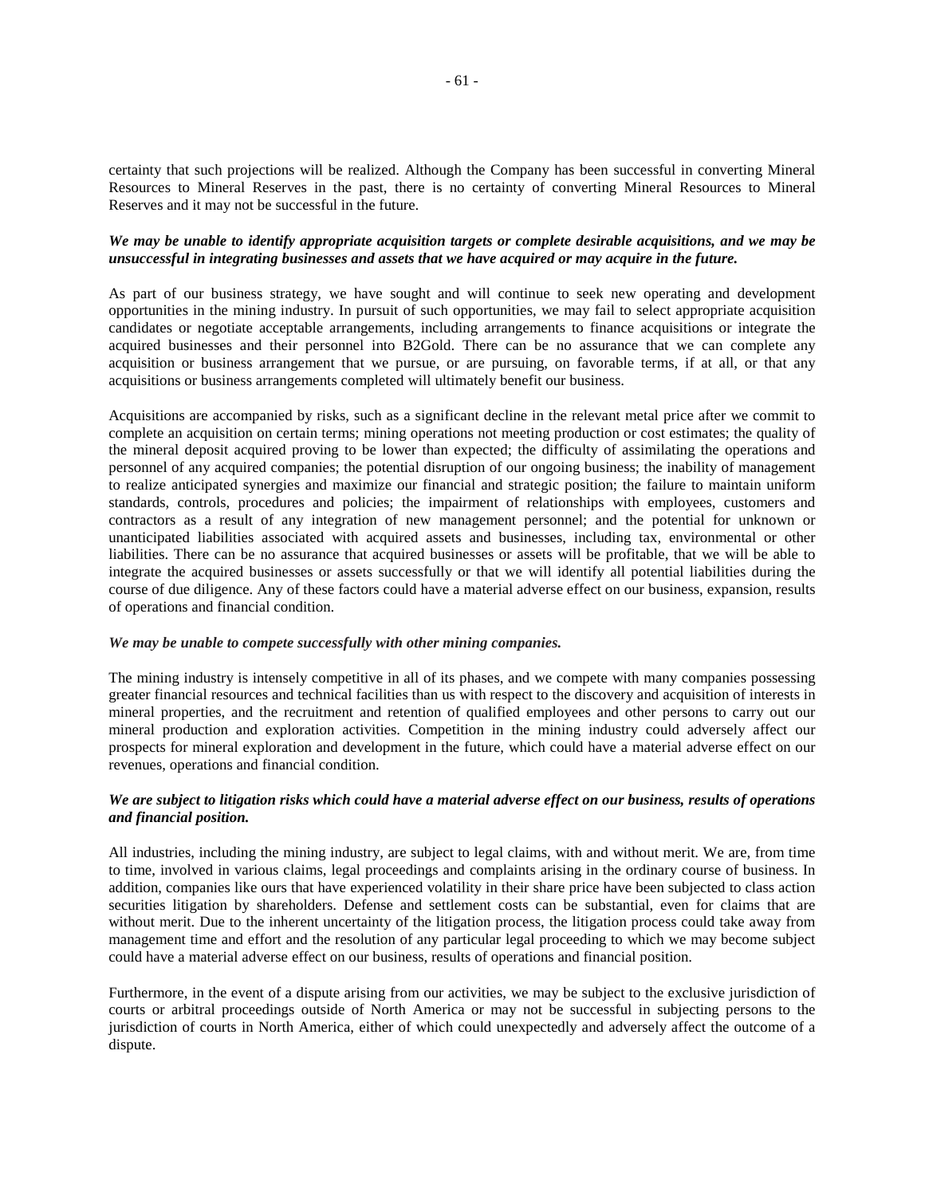certainty that such projections will be realized. Although the Company has been successful in converting Mineral Resources to Mineral Reserves in the past, there is no certainty of converting Mineral Resources to Mineral Reserves and it may not be successful in the future.

***We may be unable to identify appropriate acquisition targets or complete desirable acquisitions, and we may be unsuccessful in integrating businesses and assets that we have acquired or may acquire in the future.***

As part of our business strategy, we have sought and will continue to seek new operating and development opportunities in the mining industry. In pursuit of such opportunities, we may fail to select appropriate acquisition candidates or negotiate acceptable arrangements, including arrangements to finance acquisitions or integrate the acquired businesses and their personnel into B2Gold. There can be no assurance that we can complete any acquisition or business arrangement that we pursue, or are pursuing, on favorable terms, if at all, or that any acquisitions or business arrangements completed will ultimately benefit our business.

Acquisitions are accompanied by risks, such as a significant decline in the relevant metal price after we commit to complete an acquisition on certain terms; mining operations not meeting production or cost estimates; the quality of the mineral deposit acquired proving to be lower than expected; the difficulty of assimilating the operations and personnel of any acquired companies; the potential disruption of our ongoing business; the inability of management to realize anticipated synergies and maximize our financial and strategic position; the failure to maintain uniform standards, controls, procedures and policies; the impairment of relationships with employees, customers and contractors as a result of any integration of new management personnel; and the potential for unknown or unanticipated liabilities associated with acquired assets and businesses, including tax, environmental or other liabilities. There can be no assurance that acquired businesses or assets will be profitable, that we will be able to integrate the acquired businesses or assets successfully or that we will identify all potential liabilities during the course of due diligence. Any of these factors could have a material adverse effect on our business, expansion, results of operations and financial condition.

***We may be unable to compete successfully with other mining companies.***

The mining industry is intensely competitive in all of its phases, and we compete with many companies possessing greater financial resources and technical facilities than us with respect to the discovery and acquisition of interests in mineral properties, and the recruitment and retention of qualified employees and other persons to carry out our mineral production and exploration activities. Competition in the mining industry could adversely affect our prospects for mineral exploration and development in the future, which could have a material adverse effect on our revenues, operations and financial condition.

***We are subject to litigation risks which could have a material adverse effect on our business, results of operations and financial position.***

All industries, including the mining industry, are subject to legal claims, with and without merit. We are, from time to time, involved in various claims, legal proceedings and complaints arising in the ordinary course of business. In addition, companies like ours that have experienced volatility in their share price have been subjected to class action securities litigation by shareholders. Defense and settlement costs can be substantial, even for claims that are without merit. Due to the inherent uncertainty of the litigation process, the litigation process could take away from management time and effort and the resolution of any particular legal proceeding to which we may become subject could have a material adverse effect on our business, results of operations and financial position.

Furthermore, in the event of a dispute arising from our activities, we may be subject to the exclusive jurisdiction of courts or arbitral proceedings outside of North America or may not be successful in subjecting persons to the jurisdiction of courts in North America, either of which could unexpectedly and adversely affect the outcome of a dispute.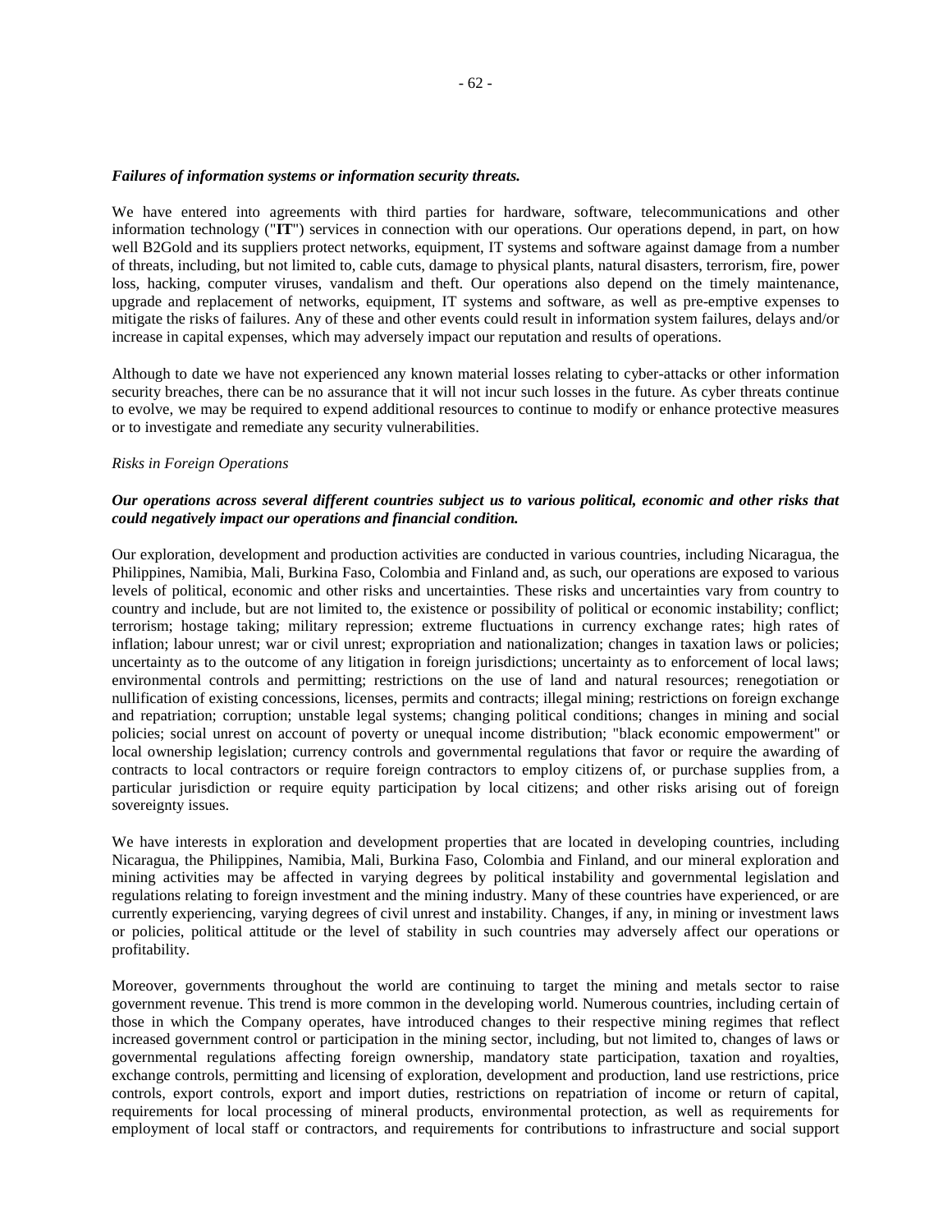***Failures of information systems or information security threats.***

We have entered into agreements with third parties for hardware, software, telecommunications and other information technology ("**IT**") services in connection with our operations. Our operations depend, in part, on how well B2Gold and its suppliers protect networks, equipment, IT systems and software against damage from a number of threats, including, but not limited to, cable cuts, damage to physical plants, natural disasters, terrorism, fire, power loss, hacking, computer viruses, vandalism and theft. Our operations also depend on the timely maintenance, upgrade and replacement of networks, equipment, IT systems and software, as well as pre-emptive expenses to mitigate the risks of failures. Any of these and other events could result in information system failures, delays and/or increase in capital expenses, which may adversely impact our reputation and results of operations.

Although to date we have not experienced any known material losses relating to cyber-attacks or other information security breaches, there can be no assurance that it will not incur such losses in the future. As cyber threats continue to evolve, we may be required to expend additional resources to continue to modify or enhance protective measures or to investigate and remediate any security vulnerabilities.

*Risks in Foreign Operations*

***Our operations across several different countries subject us to various political, economic and other risks that could negatively impact our operations and financial condition.***

Our exploration, development and production activities are conducted in various countries, including Nicaragua, the Philippines, Namibia, Mali, Burkina Faso, Colombia and Finland and, as such, our operations are exposed to various levels of political, economic and other risks and uncertainties. These risks and uncertainties vary from country to country and include, but are not limited to, the existence or possibility of political or economic instability; conflict; terrorism; hostage taking; military repression; extreme fluctuations in currency exchange rates; high rates of inflation; labour unrest; war or civil unrest; expropriation and nationalization; changes in taxation laws or policies; uncertainty as to the outcome of any litigation in foreign jurisdictions; uncertainty as to enforcement of local laws; environmental controls and permitting; restrictions on the use of land and natural resources; renegotiation or nullification of existing concessions, licenses, permits and contracts; illegal mining; restrictions on foreign exchange and repatriation; corruption; unstable legal systems; changing political conditions; changes in mining and social policies; social unrest on account of poverty or unequal income distribution; "black economic empowerment" or local ownership legislation; currency controls and governmental regulations that favor or require the awarding of contracts to local contractors or require foreign contractors to employ citizens of, or purchase supplies from, a particular jurisdiction or require equity participation by local citizens; and other risks arising out of foreign sovereignty issues.

We have interests in exploration and development properties that are located in developing countries, including Nicaragua, the Philippines, Namibia, Mali, Burkina Faso, Colombia and Finland, and our mineral exploration and mining activities may be affected in varying degrees by political instability and governmental legislation and regulations relating to foreign investment and the mining industry. Many of these countries have experienced, or are currently experiencing, varying degrees of civil unrest and instability. Changes, if any, in mining or investment laws or policies, political attitude or the level of stability in such countries may adversely affect our operations or profitability.

Moreover, governments throughout the world are continuing to target the mining and metals sector to raise government revenue. This trend is more common in the developing world. Numerous countries, including certain of those in which the Company operates, have introduced changes to their respective mining regimes that reflect increased government control or participation in the mining sector, including, but not limited to, changes of laws or governmental regulations affecting foreign ownership, mandatory state participation, taxation and royalties, exchange controls, permitting and licensing of exploration, development and production, land use restrictions, price controls, export controls, export and import duties, restrictions on repatriation of income or return of capital, requirements for local processing of mineral products, environmental protection, as well as requirements for employment of local staff or contractors, and requirements for contributions to infrastructure and social support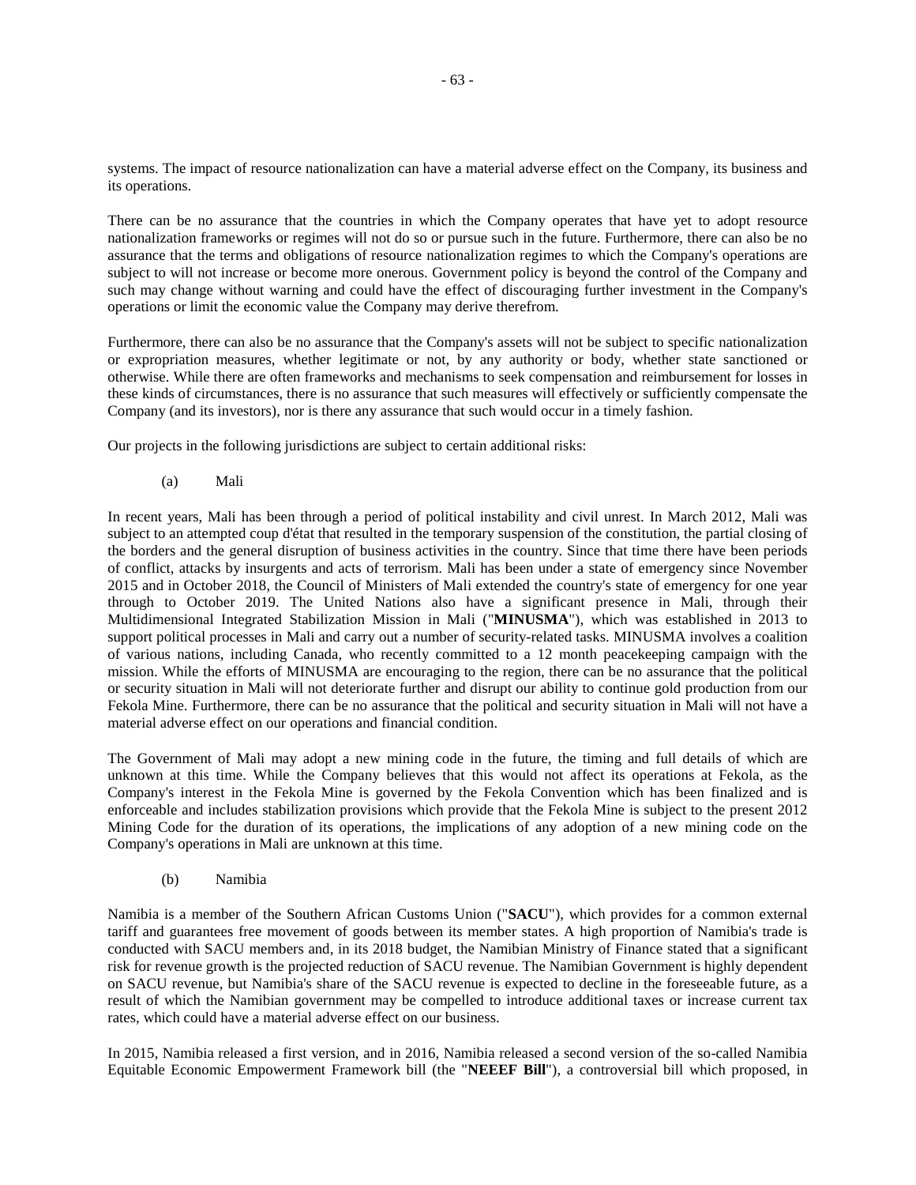systems. The impact of resource nationalization can have a material adverse effect on the Company, its business and its operations.

There can be no assurance that the countries in which the Company operates that have yet to adopt resource nationalization frameworks or regimes will not do so or pursue such in the future. Furthermore, there can also be no assurance that the terms and obligations of resource nationalization regimes to which the Company's operations are subject to will not increase or become more onerous. Government policy is beyond the control of the Company and such may change without warning and could have the effect of discouraging further investment in the Company's operations or limit the economic value the Company may derive therefrom.

Furthermore, there can also be no assurance that the Company's assets will not be subject to specific nationalization or expropriation measures, whether legitimate or not, by any authority or body, whether state sanctioned or otherwise. While there are often frameworks and mechanisms to seek compensation and reimbursement for losses in these kinds of circumstances, there is no assurance that such measures will effectively or sufficiently compensate the Company (and its investors), nor is there any assurance that such would occur in a timely fashion.

Our projects in the following jurisdictions are subject to certain additional risks:

(a) Mali

In recent years, Mali has been through a period of political instability and civil unrest. In March 2012, Mali was subject to an attempted coup d'état that resulted in the temporary suspension of the constitution, the partial closing of the borders and the general disruption of business activities in the country. Since that time there have been periods of conflict, attacks by insurgents and acts of terrorism. Mali has been under a state of emergency since November 2015 and in October 2018, the Council of Ministers of Mali extended the country's state of emergency for one year through to October 2019. The United Nations also have a significant presence in Mali, through their Multidimensional Integrated Stabilization Mission in Mali ("**MINUSMA**"), which was established in 2013 to support political processes in Mali and carry out a number of security-related tasks. MINUSMA involves a coalition of various nations, including Canada, who recently committed to a 12 month peacekeeping campaign with the mission. While the efforts of MINUSMA are encouraging to the region, there can be no assurance that the political or security situation in Mali will not deteriorate further and disrupt our ability to continue gold production from our Fekola Mine. Furthermore, there can be no assurance that the political and security situation in Mali will not have a material adverse effect on our operations and financial condition.

The Government of Mali may adopt a new mining code in the future, the timing and full details of which are unknown at this time. While the Company believes that this would not affect its operations at Fekola, as the Company's interest in the Fekola Mine is governed by the Fekola Convention which has been finalized and is enforceable and includes stabilization provisions which provide that the Fekola Mine is subject to the present 2012 Mining Code for the duration of its operations, the implications of any adoption of a new mining code on the Company's operations in Mali are unknown at this time.

(b) Namibia

Namibia is a member of the Southern African Customs Union ("**SACU**"), which provides for a common external tariff and guarantees free movement of goods between its member states. A high proportion of Namibia's trade is conducted with SACU members and, in its 2018 budget, the Namibian Ministry of Finance stated that a significant risk for revenue growth is the projected reduction of SACU revenue. The Namibian Government is highly dependent on SACU revenue, but Namibia's share of the SACU revenue is expected to decline in the foreseeable future, as a result of which the Namibian government may be compelled to introduce additional taxes or increase current tax rates, which could have a material adverse effect on our business.

In 2015, Namibia released a first version, and in 2016, Namibia released a second version of the so-called Namibia Equitable Economic Empowerment Framework bill (the "**NEEEF Bill**"), a controversial bill which proposed, in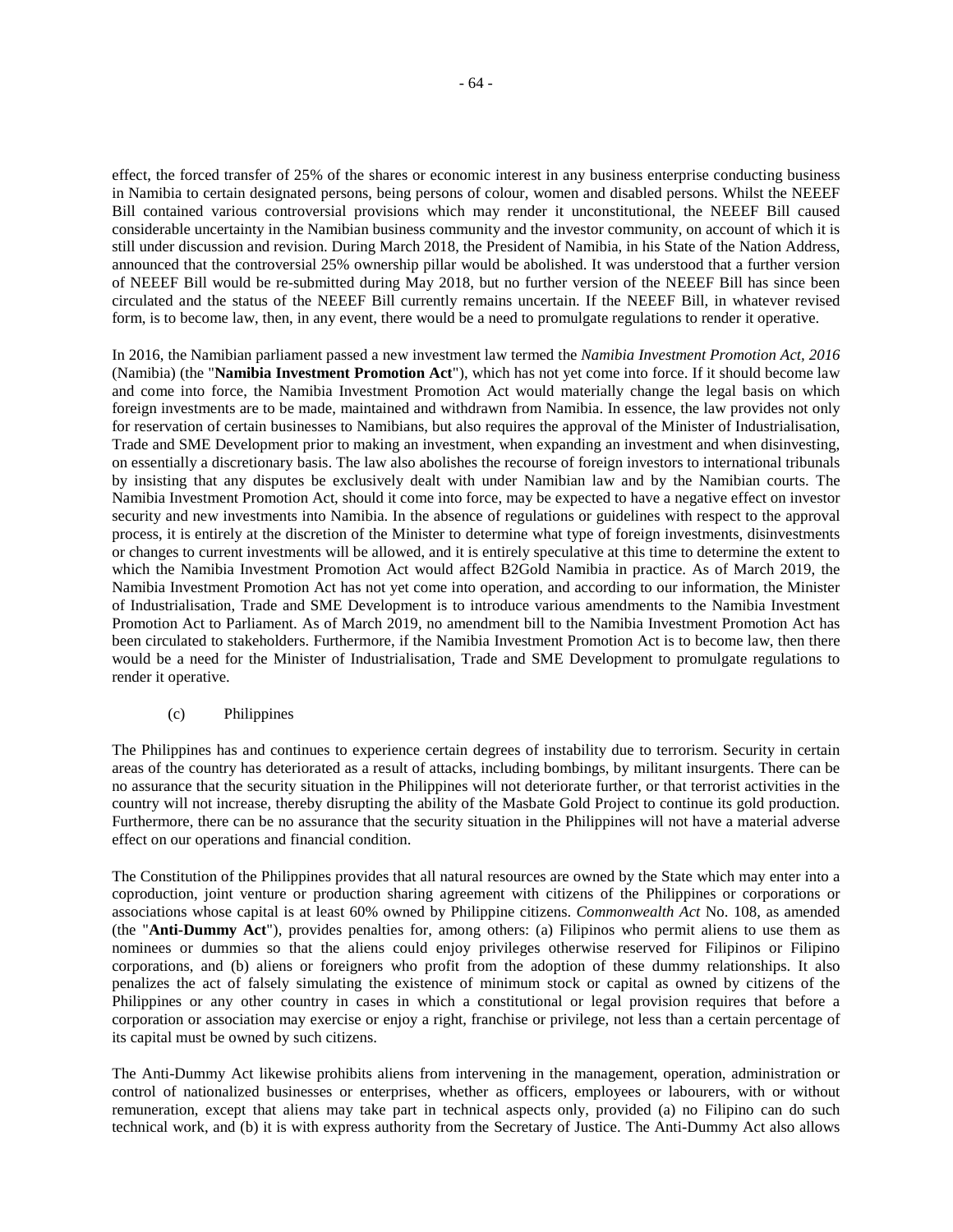effect, the forced transfer of 25% of the shares or economic interest in any business enterprise conducting business in Namibia to certain designated persons, being persons of colour, women and disabled persons. Whilst the NEEEF Bill contained various controversial provisions which may render it unconstitutional, the NEEEF Bill caused considerable uncertainty in the Namibian business community and the investor community, on account of which it is still under discussion and revision. During March 2018, the President of Namibia, in his State of the Nation Address, announced that the controversial 25% ownership pillar would be abolished. It was understood that a further version of NEEEF Bill would be re-submitted during May 2018, but no further version of the NEEEF Bill has since been circulated and the status of the NEEEF Bill currently remains uncertain. If the NEEEF Bill, in whatever revised form, is to become law, then, in any event, there would be a need to promulgate regulations to render it operative.

In 2016, the Namibian parliament passed a new investment law termed the *Namibia Investment Promotion Act, 2016* (Namibia) (the "**Namibia Investment Promotion Act**"), which has not yet come into force. If it should become law and come into force, the Namibia Investment Promotion Act would materially change the legal basis on which foreign investments are to be made, maintained and withdrawn from Namibia. In essence, the law provides not only for reservation of certain businesses to Namibians, but also requires the approval of the Minister of Industrialisation, Trade and SME Development prior to making an investment, when expanding an investment and when disinvesting, on essentially a discretionary basis. The law also abolishes the recourse of foreign investors to international tribunals by insisting that any disputes be exclusively dealt with under Namibian law and by the Namibian courts. The Namibia Investment Promotion Act, should it come into force, may be expected to have a negative effect on investor security and new investments into Namibia. In the absence of regulations or guidelines with respect to the approval process, it is entirely at the discretion of the Minister to determine what type of foreign investments, disinvestments or changes to current investments will be allowed, and it is entirely speculative at this time to determine the extent to which the Namibia Investment Promotion Act would affect B2Gold Namibia in practice. As of March 2019, the Namibia Investment Promotion Act has not yet come into operation, and according to our information, the Minister of Industrialisation, Trade and SME Development is to introduce various amendments to the Namibia Investment Promotion Act to Parliament. As of March 2019, no amendment bill to the Namibia Investment Promotion Act has been circulated to stakeholders. Furthermore, if the Namibia Investment Promotion Act is to become law, then there would be a need for the Minister of Industrialisation, Trade and SME Development to promulgate regulations to render it operative.

(c) Philippines

The Philippines has and continues to experience certain degrees of instability due to terrorism. Security in certain areas of the country has deteriorated as a result of attacks, including bombings, by militant insurgents. There can be no assurance that the security situation in the Philippines will not deteriorate further, or that terrorist activities in the country will not increase, thereby disrupting the ability of the Masbate Gold Project to continue its gold production. Furthermore, there can be no assurance that the security situation in the Philippines will not have a material adverse effect on our operations and financial condition.

The Constitution of the Philippines provides that all natural resources are owned by the State which may enter into a coproduction, joint venture or production sharing agreement with citizens of the Philippines or corporations or associations whose capital is at least 60% owned by Philippine citizens. *Commonwealth Act* No. 108, as amended (the "**Anti-Dummy Act**"), provides penalties for, among others: (a) Filipinos who permit aliens to use them as nominees or dummies so that the aliens could enjoy privileges otherwise reserved for Filipinos or Filipino corporations, and (b) aliens or foreigners who profit from the adoption of these dummy relationships. It also penalizes the act of falsely simulating the existence of minimum stock or capital as owned by citizens of the Philippines or any other country in cases in which a constitutional or legal provision requires that before a corporation or association may exercise or enjoy a right, franchise or privilege, not less than a certain percentage of its capital must be owned by such citizens.

The Anti-Dummy Act likewise prohibits aliens from intervening in the management, operation, administration or control of nationalized businesses or enterprises, whether as officers, employees or labourers, with or without remuneration, except that aliens may take part in technical aspects only, provided (a) no Filipino can do such technical work, and (b) it is with express authority from the Secretary of Justice. The Anti-Dummy Act also allows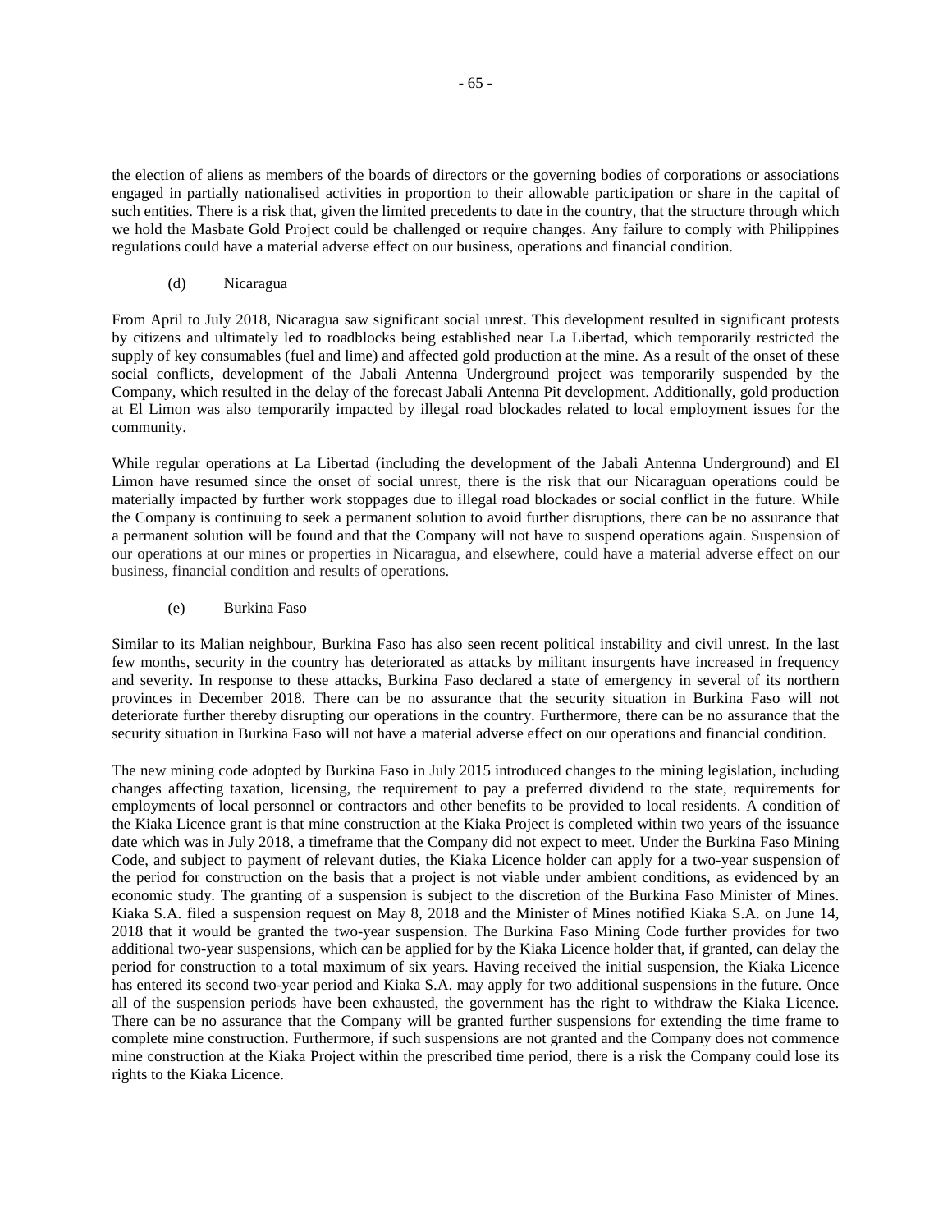the election of aliens as members of the boards of directors or the governing bodies of corporations or associations engaged in partially nationalised activities in proportion to their allowable participation or share in the capital of such entities. There is a risk that, given the limited precedents to date in the country, that the structure through which we hold the Masbate Gold Project could be challenged or require changes. Any failure to comply with Philippines regulations could have a material adverse effect on our business, operations and financial condition.

(d) Nicaragua

From April to July 2018, Nicaragua saw significant social unrest. This development resulted in significant protests by citizens and ultimately led to roadblocks being established near La Libertad, which temporarily restricted the supply of key consumables (fuel and lime) and affected gold production at the mine. As a result of the onset of these social conflicts, development of the Jabali Antenna Underground project was temporarily suspended by the Company, which resulted in the delay of the forecast Jabali Antenna Pit development. Additionally, gold production at El Limon was also temporarily impacted by illegal road blockades related to local employment issues for the community.

While regular operations at La Libertad (including the development of the Jabali Antenna Underground) and El Limon have resumed since the onset of social unrest, there is the risk that our Nicaraguan operations could be materially impacted by further work stoppages due to illegal road blockades or social conflict in the future. While the Company is continuing to seek a permanent solution to avoid further disruptions, there can be no assurance that a permanent solution will be found and that the Company will not have to suspend operations again. Suspension of our operations at our mines or properties in Nicaragua, and elsewhere, could have a material adverse effect on our business, financial condition and results of operations.

(e) Burkina Faso

Similar to its Malian neighbour, Burkina Faso has also seen recent political instability and civil unrest. In the last few months, security in the country has deteriorated as attacks by militant insurgents have increased in frequency and severity. In response to these attacks, Burkina Faso declared a state of emergency in several of its northern provinces in December 2018. There can be no assurance that the security situation in Burkina Faso will not deteriorate further thereby disrupting our operations in the country. Furthermore, there can be no assurance that the security situation in Burkina Faso will not have a material adverse effect on our operations and financial condition.

The new mining code adopted by Burkina Faso in July 2015 introduced changes to the mining legislation, including changes affecting taxation, licensing, the requirement to pay a preferred dividend to the state, requirements for employments of local personnel or contractors and other benefits to be provided to local residents. A condition of the Kiaka Licence grant is that mine construction at the Kiaka Project is completed within two years of the issuance date which was in July 2018, a timeframe that the Company did not expect to meet. Under the Burkina Faso Mining Code, and subject to payment of relevant duties, the Kiaka Licence holder can apply for a two-year suspension of the period for construction on the basis that a project is not viable under ambient conditions, as evidenced by an economic study. The granting of a suspension is subject to the discretion of the Burkina Faso Minister of Mines. Kiaka S.A. filed a suspension request on May 8, 2018 and the Minister of Mines notified Kiaka S.A. on June 14, 2018 that it would be granted the two-year suspension. The Burkina Faso Mining Code further provides for two additional two-year suspensions, which can be applied for by the Kiaka Licence holder that, if granted, can delay the period for construction to a total maximum of six years. Having received the initial suspension, the Kiaka Licence has entered its second two-year period and Kiaka S.A. may apply for two additional suspensions in the future. Once all of the suspension periods have been exhausted, the government has the right to withdraw the Kiaka Licence. There can be no assurance that the Company will be granted further suspensions for extending the time frame to complete mine construction. Furthermore, if such suspensions are not granted and the Company does not commence mine construction at the Kiaka Project within the prescribed time period, there is a risk the Company could lose its rights to the Kiaka Licence.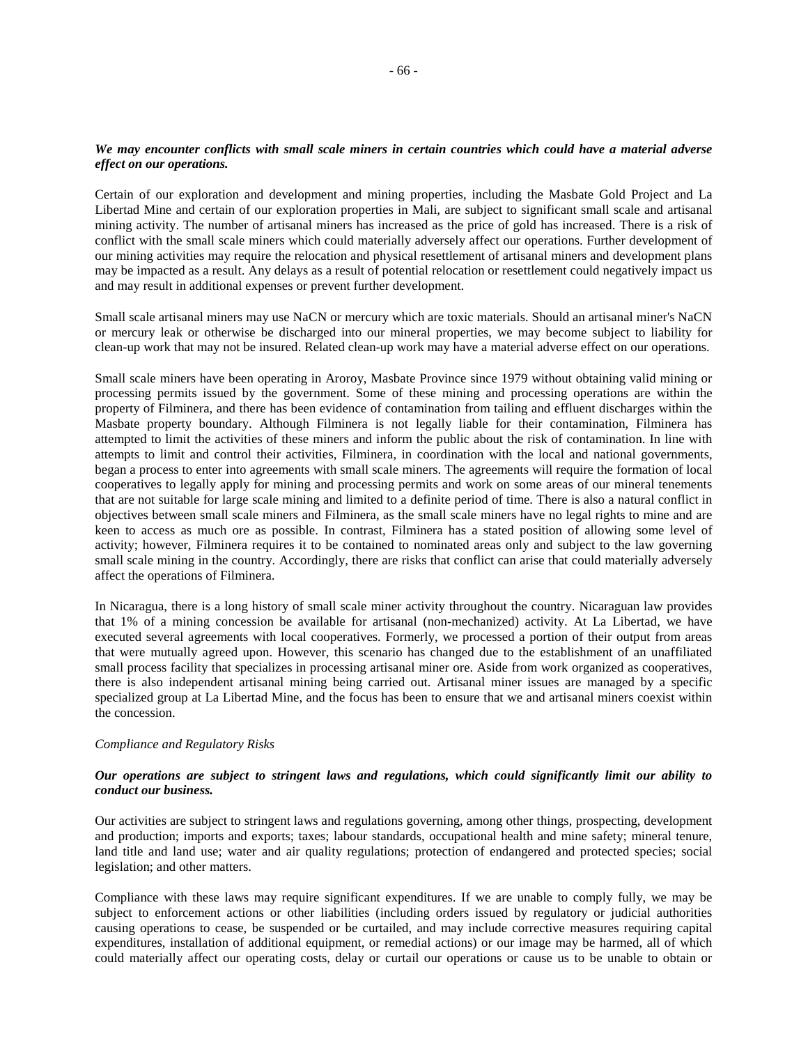***We may encounter conflicts with small scale miners in certain countries which could have a material adverse effect on our operations.***

Certain of our exploration and development and mining properties, including the Masbate Gold Project and La Libertad Mine and certain of our exploration properties in Mali, are subject to significant small scale and artisanal mining activity. The number of artisanal miners has increased as the price of gold has increased. There is a risk of conflict with the small scale miners which could materially adversely affect our operations. Further development of our mining activities may require the relocation and physical resettlement of artisanal miners and development plans may be impacted as a result. Any delays as a result of potential relocation or resettlement could negatively impact us and may result in additional expenses or prevent further development.

Small scale artisanal miners may use NaCN or mercury which are toxic materials. Should an artisanal miner's NaCN or mercury leak or otherwise be discharged into our mineral properties, we may become subject to liability for clean-up work that may not be insured. Related clean-up work may have a material adverse effect on our operations.

Small scale miners have been operating in Aroroy, Masbate Province since 1979 without obtaining valid mining or processing permits issued by the government. Some of these mining and processing operations are within the property of Filminera, and there has been evidence of contamination from tailing and effluent discharges within the Masbate property boundary. Although Filminera is not legally liable for their contamination, Filminera has attempted to limit the activities of these miners and inform the public about the risk of contamination. In line with attempts to limit and control their activities, Filminera, in coordination with the local and national governments, began a process to enter into agreements with small scale miners. The agreements will require the formation of local cooperatives to legally apply for mining and processing permits and work on some areas of our mineral tenements that are not suitable for large scale mining and limited to a definite period of time. There is also a natural conflict in objectives between small scale miners and Filminera, as the small scale miners have no legal rights to mine and are keen to access as much ore as possible. In contrast, Filminera has a stated position of allowing some level of activity; however, Filminera requires it to be contained to nominated areas only and subject to the law governing small scale mining in the country. Accordingly, there are risks that conflict can arise that could materially adversely affect the operations of Filminera.

In Nicaragua, there is a long history of small scale miner activity throughout the country. Nicaraguan law provides that 1% of a mining concession be available for artisanal (non-mechanized) activity. At La Libertad, we have executed several agreements with local cooperatives. Formerly, we processed a portion of their output from areas that were mutually agreed upon. However, this scenario has changed due to the establishment of an unaffiliated small process facility that specializes in processing artisanal miner ore. Aside from work organized as cooperatives, there is also independent artisanal mining being carried out. Artisanal miner issues are managed by a specific specialized group at La Libertad Mine, and the focus has been to ensure that we and artisanal miners coexist within the concession.

*Compliance and Regulatory Risks*

***Our operations are subject to stringent laws and regulations, which could significantly limit our ability to conduct our business.***

Our activities are subject to stringent laws and regulations governing, among other things, prospecting, development and production; imports and exports; taxes; labour standards, occupational health and mine safety; mineral tenure, land title and land use; water and air quality regulations; protection of endangered and protected species; social legislation; and other matters.

Compliance with these laws may require significant expenditures. If we are unable to comply fully, we may be subject to enforcement actions or other liabilities (including orders issued by regulatory or judicial authorities causing operations to cease, be suspended or be curtailed, and may include corrective measures requiring capital expenditures, installation of additional equipment, or remedial actions) or our image may be harmed, all of which could materially affect our operating costs, delay or curtail our operations or cause us to be unable to obtain or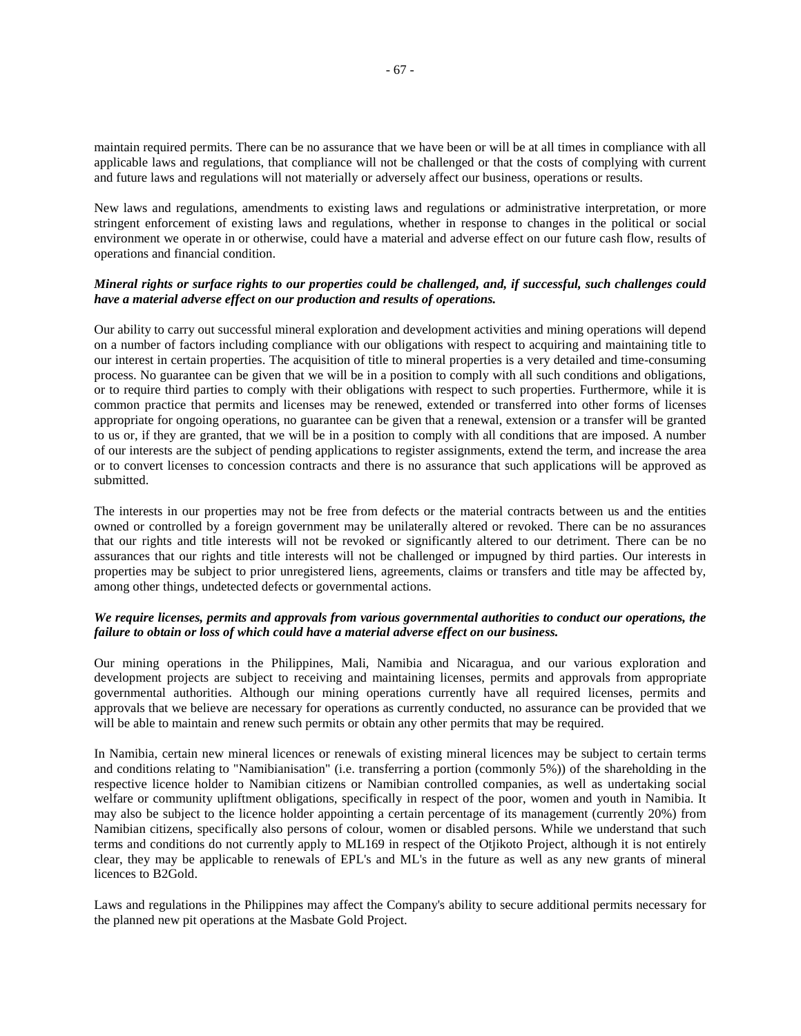maintain required permits. There can be no assurance that we have been or will be at all times in compliance with all applicable laws and regulations, that compliance will not be challenged or that the costs of complying with current and future laws and regulations will not materially or adversely affect our business, operations or results.

New laws and regulations, amendments to existing laws and regulations or administrative interpretation, or more stringent enforcement of existing laws and regulations, whether in response to changes in the political or social environment we operate in or otherwise, could have a material and adverse effect on our future cash flow, results of operations and financial condition.

***Mineral rights or surface rights to our properties could be challenged, and, if successful, such challenges could have a material adverse effect on our production and results of operations.***

Our ability to carry out successful mineral exploration and development activities and mining operations will depend on a number of factors including compliance with our obligations with respect to acquiring and maintaining title to our interest in certain properties. The acquisition of title to mineral properties is a very detailed and time-consuming process. No guarantee can be given that we will be in a position to comply with all such conditions and obligations, or to require third parties to comply with their obligations with respect to such properties. Furthermore, while it is common practice that permits and licenses may be renewed, extended or transferred into other forms of licenses appropriate for ongoing operations, no guarantee can be given that a renewal, extension or a transfer will be granted to us or, if they are granted, that we will be in a position to comply with all conditions that are imposed. A number of our interests are the subject of pending applications to register assignments, extend the term, and increase the area or to convert licenses to concession contracts and there is no assurance that such applications will be approved as submitted.

The interests in our properties may not be free from defects or the material contracts between us and the entities owned or controlled by a foreign government may be unilaterally altered or revoked. There can be no assurances that our rights and title interests will not be revoked or significantly altered to our detriment. There can be no assurances that our rights and title interests will not be challenged or impugned by third parties. Our interests in properties may be subject to prior unregistered liens, agreements, claims or transfers and title may be affected by, among other things, undetected defects or governmental actions.

***We require licenses, permits and approvals from various governmental authorities to conduct our operations, the failure to obtain or loss of which could have a material adverse effect on our business.***

Our mining operations in the Philippines, Mali, Namibia and Nicaragua, and our various exploration and development projects are subject to receiving and maintaining licenses, permits and approvals from appropriate governmental authorities. Although our mining operations currently have all required licenses, permits and approvals that we believe are necessary for operations as currently conducted, no assurance can be provided that we will be able to maintain and renew such permits or obtain any other permits that may be required.

In Namibia, certain new mineral licences or renewals of existing mineral licences may be subject to certain terms and conditions relating to "Namibianisation" (i.e. transferring a portion (commonly 5%)) of the shareholding in the respective licence holder to Namibian citizens or Namibian controlled companies, as well as undertaking social welfare or community upliftment obligations, specifically in respect of the poor, women and youth in Namibia. It may also be subject to the licence holder appointing a certain percentage of its management (currently 20%) from Namibian citizens, specifically also persons of colour, women or disabled persons. While we understand that such terms and conditions do not currently apply to ML169 in respect of the Otjikoto Project, although it is not entirely clear, they may be applicable to renewals of EPL's and ML's in the future as well as any new grants of mineral licences to B2Gold.

Laws and regulations in the Philippines may affect the Company's ability to secure additional permits necessary for the planned new pit operations at the Masbate Gold Project.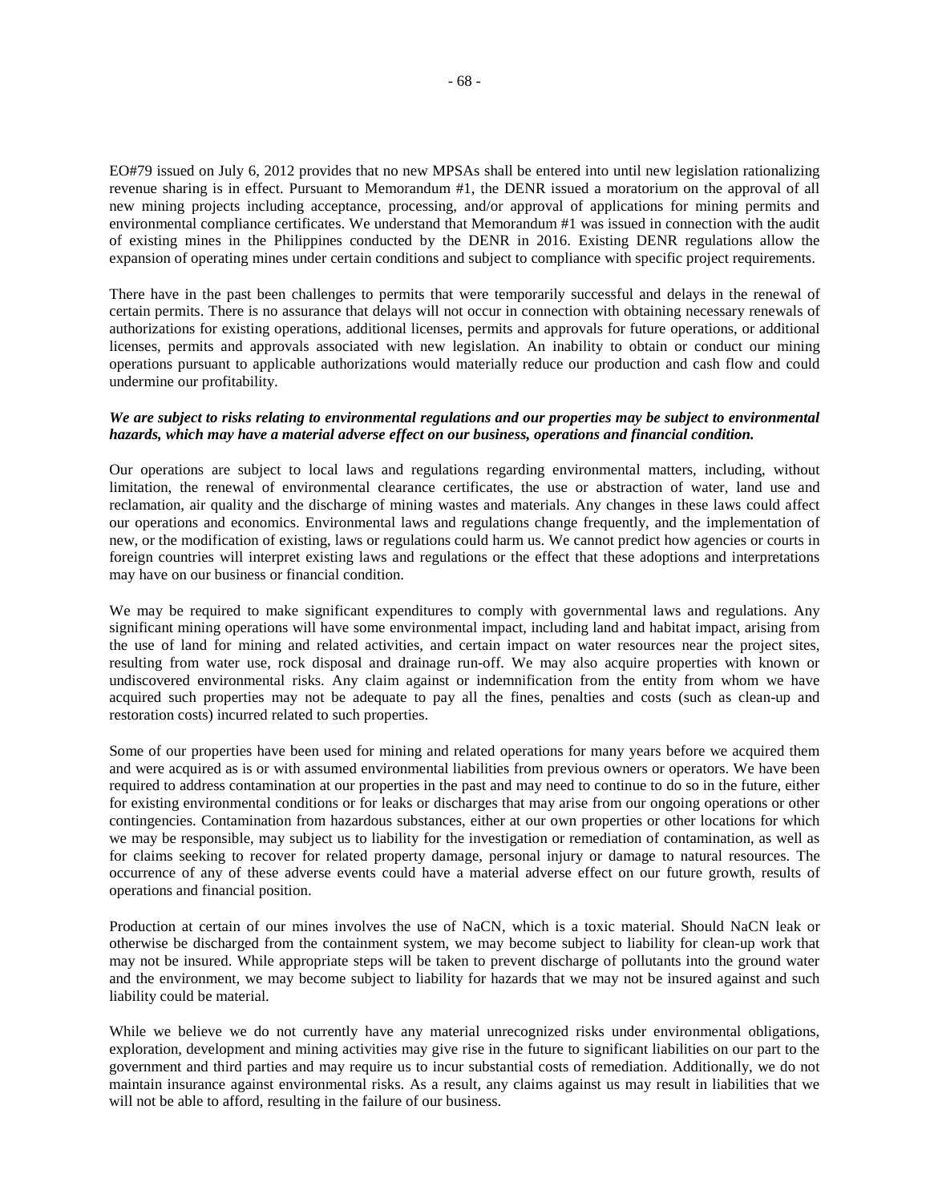EO#79 issued on July 6, 2012 provides that no new MPSAs shall be entered into until new legislation rationalizing revenue sharing is in effect. Pursuant to Memorandum #1, the DENR issued a moratorium on the approval of all new mining projects including acceptance, processing, and/or approval of applications for mining permits and environmental compliance certificates. We understand that Memorandum #1 was issued in connection with the audit of existing mines in the Philippines conducted by the DENR in 2016. Existing DENR regulations allow the expansion of operating mines under certain conditions and subject to compliance with specific project requirements.

There have in the past been challenges to permits that were temporarily successful and delays in the renewal of certain permits. There is no assurance that delays will not occur in connection with obtaining necessary renewals of authorizations for existing operations, additional licenses, permits and approvals for future operations, or additional licenses, permits and approvals associated with new legislation. An inability to obtain or conduct our mining operations pursuant to applicable authorizations would materially reduce our production and cash flow and could undermine our profitability.

***We are subject to risks relating to environmental regulations and our properties may be subject to environmental hazards, which may have a material adverse effect on our business, operations and financial condition.***

Our operations are subject to local laws and regulations regarding environmental matters, including, without limitation, the renewal of environmental clearance certificates, the use or abstraction of water, land use and reclamation, air quality and the discharge of mining wastes and materials. Any changes in these laws could affect our operations and economics. Environmental laws and regulations change frequently, and the implementation of new, or the modification of existing, laws or regulations could harm us. We cannot predict how agencies or courts in foreign countries will interpret existing laws and regulations or the effect that these adoptions and interpretations may have on our business or financial condition.

We may be required to make significant expenditures to comply with governmental laws and regulations. Any significant mining operations will have some environmental impact, including land and habitat impact, arising from the use of land for mining and related activities, and certain impact on water resources near the project sites, resulting from water use, rock disposal and drainage run-off. We may also acquire properties with known or undiscovered environmental risks. Any claim against or indemnification from the entity from whom we have acquired such properties may not be adequate to pay all the fines, penalties and costs (such as clean-up and restoration costs) incurred related to such properties.

Some of our properties have been used for mining and related operations for many years before we acquired them and were acquired as is or with assumed environmental liabilities from previous owners or operators. We have been required to address contamination at our properties in the past and may need to continue to do so in the future, either for existing environmental conditions or for leaks or discharges that may arise from our ongoing operations or other contingencies. Contamination from hazardous substances, either at our own properties or other locations for which we may be responsible, may subject us to liability for the investigation or remediation of contamination, as well as for claims seeking to recover for related property damage, personal injury or damage to natural resources. The occurrence of any of these adverse events could have a material adverse effect on our future growth, results of operations and financial position.

Production at certain of our mines involves the use of NaCN, which is a toxic material. Should NaCN leak or otherwise be discharged from the containment system, we may become subject to liability for clean-up work that may not be insured. While appropriate steps will be taken to prevent discharge of pollutants into the ground water and the environment, we may become subject to liability for hazards that we may not be insured against and such liability could be material.

While we believe we do not currently have any material unrecognized risks under environmental obligations, exploration, development and mining activities may give rise in the future to significant liabilities on our part to the government and third parties and may require us to incur substantial costs of remediation. Additionally, we do not maintain insurance against environmental risks. As a result, any claims against us may result in liabilities that we will not be able to afford, resulting in the failure of our business.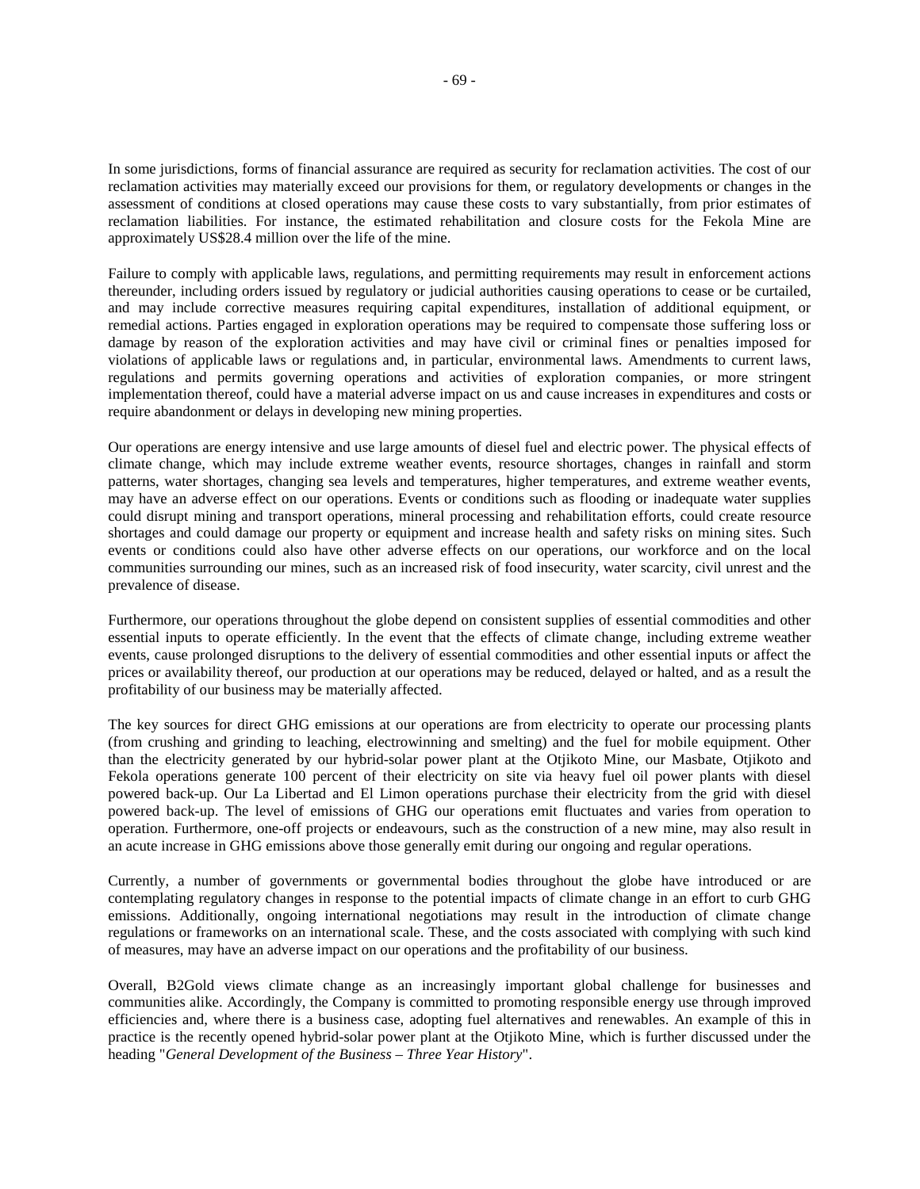In some jurisdictions, forms of financial assurance are required as security for reclamation activities. The cost of our reclamation activities may materially exceed our provisions for them, or regulatory developments or changes in the assessment of conditions at closed operations may cause these costs to vary substantially, from prior estimates of reclamation liabilities. For instance, the estimated rehabilitation and closure costs for the Fekola Mine are approximately US$28.4 million over the life of the mine.

Failure to comply with applicable laws, regulations, and permitting requirements may result in enforcement actions thereunder, including orders issued by regulatory or judicial authorities causing operations to cease or be curtailed, and may include corrective measures requiring capital expenditures, installation of additional equipment, or remedial actions. Parties engaged in exploration operations may be required to compensate those suffering loss or damage by reason of the exploration activities and may have civil or criminal fines or penalties imposed for violations of applicable laws or regulations and, in particular, environmental laws. Amendments to current laws, regulations and permits governing operations and activities of exploration companies, or more stringent implementation thereof, could have a material adverse impact on us and cause increases in expenditures and costs or require abandonment or delays in developing new mining properties.

Our operations are energy intensive and use large amounts of diesel fuel and electric power. The physical effects of climate change, which may include extreme weather events, resource shortages, changes in rainfall and storm patterns, water shortages, changing sea levels and temperatures, higher temperatures, and extreme weather events, may have an adverse effect on our operations. Events or conditions such as flooding or inadequate water supplies could disrupt mining and transport operations, mineral processing and rehabilitation efforts, could create resource shortages and could damage our property or equipment and increase health and safety risks on mining sites. Such events or conditions could also have other adverse effects on our operations, our workforce and on the local communities surrounding our mines, such as an increased risk of food insecurity, water scarcity, civil unrest and the prevalence of disease.

Furthermore, our operations throughout the globe depend on consistent supplies of essential commodities and other essential inputs to operate efficiently. In the event that the effects of climate change, including extreme weather events, cause prolonged disruptions to the delivery of essential commodities and other essential inputs or affect the prices or availability thereof, our production at our operations may be reduced, delayed or halted, and as a result the profitability of our business may be materially affected.

The key sources for direct GHG emissions at our operations are from electricity to operate our processing plants (from crushing and grinding to leaching, electrowinning and smelting) and the fuel for mobile equipment. Other than the electricity generated by our hybrid-solar power plant at the Otjikoto Mine, our Masbate, Otjikoto and Fekola operations generate 100 percent of their electricity on site via heavy fuel oil power plants with diesel powered back-up. Our La Libertad and El Limon operations purchase their electricity from the grid with diesel powered back-up. The level of emissions of GHG our operations emit fluctuates and varies from operation to operation. Furthermore, one-off projects or endeavours, such as the construction of a new mine, may also result in an acute increase in GHG emissions above those generally emit during our ongoing and regular operations.

Currently, a number of governments or governmental bodies throughout the globe have introduced or are contemplating regulatory changes in response to the potential impacts of climate change in an effort to curb GHG emissions. Additionally, ongoing international negotiations may result in the introduction of climate change regulations or frameworks on an international scale. These, and the costs associated with complying with such kind of measures, may have an adverse impact on our operations and the profitability of our business.

Overall, B2Gold views climate change as an increasingly important global challenge for businesses and communities alike. Accordingly, the Company is committed to promoting responsible energy use through improved efficiencies and, where there is a business case, adopting fuel alternatives and renewables. An example of this in practice is the recently opened hybrid-solar power plant at the Otjikoto Mine, which is further discussed under the heading "*General Development of the Business – Three Year History*".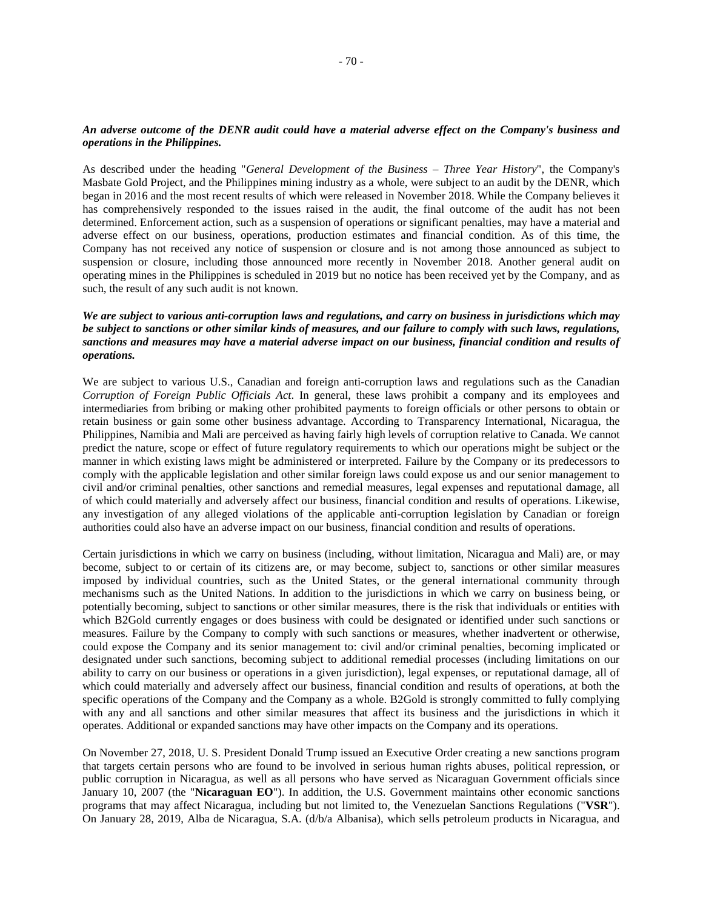***An adverse outcome of the DENR audit could have a material adverse effect on the Company's business and operations in the Philippines.***

As described under the heading "*General Development of the Business – Three Year History*", the Company's Masbate Gold Project, and the Philippines mining industry as a whole, were subject to an audit by the DENR, which began in 2016 and the most recent results of which were released in November 2018. While the Company believes it has comprehensively responded to the issues raised in the audit, the final outcome of the audit has not been determined. Enforcement action, such as a suspension of operations or significant penalties, may have a material and adverse effect on our business, operations, production estimates and financial condition. As of this time, the Company has not received any notice of suspension or closure and is not among those announced as subject to suspension or closure, including those announced more recently in November 2018. Another general audit on operating mines in the Philippines is scheduled in 2019 but no notice has been received yet by the Company, and as such, the result of any such audit is not known.

***We are subject to various anti-corruption laws and regulations, and carry on business in jurisdictions which may be subject to sanctions or other similar kinds of measures, and our failure to comply with such laws, regulations, sanctions and measures may have a material adverse impact on our business, financial condition and results of operations.***

We are subject to various U.S., Canadian and foreign anti-corruption laws and regulations such as the Canadian *Corruption of Foreign Public Officials Act*. In general, these laws prohibit a company and its employees and intermediaries from bribing or making other prohibited payments to foreign officials or other persons to obtain or retain business or gain some other business advantage. According to Transparency International, Nicaragua, the Philippines, Namibia and Mali are perceived as having fairly high levels of corruption relative to Canada. We cannot predict the nature, scope or effect of future regulatory requirements to which our operations might be subject or the manner in which existing laws might be administered or interpreted. Failure by the Company or its predecessors to comply with the applicable legislation and other similar foreign laws could expose us and our senior management to civil and/or criminal penalties, other sanctions and remedial measures, legal expenses and reputational damage, all of which could materially and adversely affect our business, financial condition and results of operations. Likewise, any investigation of any alleged violations of the applicable anti-corruption legislation by Canadian or foreign authorities could also have an adverse impact on our business, financial condition and results of operations.

Certain jurisdictions in which we carry on business (including, without limitation, Nicaragua and Mali) are, or may become, subject to or certain of its citizens are, or may become, subject to, sanctions or other similar measures imposed by individual countries, such as the United States, or the general international community through mechanisms such as the United Nations. In addition to the jurisdictions in which we carry on business being, or potentially becoming, subject to sanctions or other similar measures, there is the risk that individuals or entities with which B2Gold currently engages or does business with could be designated or identified under such sanctions or measures. Failure by the Company to comply with such sanctions or measures, whether inadvertent or otherwise, could expose the Company and its senior management to: civil and/or criminal penalties, becoming implicated or designated under such sanctions, becoming subject to additional remedial processes (including limitations on our ability to carry on our business or operations in a given jurisdiction), legal expenses, or reputational damage, all of which could materially and adversely affect our business, financial condition and results of operations, at both the specific operations of the Company and the Company as a whole. B2Gold is strongly committed to fully complying with any and all sanctions and other similar measures that affect its business and the jurisdictions in which it operates. Additional or expanded sanctions may have other impacts on the Company and its operations.

On November 27, 2018, U. S. President Donald Trump issued an Executive Order creating a new sanctions program that targets certain persons who are found to be involved in serious human rights abuses, political repression, or public corruption in Nicaragua, as well as all persons who have served as Nicaraguan Government officials since January 10, 2007 (the "**Nicaraguan EO**"). In addition, the U.S. Government maintains other economic sanctions programs that may affect Nicaragua, including but not limited to, the Venezuelan Sanctions Regulations ("**VSR**"). On January 28, 2019, Alba de Nicaragua, S.A. (d/b/a Albanisa), which sells petroleum products in Nicaragua, and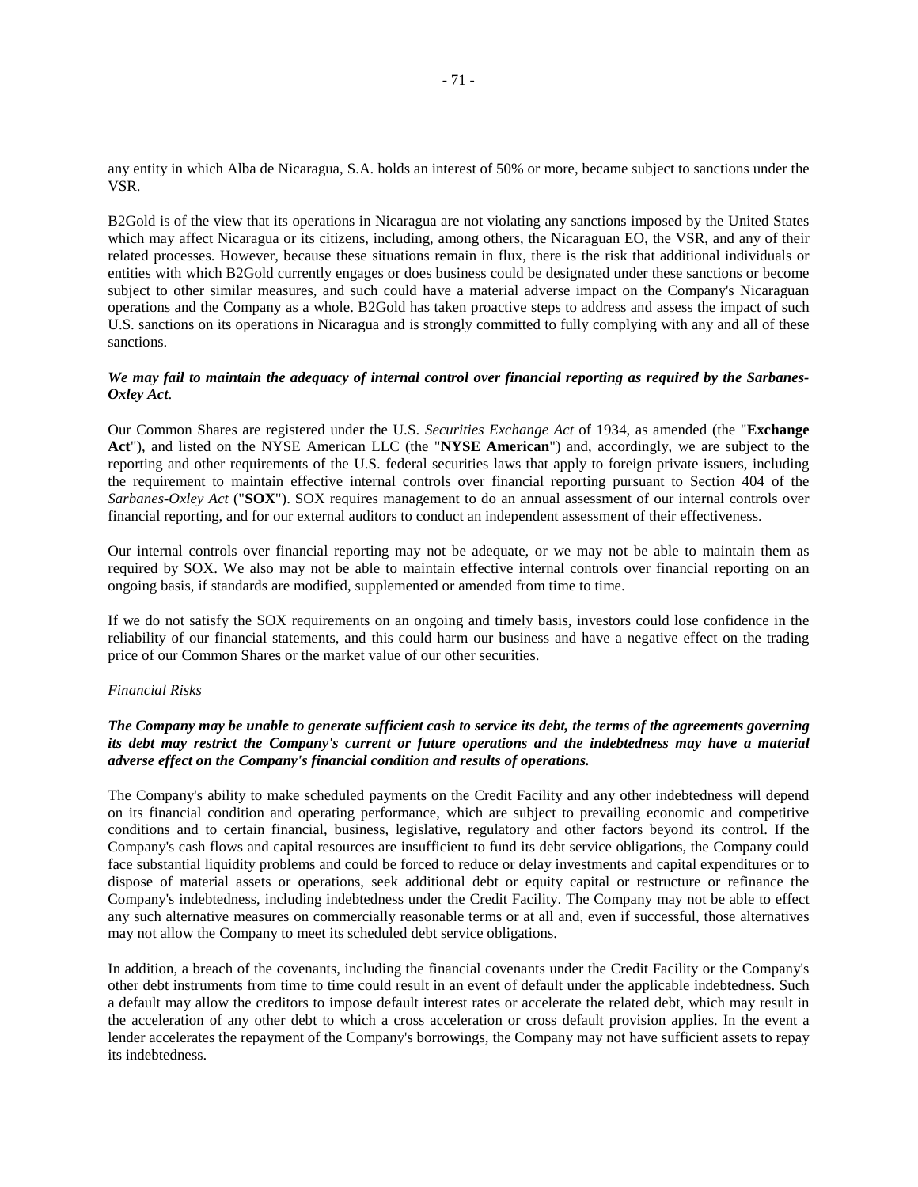any entity in which Alba de Nicaragua, S.A. holds an interest of 50% or more, became subject to sanctions under the VSR.

B2Gold is of the view that its operations in Nicaragua are not violating any sanctions imposed by the United States which may affect Nicaragua or its citizens, including, among others, the Nicaraguan EO, the VSR, and any of their related processes. However, because these situations remain in flux, there is the risk that additional individuals or entities with which B2Gold currently engages or does business could be designated under these sanctions or become subject to other similar measures, and such could have a material adverse impact on the Company's Nicaraguan operations and the Company as a whole. B2Gold has taken proactive steps to address and assess the impact of such U.S. sanctions on its operations in Nicaragua and is strongly committed to fully complying with any and all of these sanctions.

***We may fail to maintain the adequacy of internal control over financial reporting as required by the Sarbanes-Oxley Act*.**

Our Common Shares are registered under the U.S. *Securities Exchange Act* of 1934, as amended (the "**Exchange Act**"), and listed on the NYSE American LLC (the "**NYSE American**") and, accordingly, we are subject to the reporting and other requirements of the U.S. federal securities laws that apply to foreign private issuers, including the requirement to maintain effective internal controls over financial reporting pursuant to Section 404 of the *Sarbanes-Oxley Act* ("**SOX**"). SOX requires management to do an annual assessment of our internal controls over financial reporting, and for our external auditors to conduct an independent assessment of their effectiveness.

Our internal controls over financial reporting may not be adequate, or we may not be able to maintain them as required by SOX. We also may not be able to maintain effective internal controls over financial reporting on an ongoing basis, if standards are modified, supplemented or amended from time to time.

If we do not satisfy the SOX requirements on an ongoing and timely basis, investors could lose confidence in the reliability of our financial statements, and this could harm our business and have a negative effect on the trading price of our Common Shares or the market value of our other securities.

*Financial Risks*

***The Company may be unable to generate sufficient cash to service its debt, the terms of the agreements governing its debt may restrict the Company's current or future operations and the indebtedness may have a material adverse effect on the Company's financial condition and results of operations.***

The Company's ability to make scheduled payments on the Credit Facility and any other indebtedness will depend on its financial condition and operating performance, which are subject to prevailing economic and competitive conditions and to certain financial, business, legislative, regulatory and other factors beyond its control. If the Company's cash flows and capital resources are insufficient to fund its debt service obligations, the Company could face substantial liquidity problems and could be forced to reduce or delay investments and capital expenditures or to dispose of material assets or operations, seek additional debt or equity capital or restructure or refinance the Company's indebtedness, including indebtedness under the Credit Facility. The Company may not be able to effect any such alternative measures on commercially reasonable terms or at all and, even if successful, those alternatives may not allow the Company to meet its scheduled debt service obligations.

In addition, a breach of the covenants, including the financial covenants under the Credit Facility or the Company's other debt instruments from time to time could result in an event of default under the applicable indebtedness. Such a default may allow the creditors to impose default interest rates or accelerate the related debt, which may result in the acceleration of any other debt to which a cross acceleration or cross default provision applies. In the event a lender accelerates the repayment of the Company's borrowings, the Company may not have sufficient assets to repay its indebtedness.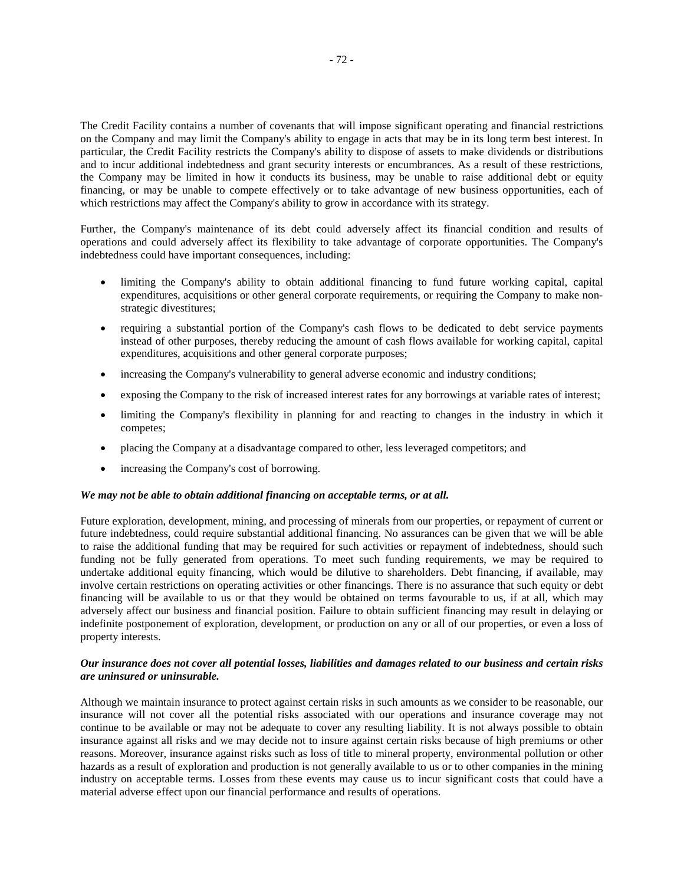The Credit Facility contains a number of covenants that will impose significant operating and financial restrictions on the Company and may limit the Company's ability to engage in acts that may be in its long term best interest. In particular, the Credit Facility restricts the Company's ability to dispose of assets to make dividends or distributions and to incur additional indebtedness and grant security interests or encumbrances. As a result of these restrictions, the Company may be limited in how it conducts its business, may be unable to raise additional debt or equity financing, or may be unable to compete effectively or to take advantage of new business opportunities, each of which restrictions may affect the Company's ability to grow in accordance with its strategy.

Further, the Company's maintenance of its debt could adversely affect its financial condition and results of operations and could adversely affect its flexibility to take advantage of corporate opportunities. The Company's indebtedness could have important consequences, including:

- limiting the Company's ability to obtain additional financing to fund future working capital, capital expenditures, acquisitions or other general corporate requirements, or requiring the Company to make non-strategic divestitures;
- requiring a substantial portion of the Company's cash flows to be dedicated to debt service payments instead of other purposes, thereby reducing the amount of cash flows available for working capital, capital expenditures, acquisitions and other general corporate purposes;
- increasing the Company's vulnerability to general adverse economic and industry conditions;
- exposing the Company to the risk of increased interest rates for any borrowings at variable rates of interest;
- limiting the Company's flexibility in planning for and reacting to changes in the industry in which it competes;
- placing the Company at a disadvantage compared to other, less leveraged competitors; and
- increasing the Company's cost of borrowing.

***We may not be able to obtain additional financing on acceptable terms, or at all.***

Future exploration, development, mining, and processing of minerals from our properties, or repayment of current or future indebtedness, could require substantial additional financing. No assurances can be given that we will be able to raise the additional funding that may be required for such activities or repayment of indebtedness, should such funding not be fully generated from operations. To meet such funding requirements, we may be required to undertake additional equity financing, which would be dilutive to shareholders. Debt financing, if available, may involve certain restrictions on operating activities or other financings. There is no assurance that such equity or debt financing will be available to us or that they would be obtained on terms favourable to us, if at all, which may adversely affect our business and financial position. Failure to obtain sufficient financing may result in delaying or indefinite postponement of exploration, development, or production on any or all of our properties, or even a loss of property interests.

***Our insurance does not cover all potential losses, liabilities and damages related to our business and certain risks are uninsured or uninsurable.***

Although we maintain insurance to protect against certain risks in such amounts as we consider to be reasonable, our insurance will not cover all the potential risks associated with our operations and insurance coverage may not continue to be available or may not be adequate to cover any resulting liability. It is not always possible to obtain insurance against all risks and we may decide not to insure against certain risks because of high premiums or other reasons. Moreover, insurance against risks such as loss of title to mineral property, environmental pollution or other hazards as a result of exploration and production is not generally available to us or to other companies in the mining industry on acceptable terms. Losses from these events may cause us to incur significant costs that could have a material adverse effect upon our financial performance and results of operations.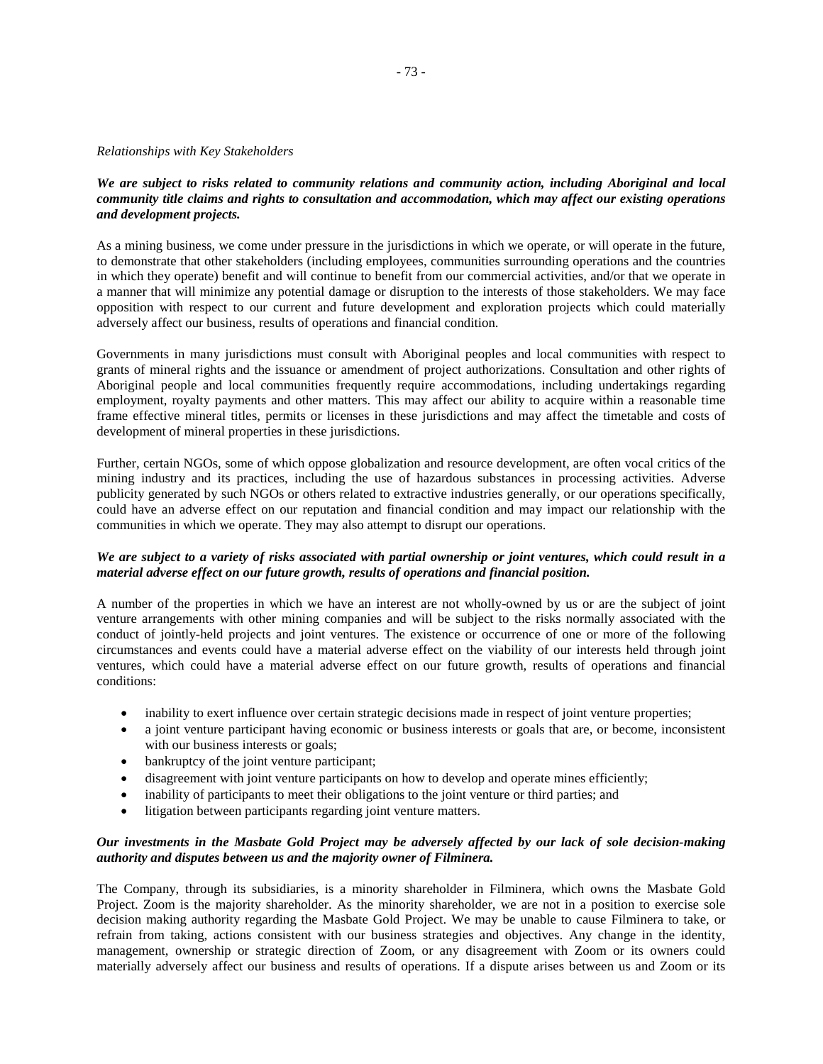*Relationships with Key Stakeholders*

***We are subject to risks related to community relations and community action, including Aboriginal and local community title claims and rights to consultation and accommodation, which may affect our existing operations and development projects.***

As a mining business, we come under pressure in the jurisdictions in which we operate, or will operate in the future, to demonstrate that other stakeholders (including employees, communities surrounding operations and the countries in which they operate) benefit and will continue to benefit from our commercial activities, and/or that we operate in a manner that will minimize any potential damage or disruption to the interests of those stakeholders. We may face opposition with respect to our current and future development and exploration projects which could materially adversely affect our business, results of operations and financial condition.

Governments in many jurisdictions must consult with Aboriginal peoples and local communities with respect to grants of mineral rights and the issuance or amendment of project authorizations. Consultation and other rights of Aboriginal people and local communities frequently require accommodations, including undertakings regarding employment, royalty payments and other matters. This may affect our ability to acquire within a reasonable time frame effective mineral titles, permits or licenses in these jurisdictions and may affect the timetable and costs of development of mineral properties in these jurisdictions.

Further, certain NGOs, some of which oppose globalization and resource development, are often vocal critics of the mining industry and its practices, including the use of hazardous substances in processing activities. Adverse publicity generated by such NGOs or others related to extractive industries generally, or our operations specifically, could have an adverse effect on our reputation and financial condition and may impact our relationship with the communities in which we operate. They may also attempt to disrupt our operations.

***We are subject to a variety of risks associated with partial ownership or joint ventures, which could result in a material adverse effect on our future growth, results of operations and financial position.***

A number of the properties in which we have an interest are not wholly-owned by us or are the subject of joint venture arrangements with other mining companies and will be subject to the risks normally associated with the conduct of jointly-held projects and joint ventures. The existence or occurrence of one or more of the following circumstances and events could have a material adverse effect on the viability of our interests held through joint ventures, which could have a material adverse effect on our future growth, results of operations and financial conditions:

- inability to exert influence over certain strategic decisions made in respect of joint venture properties;
- a joint venture participant having economic or business interests or goals that are, or become, inconsistent with our business interests or goals;
- bankruptcy of the joint venture participant;
- disagreement with joint venture participants on how to develop and operate mines efficiently;
- inability of participants to meet their obligations to the joint venture or third parties; and
- litigation between participants regarding joint venture matters.

***Our investments in the Masbate Gold Project may be adversely affected by our lack of sole decision-making authority and disputes between us and the majority owner of Filminera.***

The Company, through its subsidiaries, is a minority shareholder in Filminera, which owns the Masbate Gold Project. Zoom is the majority shareholder. As the minority shareholder, we are not in a position to exercise sole decision making authority regarding the Masbate Gold Project. We may be unable to cause Filminera to take, or refrain from taking, actions consistent with our business strategies and objectives. Any change in the identity, management, ownership or strategic direction of Zoom, or any disagreement with Zoom or its owners could materially adversely affect our business and results of operations. If a dispute arises between us and Zoom or its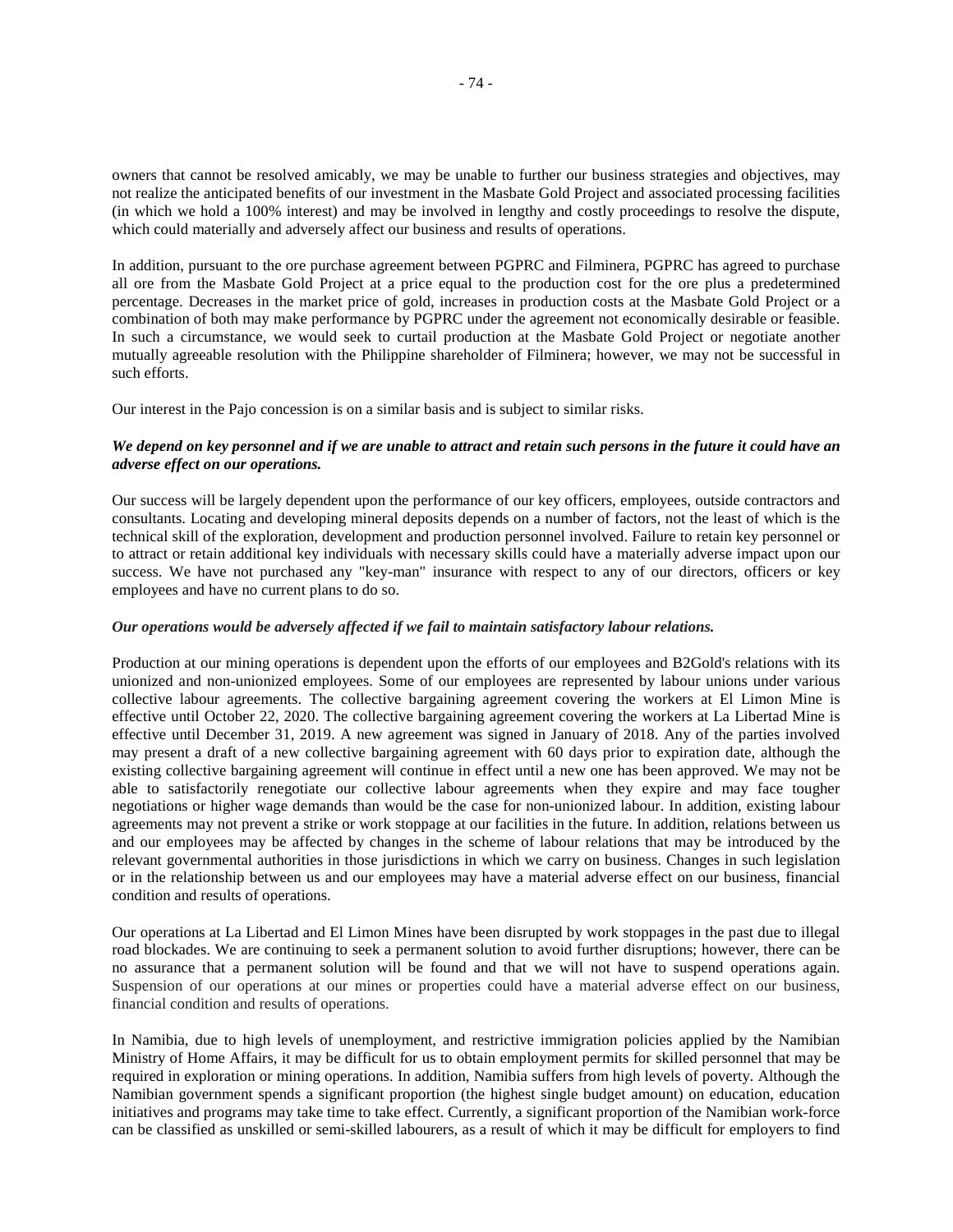owners that cannot be resolved amicably, we may be unable to further our business strategies and objectives, may not realize the anticipated benefits of our investment in the Masbate Gold Project and associated processing facilities (in which we hold a 100% interest) and may be involved in lengthy and costly proceedings to resolve the dispute, which could materially and adversely affect our business and results of operations.

In addition, pursuant to the ore purchase agreement between PGPRC and Filminera, PGPRC has agreed to purchase all ore from the Masbate Gold Project at a price equal to the production cost for the ore plus a predetermined percentage. Decreases in the market price of gold, increases in production costs at the Masbate Gold Project or a combination of both may make performance by PGPRC under the agreement not economically desirable or feasible. In such a circumstance, we would seek to curtail production at the Masbate Gold Project or negotiate another mutually agreeable resolution with the Philippine shareholder of Filminera; however, we may not be successful in such efforts.

Our interest in the Pajo concession is on a similar basis and is subject to similar risks.

***We depend on key personnel and if we are unable to attract and retain such persons in the future it could have an adverse effect on our operations.***

Our success will be largely dependent upon the performance of our key officers, employees, outside contractors and consultants. Locating and developing mineral deposits depends on a number of factors, not the least of which is the technical skill of the exploration, development and production personnel involved. Failure to retain key personnel or to attract or retain additional key individuals with necessary skills could have a materially adverse impact upon our success. We have not purchased any "key-man" insurance with respect to any of our directors, officers or key employees and have no current plans to do so.

***Our operations would be adversely affected if we fail to maintain satisfactory labour relations.***

Production at our mining operations is dependent upon the efforts of our employees and B2Gold's relations with its unionized and non-unionized employees. Some of our employees are represented by labour unions under various collective labour agreements. The collective bargaining agreement covering the workers at El Limon Mine is effective until October 22, 2020. The collective bargaining agreement covering the workers at La Libertad Mine is effective until December 31, 2019. A new agreement was signed in January of 2018. Any of the parties involved may present a draft of a new collective bargaining agreement with 60 days prior to expiration date, although the existing collective bargaining agreement will continue in effect until a new one has been approved. We may not be able to satisfactorily renegotiate our collective labour agreements when they expire and may face tougher negotiations or higher wage demands than would be the case for non-unionized labour. In addition, existing labour agreements may not prevent a strike or work stoppage at our facilities in the future. In addition, relations between us and our employees may be affected by changes in the scheme of labour relations that may be introduced by the relevant governmental authorities in those jurisdictions in which we carry on business. Changes in such legislation or in the relationship between us and our employees may have a material adverse effect on our business, financial condition and results of operations.

Our operations at La Libertad and El Limon Mines have been disrupted by work stoppages in the past due to illegal road blockades. We are continuing to seek a permanent solution to avoid further disruptions; however, there can be no assurance that a permanent solution will be found and that we will not have to suspend operations again. Suspension of our operations at our mines or properties could have a material adverse effect on our business, financial condition and results of operations.

In Namibia, due to high levels of unemployment, and restrictive immigration policies applied by the Namibian Ministry of Home Affairs, it may be difficult for us to obtain employment permits for skilled personnel that may be required in exploration or mining operations. In addition, Namibia suffers from high levels of poverty. Although the Namibian government spends a significant proportion (the highest single budget amount) on education, education initiatives and programs may take time to take effect. Currently, a significant proportion of the Namibian work-force can be classified as unskilled or semi-skilled labourers, as a result of which it may be difficult for employers to find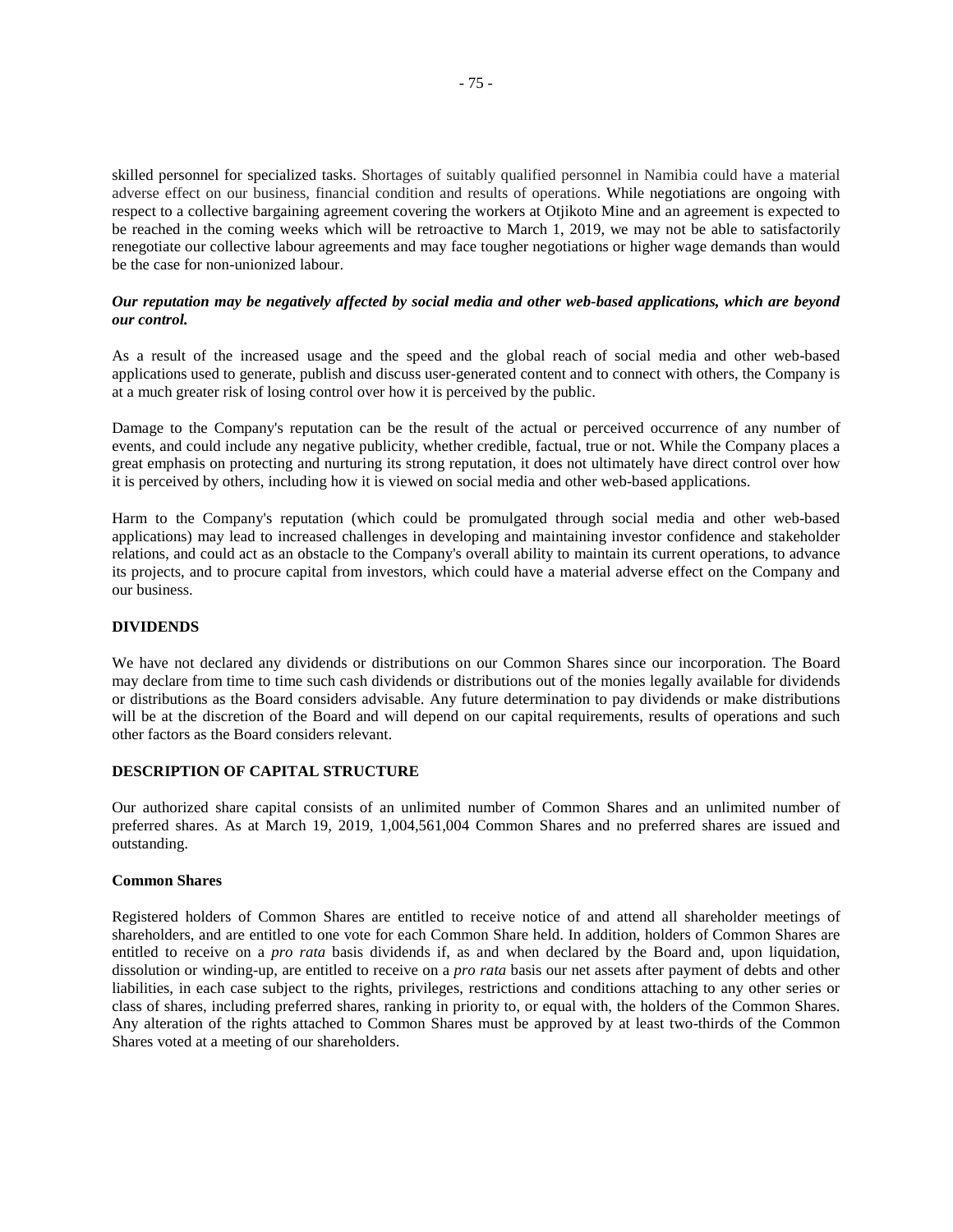skilled personnel for specialized tasks. Shortages of suitably qualified personnel in Namibia could have a material adverse effect on our business, financial condition and results of operations. While negotiations are ongoing with respect to a collective bargaining agreement covering the workers at Otjikoto Mine and an agreement is expected to be reached in the coming weeks which will be retroactive to March 1, 2019, we may not be able to satisfactorily renegotiate our collective labour agreements and may face tougher negotiations or higher wage demands than would be the case for non-unionized labour.

***Our reputation may be negatively affected by social media and other web-based applications, which are beyond our control.***

As a result of the increased usage and the speed and the global reach of social media and other web-based applications used to generate, publish and discuss user-generated content and to connect with others, the Company is at a much greater risk of losing control over how it is perceived by the public.

Damage to the Company's reputation can be the result of the actual or perceived occurrence of any number of events, and could include any negative publicity, whether credible, factual, true or not. While the Company places a great emphasis on protecting and nurturing its strong reputation, it does not ultimately have direct control over how it is perceived by others, including how it is viewed on social media and other web-based applications.

Harm to the Company's reputation (which could be promulgated through social media and other web-based applications) may lead to increased challenges in developing and maintaining investor confidence and stakeholder relations, and could act as an obstacle to the Company's overall ability to maintain its current operations, to advance its projects, and to procure capital from investors, which could have a material adverse effect on the Company and our business.

## DIVIDENDS

We have not declared any dividends or distributions on our Common Shares since our incorporation. The Board may declare from time to time such cash dividends or distributions out of the monies legally available for dividends or distributions as the Board considers advisable. Any future determination to pay dividends or make distributions will be at the discretion of the Board and will depend on our capital requirements, results of operations and such other factors as the Board considers relevant.

## DESCRIPTION OF CAPITAL STRUCTURE

Our authorized share capital consists of an unlimited number of Common Shares and an unlimited number of preferred shares. As at March 19, 2019, 1,004,561,004 Common Shares and no preferred shares are issued and outstanding.

### Common Shares

Registered holders of Common Shares are entitled to receive notice of and attend all shareholder meetings of shareholders, and are entitled to one vote for each Common Share held. In addition, holders of Common Shares are entitled to receive on a *pro rata* basis dividends if, as and when declared by the Board and, upon liquidation, dissolution or winding-up, are entitled to receive on a *pro rata* basis our net assets after payment of debts and other liabilities, in each case subject to the rights, privileges, restrictions and conditions attaching to any other series or class of shares, including preferred shares, ranking in priority to, or equal with, the holders of the Common Shares. Any alteration of the rights attached to Common Shares must be approved by at least two-thirds of the Common Shares voted at a meeting of our shareholders.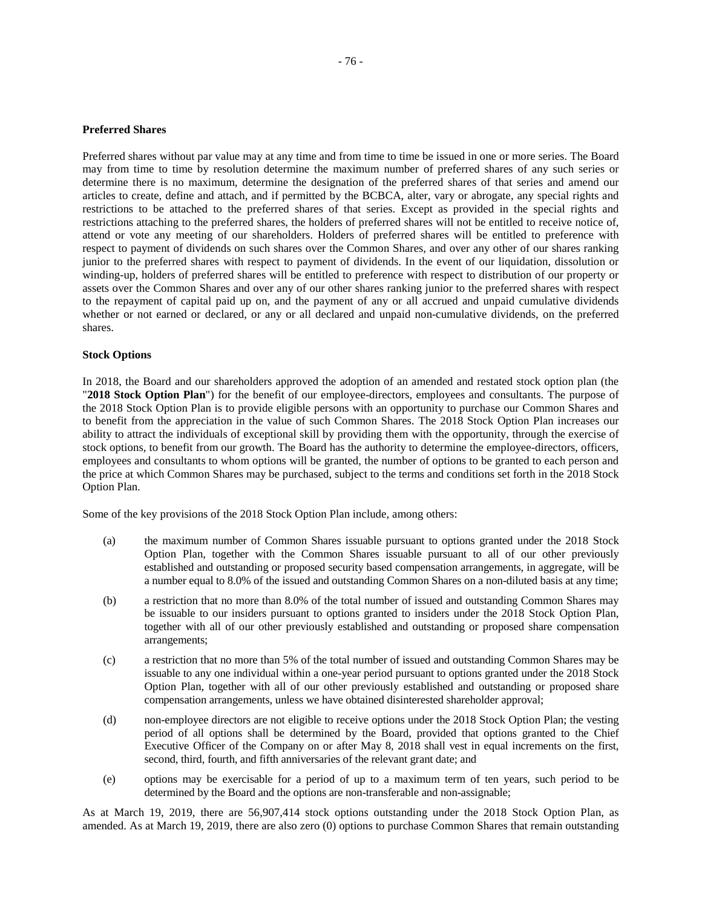**Preferred Shares**

Preferred shares without par value may at any time and from time to time be issued in one or more series. The Board may from time to time by resolution determine the maximum number of preferred shares of any such series or determine there is no maximum, determine the designation of the preferred shares of that series and amend our articles to create, define and attach, and if permitted by the BCBCA, alter, vary or abrogate, any special rights and restrictions to be attached to the preferred shares of that series. Except as provided in the special rights and restrictions attaching to the preferred shares, the holders of preferred shares will not be entitled to receive notice of, attend or vote any meeting of our shareholders. Holders of preferred shares will be entitled to preference with respect to payment of dividends on such shares over the Common Shares, and over any other of our shares ranking junior to the preferred shares with respect to payment of dividends. In the event of our liquidation, dissolution or winding-up, holders of preferred shares will be entitled to preference with respect to distribution of our property or assets over the Common Shares and over any of our other shares ranking junior to the preferred shares with respect to the repayment of capital paid up on, and the payment of any or all accrued and unpaid cumulative dividends whether or not earned or declared, or any or all declared and unpaid non-cumulative dividends, on the preferred shares.

**Stock Options**

In 2018, the Board and our shareholders approved the adoption of an amended and restated stock option plan (the "**2018 Stock Option Plan**") for the benefit of our employee-directors, employees and consultants. The purpose of the 2018 Stock Option Plan is to provide eligible persons with an opportunity to purchase our Common Shares and to benefit from the appreciation in the value of such Common Shares. The 2018 Stock Option Plan increases our ability to attract the individuals of exceptional skill by providing them with the opportunity, through the exercise of stock options, to benefit from our growth. The Board has the authority to determine the employee-directors, officers, employees and consultants to whom options will be granted, the number of options to be granted to each person and the price at which Common Shares may be purchased, subject to the terms and conditions set forth in the 2018 Stock Option Plan.

Some of the key provisions of the 2018 Stock Option Plan include, among others:

(a) the maximum number of Common Shares issuable pursuant to options granted under the 2018 Stock Option Plan, together with the Common Shares issuable pursuant to all of our other previously established and outstanding or proposed security based compensation arrangements, in aggregate, will be a number equal to 8.0% of the issued and outstanding Common Shares on a non-diluted basis at any time;

(b) a restriction that no more than 8.0% of the total number of issued and outstanding Common Shares may be issuable to our insiders pursuant to options granted to insiders under the 2018 Stock Option Plan, together with all of our other previously established and outstanding or proposed share compensation arrangements;

(c) a restriction that no more than 5% of the total number of issued and outstanding Common Shares may be issuable to any one individual within a one-year period pursuant to options granted under the 2018 Stock Option Plan, together with all of our other previously established and outstanding or proposed share compensation arrangements, unless we have obtained disinterested shareholder approval;

(d) non-employee directors are not eligible to receive options under the 2018 Stock Option Plan; the vesting period of all options shall be determined by the Board, provided that options granted to the Chief Executive Officer of the Company on or after May 8, 2018 shall vest in equal increments on the first, second, third, fourth, and fifth anniversaries of the relevant grant date; and

(e) options may be exercisable for a period of up to a maximum term of ten years, such period to be determined by the Board and the options are non-transferable and non-assignable;

As at March 19, 2019, there are 56,907,414 stock options outstanding under the 2018 Stock Option Plan, as amended. As at March 19, 2019, there are also zero (0) options to purchase Common Shares that remain outstanding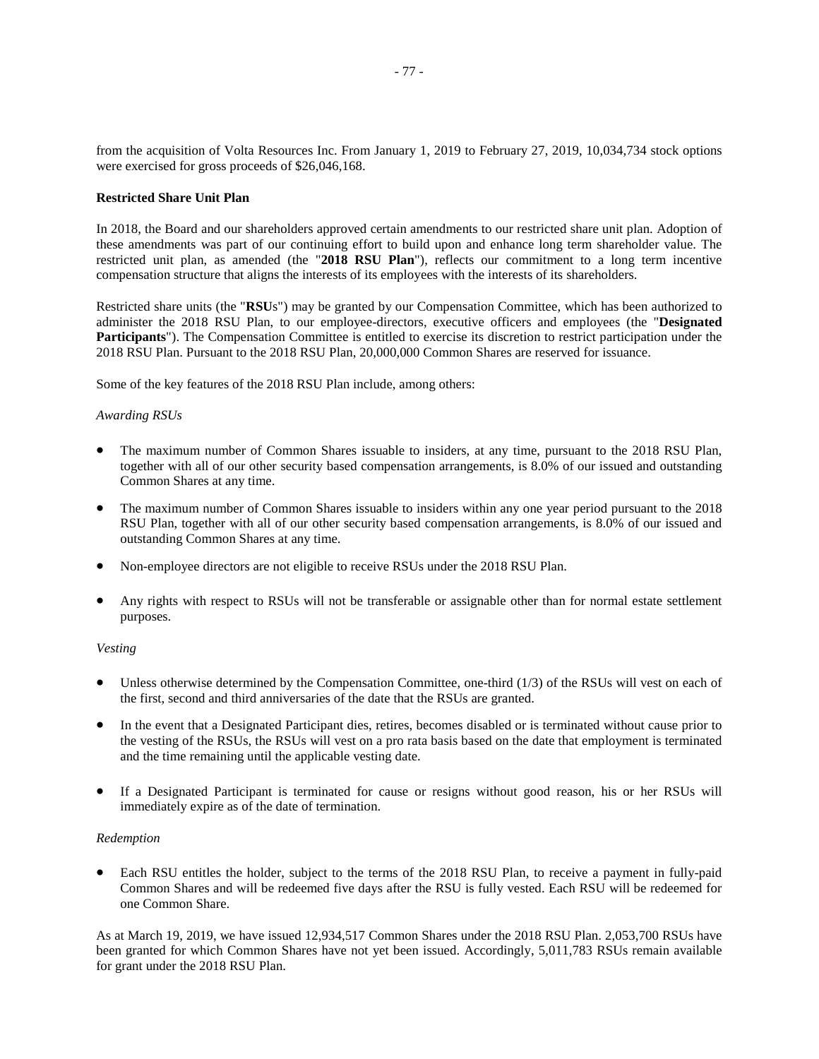from the acquisition of Volta Resources Inc. From January 1, 2019 to February 27, 2019, 10,034,734 stock options were exercised for gross proceeds of $26,046,168.

**Restricted Share Unit Plan**

In 2018, the Board and our shareholders approved certain amendments to our restricted share unit plan. Adoption of these amendments was part of our continuing effort to build upon and enhance long term shareholder value. The restricted unit plan, as amended (the "**2018 RSU Plan**"), reflects our commitment to a long term incentive compensation structure that aligns the interests of its employees with the interests of its shareholders.

Restricted share units (the "**RSU**s") may be granted by our Compensation Committee, which has been authorized to administer the 2018 RSU Plan, to our employee-directors, executive officers and employees (the "**Designated Participants**"). The Compensation Committee is entitled to exercise its discretion to restrict participation under the 2018 RSU Plan. Pursuant to the 2018 RSU Plan, 20,000,000 Common Shares are reserved for issuance.

Some of the key features of the 2018 RSU Plan include, among others:

*Awarding RSUs*

- The maximum number of Common Shares issuable to insiders, at any time, pursuant to the 2018 RSU Plan, together with all of our other security based compensation arrangements, is 8.0% of our issued and outstanding Common Shares at any time.
- The maximum number of Common Shares issuable to insiders within any one year period pursuant to the 2018 RSU Plan, together with all of our other security based compensation arrangements, is 8.0% of our issued and outstanding Common Shares at any time.
- Non-employee directors are not eligible to receive RSUs under the 2018 RSU Plan.
- Any rights with respect to RSUs will not be transferable or assignable other than for normal estate settlement purposes.

*Vesting*

- Unless otherwise determined by the Compensation Committee, one-third (1/3) of the RSUs will vest on each of the first, second and third anniversaries of the date that the RSUs are granted.
- In the event that a Designated Participant dies, retires, becomes disabled or is terminated without cause prior to the vesting of the RSUs, the RSUs will vest on a pro rata basis based on the date that employment is terminated and the time remaining until the applicable vesting date.
- If a Designated Participant is terminated for cause or resigns without good reason, his or her RSUs will immediately expire as of the date of termination.

*Redemption*

- Each RSU entitles the holder, subject to the terms of the 2018 RSU Plan, to receive a payment in fully-paid Common Shares and will be redeemed five days after the RSU is fully vested. Each RSU will be redeemed for one Common Share.

As at March 19, 2019, we have issued 12,934,517 Common Shares under the 2018 RSU Plan. 2,053,700 RSUs have been granted for which Common Shares have not yet been issued. Accordingly, 5,011,783 RSUs remain available for grant under the 2018 RSU Plan.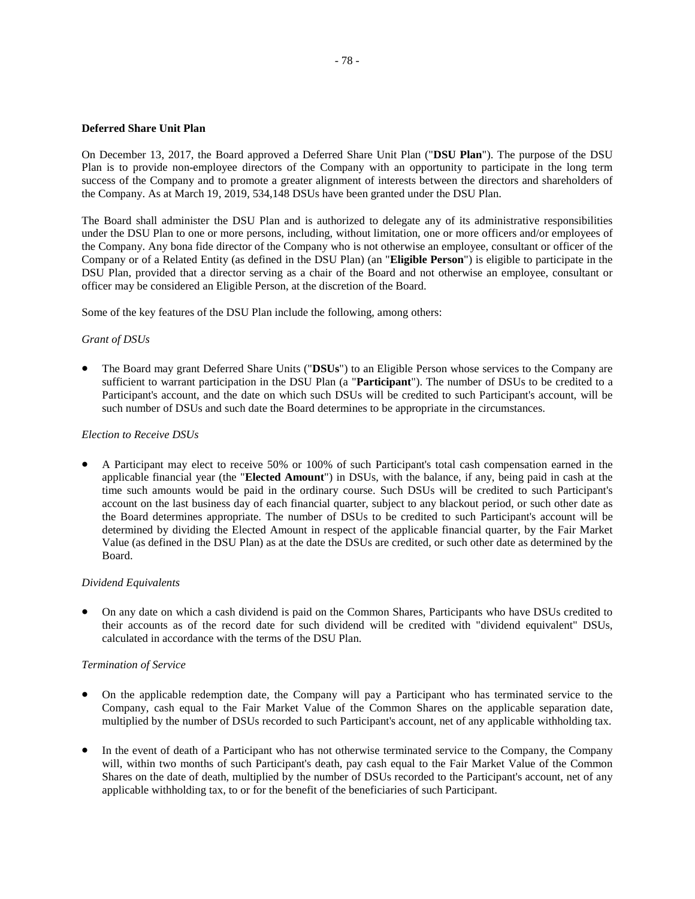### Deferred Share Unit Plan

On December 13, 2017, the Board approved a Deferred Share Unit Plan ("**DSU Plan**"). The purpose of the DSU Plan is to provide non-employee directors of the Company with an opportunity to participate in the long term success of the Company and to promote a greater alignment of interests between the directors and shareholders of the Company. As at March 19, 2019, 534,148 DSUs have been granted under the DSU Plan.

The Board shall administer the DSU Plan and is authorized to delegate any of its administrative responsibilities under the DSU Plan to one or more persons, including, without limitation, one or more officers and/or employees of the Company. Any bona fide director of the Company who is not otherwise an employee, consultant or officer of the Company or of a Related Entity (as defined in the DSU Plan) (an "**Eligible Person**") is eligible to participate in the DSU Plan, provided that a director serving as a chair of the Board and not otherwise an employee, consultant or officer may be considered an Eligible Person, at the discretion of the Board.

Some of the key features of the DSU Plan include the following, among others:

*Grant of DSUs*

- The Board may grant Deferred Share Units ("**DSUs**") to an Eligible Person whose services to the Company are sufficient to warrant participation in the DSU Plan (a "**Participant**"). The number of DSUs to be credited to a Participant's account, and the date on which such DSUs will be credited to such Participant's account, will be such number of DSUs and such date the Board determines to be appropriate in the circumstances.

*Election to Receive DSUs*

- A Participant may elect to receive 50% or 100% of such Participant's total cash compensation earned in the applicable financial year (the "**Elected Amount**") in DSUs, with the balance, if any, being paid in cash at the time such amounts would be paid in the ordinary course. Such DSUs will be credited to such Participant's account on the last business day of each financial quarter, subject to any blackout period, or such other date as the Board determines appropriate. The number of DSUs to be credited to such Participant's account will be determined by dividing the Elected Amount in respect of the applicable financial quarter, by the Fair Market Value (as defined in the DSU Plan) as at the date the DSUs are credited, or such other date as determined by the Board.

*Dividend Equivalents*

- On any date on which a cash dividend is paid on the Common Shares, Participants who have DSUs credited to their accounts as of the record date for such dividend will be credited with "dividend equivalent" DSUs, calculated in accordance with the terms of the DSU Plan.

*Termination of Service*

- On the applicable redemption date, the Company will pay a Participant who has terminated service to the Company, cash equal to the Fair Market Value of the Common Shares on the applicable separation date, multiplied by the number of DSUs recorded to such Participant's account, net of any applicable withholding tax.

- In the event of death of a Participant who has not otherwise terminated service to the Company, the Company will, within two months of such Participant's death, pay cash equal to the Fair Market Value of the Common Shares on the date of death, multiplied by the number of DSUs recorded to the Participant's account, net of any applicable withholding tax, to or for the benefit of the beneficiaries of such Participant.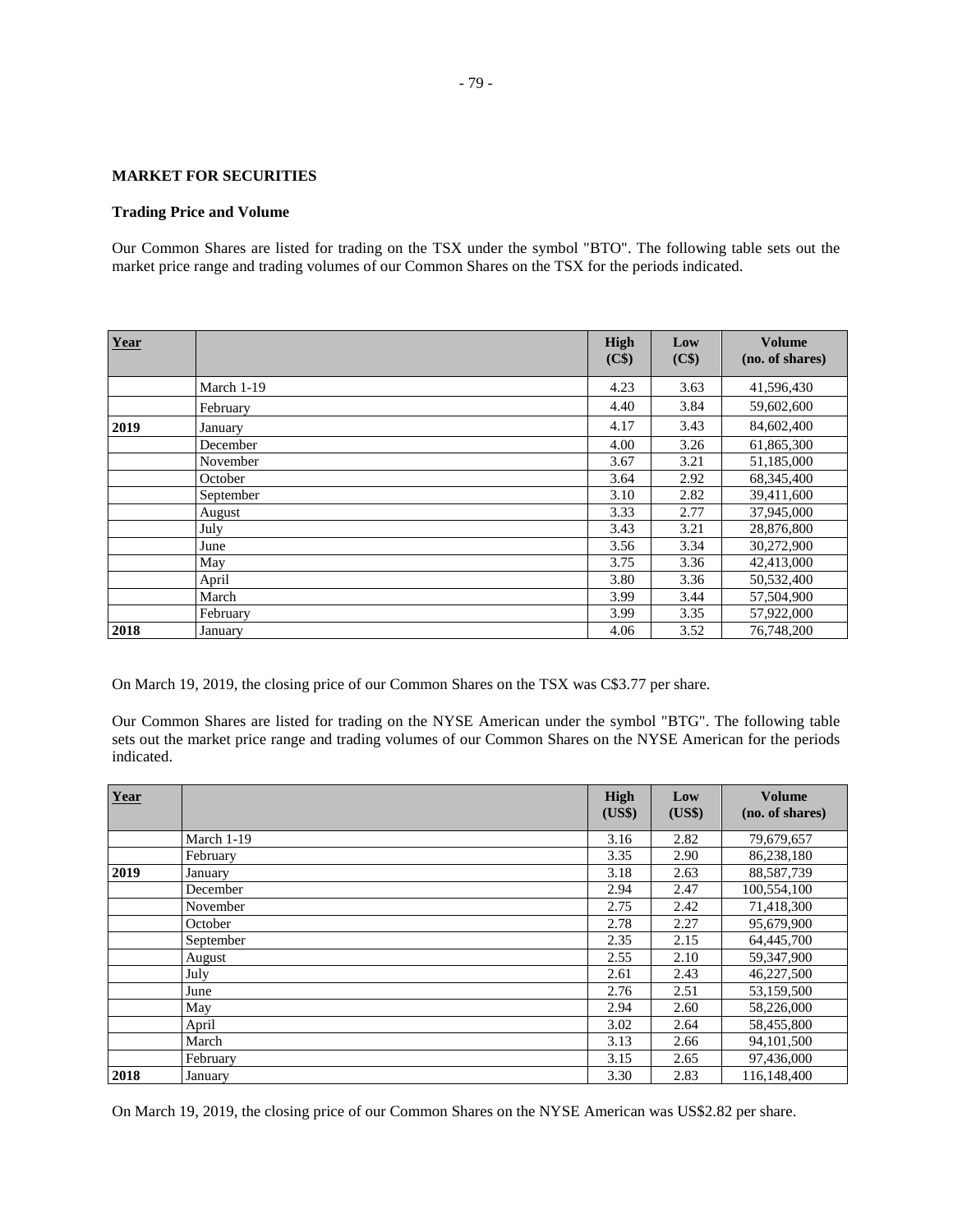**MARKET FOR SECURITIES**

**Trading Price and Volume**

Our Common Shares are listed for trading on the TSX under the symbol "BTO". The following table sets out the market price range and trading volumes of our Common Shares on the TSX for the periods indicated.

| Year | | High (C$) | Low (C$) | Volume (no. of shares) |
|---|---|---|---|---|
| | March 1-19 | 4.23 | 3.63 | 41,596,430 |
| | February | 4.40 | 3.84 | 59,602,600 |
| **2019** | January | 4.17 | 3.43 | 84,602,400 |
| | December | 4.00 | 3.26 | 61,865,300 |
| | November | 3.67 | 3.21 | 51,185,000 |
| | October | 3.64 | 2.92 | 68,345,400 |
| | September | 3.10 | 2.82 | 39,411,600 |
| | August | 3.33 | 2.77 | 37,945,000 |
| | July | 3.43 | 3.21 | 28,876,800 |
| | June | 3.56 | 3.34 | 30,272,900 |
| | May | 3.75 | 3.36 | 42,413,000 |
| | April | 3.80 | 3.36 | 50,532,400 |
| | March | 3.99 | 3.44 | 57,504,900 |
| | February | 3.99 | 3.35 | 57,922,000 |
| **2018** | January | 4.06 | 3.52 | 76,748,200 |

On March 19, 2019, the closing price of our Common Shares on the TSX was C$3.77 per share.

Our Common Shares are listed for trading on the NYSE American under the symbol "BTG". The following table sets out the market price range and trading volumes of our Common Shares on the NYSE American for the periods indicated.

| Year | | High (US$) | Low (US$) | Volume (no. of shares) |
|---|---|---|---|---|
| | March 1-19 | 3.16 | 2.82 | 79,679,657 |
| | February | 3.35 | 2.90 | 86,238,180 |
| **2019** | January | 3.18 | 2.63 | 88,587,739 |
| | December | 2.94 | 2.47 | 100,554,100 |
| | November | 2.75 | 2.42 | 71,418,300 |
| | October | 2.78 | 2.27 | 95,679,900 |
| | September | 2.35 | 2.15 | 64,445,700 |
| | August | 2.55 | 2.10 | 59,347,900 |
| | July | 2.61 | 2.43 | 46,227,500 |
| | June | 2.76 | 2.51 | 53,159,500 |
| | May | 2.94 | 2.60 | 58,226,000 |
| | April | 3.02 | 2.64 | 58,455,800 |
| | March | 3.13 | 2.66 | 94,101,500 |
| | February | 3.15 | 2.65 | 97,436,000 |
| **2018** | January | 3.30 | 2.83 | 116,148,400 |

On March 19, 2019, the closing price of our Common Shares on the NYSE American was US$2.82 per share.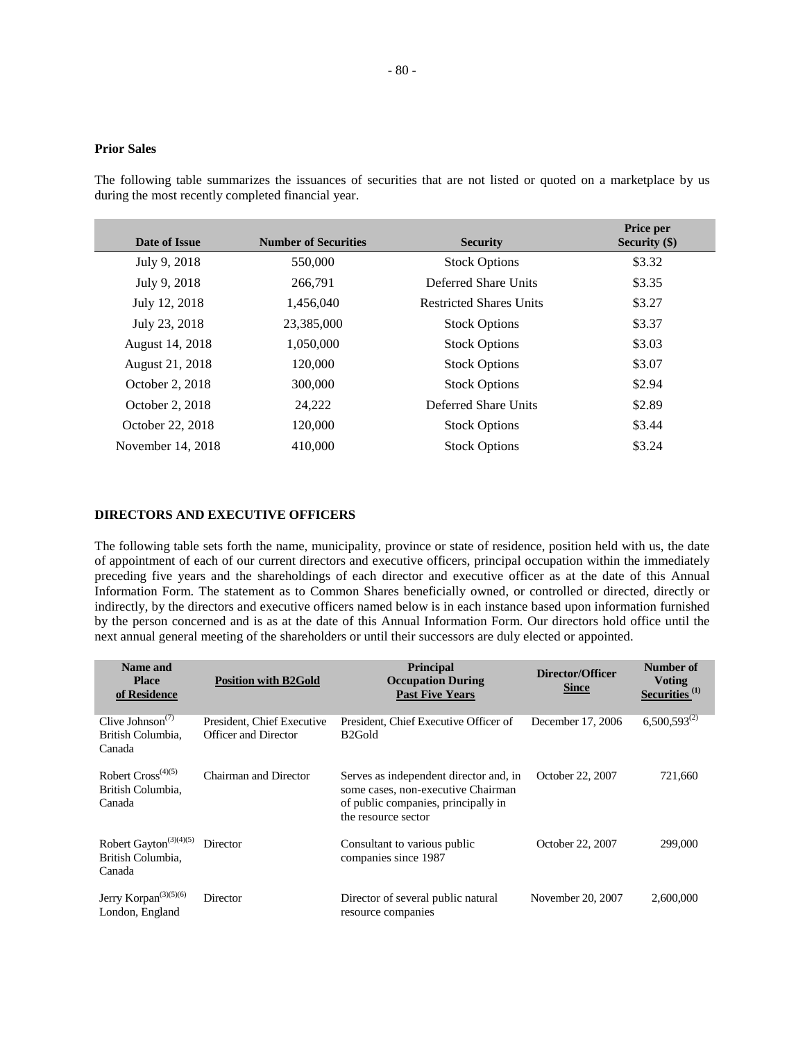### Prior Sales

The following table summarizes the issuances of securities that are not listed or quoted on a marketplace by us during the most recently completed financial year.

| Date of Issue | Number of Securities | Security | Price per Security ($) |
|---|---|---|---|
| July 9, 2018 | 550,000 | Stock Options | $3.32 |
| July 9, 2018 | 266,791 | Deferred Share Units | $3.35 |
| July 12, 2018 | 1,456,040 | Restricted Shares Units | $3.27 |
| July 23, 2018 | 23,385,000 | Stock Options | $3.37 |
| August 14, 2018 | 1,050,000 | Stock Options | $3.03 |
| August 21, 2018 | 120,000 | Stock Options | $3.07 |
| October 2, 2018 | 300,000 | Stock Options | $2.94 |
| October 2, 2018 | 24,222 | Deferred Share Units | $2.89 |
| October 22, 2018 | 120,000 | Stock Options | $3.44 |
| November 14, 2018 | 410,000 | Stock Options | $3.24 |

## DIRECTORS AND EXECUTIVE OFFICERS

The following table sets forth the name, municipality, province or state of residence, position held with us, the date of appointment of each of our current directors and executive officers, principal occupation within the immediately preceding five years and the shareholdings of each director and executive officer as at the date of this Annual Information Form. The statement as to Common Shares beneficially owned, or controlled or directed, directly or indirectly, by the directors and executive officers named below is in each instance based upon information furnished by the person concerned and is as at the date of this Annual Information Form. Our directors hold office until the next annual general meeting of the shareholders or until their successors are duly elected or appointed.

| Name and Place of Residence | Position with B2Gold | Principal Occupation During Past Five Years | Director/Officer Since | Number of Voting Securities [(1)] |
|---|---|---|---|---|
| Clive Johnson[(7)] British Columbia, Canada | President, Chief Executive Officer and Director | President, Chief Executive Officer of B2Gold | December 17, 2006 | 6,500,593[(2)] |
| Robert Cross[(4)(5)] British Columbia, Canada | Chairman and Director | Serves as independent director and, in some cases, non-executive Chairman of public companies, principally in the resource sector | October 22, 2007 | 721,660 |
| Robert Gayton[(3)(4)(5)] British Columbia, Canada | Director | Consultant to various public companies since 1987 | October 22, 2007 | 299,000 |
| Jerry Korpan[(3)(5)(6)] London, England | Director | Director of several public natural resource companies | November 20, 2007 | 2,600,000 |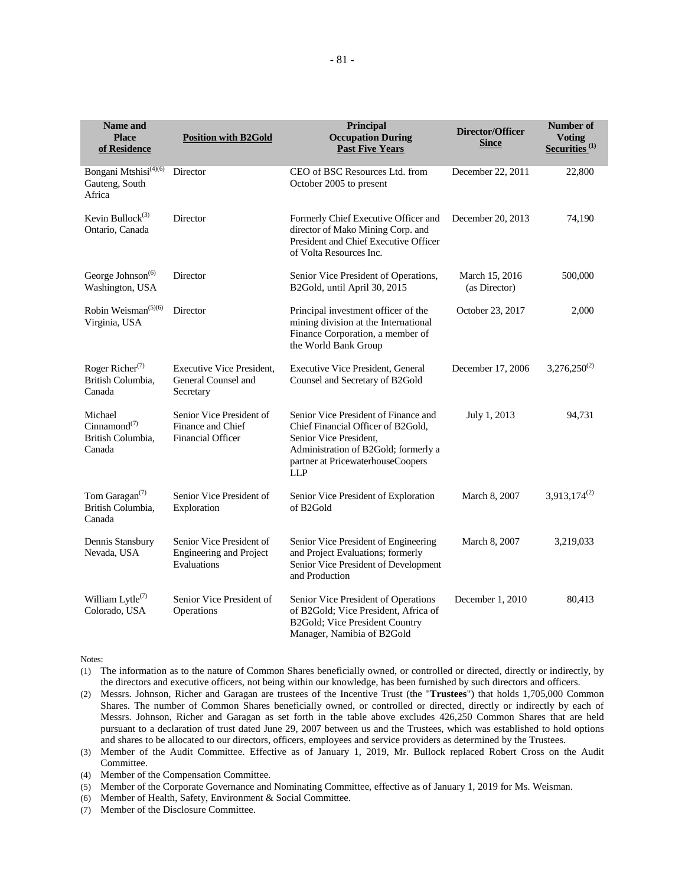| Name and Place of Residence | Position with B2Gold | Principal Occupation During Past Five Years | Director/Officer Since | Number of Voting Securities [(1)] |
| --- | --- | --- | --- | --- |
| Bongani Mtshisi[(4)(6)] Gauteng, South Africa | Director | CEO of BSC Resources Ltd. from October 2005 to present | December 22, 2011 | 22,800 |
| Kevin Bullock[(3)] Ontario, Canada | Director | Formerly Chief Executive Officer and director of Mako Mining Corp. and President and Chief Executive Officer of Volta Resources Inc. | December 20, 2013 | 74,190 |
| George Johnson[(6)] Washington, USA | Director | Senior Vice President of Operations, B2Gold, until April 30, 2015 | March 15, 2016 (as Director) | 500,000 |
| Robin Weisman[(5)(6)] Virginia, USA | Director | Principal investment officer of the mining division at the International Finance Corporation, a member of the World Bank Group | October 23, 2017 | 2,000 |
| Roger Richer[(7)] British Columbia, Canada | Executive Vice President, General Counsel and Secretary | Executive Vice President, General Counsel and Secretary of B2Gold | December 17, 2006 | 3,276,250[(2)] |
| Michael Cinnamond[(7)] British Columbia, Canada | Senior Vice President of Finance and Chief Financial Officer | Senior Vice President of Finance and Chief Financial Officer of B2Gold, Senior Vice President, Administration of B2Gold; formerly a partner at PricewaterhouseCoopers LLP | July 1, 2013 | 94,731 |
| Tom Garagan[(7)] British Columbia, Canada | Senior Vice President of Exploration | Senior Vice President of Exploration of B2Gold | March 8, 2007 | 3,913,174[(2)] |
| Dennis Stansbury Nevada, USA | Senior Vice President of Engineering and Project Evaluations | Senior Vice President of Engineering and Project Evaluations; formerly Senior Vice President of Development and Production | March 8, 2007 | 3,219,033 |
| William Lytle[(7)] Colorado, USA | Senior Vice President of Operations | Senior Vice President of Operations of B2Gold; Vice President, Africa of B2Gold; Vice President Country Manager, Namibia of B2Gold | December 1, 2010 | 80,413 |

Notes:

(1) The information as to the nature of Common Shares beneficially owned, or controlled or directed, directly or indirectly, by the directors and executive officers, not being within our knowledge, has been furnished by such directors and officers.

(2) Messrs. Johnson, Richer and Garagan are trustees of the Incentive Trust (the "**Trustees**") that holds 1,705,000 Common Shares. The number of Common Shares beneficially owned, or controlled or directed, directly or indirectly by each of Messrs. Johnson, Richer and Garagan as set forth in the table above excludes 426,250 Common Shares that are held pursuant to a declaration of trust dated June 29, 2007 between us and the Trustees, which was established to hold options and shares to be allocated to our directors, officers, employees and service providers as determined by the Trustees.

(3) Member of the Audit Committee. Effective as of January 1, 2019, Mr. Bullock replaced Robert Cross on the Audit Committee.

(4) Member of the Compensation Committee.

(5) Member of the Corporate Governance and Nominating Committee, effective as of January 1, 2019 for Ms. Weisman.

(6) Member of Health, Safety, Environment & Social Committee.

(7) Member of the Disclosure Committee.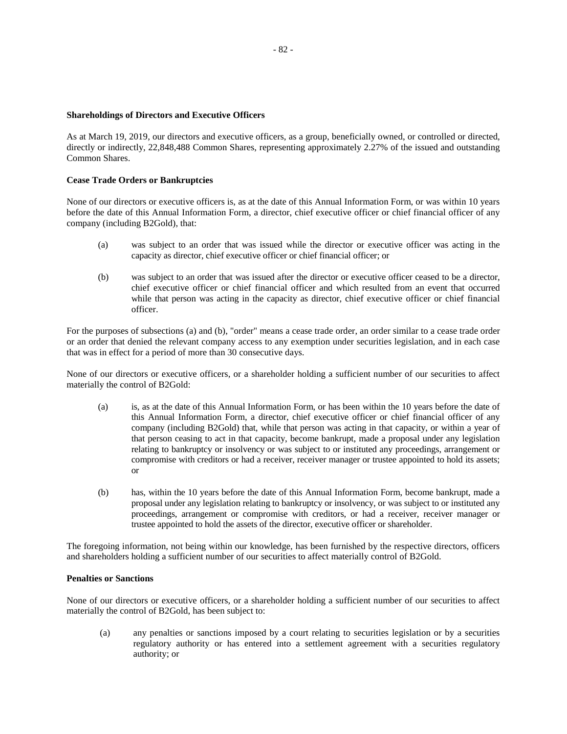**Shareholdings of Directors and Executive Officers**

As at March 19, 2019, our directors and executive officers, as a group, beneficially owned, or controlled or directed, directly or indirectly, 22,848,488 Common Shares, representing approximately 2.27% of the issued and outstanding Common Shares.

**Cease Trade Orders or Bankruptcies**

None of our directors or executive officers is, as at the date of this Annual Information Form, or was within 10 years before the date of this Annual Information Form, a director, chief executive officer or chief financial officer of any company (including B2Gold), that:

(a) was subject to an order that was issued while the director or executive officer was acting in the capacity as director, chief executive officer or chief financial officer; or

(b) was subject to an order that was issued after the director or executive officer ceased to be a director, chief executive officer or chief financial officer and which resulted from an event that occurred while that person was acting in the capacity as director, chief executive officer or chief financial officer.

For the purposes of subsections (a) and (b), "order" means a cease trade order, an order similar to a cease trade order or an order that denied the relevant company access to any exemption under securities legislation, and in each case that was in effect for a period of more than 30 consecutive days.

None of our directors or executive officers, or a shareholder holding a sufficient number of our securities to affect materially the control of B2Gold:

(a) is, as at the date of this Annual Information Form, or has been within the 10 years before the date of this Annual Information Form, a director, chief executive officer or chief financial officer of any company (including B2Gold) that, while that person was acting in that capacity, or within a year of that person ceasing to act in that capacity, become bankrupt, made a proposal under any legislation relating to bankruptcy or insolvency or was subject to or instituted any proceedings, arrangement or compromise with creditors or had a receiver, receiver manager or trustee appointed to hold its assets; or

(b) has, within the 10 years before the date of this Annual Information Form, become bankrupt, made a proposal under any legislation relating to bankruptcy or insolvency, or was subject to or instituted any proceedings, arrangement or compromise with creditors, or had a receiver, receiver manager or trustee appointed to hold the assets of the director, executive officer or shareholder.

The foregoing information, not being within our knowledge, has been furnished by the respective directors, officers and shareholders holding a sufficient number of our securities to affect materially control of B2Gold.

**Penalties or Sanctions**

None of our directors or executive officers, or a shareholder holding a sufficient number of our securities to affect materially the control of B2Gold, has been subject to:

(a) any penalties or sanctions imposed by a court relating to securities legislation or by a securities regulatory authority or has entered into a settlement agreement with a securities regulatory authority; or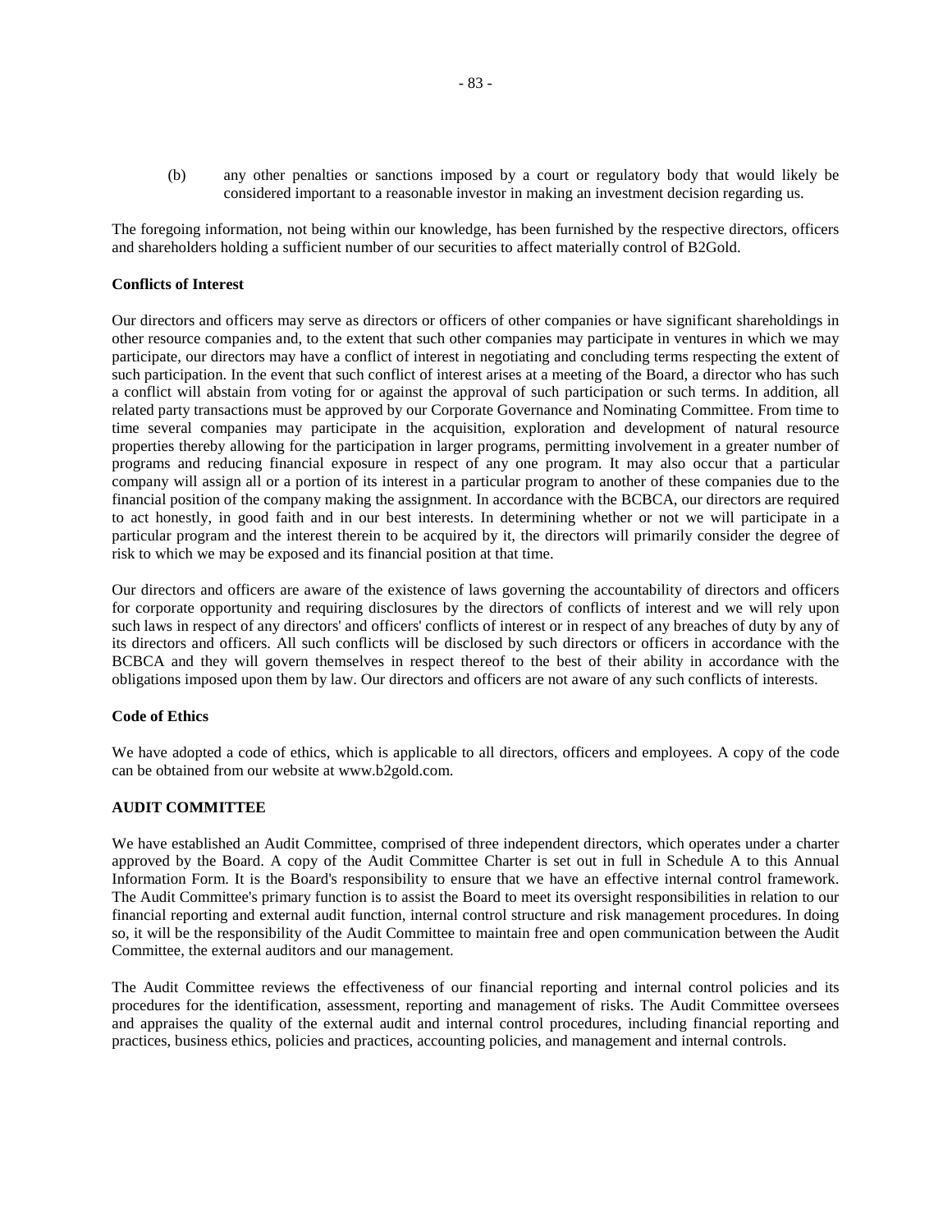(b) any other penalties or sanctions imposed by a court or regulatory body that would likely be considered important to a reasonable investor in making an investment decision regarding us.

The foregoing information, not being within our knowledge, has been furnished by the respective directors, officers and shareholders holding a sufficient number of our securities to affect materially control of B2Gold.

**Conflicts of Interest**

Our directors and officers may serve as directors or officers of other companies or have significant shareholdings in other resource companies and, to the extent that such other companies may participate in ventures in which we may participate, our directors may have a conflict of interest in negotiating and concluding terms respecting the extent of such participation. In the event that such conflict of interest arises at a meeting of the Board, a director who has such a conflict will abstain from voting for or against the approval of such participation or such terms. In addition, all related party transactions must be approved by our Corporate Governance and Nominating Committee. From time to time several companies may participate in the acquisition, exploration and development of natural resource properties thereby allowing for the participation in larger programs, permitting involvement in a greater number of programs and reducing financial exposure in respect of any one program. It may also occur that a particular company will assign all or a portion of its interest in a particular program to another of these companies due to the financial position of the company making the assignment. In accordance with the BCBCA, our directors are required to act honestly, in good faith and in our best interests. In determining whether or not we will participate in a particular program and the interest therein to be acquired by it, the directors will primarily consider the degree of risk to which we may be exposed and its financial position at that time.

Our directors and officers are aware of the existence of laws governing the accountability of directors and officers for corporate opportunity and requiring disclosures by the directors of conflicts of interest and we will rely upon such laws in respect of any directors' and officers' conflicts of interest or in respect of any breaches of duty by any of its directors and officers. All such conflicts will be disclosed by such directors or officers in accordance with the BCBCA and they will govern themselves in respect thereof to the best of their ability in accordance with the obligations imposed upon them by law. Our directors and officers are not aware of any such conflicts of interests.

**Code of Ethics**

We have adopted a code of ethics, which is applicable to all directors, officers and employees. A copy of the code can be obtained from our website at www.b2gold.com.

## AUDIT COMMITTEE

We have established an Audit Committee, comprised of three independent directors, which operates under a charter approved by the Board. A copy of the Audit Committee Charter is set out in full in Schedule A to this Annual Information Form. It is the Board's responsibility to ensure that we have an effective internal control framework. The Audit Committee's primary function is to assist the Board to meet its oversight responsibilities in relation to our financial reporting and external audit function, internal control structure and risk management procedures. In doing so, it will be the responsibility of the Audit Committee to maintain free and open communication between the Audit Committee, the external auditors and our management.

The Audit Committee reviews the effectiveness of our financial reporting and internal control policies and its procedures for the identification, assessment, reporting and management of risks. The Audit Committee oversees and appraises the quality of the external audit and internal control procedures, including financial reporting and practices, business ethics, policies and practices, accounting policies, and management and internal controls.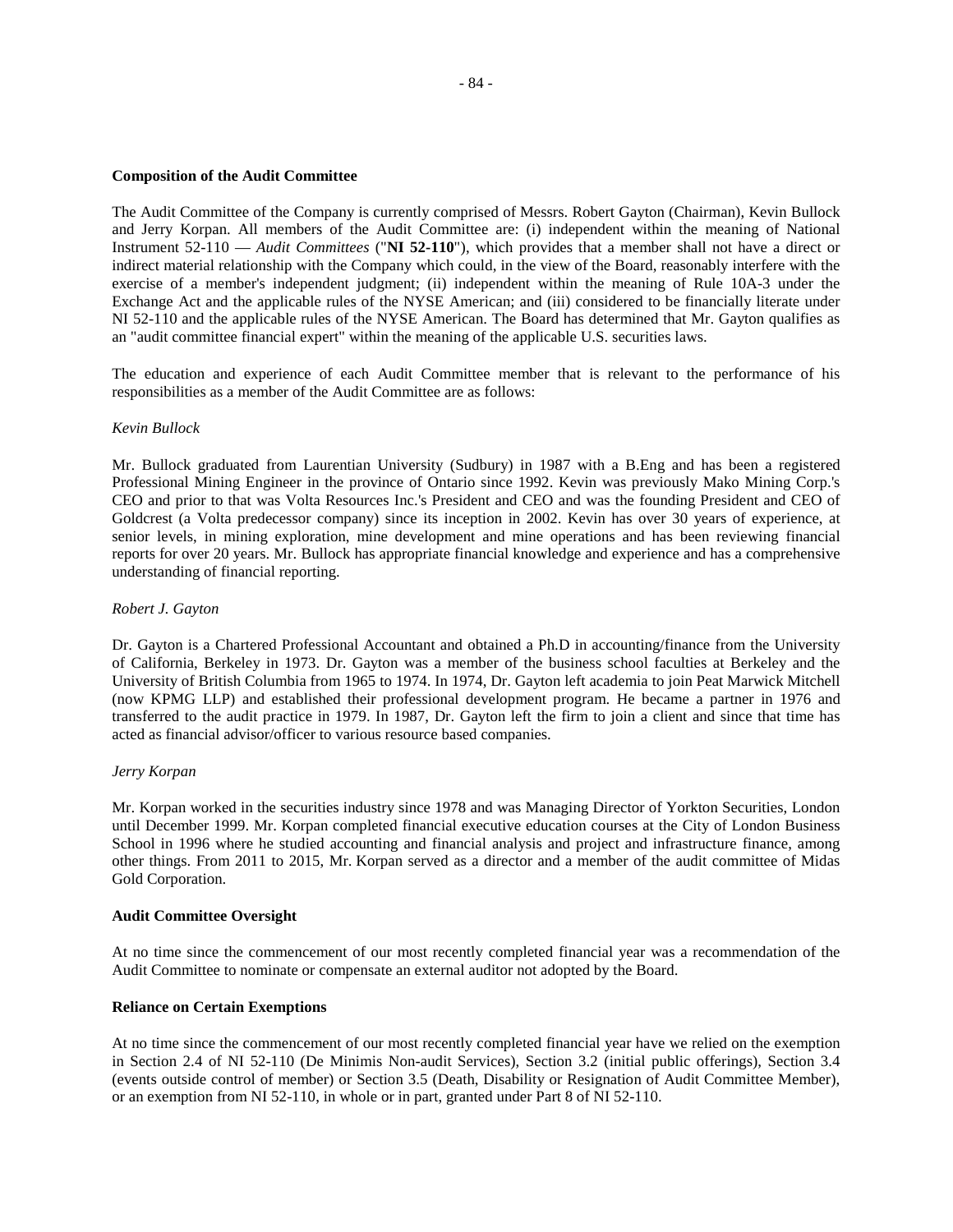**Composition of the Audit Committee**

The Audit Committee of the Company is currently comprised of Messrs. Robert Gayton (Chairman), Kevin Bullock and Jerry Korpan. All members of the Audit Committee are: (i) independent within the meaning of National Instrument 52-110 — *Audit Committees* ("**NI 52-110**"), which provides that a member shall not have a direct or indirect material relationship with the Company which could, in the view of the Board, reasonably interfere with the exercise of a member's independent judgment; (ii) independent within the meaning of Rule 10A-3 under the Exchange Act and the applicable rules of the NYSE American; and (iii) considered to be financially literate under NI 52-110 and the applicable rules of the NYSE American. The Board has determined that Mr. Gayton qualifies as an "audit committee financial expert" within the meaning of the applicable U.S. securities laws.

The education and experience of each Audit Committee member that is relevant to the performance of his responsibilities as a member of the Audit Committee are as follows:

*Kevin Bullock*

Mr. Bullock graduated from Laurentian University (Sudbury) in 1987 with a B.Eng and has been a registered Professional Mining Engineer in the province of Ontario since 1992. Kevin was previously Mako Mining Corp.'s CEO and prior to that was Volta Resources Inc.'s President and CEO and was the founding President and CEO of Goldcrest (a Volta predecessor company) since its inception in 2002. Kevin has over 30 years of experience, at senior levels, in mining exploration, mine development and mine operations and has been reviewing financial reports for over 20 years. Mr. Bullock has appropriate financial knowledge and experience and has a comprehensive understanding of financial reporting.

*Robert J. Gayton*

Dr. Gayton is a Chartered Professional Accountant and obtained a Ph.D in accounting/finance from the University of California, Berkeley in 1973. Dr. Gayton was a member of the business school faculties at Berkeley and the University of British Columbia from 1965 to 1974. In 1974, Dr. Gayton left academia to join Peat Marwick Mitchell (now KPMG LLP) and established their professional development program. He became a partner in 1976 and transferred to the audit practice in 1979. In 1987, Dr. Gayton left the firm to join a client and since that time has acted as financial advisor/officer to various resource based companies.

*Jerry Korpan*

Mr. Korpan worked in the securities industry since 1978 and was Managing Director of Yorkton Securities, London until December 1999. Mr. Korpan completed financial executive education courses at the City of London Business School in 1996 where he studied accounting and financial analysis and project and infrastructure finance, among other things. From 2011 to 2015, Mr. Korpan served as a director and a member of the audit committee of Midas Gold Corporation.

**Audit Committee Oversight**

At no time since the commencement of our most recently completed financial year was a recommendation of the Audit Committee to nominate or compensate an external auditor not adopted by the Board.

**Reliance on Certain Exemptions**

At no time since the commencement of our most recently completed financial year have we relied on the exemption in Section 2.4 of NI 52-110 (De Minimis Non-audit Services), Section 3.2 (initial public offerings), Section 3.4 (events outside control of member) or Section 3.5 (Death, Disability or Resignation of Audit Committee Member), or an exemption from NI 52-110, in whole or in part, granted under Part 8 of NI 52-110.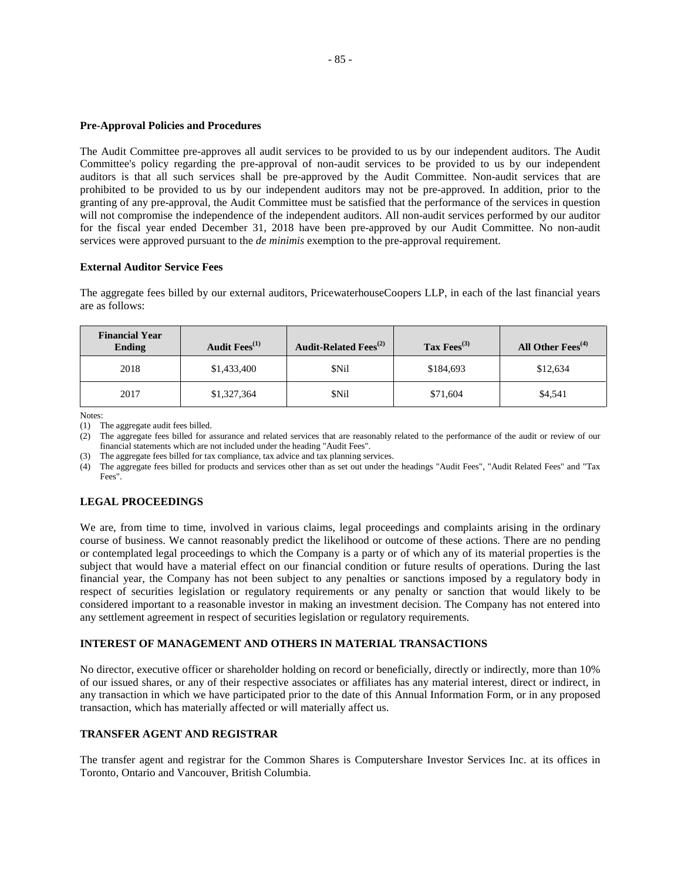**Pre-Approval Policies and Procedures**

The Audit Committee pre-approves all audit services to be provided to us by our independent auditors. The Audit Committee's policy regarding the pre-approval of non-audit services to be provided to us by our independent auditors is that all such services shall be pre-approved by the Audit Committee. Non-audit services that are prohibited to be provided to us by our independent auditors may not be pre-approved. In addition, prior to the granting of any pre-approval, the Audit Committee must be satisfied that the performance of the services in question will not compromise the independence of the independent auditors. All non-audit services performed by our auditor for the fiscal year ended December 31, 2018 have been pre-approved by our Audit Committee. No non-audit services were approved pursuant to the *de minimis* exemption to the pre-approval requirement.

**External Auditor Service Fees**

The aggregate fees billed by our external auditors, PricewaterhouseCoopers LLP, in each of the last financial years are as follows:

| Financial Year Ending | Audit Fees(1) | Audit-Related Fees(2) | Tax Fees(3) | All Other Fees(4) |
|---|---|---|---|---|
| 2018 | $1,433,400 | $Nil | $184,693 | $12,634 |
| 2017 | $1,327,364 | $Nil | $71,604 | $4,541 |

Notes:

(1) The aggregate audit fees billed.

(2) The aggregate fees billed for assurance and related services that are reasonably related to the performance of the audit or review of our financial statements which are not included under the heading "Audit Fees".

(3) The aggregate fees billed for tax compliance, tax advice and tax planning services.

(4) The aggregate fees billed for products and services other than as set out under the headings "Audit Fees", "Audit Related Fees" and "Tax Fees".

## LEGAL PROCEEDINGS

We are, from time to time, involved in various claims, legal proceedings and complaints arising in the ordinary course of business. We cannot reasonably predict the likelihood or outcome of these actions. There are no pending or contemplated legal proceedings to which the Company is a party or of which any of its material properties is the subject that would have a material effect on our financial condition or future results of operations. During the last financial year, the Company has not been subject to any penalties or sanctions imposed by a regulatory body in respect of securities legislation or regulatory requirements or any penalty or sanction that would likely to be considered important to a reasonable investor in making an investment decision. The Company has not entered into any settlement agreement in respect of securities legislation or regulatory requirements.

## INTEREST OF MANAGEMENT AND OTHERS IN MATERIAL TRANSACTIONS

No director, executive officer or shareholder holding on record or beneficially, directly or indirectly, more than 10% of our issued shares, or any of their respective associates or affiliates has any material interest, direct or indirect, in any transaction in which we have participated prior to the date of this Annual Information Form, or in any proposed transaction, which has materially affected or will materially affect us.

## TRANSFER AGENT AND REGISTRAR

The transfer agent and registrar for the Common Shares is Computershare Investor Services Inc. at its offices in Toronto, Ontario and Vancouver, British Columbia.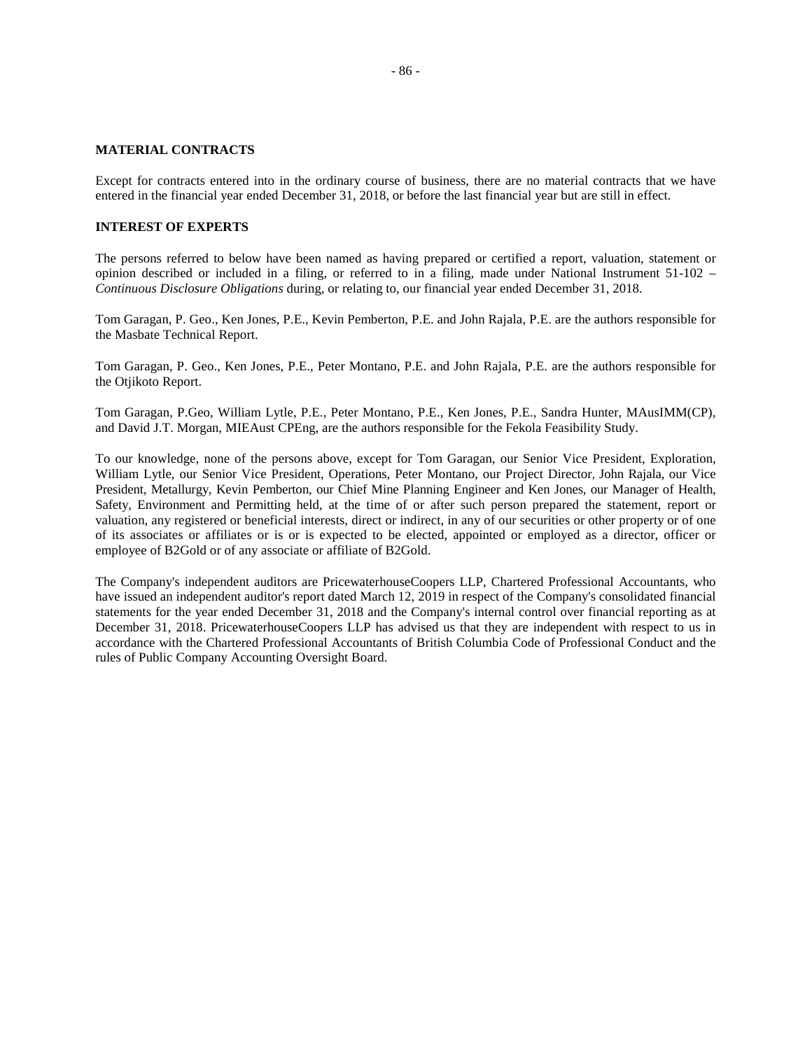## MATERIAL CONTRACTS

Except for contracts entered into in the ordinary course of business, there are no material contracts that we have entered in the financial year ended December 31, 2018, or before the last financial year but are still in effect.

## INTEREST OF EXPERTS

The persons referred to below have been named as having prepared or certified a report, valuation, statement or opinion described or included in a filing, or referred to in a filing, made under National Instrument 51-102 – *Continuous Disclosure Obligations* during, or relating to, our financial year ended December 31, 2018.

Tom Garagan, P. Geo., Ken Jones, P.E., Kevin Pemberton, P.E. and John Rajala, P.E. are the authors responsible for the Masbate Technical Report.

Tom Garagan, P. Geo., Ken Jones, P.E., Peter Montano, P.E. and John Rajala, P.E. are the authors responsible for the Otjikoto Report.

Tom Garagan, P.Geo, William Lytle, P.E., Peter Montano, P.E., Ken Jones, P.E., Sandra Hunter, MAusIMM(CP), and David J.T. Morgan, MIEAust CPEng, are the authors responsible for the Fekola Feasibility Study.

To our knowledge, none of the persons above, except for Tom Garagan, our Senior Vice President, Exploration, William Lytle, our Senior Vice President, Operations, Peter Montano, our Project Director, John Rajala, our Vice President, Metallurgy, Kevin Pemberton, our Chief Mine Planning Engineer and Ken Jones, our Manager of Health, Safety, Environment and Permitting held, at the time of or after such person prepared the statement, report or valuation, any registered or beneficial interests, direct or indirect, in any of our securities or other property or of one of its associates or affiliates or is or is expected to be elected, appointed or employed as a director, officer or employee of B2Gold or of any associate or affiliate of B2Gold.

The Company's independent auditors are PricewaterhouseCoopers LLP, Chartered Professional Accountants, who have issued an independent auditor's report dated March 12, 2019 in respect of the Company's consolidated financial statements for the year ended December 31, 2018 and the Company's internal control over financial reporting as at December 31, 2018. PricewaterhouseCoopers LLP has advised us that they are independent with respect to us in accordance with the Chartered Professional Accountants of British Columbia Code of Professional Conduct and the rules of Public Company Accounting Oversight Board.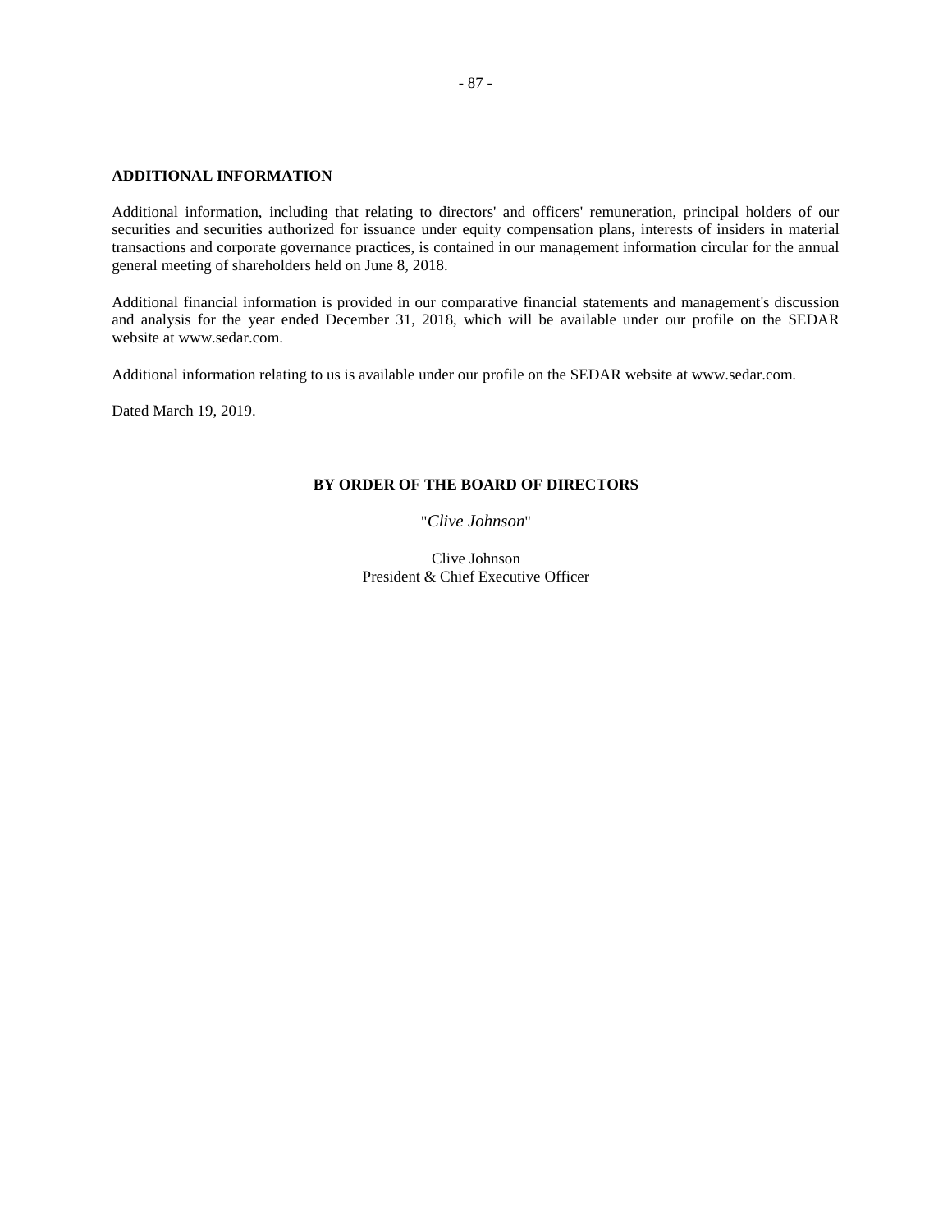## ADDITIONAL INFORMATION

Additional information, including that relating to directors' and officers' remuneration, principal holders of our securities and securities authorized for issuance under equity compensation plans, interests of insiders in material transactions and corporate governance practices, is contained in our management information circular for the annual general meeting of shareholders held on June 8, 2018.

Additional financial information is provided in our comparative financial statements and management's discussion and analysis for the year ended December 31, 2018, which will be available under our profile on the SEDAR website at www.sedar.com.

Additional information relating to us is available under our profile on the SEDAR website at www.sedar.com.

Dated March 19, 2019.

**BY ORDER OF THE BOARD OF DIRECTORS**

"*Clive Johnson*"

Clive Johnson
President & Chief Executive Officer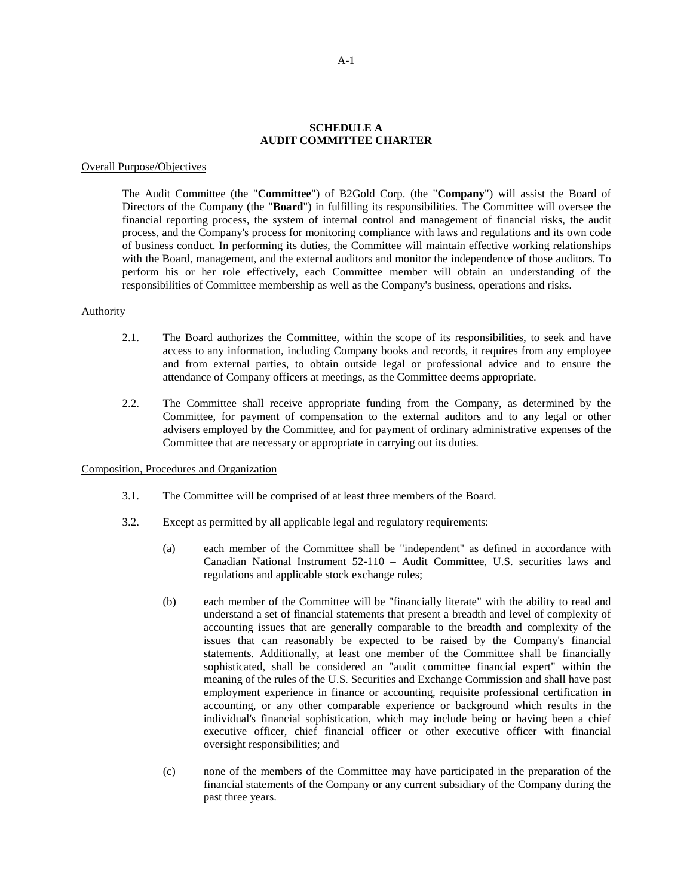# SCHEDULE A
# AUDIT COMMITTEE CHARTER

Overall Purpose/Objectives

The Audit Committee (the "**Committee**") of B2Gold Corp. (the "**Company**") will assist the Board of Directors of the Company (the "**Board**") in fulfilling its responsibilities. The Committee will oversee the financial reporting process, the system of internal control and management of financial risks, the audit process, and the Company's process for monitoring compliance with laws and regulations and its own code of business conduct. In performing its duties, the Committee will maintain effective working relationships with the Board, management, and the external auditors and monitor the independence of those auditors. To perform his or her role effectively, each Committee member will obtain an understanding of the responsibilities of Committee membership as well as the Company's business, operations and risks.

Authority

2.1. The Board authorizes the Committee, within the scope of its responsibilities, to seek and have access to any information, including Company books and records, it requires from any employee and from external parties, to obtain outside legal or professional advice and to ensure the attendance of Company officers at meetings, as the Committee deems appropriate.

2.2. The Committee shall receive appropriate funding from the Company, as determined by the Committee, for payment of compensation to the external auditors and to any legal or other advisers employed by the Committee, and for payment of ordinary administrative expenses of the Committee that are necessary or appropriate in carrying out its duties.

Composition, Procedures and Organization

3.1. The Committee will be comprised of at least three members of the Board.

3.2. Except as permitted by all applicable legal and regulatory requirements:

(a) each member of the Committee shall be "independent" as defined in accordance with Canadian National Instrument 52-110 – Audit Committee, U.S. securities laws and regulations and applicable stock exchange rules;

(b) each member of the Committee will be "financially literate" with the ability to read and understand a set of financial statements that present a breadth and level of complexity of accounting issues that are generally comparable to the breadth and complexity of the issues that can reasonably be expected to be raised by the Company's financial statements. Additionally, at least one member of the Committee shall be financially sophisticated, shall be considered an "audit committee financial expert" within the meaning of the rules of the U.S. Securities and Exchange Commission and shall have past employment experience in finance or accounting, requisite professional certification in accounting, or any other comparable experience or background which results in the individual's financial sophistication, which may include being or having been a chief executive officer, chief financial officer or other executive officer with financial oversight responsibilities; and

(c) none of the members of the Committee may have participated in the preparation of the financial statements of the Company or any current subsidiary of the Company during the past three years.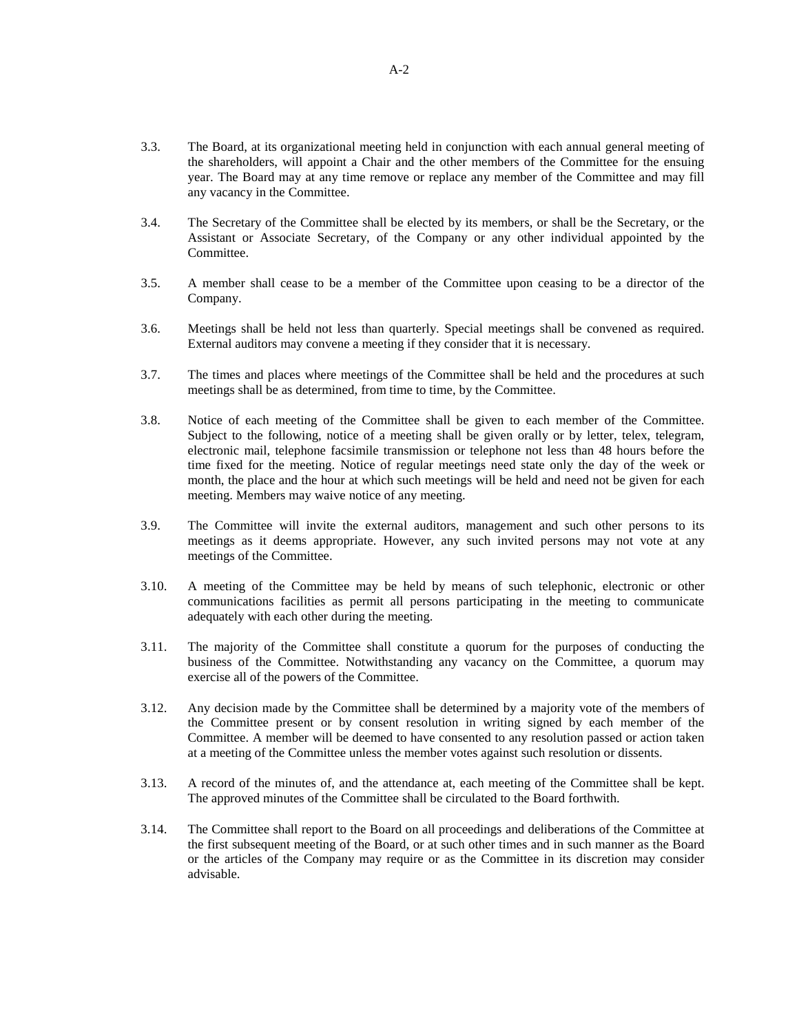3.3. The Board, at its organizational meeting held in conjunction with each annual general meeting of the shareholders, will appoint a Chair and the other members of the Committee for the ensuing year. The Board may at any time remove or replace any member of the Committee and may fill any vacancy in the Committee.

3.4. The Secretary of the Committee shall be elected by its members, or shall be the Secretary, or the Assistant or Associate Secretary, of the Company or any other individual appointed by the Committee.

3.5. A member shall cease to be a member of the Committee upon ceasing to be a director of the Company.

3.6. Meetings shall be held not less than quarterly. Special meetings shall be convened as required. External auditors may convene a meeting if they consider that it is necessary.

3.7. The times and places where meetings of the Committee shall be held and the procedures at such meetings shall be as determined, from time to time, by the Committee.

3.8. Notice of each meeting of the Committee shall be given to each member of the Committee. Subject to the following, notice of a meeting shall be given orally or by letter, telex, telegram, electronic mail, telephone facsimile transmission or telephone not less than 48 hours before the time fixed for the meeting. Notice of regular meetings need state only the day of the week or month, the place and the hour at which such meetings will be held and need not be given for each meeting. Members may waive notice of any meeting.

3.9. The Committee will invite the external auditors, management and such other persons to its meetings as it deems appropriate. However, any such invited persons may not vote at any meetings of the Committee.

3.10. A meeting of the Committee may be held by means of such telephonic, electronic or other communications facilities as permit all persons participating in the meeting to communicate adequately with each other during the meeting.

3.11. The majority of the Committee shall constitute a quorum for the purposes of conducting the business of the Committee. Notwithstanding any vacancy on the Committee, a quorum may exercise all of the powers of the Committee.

3.12. Any decision made by the Committee shall be determined by a majority vote of the members of the Committee present or by consent resolution in writing signed by each member of the Committee. A member will be deemed to have consented to any resolution passed or action taken at a meeting of the Committee unless the member votes against such resolution or dissents.

3.13. A record of the minutes of, and the attendance at, each meeting of the Committee shall be kept. The approved minutes of the Committee shall be circulated to the Board forthwith.

3.14. The Committee shall report to the Board on all proceedings and deliberations of the Committee at the first subsequent meeting of the Board, or at such other times and in such manner as the Board or the articles of the Company may require or as the Committee in its discretion may consider advisable.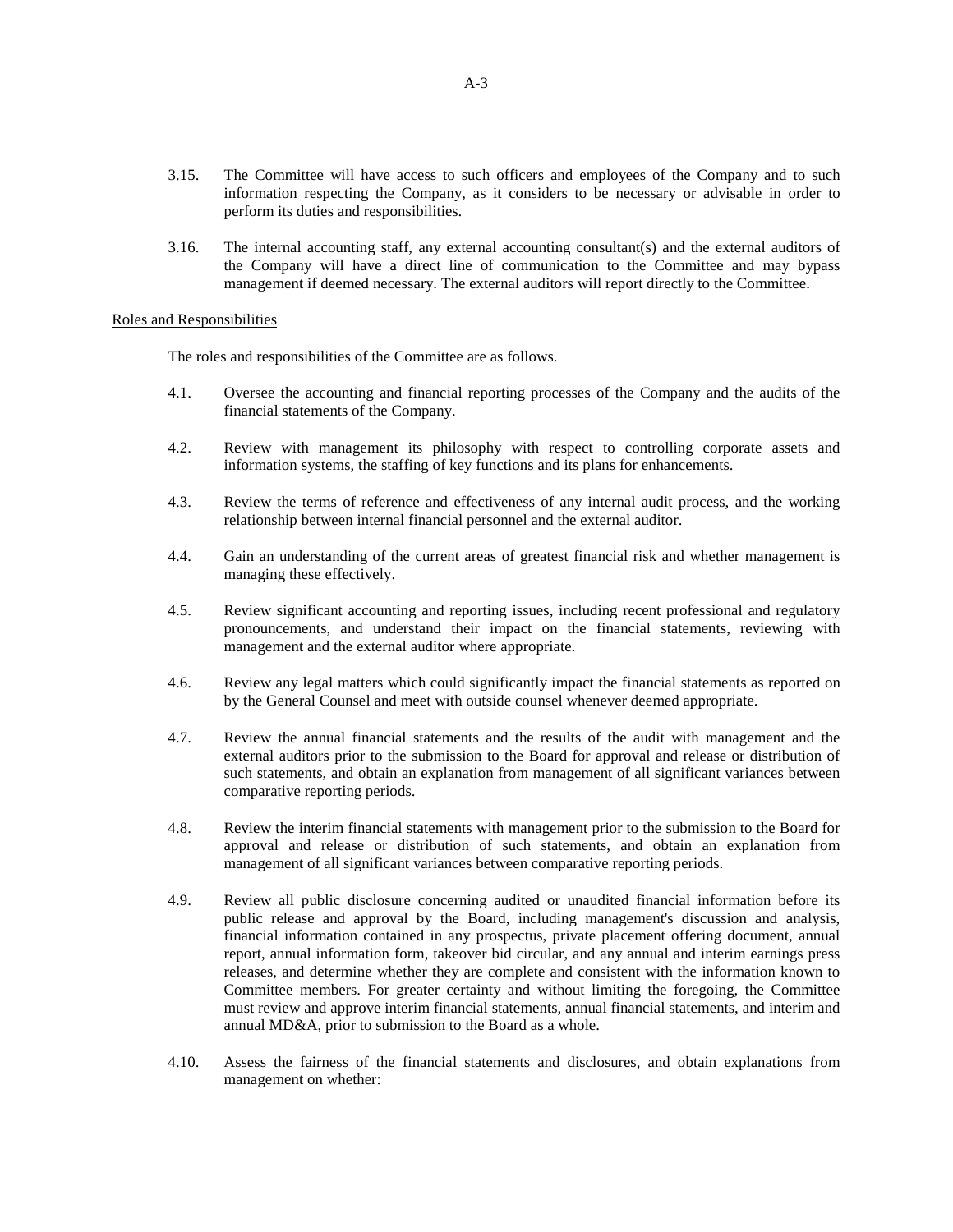3.15. The Committee will have access to such officers and employees of the Company and to such information respecting the Company, as it considers to be necessary or advisable in order to perform its duties and responsibilities.

3.16. The internal accounting staff, any external accounting consultant(s) and the external auditors of the Company will have a direct line of communication to the Committee and may bypass management if deemed necessary. The external auditors will report directly to the Committee.

Roles and Responsibilities

The roles and responsibilities of the Committee are as follows.

4.1. Oversee the accounting and financial reporting processes of the Company and the audits of the financial statements of the Company.

4.2. Review with management its philosophy with respect to controlling corporate assets and information systems, the staffing of key functions and its plans for enhancements.

4.3. Review the terms of reference and effectiveness of any internal audit process, and the working relationship between internal financial personnel and the external auditor.

4.4. Gain an understanding of the current areas of greatest financial risk and whether management is managing these effectively.

4.5. Review significant accounting and reporting issues, including recent professional and regulatory pronouncements, and understand their impact on the financial statements, reviewing with management and the external auditor where appropriate.

4.6. Review any legal matters which could significantly impact the financial statements as reported on by the General Counsel and meet with outside counsel whenever deemed appropriate.

4.7. Review the annual financial statements and the results of the audit with management and the external auditors prior to the submission to the Board for approval and release or distribution of such statements, and obtain an explanation from management of all significant variances between comparative reporting periods.

4.8. Review the interim financial statements with management prior to the submission to the Board for approval and release or distribution of such statements, and obtain an explanation from management of all significant variances between comparative reporting periods.

4.9. Review all public disclosure concerning audited or unaudited financial information before its public release and approval by the Board, including management's discussion and analysis, financial information contained in any prospectus, private placement offering document, annual report, annual information form, takeover bid circular, and any annual and interim earnings press releases, and determine whether they are complete and consistent with the information known to Committee members. For greater certainty and without limiting the foregoing, the Committee must review and approve interim financial statements, annual financial statements, and interim and annual MD&A, prior to submission to the Board as a whole.

4.10. Assess the fairness of the financial statements and disclosures, and obtain explanations from management on whether: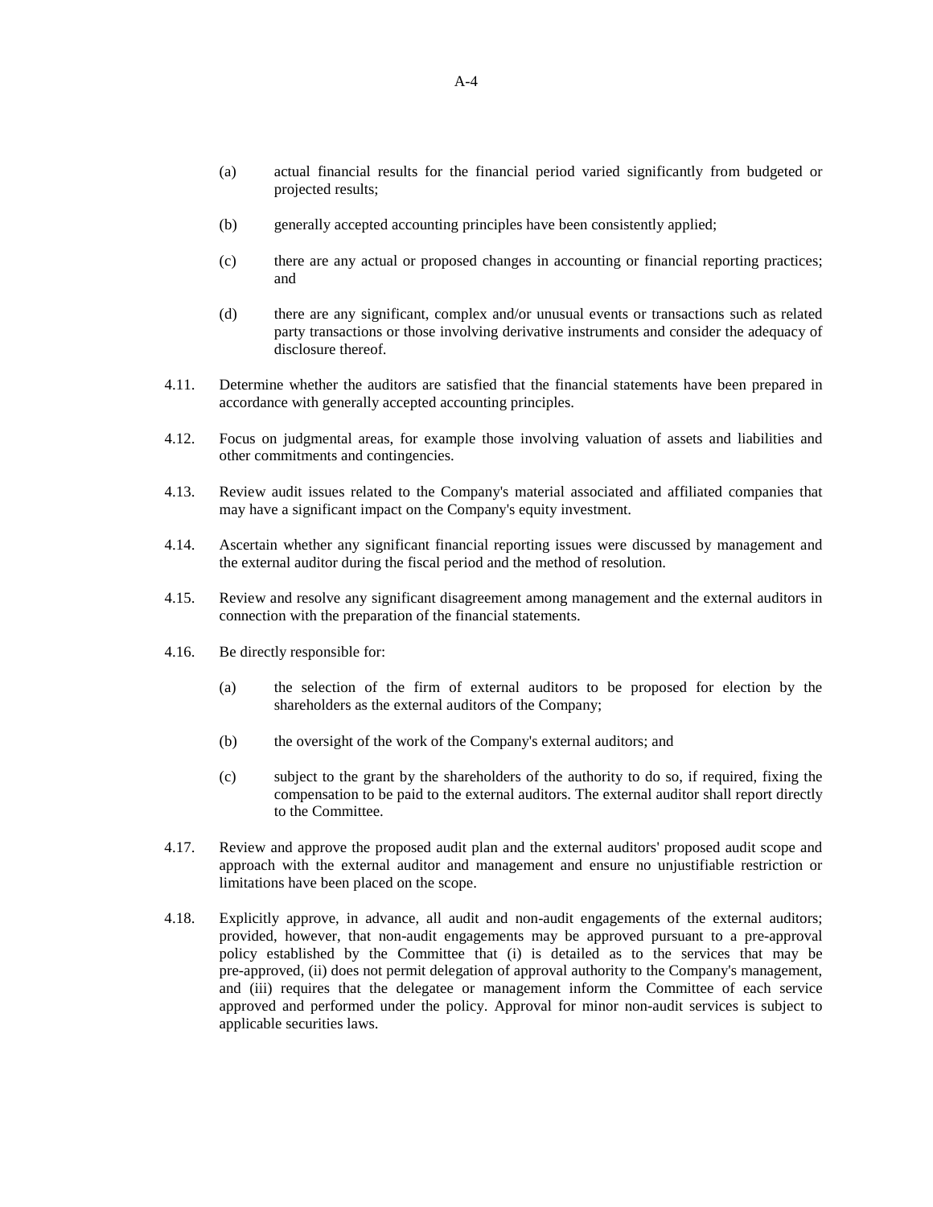(a) actual financial results for the financial period varied significantly from budgeted or projected results;

(b) generally accepted accounting principles have been consistently applied;

(c) there are any actual or proposed changes in accounting or financial reporting practices; and

(d) there are any significant, complex and/or unusual events or transactions such as related party transactions or those involving derivative instruments and consider the adequacy of disclosure thereof.

4.11. Determine whether the auditors are satisfied that the financial statements have been prepared in accordance with generally accepted accounting principles.

4.12. Focus on judgmental areas, for example those involving valuation of assets and liabilities and other commitments and contingencies.

4.13. Review audit issues related to the Company's material associated and affiliated companies that may have a significant impact on the Company's equity investment.

4.14. Ascertain whether any significant financial reporting issues were discussed by management and the external auditor during the fiscal period and the method of resolution.

4.15. Review and resolve any significant disagreement among management and the external auditors in connection with the preparation of the financial statements.

4.16. Be directly responsible for:

(a) the selection of the firm of external auditors to be proposed for election by the shareholders as the external auditors of the Company;

(b) the oversight of the work of the Company's external auditors; and

(c) subject to the grant by the shareholders of the authority to do so, if required, fixing the compensation to be paid to the external auditors. The external auditor shall report directly to the Committee.

4.17. Review and approve the proposed audit plan and the external auditors' proposed audit scope and approach with the external auditor and management and ensure no unjustifiable restriction or limitations have been placed on the scope.

4.18. Explicitly approve, in advance, all audit and non-audit engagements of the external auditors; provided, however, that non-audit engagements may be approved pursuant to a pre-approval policy established by the Committee that (i) is detailed as to the services that may be pre-approved, (ii) does not permit delegation of approval authority to the Company's management, and (iii) requires that the delegatee or management inform the Committee of each service approved and performed under the policy. Approval for minor non-audit services is subject to applicable securities laws.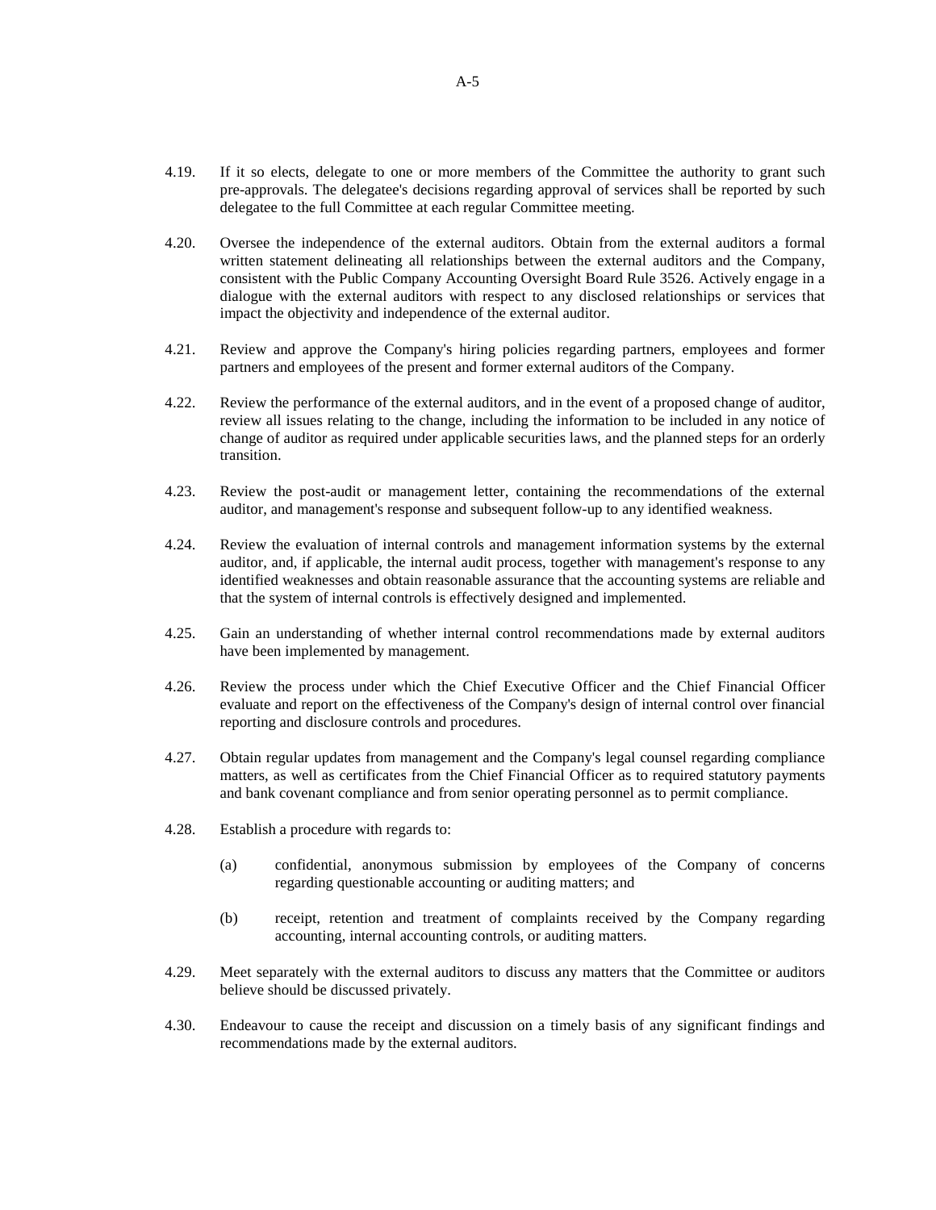4.19. If it so elects, delegate to one or more members of the Committee the authority to grant such pre-approvals. The delegatee's decisions regarding approval of services shall be reported by such delegatee to the full Committee at each regular Committee meeting.

4.20. Oversee the independence of the external auditors. Obtain from the external auditors a formal written statement delineating all relationships between the external auditors and the Company, consistent with the Public Company Accounting Oversight Board Rule 3526. Actively engage in a dialogue with the external auditors with respect to any disclosed relationships or services that impact the objectivity and independence of the external auditor.

4.21. Review and approve the Company's hiring policies regarding partners, employees and former partners and employees of the present and former external auditors of the Company.

4.22. Review the performance of the external auditors, and in the event of a proposed change of auditor, review all issues relating to the change, including the information to be included in any notice of change of auditor as required under applicable securities laws, and the planned steps for an orderly transition.

4.23. Review the post-audit or management letter, containing the recommendations of the external auditor, and management's response and subsequent follow-up to any identified weakness.

4.24. Review the evaluation of internal controls and management information systems by the external auditor, and, if applicable, the internal audit process, together with management's response to any identified weaknesses and obtain reasonable assurance that the accounting systems are reliable and that the system of internal controls is effectively designed and implemented.

4.25. Gain an understanding of whether internal control recommendations made by external auditors have been implemented by management.

4.26. Review the process under which the Chief Executive Officer and the Chief Financial Officer evaluate and report on the effectiveness of the Company's design of internal control over financial reporting and disclosure controls and procedures.

4.27. Obtain regular updates from management and the Company's legal counsel regarding compliance matters, as well as certificates from the Chief Financial Officer as to required statutory payments and bank covenant compliance and from senior operating personnel as to permit compliance.

4.28. Establish a procedure with regards to:

(a) confidential, anonymous submission by employees of the Company of concerns regarding questionable accounting or auditing matters; and

(b) receipt, retention and treatment of complaints received by the Company regarding accounting, internal accounting controls, or auditing matters.

4.29. Meet separately with the external auditors to discuss any matters that the Committee or auditors believe should be discussed privately.

4.30. Endeavour to cause the receipt and discussion on a timely basis of any significant findings and recommendations made by the external auditors.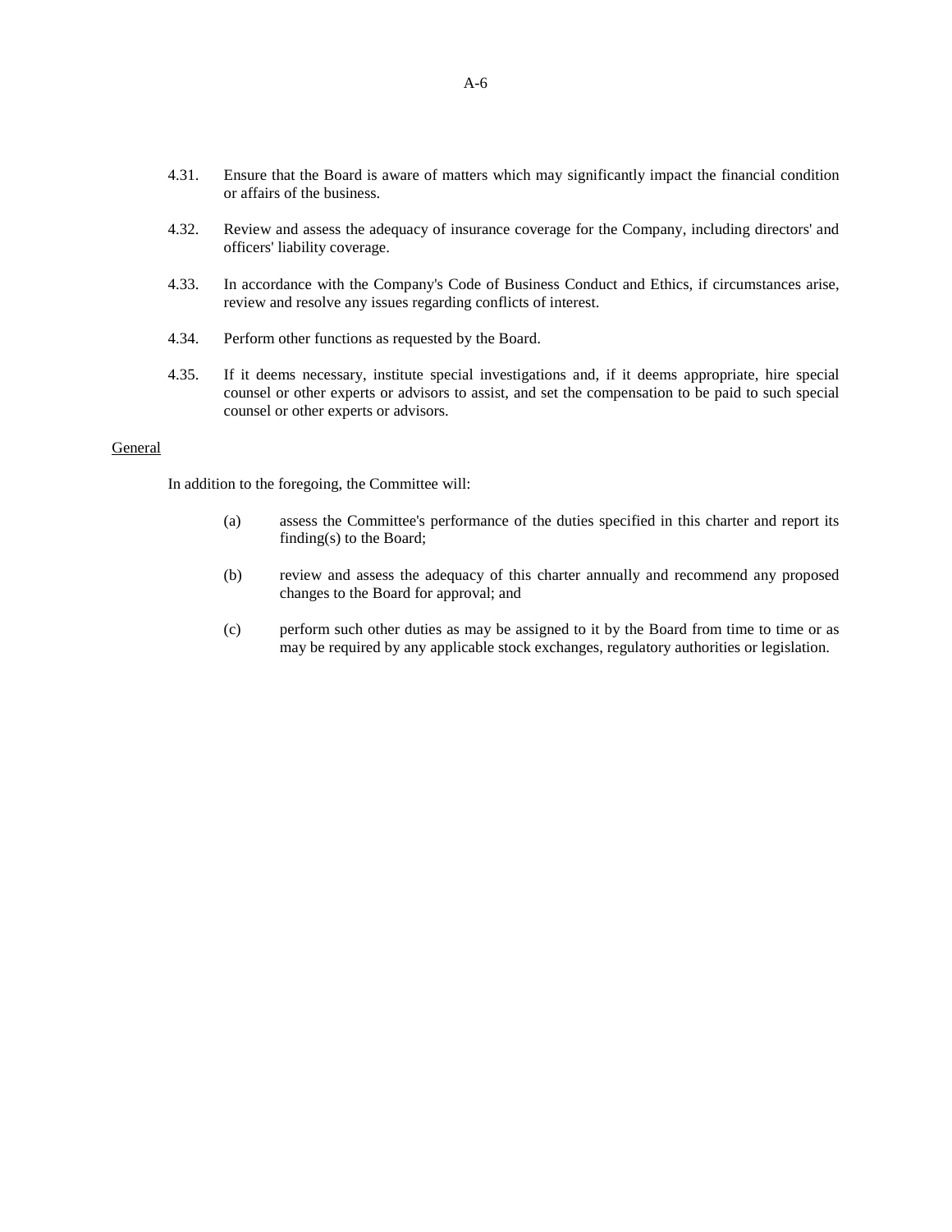4.31. Ensure that the Board is aware of matters which may significantly impact the financial condition or affairs of the business.

4.32. Review and assess the adequacy of insurance coverage for the Company, including directors' and officers' liability coverage.

4.33. In accordance with the Company's Code of Business Conduct and Ethics, if circumstances arise, review and resolve any issues regarding conflicts of interest.

4.34. Perform other functions as requested by the Board.

4.35. If it deems necessary, institute special investigations and, if it deems appropriate, hire special counsel or other experts or advisors to assist, and set the compensation to be paid to such special counsel or other experts or advisors.

General

In addition to the foregoing, the Committee will:

(a) assess the Committee's performance of the duties specified in this charter and report its finding(s) to the Board;

(b) review and assess the adequacy of this charter annually and recommend any proposed changes to the Board for approval; and

(c) perform such other duties as may be assigned to it by the Board from time to time or as may be required by any applicable stock exchanges, regulatory authorities or legislation.